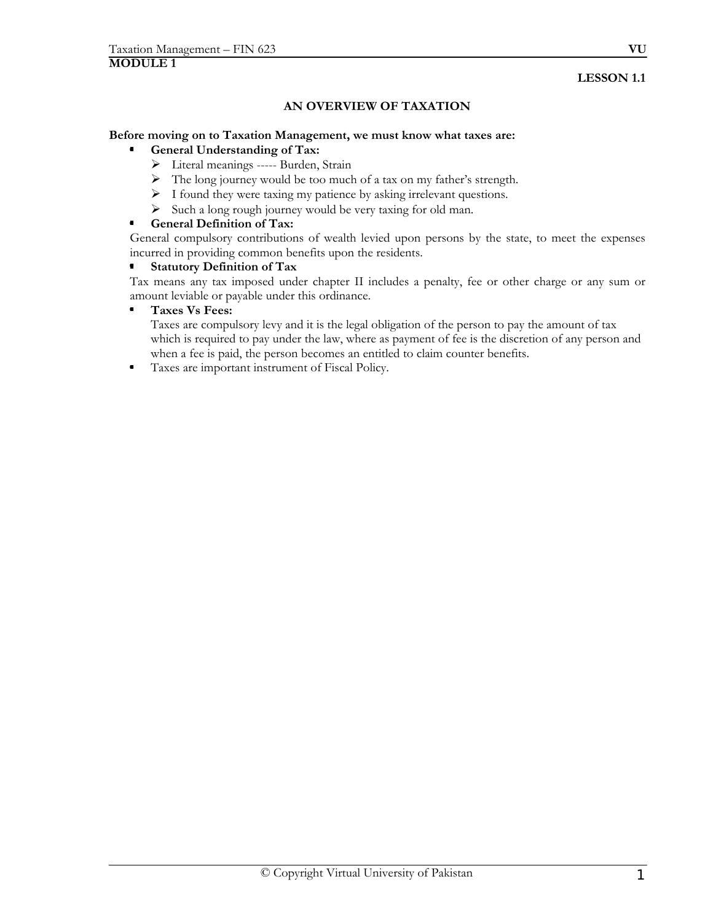# MODULE 1

**LESSON 1.1**

## AN OVERVIEW OF TAXATION

**Before moving on to Taxation Management, we must know what taxes are:**

- **General Understanding of Tax:**
  - Literal meanings ----- Burden, Strain
  - The long journey would be too much of a tax on my father's strength.
  - I found they were taxing my patience by asking irrelevant questions.
  - Such a long rough journey would be very taxing for old man.
- **General Definition of Tax:**

General compulsory contributions of wealth levied upon persons by the state, to meet the expenses incurred in providing common benefits upon the residents.

- **Statutory Definition of Tax**

Tax means any tax imposed under chapter II includes a penalty, fee or other charge or any sum or amount leviable or payable under this ordinance.

- **Taxes Vs Fees:**

  Taxes are compulsory levy and it is the legal obligation of the person to pay the amount of tax which is required to pay under the law, where as payment of fee is the discretion of any person and when a fee is paid, the person becomes an entitled to claim counter benefits.
- Taxes are important instrument of Fiscal Policy.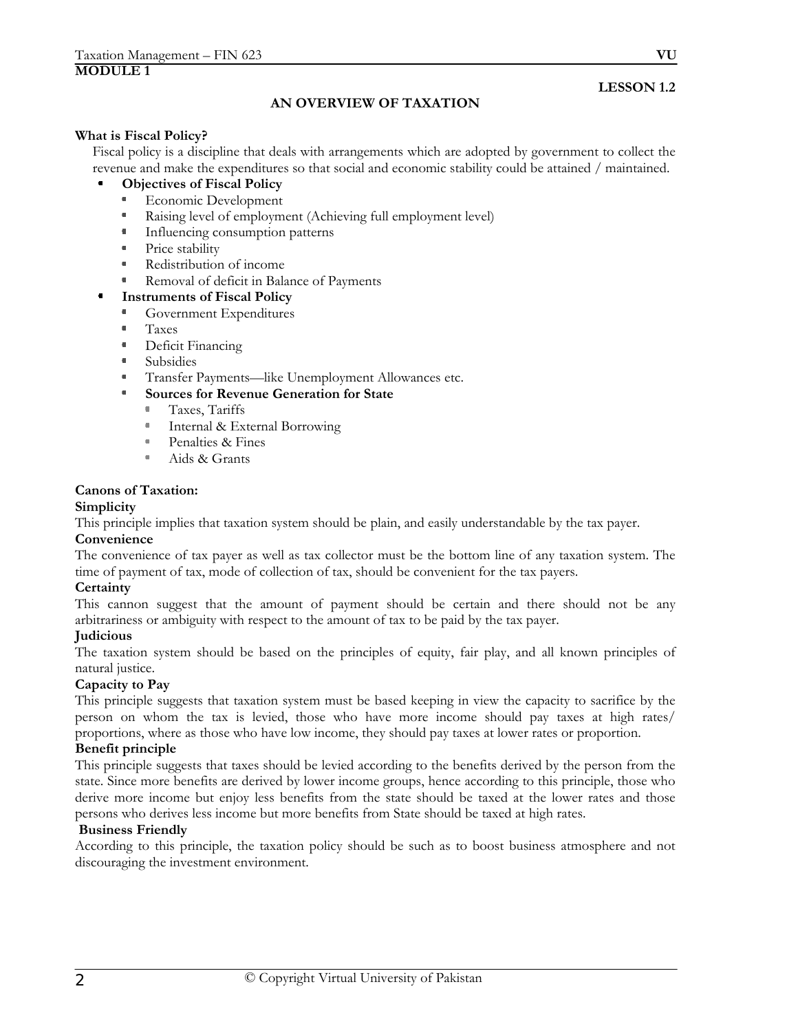# MODULE 1

**LESSON 1.2**

## AN OVERVIEW OF TAXATION

**What is Fiscal Policy?**

Fiscal policy is a discipline that deals with arrangements which are adopted by government to collect the revenue and make the expenditures so that social and economic stability could be attained / maintained.

- **Objectives of Fiscal Policy**
  - Economic Development
  - Raising level of employment (Achieving full employment level)
  - Influencing consumption patterns
  - Price stability
  - Redistribution of income
  - Removal of deficit in Balance of Payments
- **Instruments of Fiscal Policy**
  - Government Expenditures
  - Taxes
  - Deficit Financing
  - Subsidies
  - Transfer Payments—like Unemployment Allowances etc.
  - **Sources for Revenue Generation for State**
    - Taxes, Tariffs
    - Internal & External Borrowing
    - Penalties & Fines
    - Aids & Grants

**Canons of Taxation:**

**Simplicity**

This principle implies that taxation system should be plain, and easily understandable by the tax payer.

**Convenience**

The convenience of tax payer as well as tax collector must be the bottom line of any taxation system. The time of payment of tax, mode of collection of tax, should be convenient for the tax payers.

**Certainty**

This cannon suggest that the amount of payment should be certain and there should not be any arbitrariness or ambiguity with respect to the amount of tax to be paid by the tax payer.

**Judicious**

The taxation system should be based on the principles of equity, fair play, and all known principles of natural justice.

**Capacity to Pay**

This principle suggests that taxation system must be based keeping in view the capacity to sacrifice by the person on whom the tax is levied, those who have more income should pay taxes at high rates/ proportions, where as those who have low income, they should pay taxes at lower rates or proportion.

**Benefit principle**

This principle suggests that taxes should be levied according to the benefits derived by the person from the state. Since more benefits are derived by lower income groups, hence according to this principle, those who derive more income but enjoy less benefits from the state should be taxed at the lower rates and those persons who derives less income but more benefits from State should be taxed at high rates.

**Business Friendly**

According to this principle, the taxation policy should be such as to boost business atmosphere and not discouraging the investment environment.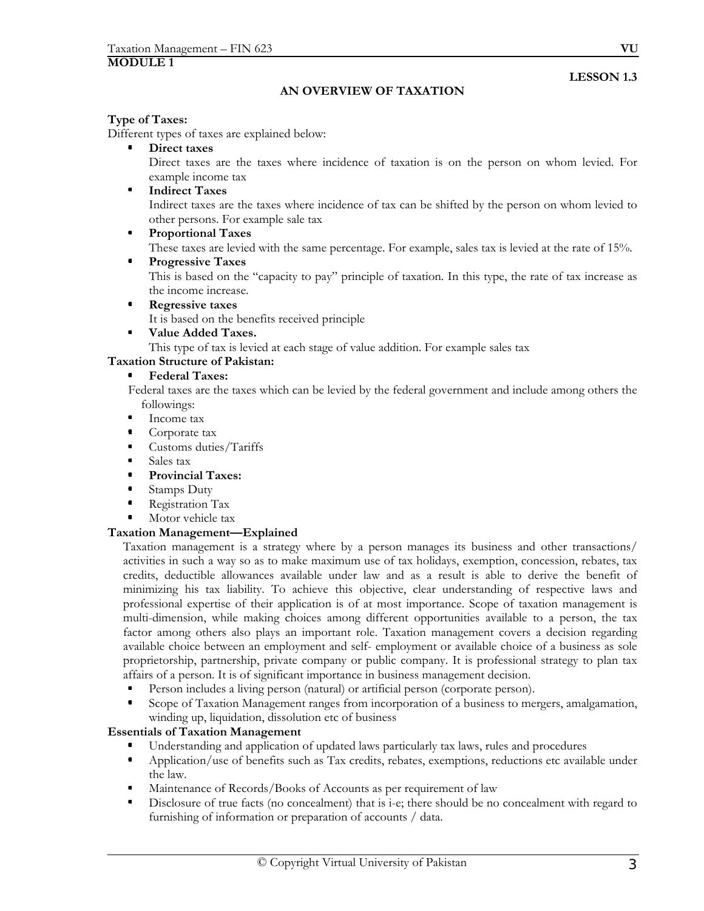**MODULE 1**

**LESSON 1.3**

## AN OVERVIEW OF TAXATION

**Type of Taxes:**

Different types of taxes are explained below:

- **Direct taxes**
  Direct taxes are the taxes where incidence of taxation is on the person on whom levied. For example income tax
- **Indirect Taxes**
  Indirect taxes are the taxes where incidence of tax can be shifted by the person on whom levied to other persons. For example sale tax
- **Proportional Taxes**
  These taxes are levied with the same percentage. For example, sales tax is levied at the rate of 15%.
- **Progressive Taxes**
  This is based on the "capacity to pay" principle of taxation. In this type, the rate of tax increase as the income increase.
- **Regressive taxes**
  It is based on the benefits received principle
- **Value Added Taxes.**
  This type of tax is levied at each stage of value addition. For example sales tax

**Taxation Structure of Pakistan:**

- **Federal Taxes:**

Federal taxes are the taxes which can be levied by the federal government and include among others the followings:

- Income tax
- Corporate tax
- Customs duties/Tariffs
- Sales tax
- **Provincial Taxes:**
- Stamps Duty
- Registration Tax
- Motor vehicle tax

**Taxation Management—Explained**

Taxation management is a strategy where by a person manages its business and other transactions/ activities in such a way so as to make maximum use of tax holidays, exemption, concession, rebates, tax credits, deductible allowances available under law and as a result is able to derive the benefit of minimizing his tax liability. To achieve this objective, clear understanding of respective laws and professional expertise of their application is of at most importance. Scope of taxation management is multi-dimension, while making choices among different opportunities available to a person, the tax factor among others also plays an important role. Taxation management covers a decision regarding available choice between an employment and self- employment or available choice of a business as sole proprietorship, partnership, private company or public company. It is professional strategy to plan tax affairs of a person. It is of significant importance in business management decision.

- Person includes a living person (natural) or artificial person (corporate person).
- Scope of Taxation Management ranges from incorporation of a business to mergers, amalgamation, winding up, liquidation, dissolution etc of business

**Essentials of Taxation Management**

- Understanding and application of updated laws particularly tax laws, rules and procedures
- Application/use of benefits such as Tax credits, rebates, exemptions, reductions etc available under the law.
- Maintenance of Records/Books of Accounts as per requirement of law
- Disclosure of true facts (no concealment) that is i-e; there should be no concealment with regard to furnishing of information or preparation of accounts / data.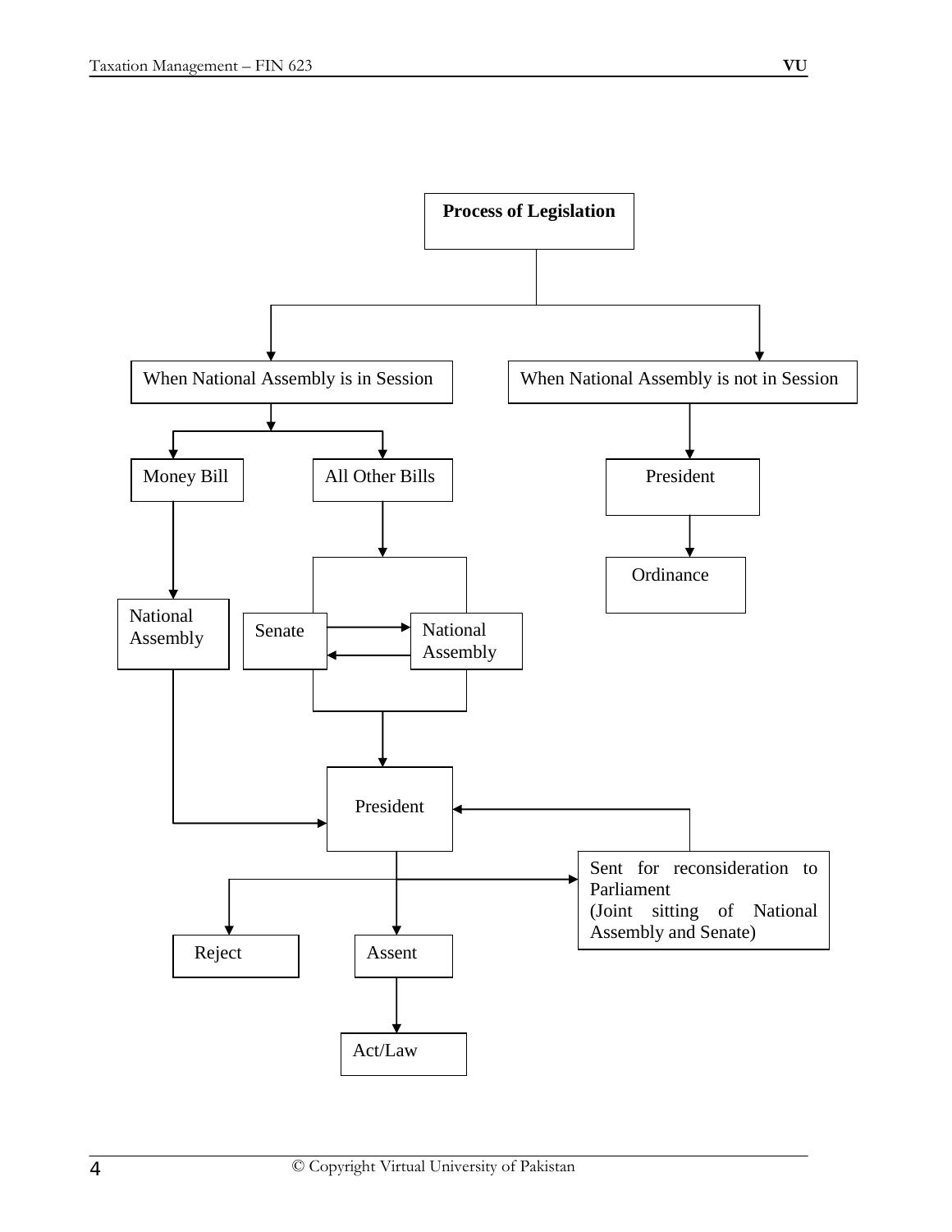**Process of Legislation**

- When National Assembly is in Session
  - Money Bill
    - National Assembly → President
  - All Other Bills
    - Senate ⇄ National Assembly → President
- When National Assembly is not in Session
  - President
    - Ordinance

President

- Reject
- Assent
  - Act/Law
- Sent for reconsideration to Parliament (Joint sitting of National Assembly and Senate) → President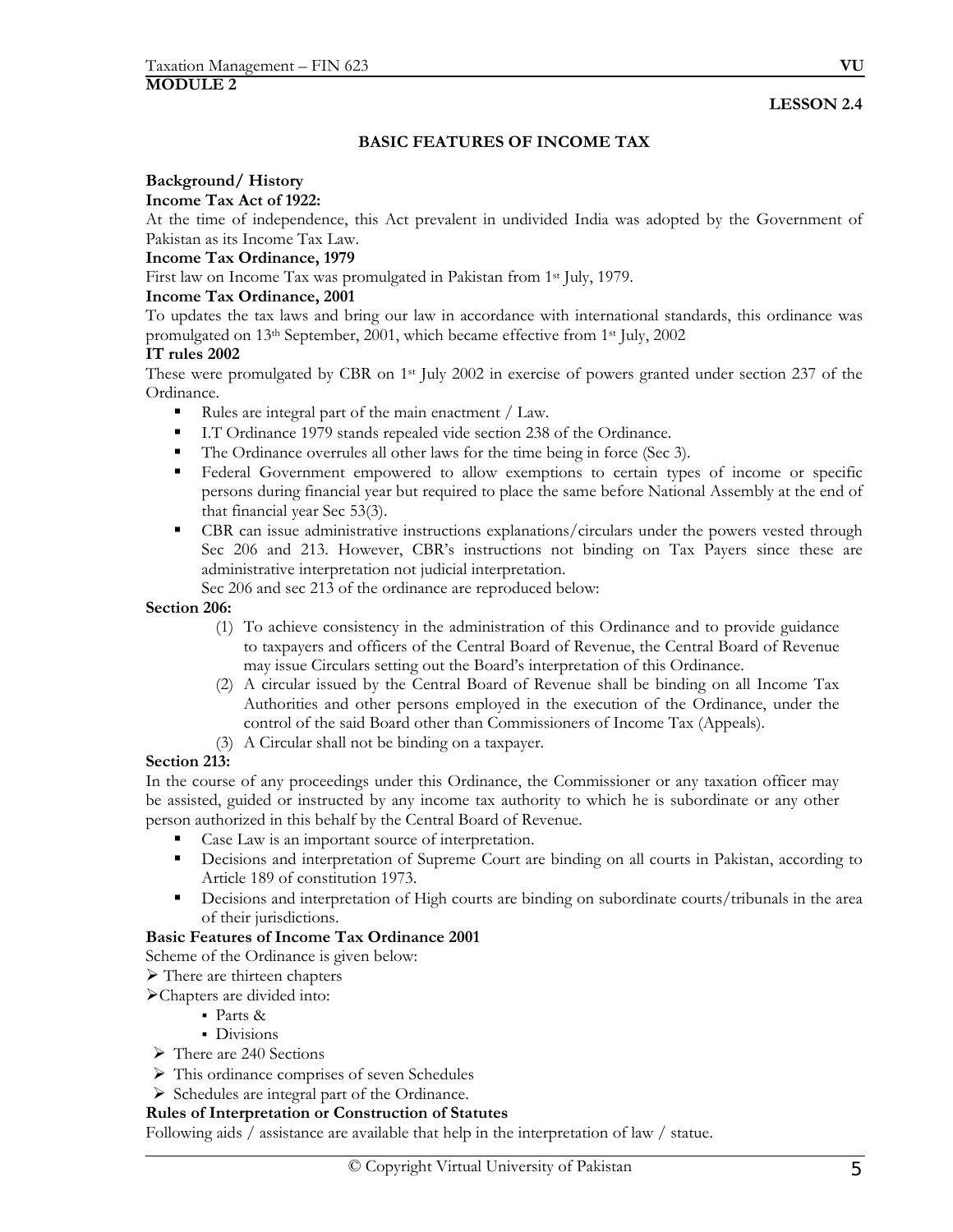**MODULE 2**

**LESSON 2.4**

## BASIC FEATURES OF INCOME TAX

### Background/ History

**Income Tax Act of 1922:**

At the time of independence, this Act prevalent in undivided India was adopted by the Government of Pakistan as its Income Tax Law.

**Income Tax Ordinance, 1979**

First law on Income Tax was promulgated in Pakistan from 1st July, 1979.

**Income Tax Ordinance, 2001**

To updates the tax laws and bring our law in accordance with international standards, this ordinance was promulgated on 13th September, 2001, which became effective from 1st July, 2002

**IT rules 2002**

These were promulgated by CBR on 1st July 2002 in exercise of powers granted under section 237 of the Ordinance.

- Rules are integral part of the main enactment / Law.
- I.T Ordinance 1979 stands repealed vide section 238 of the Ordinance.
- The Ordinance overrules all other laws for the time being in force (Sec 3).
- Federal Government empowered to allow exemptions to certain types of income or specific persons during financial year but required to place the same before National Assembly at the end of that financial year Sec 53(3).
- CBR can issue administrative instructions explanations/circulars under the powers vested through Sec 206 and 213. However, CBR's instructions not binding on Tax Payers since these are administrative interpretation not judicial interpretation.

  Sec 206 and sec 213 of the ordinance are reproduced below:

**Section 206:**

(1) To achieve consistency in the administration of this Ordinance and to provide guidance to taxpayers and officers of the Central Board of Revenue, the Central Board of Revenue may issue Circulars setting out the Board's interpretation of this Ordinance.

(2) A circular issued by the Central Board of Revenue shall be binding on all Income Tax Authorities and other persons employed in the execution of the Ordinance, under the control of the said Board other than Commissioners of Income Tax (Appeals).

(3) A Circular shall not be binding on a taxpayer.

**Section 213:**

In the course of any proceedings under this Ordinance, the Commissioner or any taxation officer may be assisted, guided or instructed by any income tax authority to which he is subordinate or any other person authorized in this behalf by the Central Board of Revenue.

- Case Law is an important source of interpretation.
- Decisions and interpretation of Supreme Court are binding on all courts in Pakistan, according to Article 189 of constitution 1973.
- Decisions and interpretation of High courts are binding on subordinate courts/tribunals in the area of their jurisdictions.

### Basic Features of Income Tax Ordinance 2001

Scheme of the Ordinance is given below:

- There are thirteen chapters
- Chapters are divided into:
  - Parts &
  - Divisions
- There are 240 Sections
- This ordinance comprises of seven Schedules
- Schedules are integral part of the Ordinance.

### Rules of Interpretation or Construction of Statutes

Following aids / assistance are available that help in the interpretation of law / statue.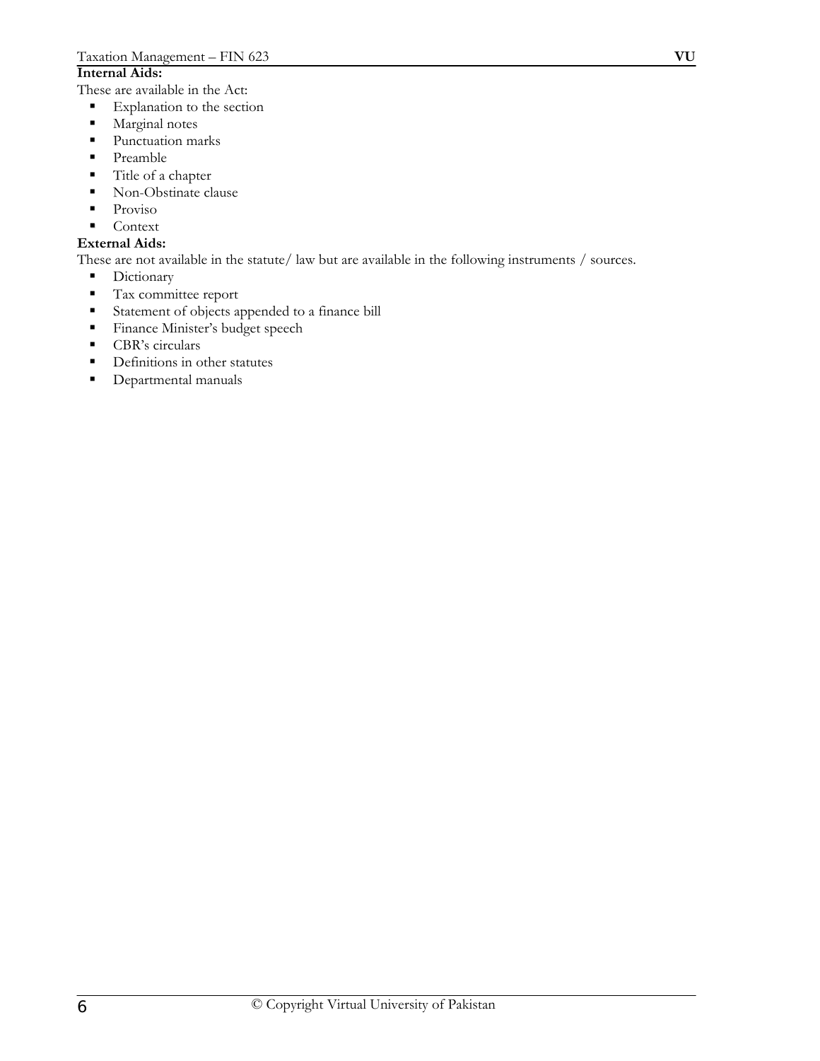**Internal Aids:**

These are available in the Act:

- Explanation to the section
- Marginal notes
- Punctuation marks
- Preamble
- Title of a chapter
- Non-Obstinate clause
- Proviso
- Context

**External Aids:**

These are not available in the statute/ law but are available in the following instruments / sources.

- Dictionary
- Tax committee report
- Statement of objects appended to a finance bill
- Finance Minister's budget speech
- CBR's circulars
- Definitions in other statutes
- Departmental manuals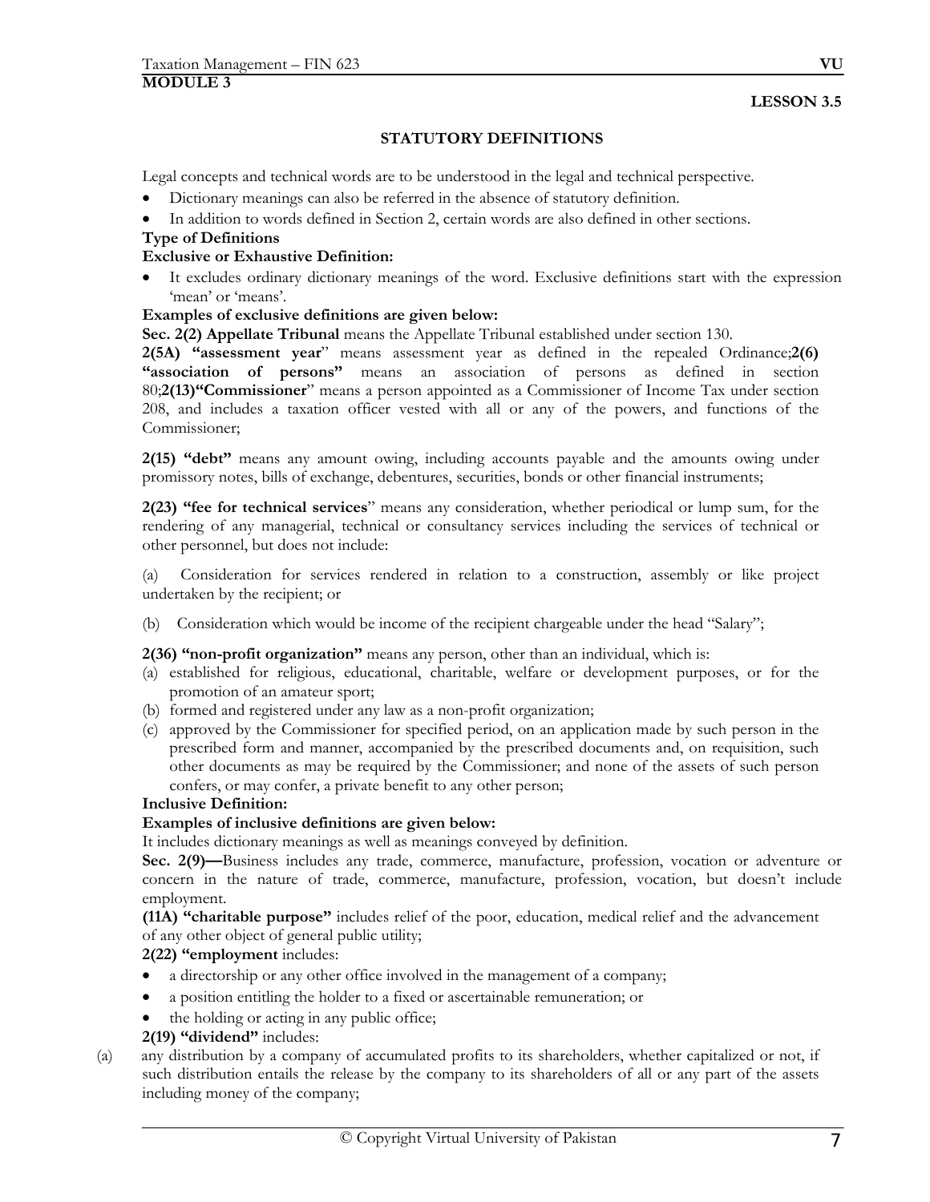**MODULE 3**

**LESSON 3.5**

## STATUTORY DEFINITIONS

Legal concepts and technical words are to be understood in the legal and technical perspective.

- Dictionary meanings can also be referred in the absence of statutory definition.
- In addition to words defined in Section 2, certain words are also defined in other sections.

**Type of Definitions**

**Exclusive or Exhaustive Definition:**

- It excludes ordinary dictionary meanings of the word. Exclusive definitions start with the expression 'mean' or 'means'.

**Examples of exclusive definitions are given below:**

**Sec. 2(2) Appellate Tribunal** means the Appellate Tribunal established under section 130.

**2(5A) "assessment year**" means assessment year as defined in the repealed Ordinance;**2(6) "association of persons"** means an association of persons as defined in section 80;**2(13)"Commissioner**" means a person appointed as a Commissioner of Income Tax under section 208, and includes a taxation officer vested with all or any of the powers, and functions of the Commissioner;

**2(15) "debt"** means any amount owing, including accounts payable and the amounts owing under promissory notes, bills of exchange, debentures, securities, bonds or other financial instruments;

**2(23) "fee for technical services**" means any consideration, whether periodical or lump sum, for the rendering of any managerial, technical or consultancy services including the services of technical or other personnel, but does not include:

(a) Consideration for services rendered in relation to a construction, assembly or like project undertaken by the recipient; or

(b) Consideration which would be income of the recipient chargeable under the head "Salary";

**2(36) "non-profit organization"** means any person, other than an individual, which is:

(a) established for religious, educational, charitable, welfare or development purposes, or for the promotion of an amateur sport;
(b) formed and registered under any law as a non-profit organization;
(c) approved by the Commissioner for specified period, on an application made by such person in the prescribed form and manner, accompanied by the prescribed documents and, on requisition, such other documents as may be required by the Commissioner; and none of the assets of such person confers, or may confer, a private benefit to any other person;

**Inclusive Definition:**

**Examples of inclusive definitions are given below:**

It includes dictionary meanings as well as meanings conveyed by definition.

**Sec. 2(9)—**Business includes any trade, commerce, manufacture, profession, vocation or adventure or concern in the nature of trade, commerce, manufacture, profession, vocation, but doesn't include employment.

**(11A) "charitable purpose"** includes relief of the poor, education, medical relief and the advancement of any other object of general public utility;

**2(22) "employment** includes:

- a directorship or any other office involved in the management of a company;
- a position entitling the holder to a fixed or ascertainable remuneration; or
- the holding or acting in any public office;

**2(19) "dividend"** includes:

(a) any distribution by a company of accumulated profits to its shareholders, whether capitalized or not, if such distribution entails the release by the company to its shareholders of all or any part of the assets including money of the company;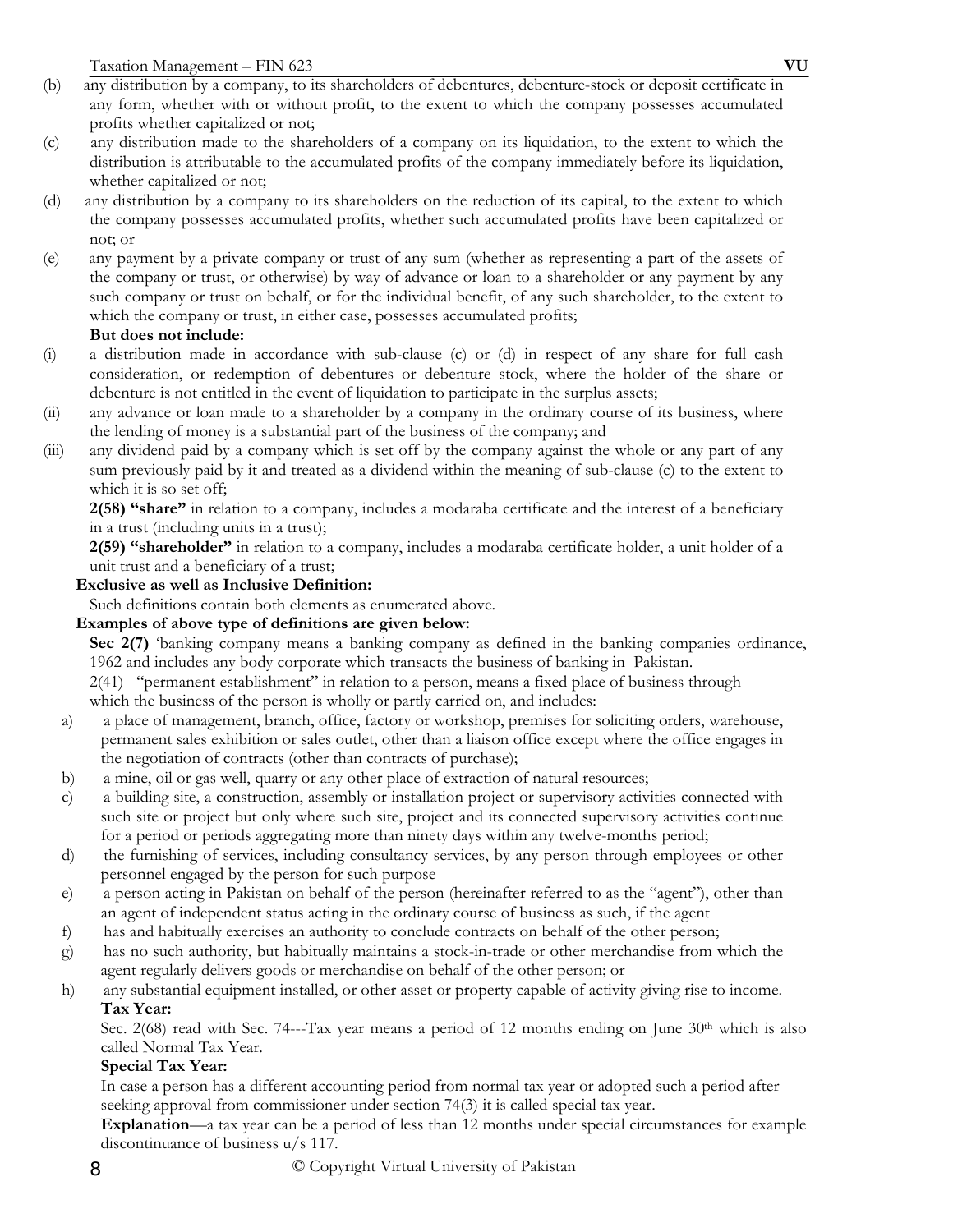(b) any distribution by a company, to its shareholders of debentures, debenture-stock or deposit certificate in any form, whether with or without profit, to the extent to which the company possesses accumulated profits whether capitalized or not;

(c) any distribution made to the shareholders of a company on its liquidation, to the extent to which the distribution is attributable to the accumulated profits of the company immediately before its liquidation, whether capitalized or not;

(d) any distribution by a company to its shareholders on the reduction of its capital, to the extent to which the company possesses accumulated profits, whether such accumulated profits have been capitalized or not; or

(e) any payment by a private company or trust of any sum (whether as representing a part of the assets of the company or trust, or otherwise) by way of advance or loan to a shareholder or any payment by any such company or trust on behalf, or for the individual benefit, of any such shareholder, to the extent to which the company or trust, in either case, possesses accumulated profits;

**But does not include:**

(i) a distribution made in accordance with sub-clause (c) or (d) in respect of any share for full cash consideration, or redemption of debentures or debenture stock, where the holder of the share or debenture is not entitled in the event of liquidation to participate in the surplus assets;

(ii) any advance or loan made to a shareholder by a company in the ordinary course of its business, where the lending of money is a substantial part of the business of the company; and

(iii) any dividend paid by a company which is set off by the company against the whole or any part of any sum previously paid by it and treated as a dividend within the meaning of sub-clause (c) to the extent to which it is so set off;

**2(58) "share"** in relation to a company, includes a modaraba certificate and the interest of a beneficiary in a trust (including units in a trust);

**2(59) "shareholder"** in relation to a company, includes a modaraba certificate holder, a unit holder of a unit trust and a beneficiary of a trust;

**Exclusive as well as Inclusive Definition:**

Such definitions contain both elements as enumerated above.

**Examples of above type of definitions are given below:**

**Sec 2(7)** 'banking company means a banking company as defined in the banking companies ordinance, 1962 and includes any body corporate which transacts the business of banking in Pakistan.

2(41) "permanent establishment" in relation to a person, means a fixed place of business through which the business of the person is wholly or partly carried on, and includes:

a) a place of management, branch, office, factory or workshop, premises for soliciting orders, warehouse, permanent sales exhibition or sales outlet, other than a liaison office except where the office engages in the negotiation of contracts (other than contracts of purchase);

b) a mine, oil or gas well, quarry or any other place of extraction of natural resources;

c) a building site, a construction, assembly or installation project or supervisory activities connected with such site or project but only where such site, project and its connected supervisory activities continue for a period or periods aggregating more than ninety days within any twelve-months period;

d) the furnishing of services, including consultancy services, by any person through employees or other personnel engaged by the person for such purpose

e) a person acting in Pakistan on behalf of the person (hereinafter referred to as the "agent"), other than an agent of independent status acting in the ordinary course of business as such, if the agent

f) has and habitually exercises an authority to conclude contracts on behalf of the other person;

g) has no such authority, but habitually maintains a stock-in-trade or other merchandise from which the agent regularly delivers goods or merchandise on behalf of the other person; or

h) any substantial equipment installed, or other asset or property capable of activity giving rise to income.

**Tax Year:**

Sec. 2(68) read with Sec. 74---Tax year means a period of 12 months ending on June 30th which is also called Normal Tax Year.

**Special Tax Year:**

In case a person has a different accounting period from normal tax year or adopted such a period after seeking approval from commissioner under section 74(3) it is called special tax year.

**Explanation**—a tax year can be a period of less than 12 months under special circumstances for example discontinuance of business u/s 117.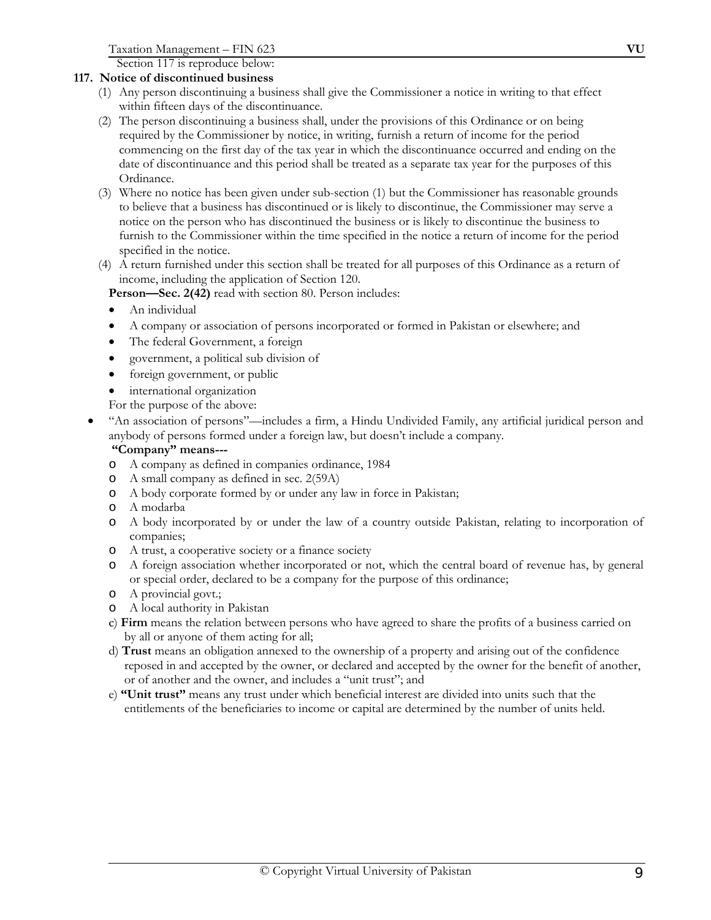Section 117 is reproduce below:

### 117. Notice of discontinued business

(1) Any person discontinuing a business shall give the Commissioner a notice in writing to that effect within fifteen days of the discontinuance.

(2) The person discontinuing a business shall, under the provisions of this Ordinance or on being required by the Commissioner by notice, in writing, furnish a return of income for the period commencing on the first day of the tax year in which the discontinuance occurred and ending on the date of discontinuance and this period shall be treated as a separate tax year for the purposes of this Ordinance.

(3) Where no notice has been given under sub-section (1) but the Commissioner has reasonable grounds to believe that a business has discontinued or is likely to discontinue, the Commissioner may serve a notice on the person who has discontinued the business or is likely to discontinue the business to furnish to the Commissioner within the time specified in the notice a return of income for the period specified in the notice.

(4) A return furnished under this section shall be treated for all purposes of this Ordinance as a return of income, including the application of Section 120.

**Person—Sec. 2(42)** read with section 80. Person includes:

- An individual
- A company or association of persons incorporated or formed in Pakistan or elsewhere; and
- The federal Government, a foreign
- government, a political sub division of
- foreign government, or public
- international organization

For the purpose of the above:

- "An association of persons"—includes a firm, a Hindu Undivided Family, any artificial juridical person and anybody of persons formed under a foreign law, but doesn't include a company.

  **"Company" means---**
  - A company as defined in companies ordinance, 1984
  - A small company as defined in sec. 2(59A)
  - A body corporate formed by or under any law in force in Pakistan;
  - A modarba
  - A body incorporated by or under the law of a country outside Pakistan, relating to incorporation of companies;
  - A trust, a cooperative society or a finance society
  - A foreign association whether incorporated or not, which the central board of revenue has, by general or special order, declared to be a company for the purpose of this ordinance;
  - A provincial govt.;
  - A local authority in Pakistan

  c) **Firm** means the relation between persons who have agreed to share the profits of a business carried on by all or anyone of them acting for all;

  d) **Trust** means an obligation annexed to the ownership of a property and arising out of the confidence reposed in and accepted by the owner, or declared and accepted by the owner for the benefit of another, or of another and the owner, and includes a "unit trust"; and

  e) **"Unit trust"** means any trust under which beneficial interest are divided into units such that the entitlements of the beneficiaries to income or capital are determined by the number of units held.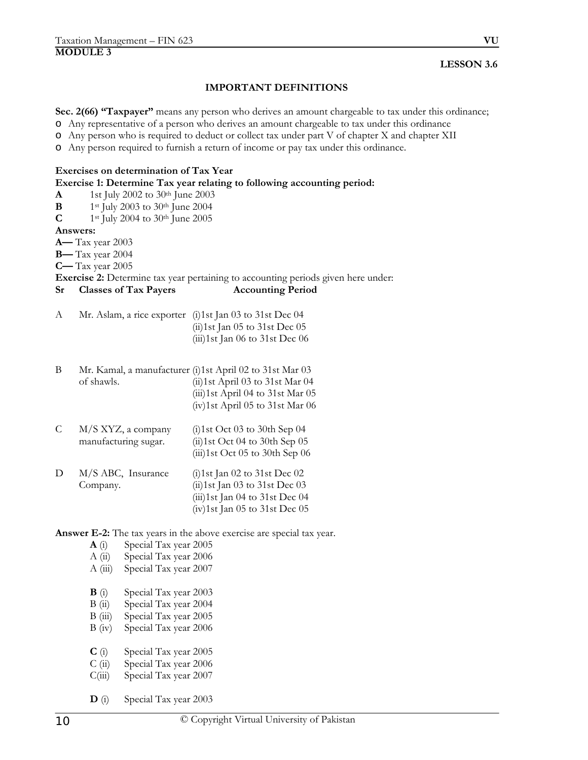**MODULE 3**

**LESSON 3.6**

## IMPORTANT DEFINITIONS

**Sec. 2(66) "Taxpayer"** means any person who derives an amount chargeable to tax under this ordinance;

- Any representative of a person who derives an amount chargeable to tax under this ordinance
- Any person who is required to deduct or collect tax under part V of chapter X and chapter XII
- Any person required to furnish a return of income or pay tax under this ordinance.

**Exercises on determination of Tax Year**

**Exercise 1: Determine Tax year relating to following accounting period:**

**A** 1st July 2002 to 30th June 2003
**B** 1st July 2003 to 30th June 2004
**C** 1st July 2004 to 30th June 2005

**Answers:**

**A—** Tax year 2003
**B—** Tax year 2004
**C—** Tax year 2005

**Exercise 2:** Determine tax year pertaining to accounting periods given here under:

| Sr | Classes of Tax Payers | Accounting Period |
|---|---|---|
| A | Mr. Aslam, a rice exporter | (i)1st Jan 03 to 31st Dec 04<br>(ii)1st Jan 05 to 31st Dec 05<br>(iii)1st Jan 06 to 31st Dec 06 |
| B | Mr. Kamal, a manufacturer of shawls. | (i)1st April 02 to 31st Mar 03<br>(ii)1st April 03 to 31st Mar 04<br>(iii)1st April 04 to 31st Mar 05<br>(iv)1st April 05 to 31st Mar 06 |
| C | M/S XYZ, a company manufacturing sugar. | (i)1st Oct 03 to 30th Sep 04<br>(ii)1st Oct 04 to 30th Sep 05<br>(iii)1st Oct 05 to 30th Sep 06 |
| D | M/S ABC, Insurance Company. | (i)1st Jan 02 to 31st Dec 02<br>(ii)1st Jan 03 to 31st Dec 03<br>(iii)1st Jan 04 to 31st Dec 04<br>(iv)1st Jan 05 to 31st Dec 05 |

**Answer E-2:** The tax years in the above exercise are special tax year.

**A** (i) Special Tax year 2005
A (ii) Special Tax year 2006
A (iii) Special Tax year 2007

**B** (i) Special Tax year 2003
B (ii) Special Tax year 2004
B (iii) Special Tax year 2005
B (iv) Special Tax year 2006

**C** (i) Special Tax year 2005
C (ii) Special Tax year 2006
C(iii) Special Tax year 2007

**D** (i) Special Tax year 2003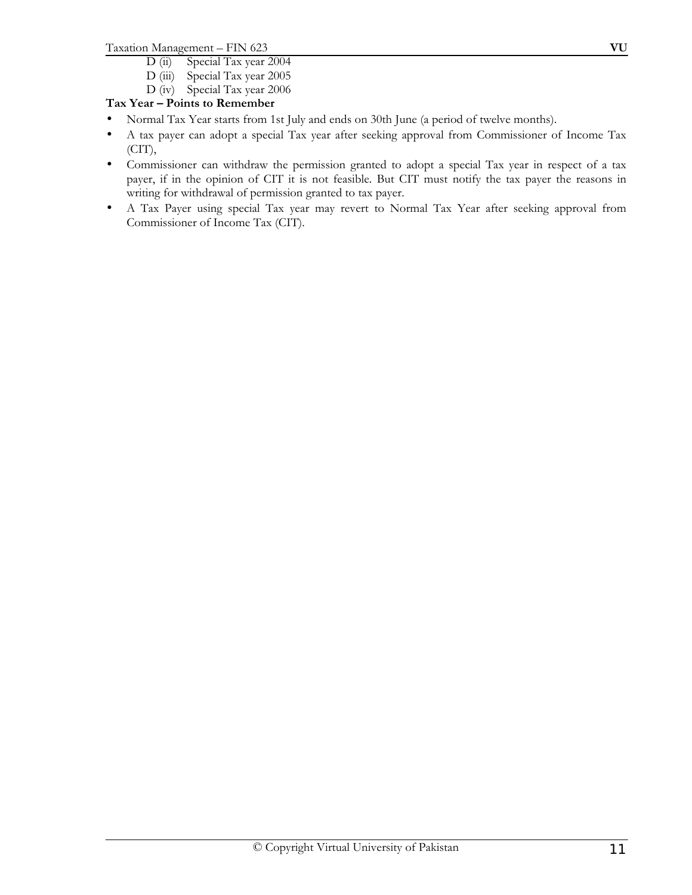D (ii) Special Tax year 2004
D (iii) Special Tax year 2005
D (iv) Special Tax year 2006

**Tax Year – Points to Remember**

- Normal Tax Year starts from 1st July and ends on 30th June (a period of twelve months).
- A tax payer can adopt a special Tax year after seeking approval from Commissioner of Income Tax (CIT),
- Commissioner can withdraw the permission granted to adopt a special Tax year in respect of a tax payer, if in the opinion of CIT it is not feasible. But CIT must notify the tax payer the reasons in writing for withdrawal of permission granted to tax payer.
- A Tax Payer using special Tax year may revert to Normal Tax Year after seeking approval from Commissioner of Income Tax (CIT).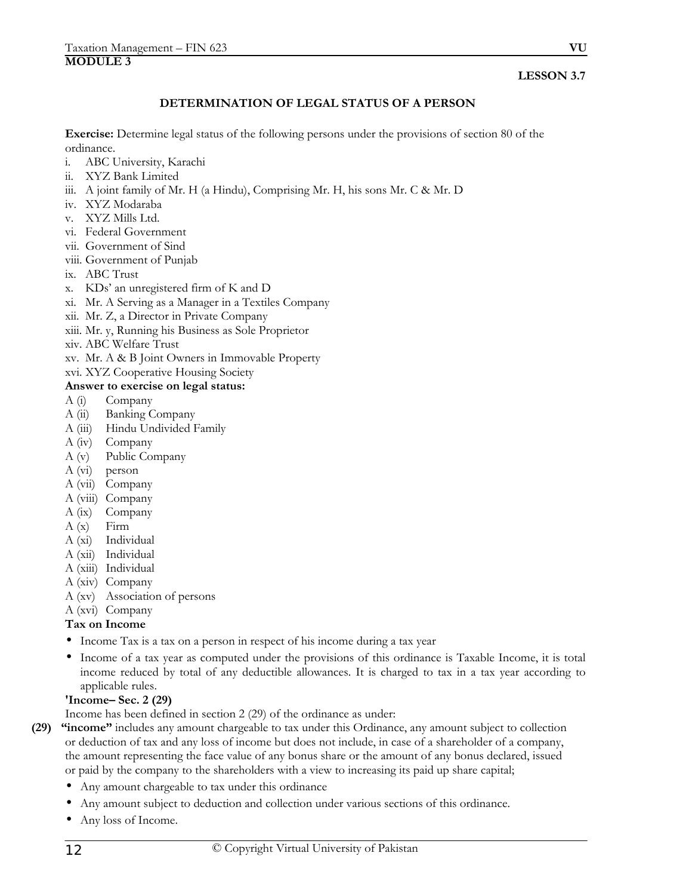**MODULE 3**

**LESSON 3.7**

## DETERMINATION OF LEGAL STATUS OF A PERSON

**Exercise:** Determine legal status of the following persons under the provisions of section 80 of the ordinance.

i. ABC University, Karachi
ii. XYZ Bank Limited
iii. A joint family of Mr. H (a Hindu), Comprising Mr. H, his sons Mr. C & Mr. D
iv. XYZ Modaraba
v. XYZ Mills Ltd.
vi. Federal Government
vii. Government of Sind
viii. Government of Punjab
ix. ABC Trust
x. KDs' an unregistered firm of K and D
xi. Mr. A Serving as a Manager in a Textiles Company
xii. Mr. Z, a Director in Private Company
xiii. Mr. y, Running his Business as Sole Proprietor
xiv. ABC Welfare Trust
xv. Mr. A & B Joint Owners in Immovable Property
xvi. XYZ Cooperative Housing Society

**Answer to exercise on legal status:**

A (i) Company
A (ii) Banking Company
A (iii) Hindu Undivided Family
A (iv) Company
A (v) Public Company
A (vi) person
A (vii) Company
A (viii) Company
A (ix) Company
A (x) Firm
A (xi) Individual
A (xii) Individual
A (xiii) Individual
A (xiv) Company
A (xv) Association of persons
A (xvi) Company

**Tax on Income**

- Income Tax is a tax on a person in respect of his income during a tax year
- Income of a tax year as computed under the provisions of this ordinance is Taxable Income, it is total income reduced by total of any deductible allowances. It is charged to tax in a tax year according to applicable rules.

**'Income– Sec. 2 (29)**

Income has been defined in section 2 (29) of the ordinance as under:

**(29) "income"** includes any amount chargeable to tax under this Ordinance, any amount subject to collection or deduction of tax and any loss of income but does not include, in case of a shareholder of a company, the amount representing the face value of any bonus share or the amount of any bonus declared, issued or paid by the company to the shareholders with a view to increasing its paid up share capital;

- Any amount chargeable to tax under this ordinance
- Any amount subject to deduction and collection under various sections of this ordinance.
- Any loss of Income.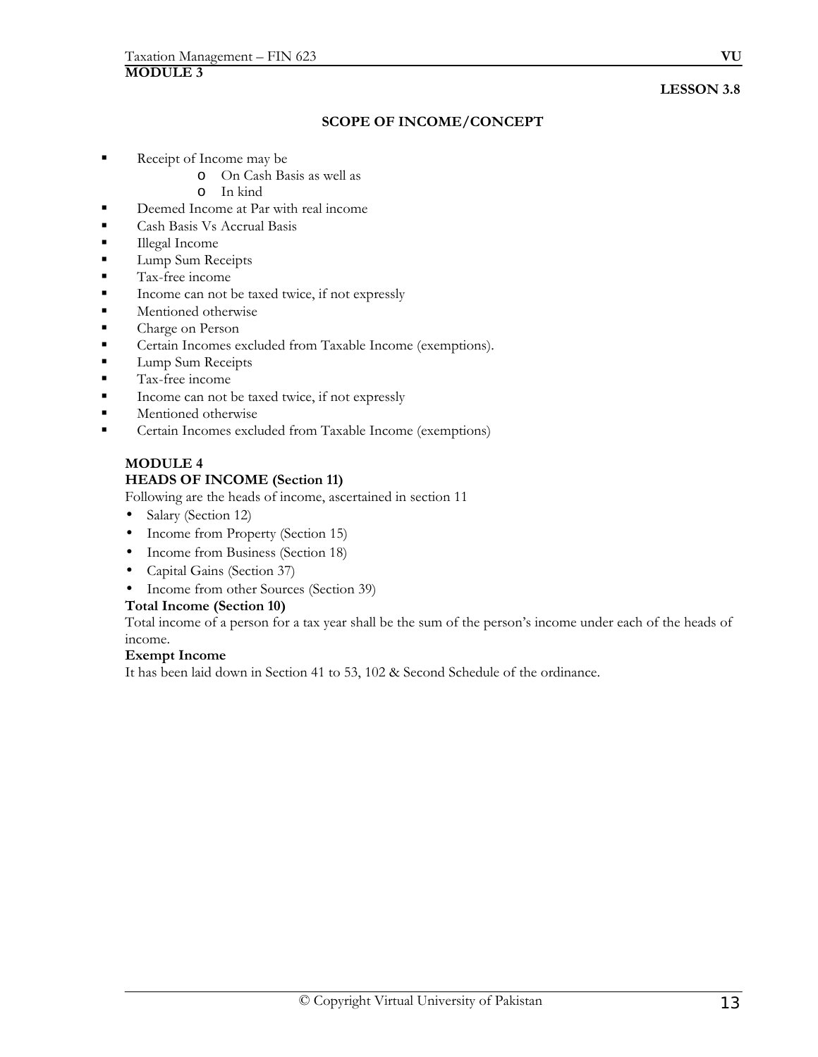**MODULE 3**

**LESSON 3.8**

**SCOPE OF INCOME/CONCEPT**

- Receipt of Income may be
  - On Cash Basis as well as
  - In kind
- Deemed Income at Par with real income
- Cash Basis Vs Accrual Basis
- Illegal Income
- Lump Sum Receipts
- Tax-free income
- Income can not be taxed twice, if not expressly
- Mentioned otherwise
- Charge on Person
- Certain Incomes excluded from Taxable Income (exemptions).
- Lump Sum Receipts
- Tax-free income
- Income can not be taxed twice, if not expressly
- Mentioned otherwise
- Certain Incomes excluded from Taxable Income (exemptions)

**MODULE 4**

**HEADS OF INCOME (Section 11)**

Following are the heads of income, ascertained in section 11

- Salary (Section 12)
- Income from Property (Section 15)
- Income from Business (Section 18)
- Capital Gains (Section 37)
- Income from other Sources (Section 39)

**Total Income (Section 10)**

Total income of a person for a tax year shall be the sum of the person's income under each of the heads of income.

**Exempt Income**

It has been laid down in Section 41 to 53, 102 & Second Schedule of the ordinance.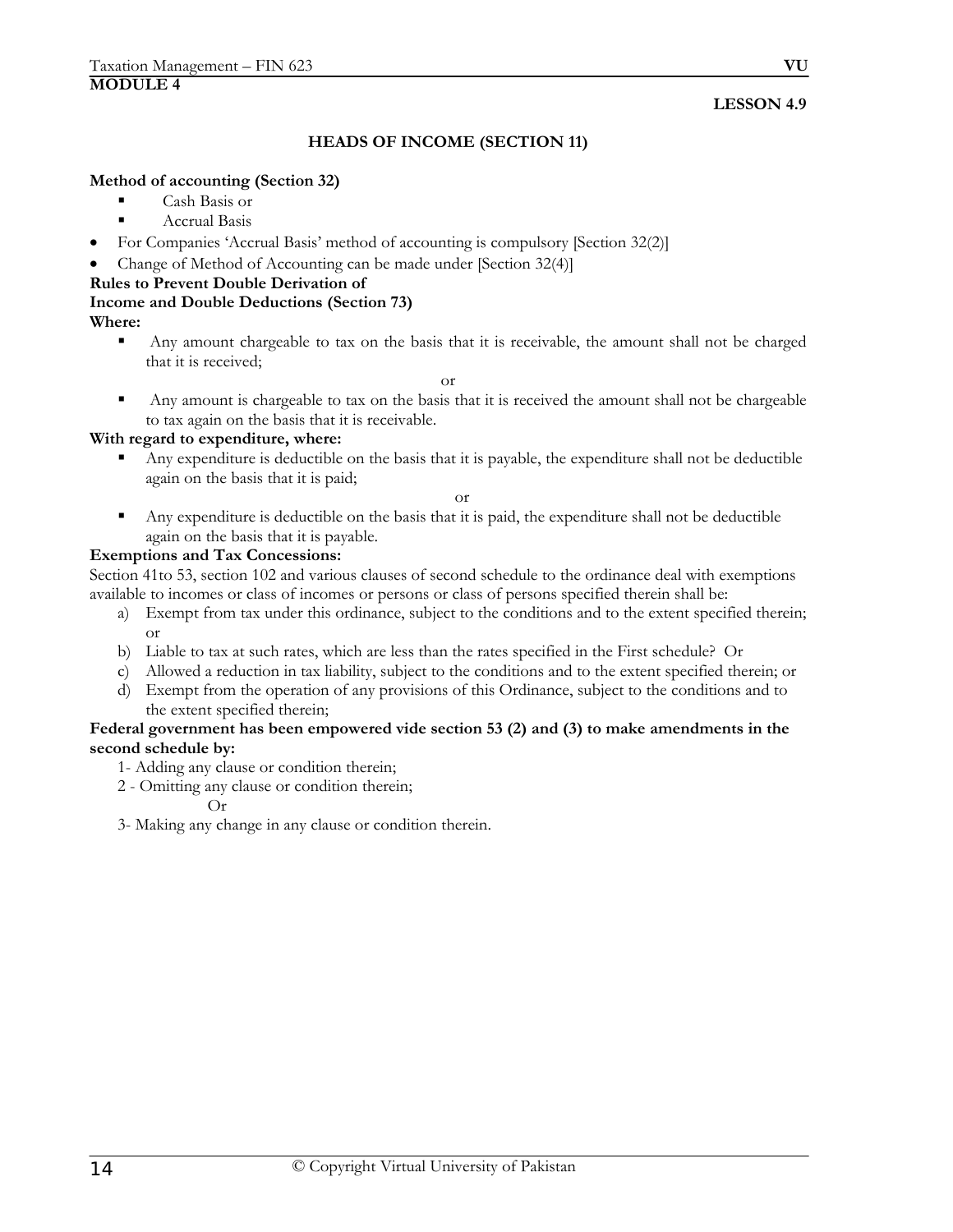**MODULE 4**

**LESSON 4.9**

## HEADS OF INCOME (SECTION 11)

**Method of accounting (Section 32)**

- Cash Basis or
- Accrual Basis

- For Companies 'Accrual Basis' method of accounting is compulsory [Section 32(2)]
- Change of Method of Accounting can be made under [Section 32(4)]

**Rules to Prevent Double Derivation of Income and Double Deductions (Section 73)**

**Where:**

- Any amount chargeable to tax on the basis that it is receivable, the amount shall not be charged that it is received;

or

- Any amount is chargeable to tax on the basis that it is received the amount shall not be chargeable to tax again on the basis that it is receivable.

**With regard to expenditure, where:**

- Any expenditure is deductible on the basis that it is payable, the expenditure shall not be deductible again on the basis that it is paid;

or

- Any expenditure is deductible on the basis that it is paid, the expenditure shall not be deductible again on the basis that it is payable.

**Exemptions and Tax Concessions:**

Section 41to 53, section 102 and various clauses of second schedule to the ordinance deal with exemptions available to incomes or class of incomes or persons or class of persons specified therein shall be:

a) Exempt from tax under this ordinance, subject to the conditions and to the extent specified therein; or
b) Liable to tax at such rates, which are less than the rates specified in the First schedule? Or
c) Allowed a reduction in tax liability, subject to the conditions and to the extent specified therein; or
d) Exempt from the operation of any provisions of this Ordinance, subject to the conditions and to the extent specified therein;

**Federal government has been empowered vide section 53 (2) and (3) to make amendments in the second schedule by:**

1- Adding any clause or condition therein;
2 - Omitting any clause or condition therein;
Or
3- Making any change in any clause or condition therein.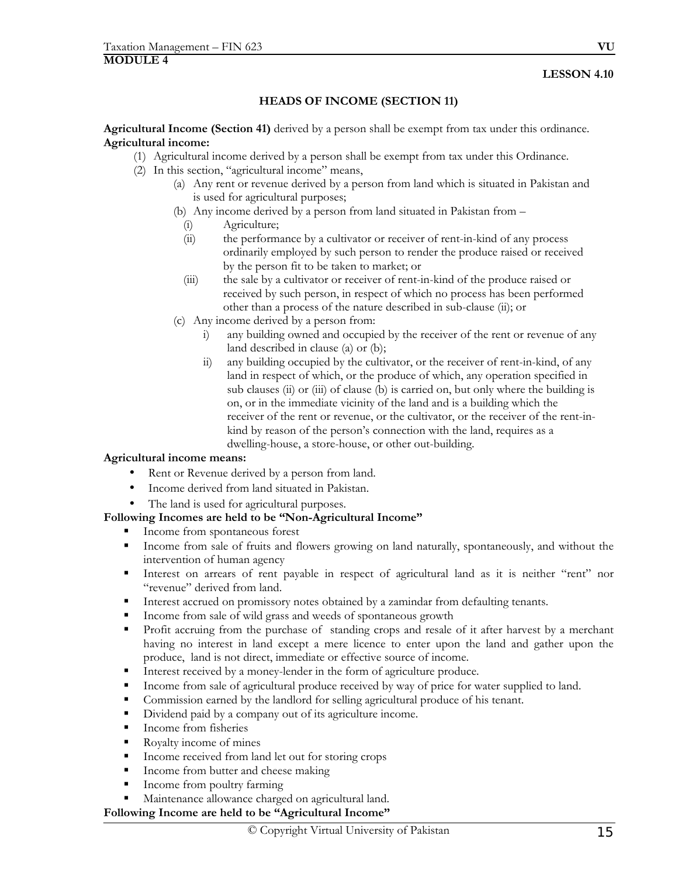**MODULE 4**

**LESSON 4.10**

## HEADS OF INCOME (SECTION 11)

**Agricultural Income (Section 41)** derived by a person shall be exempt from tax under this ordinance.

**Agricultural income:**

(1) Agricultural income derived by a person shall be exempt from tax under this Ordinance.

(2) In this section, "agricultural income" means,

(a) Any rent or revenue derived by a person from land which is situated in Pakistan and is used for agricultural purposes;

(b) Any income derived by a person from land situated in Pakistan from –

(i) Agriculture;

(ii) the performance by a cultivator or receiver of rent-in-kind of any process ordinarily employed by such person to render the produce raised or received by the person fit to be taken to market; or

(iii) the sale by a cultivator or receiver of rent-in-kind of the produce raised or received by such person, in respect of which no process has been performed other than a process of the nature described in sub-clause (ii); or

(c) Any income derived by a person from:

i) any building owned and occupied by the receiver of the rent or revenue of any land described in clause (a) or (b);

ii) any building occupied by the cultivator, or the receiver of rent-in-kind, of any land in respect of which, or the produce of which, any operation specified in sub clauses (ii) or (iii) of clause (b) is carried on, but only where the building is on, or in the immediate vicinity of the land and is a building which the receiver of the rent or revenue, or the cultivator, or the receiver of the rent-in-kind by reason of the person's connection with the land, requires as a dwelling-house, a store-house, or other out-building.

**Agricultural income means:**

- Rent or Revenue derived by a person from land.
- Income derived from land situated in Pakistan.
- The land is used for agricultural purposes.

**Following Incomes are held to be "Non-Agricultural Income"**

- Income from spontaneous forest
- Income from sale of fruits and flowers growing on land naturally, spontaneously, and without the intervention of human agency
- Interest on arrears of rent payable in respect of agricultural land as it is neither "rent" nor "revenue" derived from land.
- Interest accrued on promissory notes obtained by a zamindar from defaulting tenants.
- Income from sale of wild grass and weeds of spontaneous growth
- Profit accruing from the purchase of standing crops and resale of it after harvest by a merchant having no interest in land except a mere licence to enter upon the land and gather upon the produce, land is not direct, immediate or effective source of income.
- Interest received by a money-lender in the form of agriculture produce.
- Income from sale of agricultural produce received by way of price for water supplied to land.
- Commission earned by the landlord for selling agricultural produce of his tenant.
- Dividend paid by a company out of its agriculture income.
- Income from fisheries
- Royalty income of mines
- Income received from land let out for storing crops
- Income from butter and cheese making
- Income from poultry farming
- Maintenance allowance charged on agricultural land.

**Following Income are held to be "Agricultural Income"**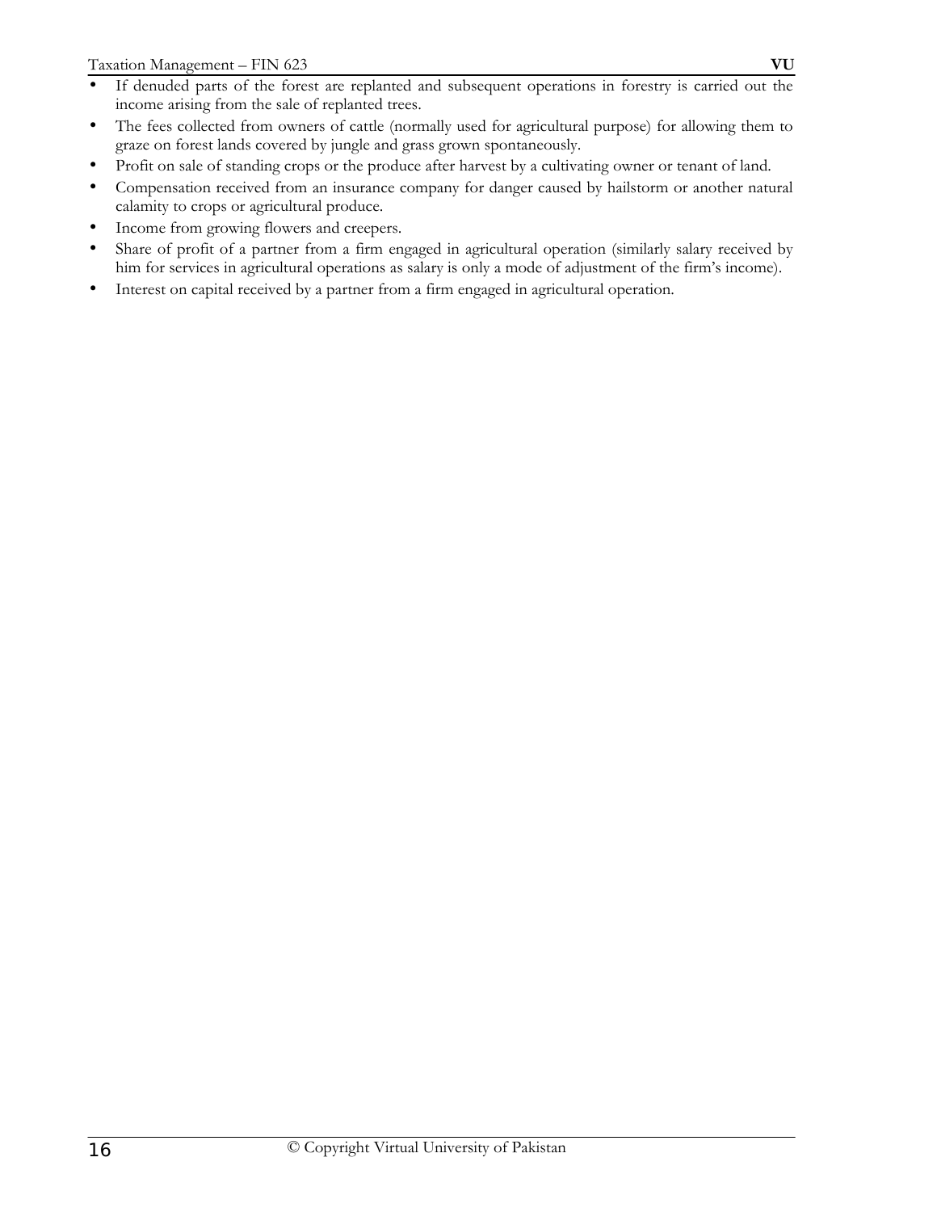- If denuded parts of the forest are replanted and subsequent operations in forestry is carried out the income arising from the sale of replanted trees.
- The fees collected from owners of cattle (normally used for agricultural purpose) for allowing them to graze on forest lands covered by jungle and grass grown spontaneously.
- Profit on sale of standing crops or the produce after harvest by a cultivating owner or tenant of land.
- Compensation received from an insurance company for danger caused by hailstorm or another natural calamity to crops or agricultural produce.
- Income from growing flowers and creepers.
- Share of profit of a partner from a firm engaged in agricultural operation (similarly salary received by him for services in agricultural operations as salary is only a mode of adjustment of the firm's income).
- Interest on capital received by a partner from a firm engaged in agricultural operation.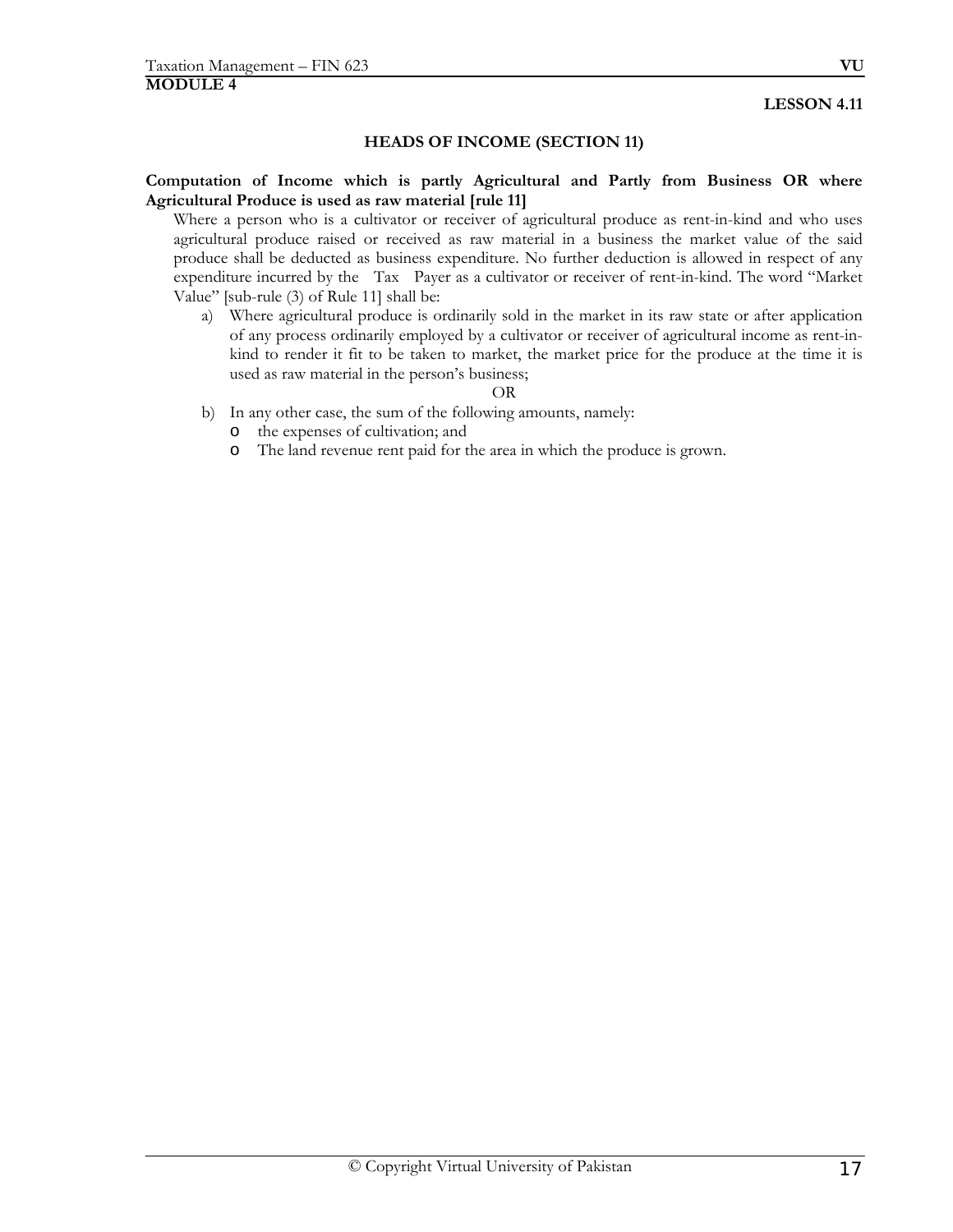**MODULE 4**

**LESSON 4.11**

## HEADS OF INCOME (SECTION 11)

**Computation of Income which is partly Agricultural and Partly from Business OR where Agricultural Produce is used as raw material [rule 11]**

Where a person who is a cultivator or receiver of agricultural produce as rent-in-kind and who uses agricultural produce raised or received as raw material in a business the market value of the said produce shall be deducted as business expenditure. No further deduction is allowed in respect of any expenditure incurred by the Tax Payer as a cultivator or receiver of rent-in-kind. The word "Market Value" [sub-rule (3) of Rule 11] shall be:

a) Where agricultural produce is ordinarily sold in the market in its raw state or after application of any process ordinarily employed by a cultivator or receiver of agricultural income as rent-in-kind to render it fit to be taken to market, the market price for the produce at the time it is used as raw material in the person's business;

OR

b) In any other case, the sum of the following amounts, namely:
   - the expenses of cultivation; and
   - The land revenue rent paid for the area in which the produce is grown.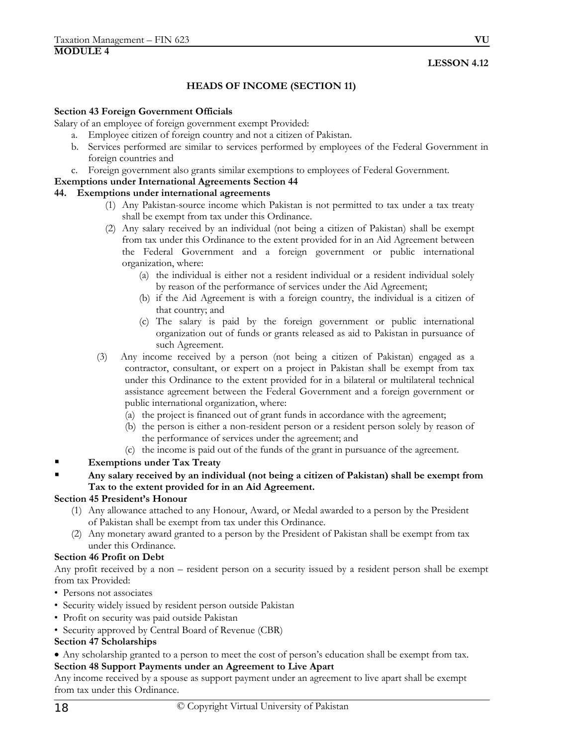**MODULE 4**

**LESSON 4.12**

## HEADS OF INCOME (SECTION 11)

**Section 43 Foreign Government Officials**

Salary of an employee of foreign government exempt Provided:

a. Employee citizen of foreign country and not a citizen of Pakistan.
b. Services performed are similar to services performed by employees of the Federal Government in foreign countries and
c. Foreign government also grants similar exemptions to employees of Federal Government.

**Exemptions under International Agreements Section 44**

**44. Exemptions under international agreements**

(1) Any Pakistan-source income which Pakistan is not permitted to tax under a tax treaty shall be exempt from tax under this Ordinance.

(2) Any salary received by an individual (not being a citizen of Pakistan) shall be exempt from tax under this Ordinance to the extent provided for in an Aid Agreement between the Federal Government and a foreign government or public international organization, where:

(a) the individual is either not a resident individual or a resident individual solely by reason of the performance of services under the Aid Agreement;
(b) if the Aid Agreement is with a foreign country, the individual is a citizen of that country; and
(c) The salary is paid by the foreign government or public international organization out of funds or grants released as aid to Pakistan in pursuance of such Agreement.

(3) Any income received by a person (not being a citizen of Pakistan) engaged as a contractor, consultant, or expert on a project in Pakistan shall be exempt from tax under this Ordinance to the extent provided for in a bilateral or multilateral technical assistance agreement between the Federal Government and a foreign government or public international organization, where:

(a) the project is financed out of grant funds in accordance with the agreement;
(b) the person is either a non-resident person or a resident person solely by reason of the performance of services under the agreement; and
(c) the income is paid out of the funds of the grant in pursuance of the agreement.

- **Exemptions under Tax Treaty**
- **Any salary received by an individual (not being a citizen of Pakistan) shall be exempt from Tax to the extent provided for in an Aid Agreement.**

**Section 45 President's Honour**

(1) Any allowance attached to any Honour, Award, or Medal awarded to a person by the President of Pakistan shall be exempt from tax under this Ordinance.
(2) Any monetary award granted to a person by the President of Pakistan shall be exempt from tax under this Ordinance.

**Section 46 Profit on Debt**

Any profit received by a non – resident person on a security issued by a resident person shall be exempt from tax Provided:

- Persons not associates
- Security widely issued by resident person outside Pakistan
- Profit on security was paid outside Pakistan
- Security approved by Central Board of Revenue (CBR)

**Section 47 Scholarships**

- Any scholarship granted to a person to meet the cost of person's education shall be exempt from tax.

**Section 48 Support Payments under an Agreement to Live Apart**

Any income received by a spouse as support payment under an agreement to live apart shall be exempt from tax under this Ordinance.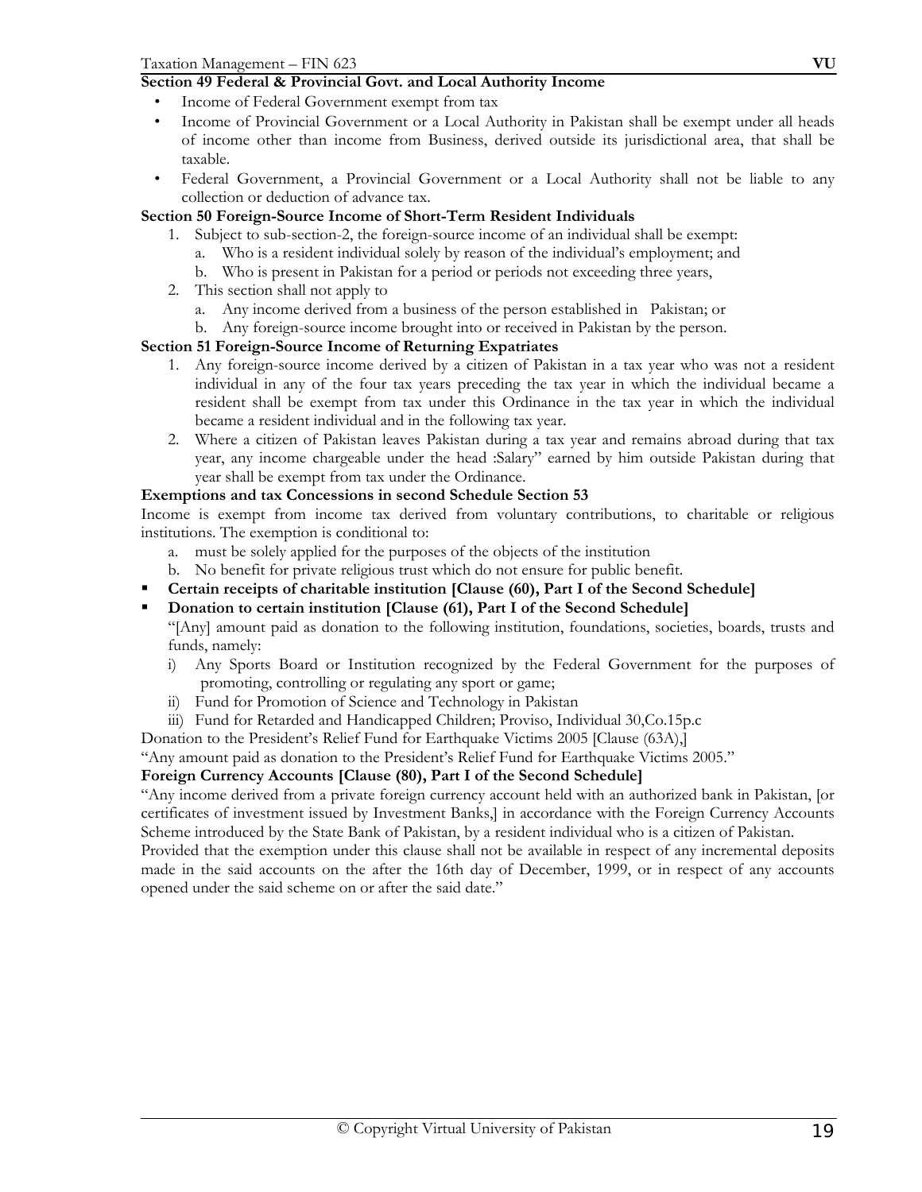**Section 49 Federal & Provincial Govt. and Local Authority Income**

- Income of Federal Government exempt from tax
- Income of Provincial Government or a Local Authority in Pakistan shall be exempt under all heads of income other than income from Business, derived outside its jurisdictional area, that shall be taxable.
- Federal Government, a Provincial Government or a Local Authority shall not be liable to any collection or deduction of advance tax.

**Section 50 Foreign-Source Income of Short-Term Resident Individuals**

1. Subject to sub-section-2, the foreign-source income of an individual shall be exempt:
   a. Who is a resident individual solely by reason of the individual's employment; and
   b. Who is present in Pakistan for a period or periods not exceeding three years,
2. This section shall not apply to
   a. Any income derived from a business of the person established in Pakistan; or
   b. Any foreign-source income brought into or received in Pakistan by the person.

**Section 51 Foreign-Source Income of Returning Expatriates**

1. Any foreign-source income derived by a citizen of Pakistan in a tax year who was not a resident individual in any of the four tax years preceding the tax year in which the individual became a resident shall be exempt from tax under this Ordinance in the tax year in which the individual became a resident individual and in the following tax year.
2. Where a citizen of Pakistan leaves Pakistan during a tax year and remains abroad during that tax year, any income chargeable under the head :Salary" earned by him outside Pakistan during that year shall be exempt from tax under the Ordinance.

**Exemptions and tax Concessions in second Schedule Section 53**

Income is exempt from income tax derived from voluntary contributions, to charitable or religious institutions. The exemption is conditional to:

a. must be solely applied for the purposes of the objects of the institution
b. No benefit for private religious trust which do not ensure for public benefit.

- **Certain receipts of charitable institution [Clause (60), Part I of the Second Schedule]**
- **Donation to certain institution [Clause (61), Part I of the Second Schedule]**

  "[Any] amount paid as donation to the following institution, foundations, societies, boards, trusts and funds, namely:

  i) Any Sports Board or Institution recognized by the Federal Government for the purposes of promoting, controlling or regulating any sport or game;
  ii) Fund for Promotion of Science and Technology in Pakistan
  iii) Fund for Retarded and Handicapped Children; Proviso, Individual 30,Co.15p.c

Donation to the President's Relief Fund for Earthquake Victims 2005 [Clause (63A),]

"Any amount paid as donation to the President's Relief Fund for Earthquake Victims 2005."

**Foreign Currency Accounts [Clause (80), Part I of the Second Schedule]**

"Any income derived from a private foreign currency account held with an authorized bank in Pakistan, [or certificates of investment issued by Investment Banks,] in accordance with the Foreign Currency Accounts Scheme introduced by the State Bank of Pakistan, by a resident individual who is a citizen of Pakistan.

Provided that the exemption under this clause shall not be available in respect of any incremental deposits made in the said accounts on the after the 16th day of December, 1999, or in respect of any accounts opened under the said scheme on or after the said date."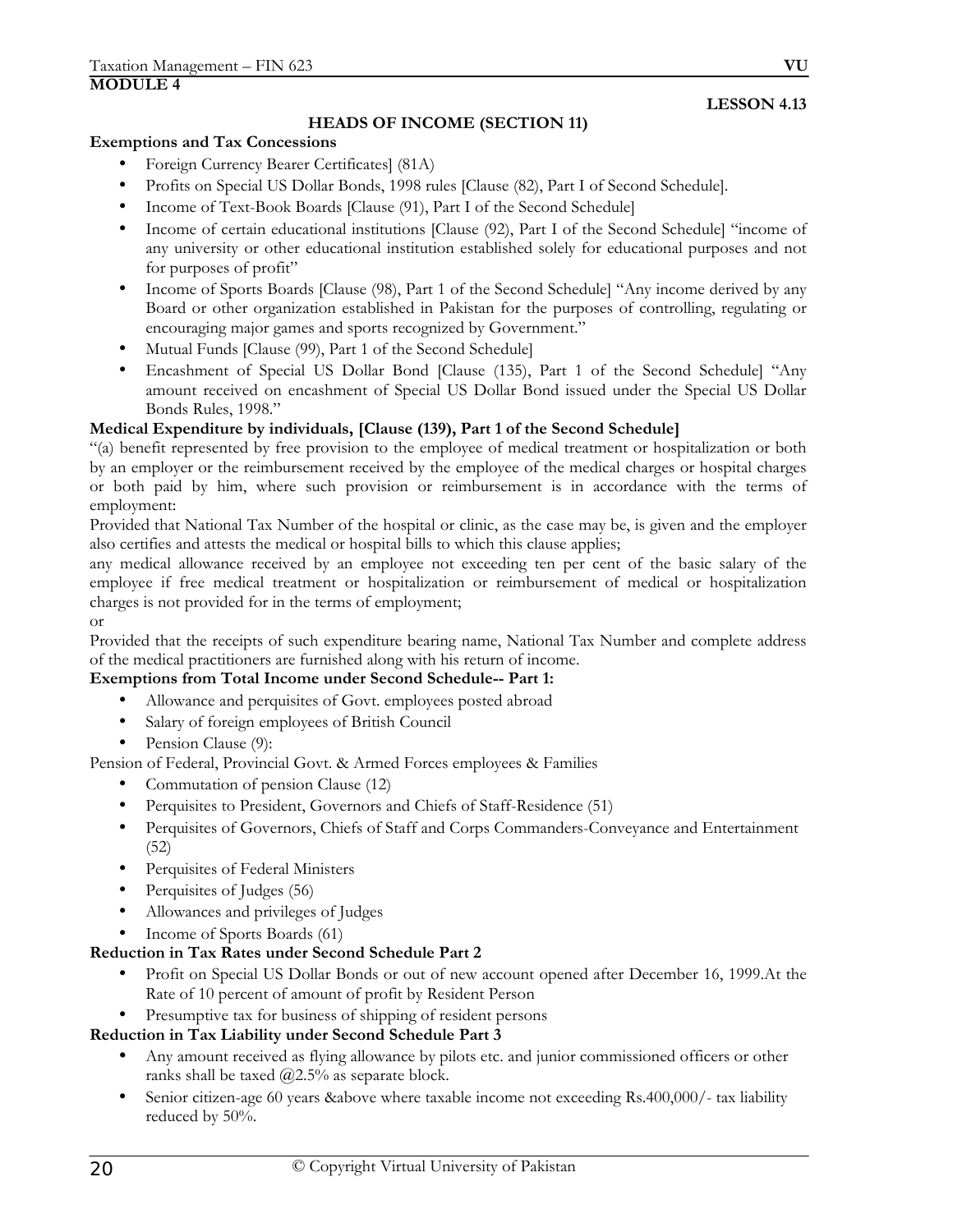**MODULE 4**

**LESSON 4.13**

## HEADS OF INCOME (SECTION 11)

**Exemptions and Tax Concessions**

- Foreign Currency Bearer Certificates] (81A)
- Profits on Special US Dollar Bonds, 1998 rules [Clause (82), Part I of Second Schedule].
- Income of Text-Book Boards [Clause (91), Part I of the Second Schedule]
- Income of certain educational institutions [Clause (92), Part I of the Second Schedule] "income of any university or other educational institution established solely for educational purposes and not for purposes of profit"
- Income of Sports Boards [Clause (98), Part 1 of the Second Schedule] "Any income derived by any Board or other organization established in Pakistan for the purposes of controlling, regulating or encouraging major games and sports recognized by Government."
- Mutual Funds [Clause (99), Part 1 of the Second Schedule]
- Encashment of Special US Dollar Bond [Clause (135), Part 1 of the Second Schedule] "Any amount received on encashment of Special US Dollar Bond issued under the Special US Dollar Bonds Rules, 1998."

**Medical Expenditure by individuals, [Clause (139), Part 1 of the Second Schedule]**

"(a) benefit represented by free provision to the employee of medical treatment or hospitalization or both by an employer or the reimbursement received by the employee of the medical charges or hospital charges or both paid by him, where such provision or reimbursement is in accordance with the terms of employment:

Provided that National Tax Number of the hospital or clinic, as the case may be, is given and the employer also certifies and attests the medical or hospital bills to which this clause applies;

any medical allowance received by an employee not exceeding ten per cent of the basic salary of the employee if free medical treatment or hospitalization or reimbursement of medical or hospitalization charges is not provided for in the terms of employment;

or

Provided that the receipts of such expenditure bearing name, National Tax Number and complete address of the medical practitioners are furnished along with his return of income.

**Exemptions from Total Income under Second Schedule-- Part 1:**

- Allowance and perquisites of Govt. employees posted abroad
- Salary of foreign employees of British Council
- Pension Clause (9):

Pension of Federal, Provincial Govt. & Armed Forces employees & Families

- Commutation of pension Clause (12)
- Perquisites to President, Governors and Chiefs of Staff-Residence (51)
- Perquisites of Governors, Chiefs of Staff and Corps Commanders-Conveyance and Entertainment (52)
- Perquisites of Federal Ministers
- Perquisites of Judges (56)
- Allowances and privileges of Judges
- Income of Sports Boards (61)

**Reduction in Tax Rates under Second Schedule Part 2**

- Profit on Special US Dollar Bonds or out of new account opened after December 16, 1999.At the Rate of 10 percent of amount of profit by Resident Person
- Presumptive tax for business of shipping of resident persons

**Reduction in Tax Liability under Second Schedule Part 3**

- Any amount received as flying allowance by pilots etc. and junior commissioned officers or other ranks shall be taxed @2.5% as separate block.
- Senior citizen-age 60 years &above where taxable income not exceeding Rs.400,000/- tax liability reduced by 50%.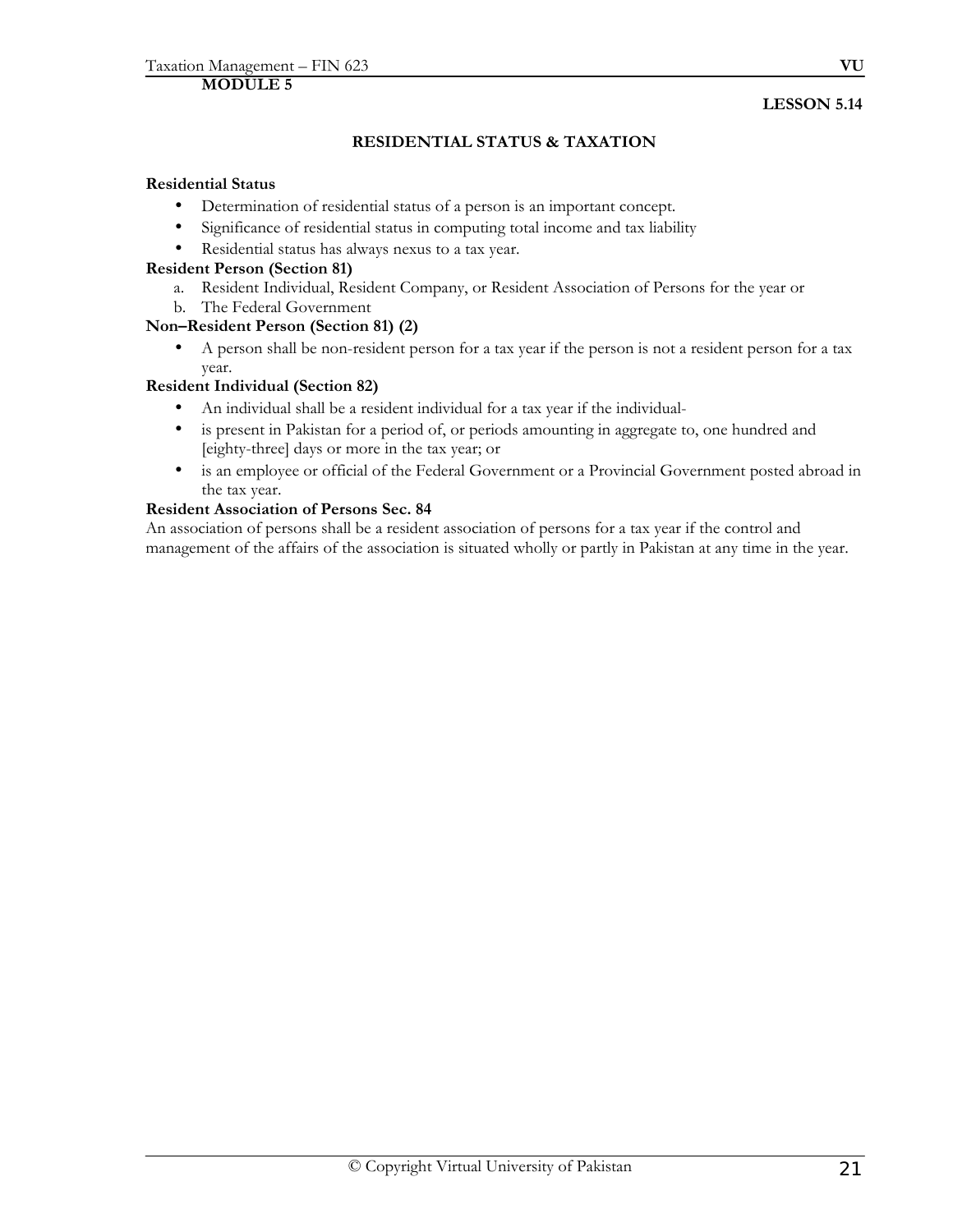**MODULE 5**

**LESSON 5.14**

## RESIDENTIAL STATUS & TAXATION

**Residential Status**

- Determination of residential status of a person is an important concept.
- Significance of residential status in computing total income and tax liability
- Residential status has always nexus to a tax year.

**Resident Person (Section 81)**

a. Resident Individual, Resident Company, or Resident Association of Persons for the year or
b. The Federal Government

**Non–Resident Person (Section 81) (2)**

- A person shall be non-resident person for a tax year if the person is not a resident person for a tax year.

**Resident Individual (Section 82)**

- An individual shall be a resident individual for a tax year if the individual-
- is present in Pakistan for a period of, or periods amounting in aggregate to, one hundred and [eighty-three] days or more in the tax year; or
- is an employee or official of the Federal Government or a Provincial Government posted abroad in the tax year.

**Resident Association of Persons Sec. 84**

An association of persons shall be a resident association of persons for a tax year if the control and management of the affairs of the association is situated wholly or partly in Pakistan at any time in the year.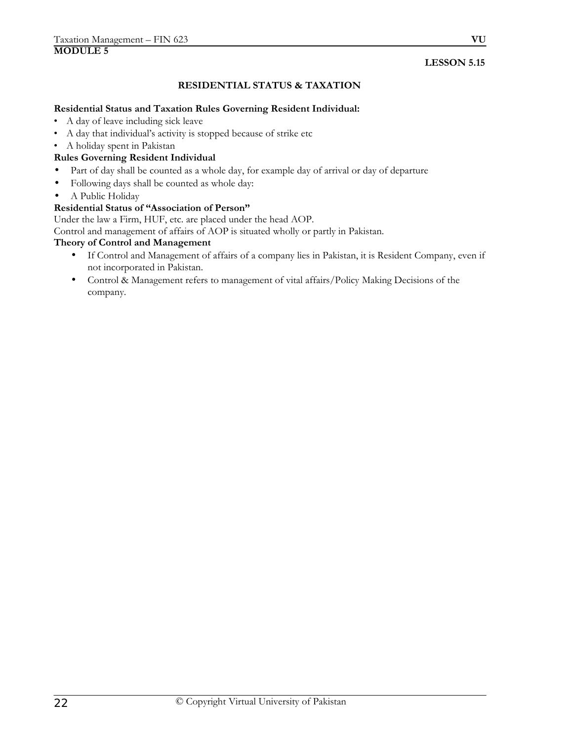**MODULE 5**

**LESSON 5.15**

## RESIDENTIAL STATUS & TAXATION

**Residential Status and Taxation Rules Governing Resident Individual:**

- A day of leave including sick leave
- A day that individual's activity is stopped because of strike etc
- A holiday spent in Pakistan

**Rules Governing Resident Individual**

- Part of day shall be counted as a whole day, for example day of arrival or day of departure
- Following days shall be counted as whole day:
- A Public Holiday

**Residential Status of "Association of Person"**

Under the law a Firm, HUF, etc. are placed under the head AOP.

Control and management of affairs of AOP is situated wholly or partly in Pakistan.

**Theory of Control and Management**

- If Control and Management of affairs of a company lies in Pakistan, it is Resident Company, even if not incorporated in Pakistan.
- Control & Management refers to management of vital affairs/Policy Making Decisions of the company.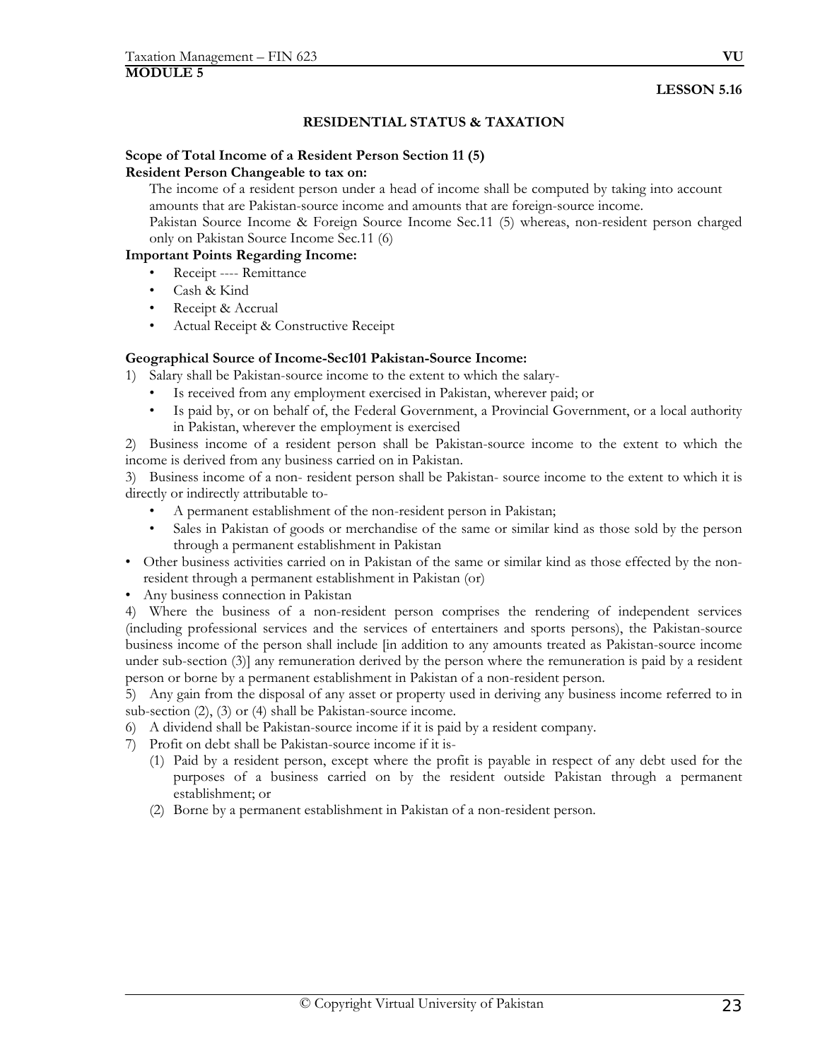**MODULE 5**

**LESSON 5.16**

## RESIDENTIAL STATUS & TAXATION

**Scope of Total Income of a Resident Person Section 11 (5)**

**Resident Person Changeable to tax on:**

The income of a resident person under a head of income shall be computed by taking into account amounts that are Pakistan-source income and amounts that are foreign-source income.

Pakistan Source Income & Foreign Source Income Sec.11 (5) whereas, non-resident person charged only on Pakistan Source Income Sec.11 (6)

**Important Points Regarding Income:**

- Receipt ---- Remittance
- Cash & Kind
- Receipt & Accrual
- Actual Receipt & Constructive Receipt

**Geographical Source of Income-Sec101 Pakistan-Source Income:**

1) Salary shall be Pakistan-source income to the extent to which the salary-
   - Is received from any employment exercised in Pakistan, wherever paid; or
   - Is paid by, or on behalf of, the Federal Government, a Provincial Government, or a local authority in Pakistan, wherever the employment is exercised

2) Business income of a resident person shall be Pakistan-source income to the extent to which the income is derived from any business carried on in Pakistan.

3) Business income of a non- resident person shall be Pakistan- source income to the extent to which it is directly or indirectly attributable to-
   - A permanent establishment of the non-resident person in Pakistan;
   - Sales in Pakistan of goods or merchandise of the same or similar kind as those sold by the person through a permanent establishment in Pakistan

- Other business activities carried on in Pakistan of the same or similar kind as those effected by the non-resident through a permanent establishment in Pakistan (or)
- Any business connection in Pakistan

4) Where the business of a non-resident person comprises the rendering of independent services (including professional services and the services of entertainers and sports persons), the Pakistan-source business income of the person shall include [in addition to any amounts treated as Pakistan-source income under sub-section (3)] any remuneration derived by the person where the remuneration is paid by a resident person or borne by a permanent establishment in Pakistan of a non-resident person.

5) Any gain from the disposal of any asset or property used in deriving any business income referred to in sub-section (2), (3) or (4) shall be Pakistan-source income.

6) A dividend shall be Pakistan-source income if it is paid by a resident company.

7) Profit on debt shall be Pakistan-source income if it is-
   (1) Paid by a resident person, except where the profit is payable in respect of any debt used for the purposes of a business carried on by the resident outside Pakistan through a permanent establishment; or
   (2) Borne by a permanent establishment in Pakistan of a non-resident person.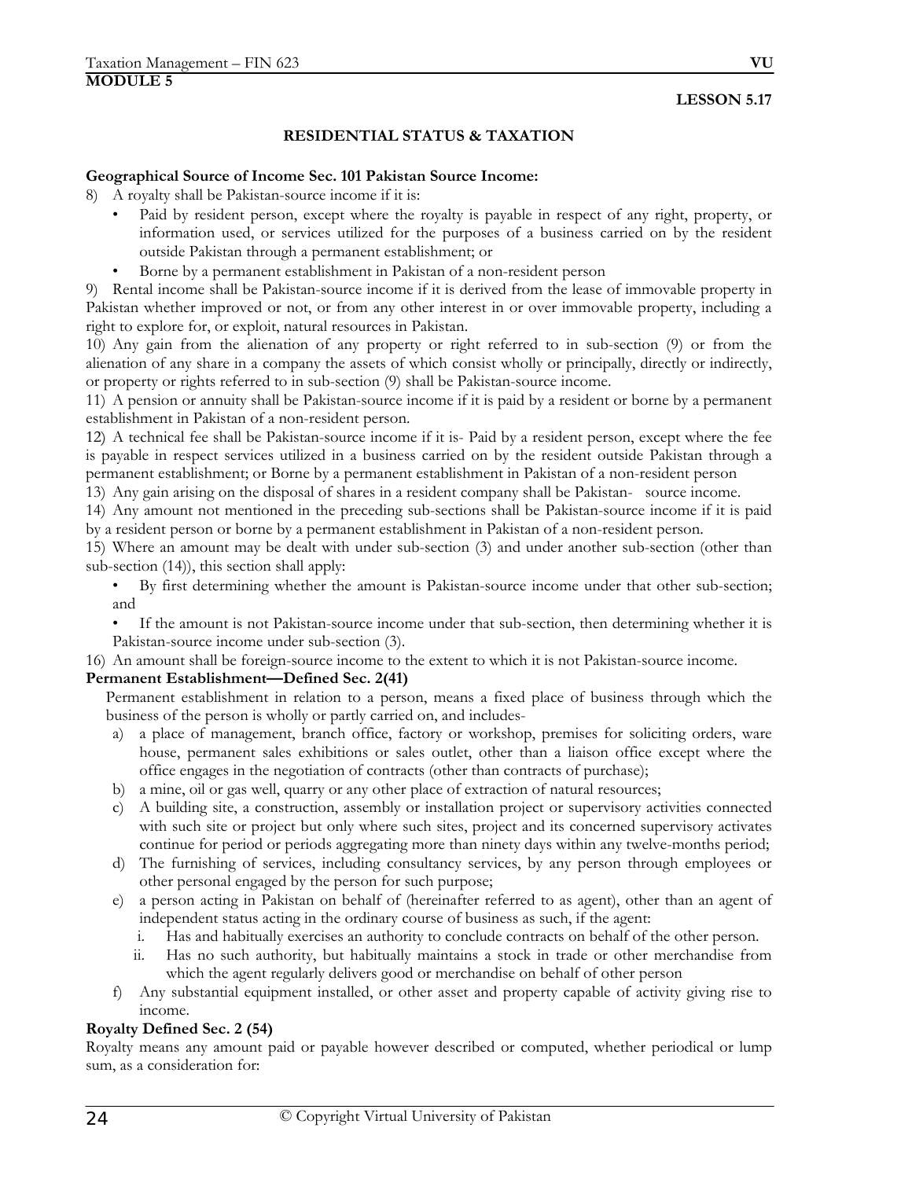**MODULE 5**

**LESSON 5.17**

## RESIDENTIAL STATUS & TAXATION

**Geographical Source of Income Sec. 101 Pakistan Source Income:**

8) A royalty shall be Pakistan-source income if it is:
   - Paid by resident person, except where the royalty is payable in respect of any right, property, or information used, or services utilized for the purposes of a business carried on by the resident outside Pakistan through a permanent establishment; or
   - Borne by a permanent establishment in Pakistan of a non-resident person

9) Rental income shall be Pakistan-source income if it is derived from the lease of immovable property in Pakistan whether improved or not, or from any other interest in or over immovable property, including a right to explore for, or exploit, natural resources in Pakistan.

10) Any gain from the alienation of any property or right referred to in sub-section (9) or from the alienation of any share in a company the assets of which consist wholly or principally, directly or indirectly, or property or rights referred to in sub-section (9) shall be Pakistan-source income.

11) A pension or annuity shall be Pakistan-source income if it is paid by a resident or borne by a permanent establishment in Pakistan of a non-resident person.

12) A technical fee shall be Pakistan-source income if it is- Paid by a resident person, except where the fee is payable in respect services utilized in a business carried on by the resident outside Pakistan through a permanent establishment; or Borne by a permanent establishment in Pakistan of a non-resident person

13) Any gain arising on the disposal of shares in a resident company shall be Pakistan- source income.

14) Any amount not mentioned in the preceding sub-sections shall be Pakistan-source income if it is paid by a resident person or borne by a permanent establishment in Pakistan of a non-resident person.

15) Where an amount may be dealt with under sub-section (3) and under another sub-section (other than sub-section (14)), this section shall apply:
   - By first determining whether the amount is Pakistan-source income under that other sub-section; and
   - If the amount is not Pakistan-source income under that sub-section, then determining whether it is Pakistan-source income under sub-section (3).

16) An amount shall be foreign-source income to the extent to which it is not Pakistan-source income.

**Permanent Establishment—Defined Sec. 2(41)**

Permanent establishment in relation to a person, means a fixed place of business through which the business of the person is wholly or partly carried on, and includes-

a) a place of management, branch office, factory or workshop, premises for soliciting orders, ware house, permanent sales exhibitions or sales outlet, other than a liaison office except where the office engages in the negotiation of contracts (other than contracts of purchase);
b) a mine, oil or gas well, quarry or any other place of extraction of natural resources;
c) A building site, a construction, assembly or installation project or supervisory activities connected with such site or project but only where such sites, project and its concerned supervisory activates continue for period or periods aggregating more than ninety days within any twelve-months period;
d) The furnishing of services, including consultancy services, by any person through employees or other personal engaged by the person for such purpose;
e) a person acting in Pakistan on behalf of (hereinafter referred to as agent), other than an agent of independent status acting in the ordinary course of business as such, if the agent:
   i. Has and habitually exercises an authority to conclude contracts on behalf of the other person.
   ii. Has no such authority, but habitually maintains a stock in trade or other merchandise from which the agent regularly delivers good or merchandise on behalf of other person
f) Any substantial equipment installed, or other asset and property capable of activity giving rise to income.

**Royalty Defined Sec. 2 (54)**

Royalty means any amount paid or payable however described or computed, whether periodical or lump sum, as a consideration for: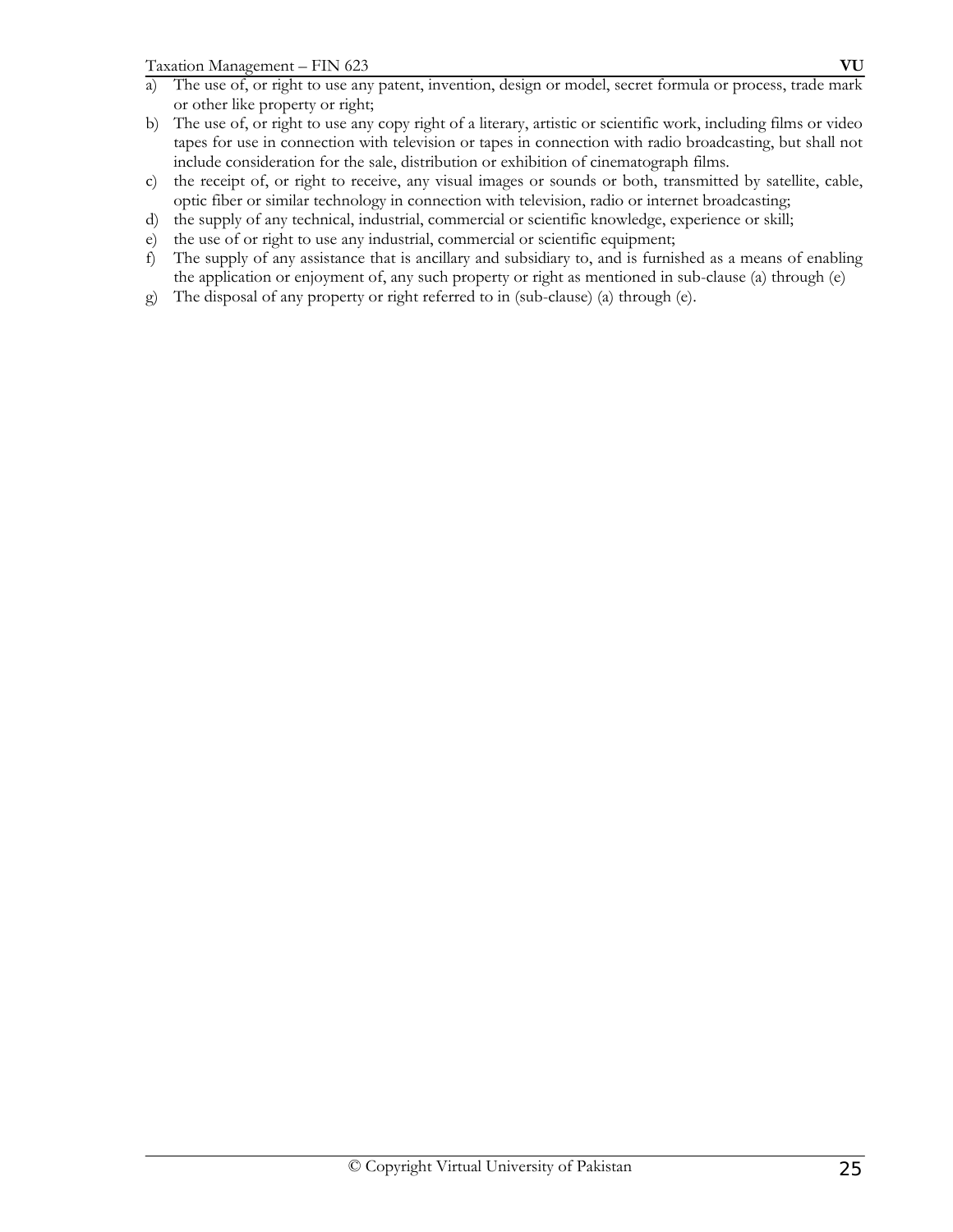a) The use of, or right to use any patent, invention, design or model, secret formula or process, trade mark or other like property or right;
b) The use of, or right to use any copy right of a literary, artistic or scientific work, including films or video tapes for use in connection with television or tapes in connection with radio broadcasting, but shall not include consideration for the sale, distribution or exhibition of cinematograph films.
c) the receipt of, or right to receive, any visual images or sounds or both, transmitted by satellite, cable, optic fiber or similar technology in connection with television, radio or internet broadcasting;
d) the supply of any technical, industrial, commercial or scientific knowledge, experience or skill;
e) the use of or right to use any industrial, commercial or scientific equipment;
f) The supply of any assistance that is ancillary and subsidiary to, and is furnished as a means of enabling the application or enjoyment of, any such property or right as mentioned in sub-clause (a) through (e)
g) The disposal of any property or right referred to in (sub-clause) (a) through (e).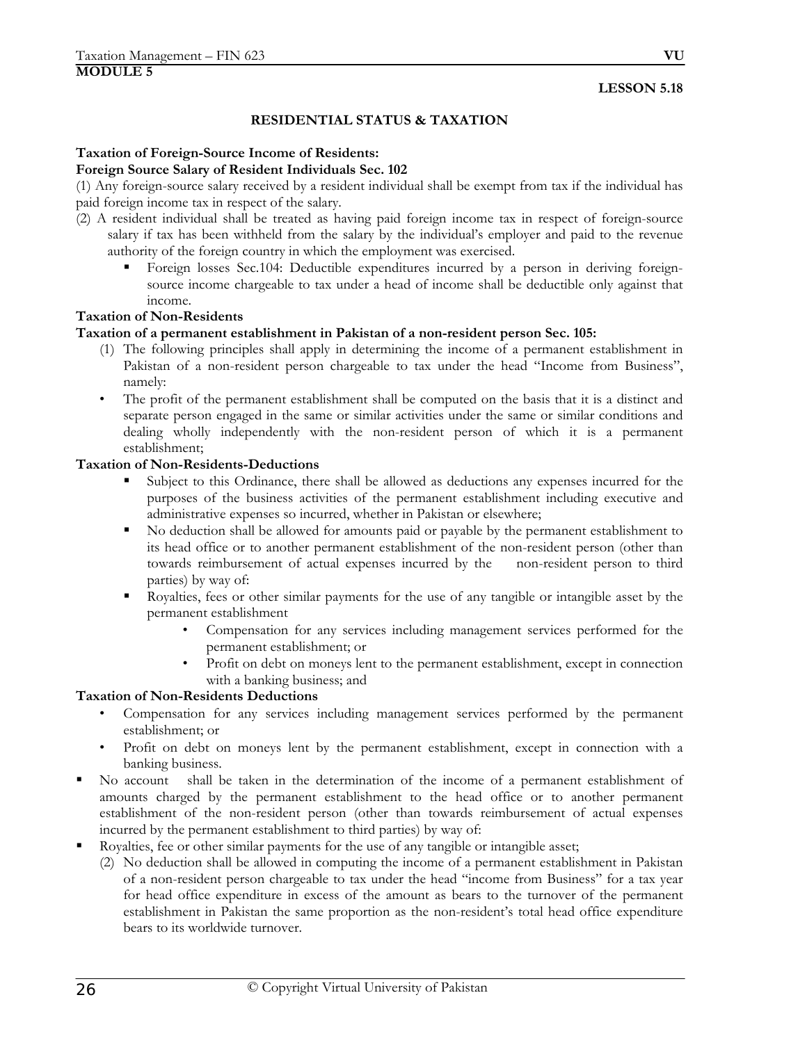**MODULE 5**

**LESSON 5.18**

## RESIDENTIAL STATUS & TAXATION

**Taxation of Foreign-Source Income of Residents:**

**Foreign Source Salary of Resident Individuals Sec. 102**

(1) Any foreign-source salary received by a resident individual shall be exempt from tax if the individual has paid foreign income tax in respect of the salary.

(2) A resident individual shall be treated as having paid foreign income tax in respect of foreign-source salary if tax has been withheld from the salary by the individual's employer and paid to the revenue authority of the foreign country in which the employment was exercised.

- Foreign losses Sec.104: Deductible expenditures incurred by a person in deriving foreign-source income chargeable to tax under a head of income shall be deductible only against that income.

**Taxation of Non-Residents**

**Taxation of a permanent establishment in Pakistan of a non-resident person Sec. 105:**

(1) The following principles shall apply in determining the income of a permanent establishment in Pakistan of a non-resident person chargeable to tax under the head "Income from Business", namely:

- The profit of the permanent establishment shall be computed on the basis that it is a distinct and separate person engaged in the same or similar activities under the same or similar conditions and dealing wholly independently with the non-resident person of which it is a permanent establishment;

**Taxation of Non-Residents-Deductions**

- Subject to this Ordinance, there shall be allowed as deductions any expenses incurred for the purposes of the business activities of the permanent establishment including executive and administrative expenses so incurred, whether in Pakistan or elsewhere;
- No deduction shall be allowed for amounts paid or payable by the permanent establishment to its head office or to another permanent establishment of the non-resident person (other than towards reimbursement of actual expenses incurred by the non-resident person to third parties) by way of:
- Royalties, fees or other similar payments for the use of any tangible or intangible asset by the permanent establishment
  - Compensation for any services including management services performed for the permanent establishment; or
  - Profit on debt on moneys lent to the permanent establishment, except in connection with a banking business; and

**Taxation of Non-Residents Deductions**

- Compensation for any services including management services performed by the permanent establishment; or
- Profit on debt on moneys lent by the permanent establishment, except in connection with a banking business.

- No account shall be taken in the determination of the income of a permanent establishment of amounts charged by the permanent establishment to the head office or to another permanent establishment of the non-resident person (other than towards reimbursement of actual expenses incurred by the permanent establishment to third parties) by way of:
- Royalties, fee or other similar payments for the use of any tangible or intangible asset;

(2) No deduction shall be allowed in computing the income of a permanent establishment in Pakistan of a non-resident person chargeable to tax under the head "income from Business" for a tax year for head office expenditure in excess of the amount as bears to the turnover of the permanent establishment in Pakistan the same proportion as the non-resident's total head office expenditure bears to its worldwide turnover.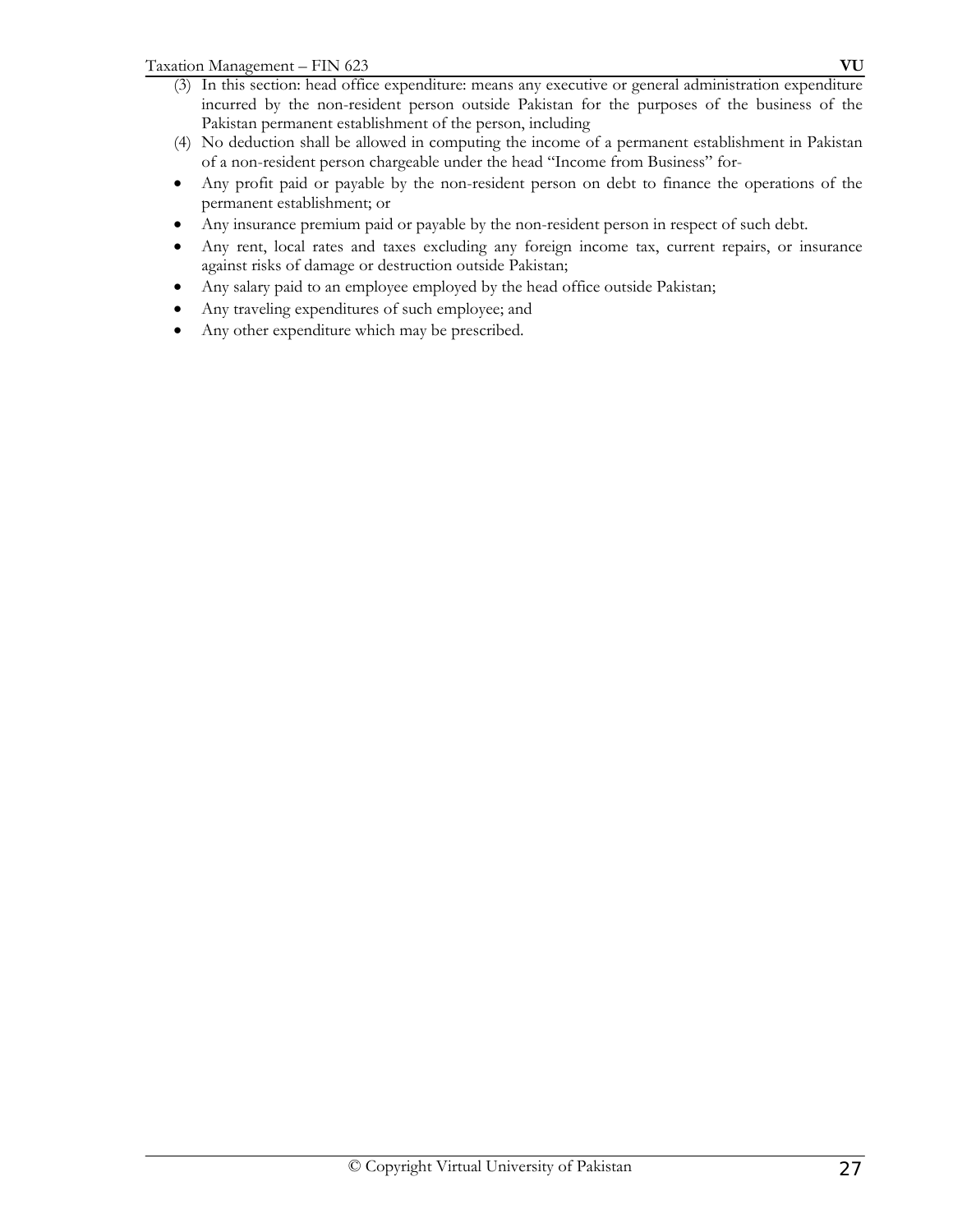(3) In this section: head office expenditure: means any executive or general administration expenditure incurred by the non-resident person outside Pakistan for the purposes of the business of the Pakistan permanent establishment of the person, including

(4) No deduction shall be allowed in computing the income of a permanent establishment in Pakistan of a non-resident person chargeable under the head "Income from Business" for-

- Any profit paid or payable by the non-resident person on debt to finance the operations of the permanent establishment; or
- Any insurance premium paid or payable by the non-resident person in respect of such debt.
- Any rent, local rates and taxes excluding any foreign income tax, current repairs, or insurance against risks of damage or destruction outside Pakistan;
- Any salary paid to an employee employed by the head office outside Pakistan;
- Any traveling expenditures of such employee; and
- Any other expenditure which may be prescribed.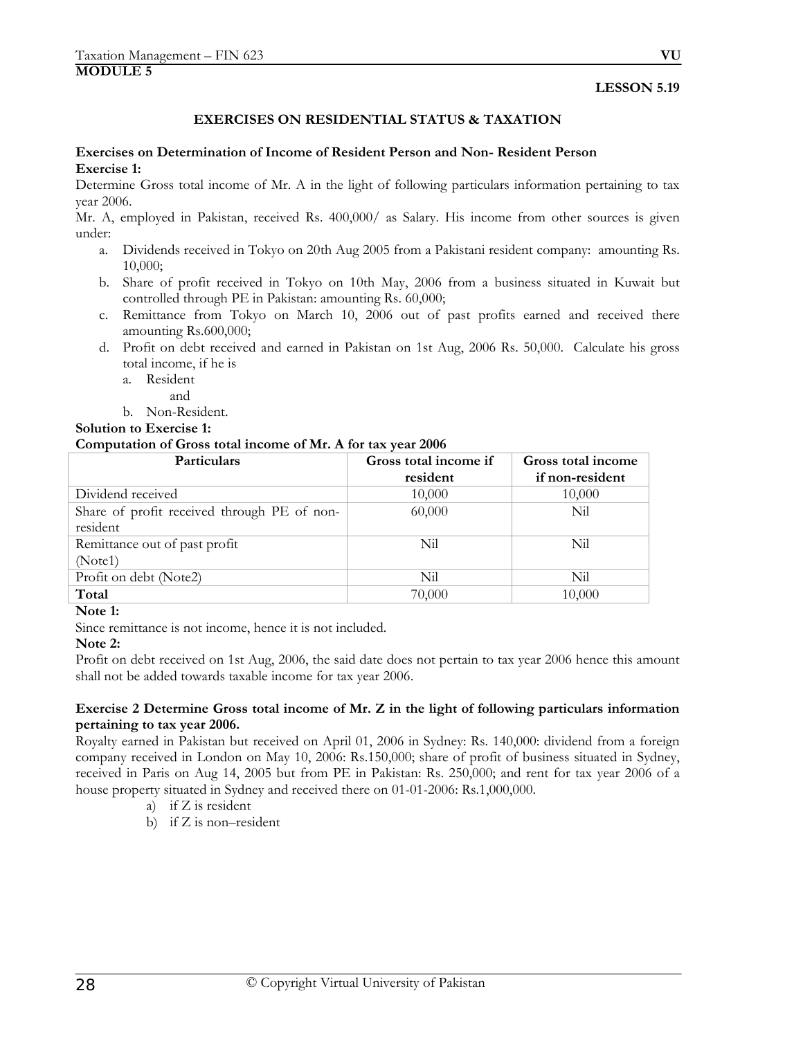**MODULE 5**

**LESSON 5.19**

## EXERCISES ON RESIDENTIAL STATUS & TAXATION

### Exercises on Determination of Income of Resident Person and Non- Resident Person

**Exercise 1:**

Determine Gross total income of Mr. A in the light of following particulars information pertaining to tax year 2006.

Mr. A, employed in Pakistan, received Rs. 400,000/ as Salary. His income from other sources is given under:

a. Dividends received in Tokyo on 20th Aug 2005 from a Pakistani resident company: amounting Rs. 10,000;
b. Share of profit received in Tokyo on 10th May, 2006 from a business situated in Kuwait but controlled through PE in Pakistan: amounting Rs. 60,000;
c. Remittance from Tokyo on March 10, 2006 out of past profits earned and received there amounting Rs.600,000;
d. Profit on debt received and earned in Pakistan on 1st Aug, 2006 Rs. 50,000. Calculate his gross total income, if he is
   a. Resident
      and
   b. Non-Resident.

**Solution to Exercise 1:**

**Computation of Gross total income of Mr. A for tax year 2006**

| Particulars | Gross total income if resident | Gross total income if non-resident |
|---|---|---|
| Dividend received | 10,000 | 10,000 |
| Share of profit received through PE of non-resident | 60,000 | Nil |
| Remittance out of past profit (Note1) | Nil | Nil |
| Profit on debt (Note2) | Nil | Nil |
| **Total** | 70,000 | 10,000 |

**Note 1:**

Since remittance is not income, hence it is not included.

**Note 2:**

Profit on debt received on 1st Aug, 2006, the said date does not pertain to tax year 2006 hence this amount shall not be added towards taxable income for tax year 2006.

**Exercise 2 Determine Gross total income of Mr. Z in the light of following particulars information pertaining to tax year 2006.**

Royalty earned in Pakistan but received on April 01, 2006 in Sydney: Rs. 140,000: dividend from a foreign company received in London on May 10, 2006: Rs.150,000; share of profit of business situated in Sydney, received in Paris on Aug 14, 2005 but from PE in Pakistan: Rs. 250,000; and rent for tax year 2006 of a house property situated in Sydney and received there on 01-01-2006: Rs.1,000,000.

a) if Z is resident
b) if Z is non–resident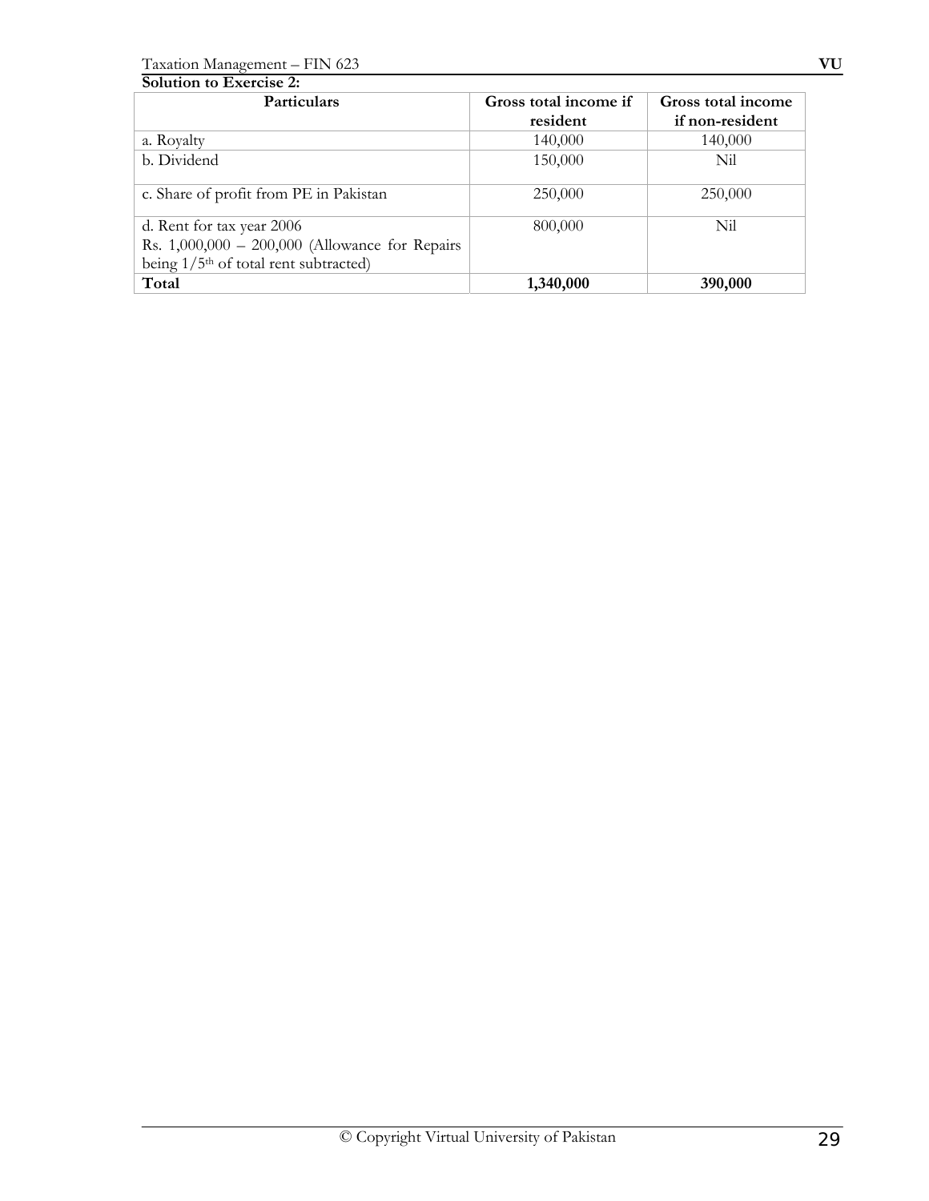**Solution to Exercise 2:**

| Particulars | Gross total income if resident | Gross total income if non-resident |
|---|---|---|
| a. Royalty | 140,000 | 140,000 |
| b. Dividend | 150,000 | Nil |
| c. Share of profit from PE in Pakistan | 250,000 | 250,000 |
| d. Rent for tax year 2006<br>Rs. 1,000,000 – 200,000 (Allowance for Repairs being 1/5th of total rent subtracted) | 800,000 | Nil |
| **Total** | **1,340,000** | **390,000** |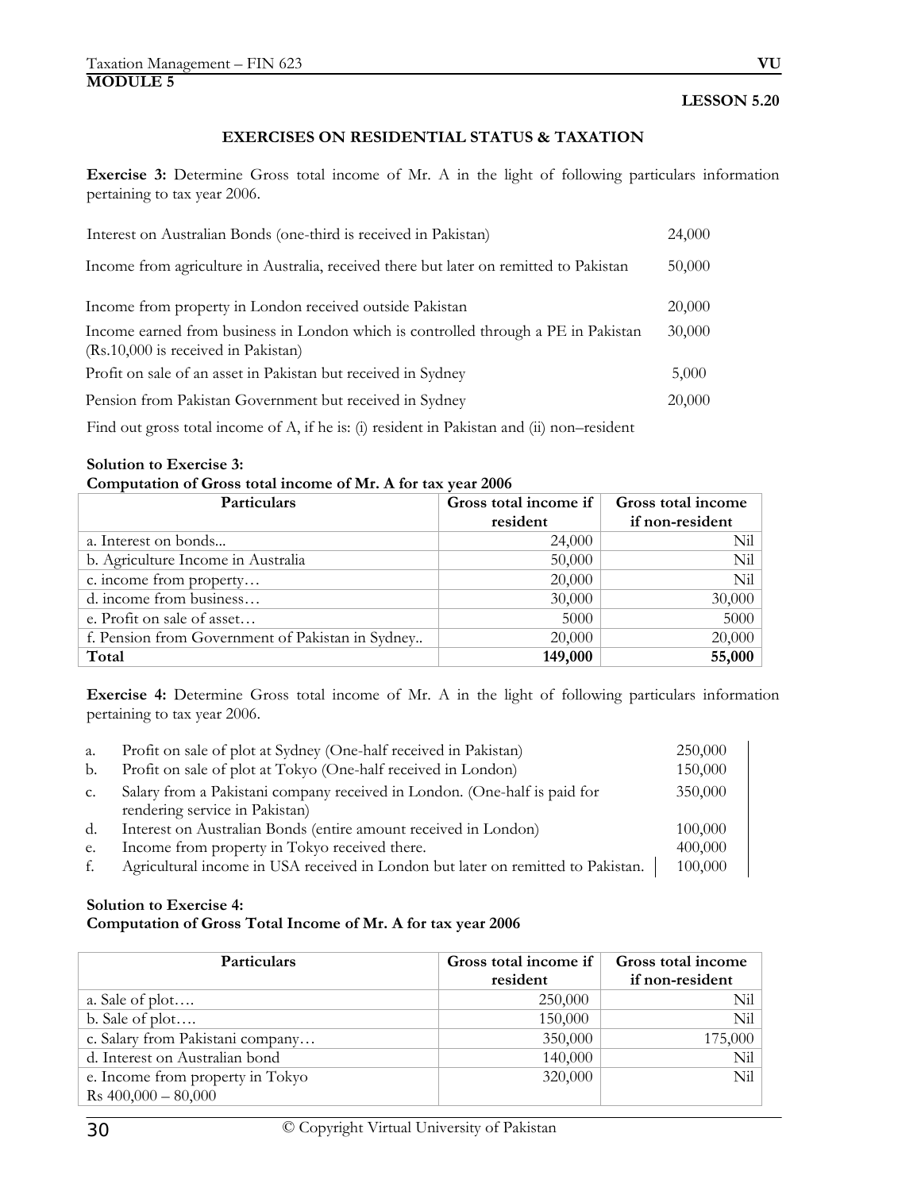**MODULE 5**

**LESSON 5.20**

## EXERCISES ON RESIDENTIAL STATUS & TAXATION

**Exercise 3:** Determine Gross total income of Mr. A in the light of following particulars information pertaining to tax year 2006.

| | |
|---|---|
| Interest on Australian Bonds (one-third is received in Pakistan) | 24,000 |
| Income from agriculture in Australia, received there but later on remitted to Pakistan | 50,000 |
| Income from property in London received outside Pakistan | 20,000 |
| Income earned from business in London which is controlled through a PE in Pakistan (Rs.10,000 is received in Pakistan) | 30,000 |
| Profit on sale of an asset in Pakistan but received in Sydney | 5,000 |
| Pension from Pakistan Government but received in Sydney | 20,000 |

Find out gross total income of A, if he is: (i) resident in Pakistan and (ii) non–resident

**Solution to Exercise 3:**
**Computation of Gross total income of Mr. A for tax year 2006**

| Particulars | Gross total income if resident | Gross total income if non-resident |
|---|---:|---:|
| a. Interest on bonds... | 24,000 | Nil |
| b. Agriculture Income in Australia | 50,000 | Nil |
| c. income from property… | 20,000 | Nil |
| d. income from business… | 30,000 | 30,000 |
| e. Profit on sale of asset… | 5000 | 5000 |
| f. Pension from Government of Pakistan in Sydney.. | 20,000 | 20,000 |
| **Total** | **149,000** | **55,000** |

**Exercise 4:** Determine Gross total income of Mr. A in the light of following particulars information pertaining to tax year 2006.

| | | |
|---|---|---|
| a. | Profit on sale of plot at Sydney (One-half received in Pakistan) | 250,000 |
| b. | Profit on sale of plot at Tokyo (One-half received in London) | 150,000 |
| c. | Salary from a Pakistani company received in London. (One-half is paid for rendering service in Pakistan) | 350,000 |
| d. | Interest on Australian Bonds (entire amount received in London) | 100,000 |
| e. | Income from property in Tokyo received there. | 400,000 |
| f. | Agricultural income in USA received in London but later on remitted to Pakistan. | 100,000 |

**Solution to Exercise 4:**
**Computation of Gross Total Income of Mr. A for tax year 2006**

| Particulars | Gross total income if resident | Gross total income if non-resident |
|---|---:|---:|
| a. Sale of plot…. | 250,000 | Nil |
| b. Sale of plot…. | 150,000 | Nil |
| c. Salary from Pakistani company… | 350,000 | 175,000 |
| d. Interest on Australian bond | 140,000 | Nil |
| e. Income from property in Tokyo<br>Rs 400,000 – 80,000 | 320,000 | Nil |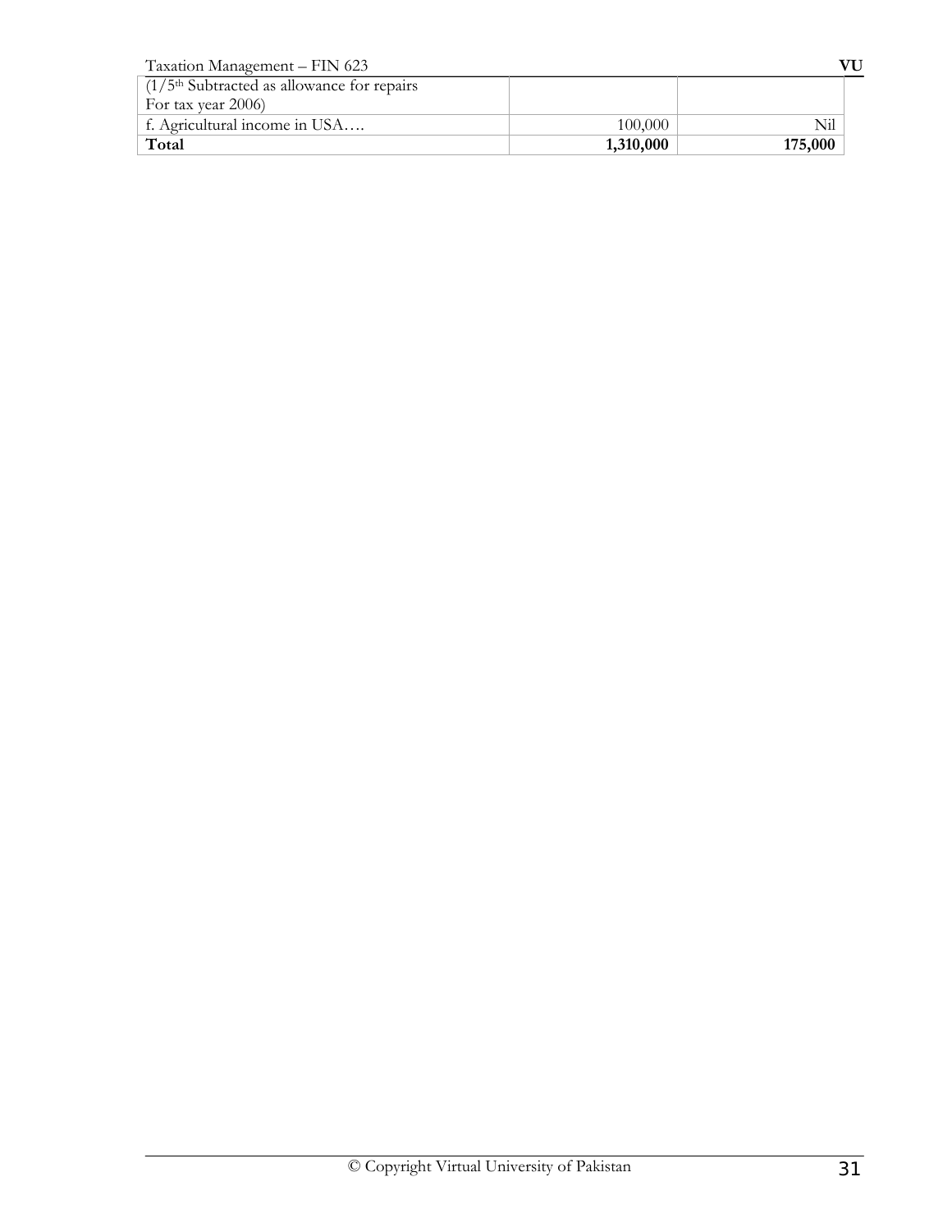| | | |
|---|---|---|
| (1/5th Subtracted as allowance for repairs For tax year 2006) | | |
| f. Agricultural income in USA…. | 100,000 | Nil |
| **Total** | **1,310,000** | **175,000** |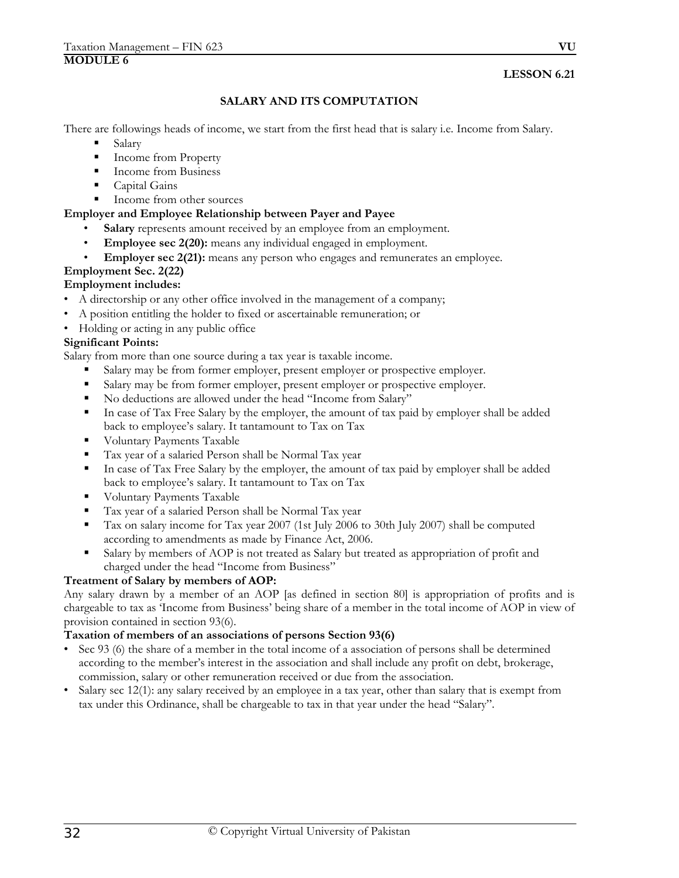**MODULE 6**

**LESSON 6.21**

## SALARY AND ITS COMPUTATION

There are followings heads of income, we start from the first head that is salary i.e. Income from Salary.

- Salary
- Income from Property
- Income from Business
- Capital Gains
- Income from other sources

**Employer and Employee Relationship between Payer and Payee**

- **Salary** represents amount received by an employee from an employment.
- **Employee sec 2(20):** means any individual engaged in employment.
- **Employer sec 2(21):** means any person who engages and remunerates an employee.

**Employment Sec. 2(22)**

**Employment includes:**

- A directorship or any other office involved in the management of a company;
- A position entitling the holder to fixed or ascertainable remuneration; or
- Holding or acting in any public office

**Significant Points:**

Salary from more than one source during a tax year is taxable income.

- Salary may be from former employer, present employer or prospective employer.
- Salary may be from former employer, present employer or prospective employer.
- No deductions are allowed under the head "Income from Salary"
- In case of Tax Free Salary by the employer, the amount of tax paid by employer shall be added back to employee's salary. It tantamount to Tax on Tax
- Voluntary Payments Taxable
- Tax year of a salaried Person shall be Normal Tax year
- In case of Tax Free Salary by the employer, the amount of tax paid by employer shall be added back to employee's salary. It tantamount to Tax on Tax
- Voluntary Payments Taxable
- Tax year of a salaried Person shall be Normal Tax year
- Tax on salary income for Tax year 2007 (1st July 2006 to 30th July 2007) shall be computed according to amendments as made by Finance Act, 2006.
- Salary by members of AOP is not treated as Salary but treated as appropriation of profit and charged under the head "Income from Business"

**Treatment of Salary by members of AOP:**

Any salary drawn by a member of an AOP [as defined in section 80] is appropriation of profits and is chargeable to tax as 'Income from Business' being share of a member in the total income of AOP in view of provision contained in section 93(6).

**Taxation of members of an associations of persons Section 93(6)**

- Sec 93 (6) the share of a member in the total income of a association of persons shall be determined according to the member's interest in the association and shall include any profit on debt, brokerage, commission, salary or other remuneration received or due from the association.
- Salary sec 12(1): any salary received by an employee in a tax year, other than salary that is exempt from tax under this Ordinance, shall be chargeable to tax in that year under the head "Salary".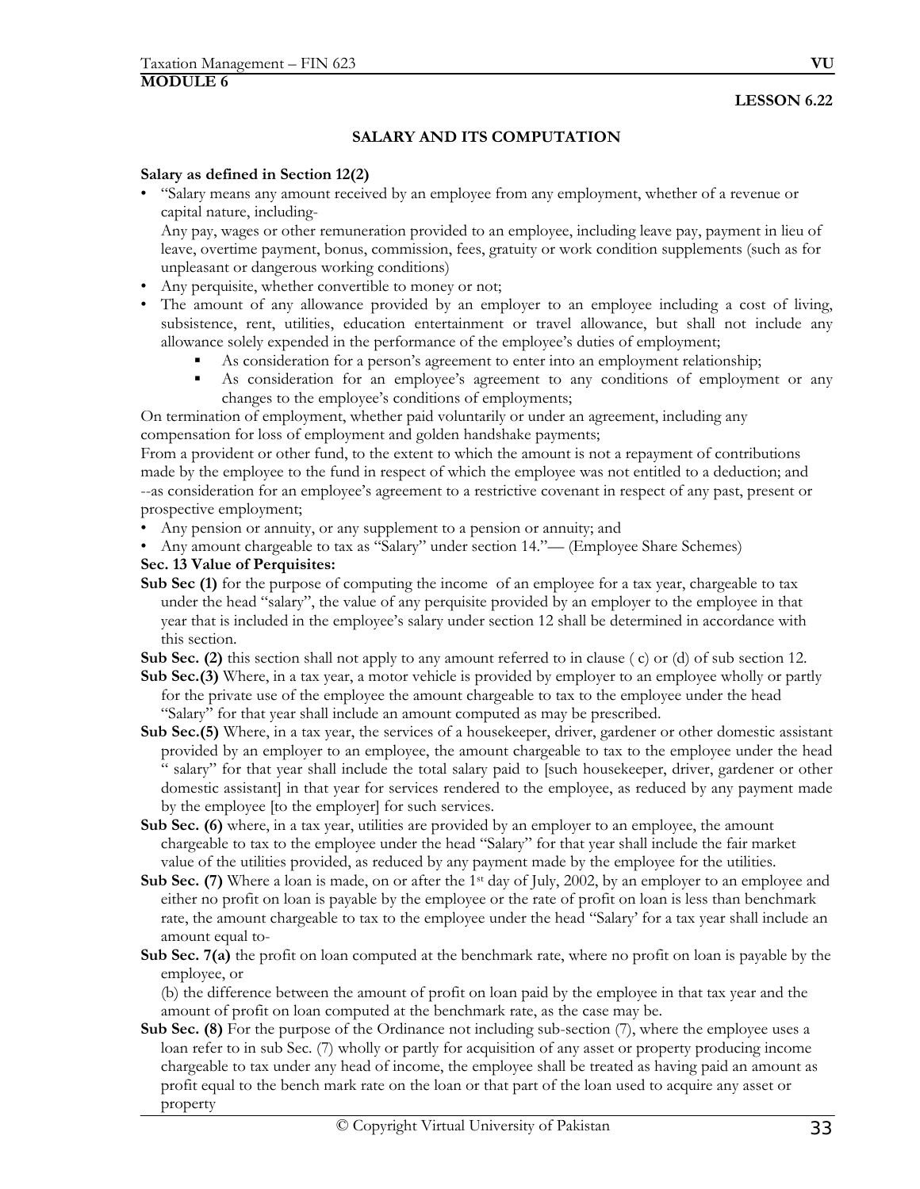**MODULE 6**

**LESSON 6.22**

## SALARY AND ITS COMPUTATION

**Salary as defined in Section 12(2)**

- "Salary means any amount received by an employee from any employment, whether of a revenue or capital nature, including-
  Any pay, wages or other remuneration provided to an employee, including leave pay, payment in lieu of leave, overtime payment, bonus, commission, fees, gratuity or work condition supplements (such as for unpleasant or dangerous working conditions)
- Any perquisite, whether convertible to money or not;
- The amount of any allowance provided by an employer to an employee including a cost of living, subsistence, rent, utilities, education entertainment or travel allowance, but shall not include any allowance solely expended in the performance of the employee's duties of employment;
  - As consideration for a person's agreement to enter into an employment relationship;
  - As consideration for an employee's agreement to any conditions of employment or any changes to the employee's conditions of employments;

On termination of employment, whether paid voluntarily or under an agreement, including any compensation for loss of employment and golden handshake payments;
From a provident or other fund, to the extent to which the amount is not a repayment of contributions made by the employee to the fund in respect of which the employee was not entitled to a deduction; and
--as consideration for an employee's agreement to a restrictive covenant in respect of any past, present or prospective employment;

- Any pension or annuity, or any supplement to a pension or annuity; and
- Any amount chargeable to tax as "Salary" under section 14."— (Employee Share Schemes)

**Sec. 13 Value of Perquisites:**

**Sub Sec (1)** for the purpose of computing the income of an employee for a tax year, chargeable to tax under the head "salary", the value of any perquisite provided by an employer to the employee in that year that is included in the employee's salary under section 12 shall be determined in accordance with this section.

**Sub Sec. (2)** this section shall not apply to any amount referred to in clause ( c) or (d) of sub section 12.

**Sub Sec.(3)** Where, in a tax year, a motor vehicle is provided by employer to an employee wholly or partly for the private use of the employee the amount chargeable to tax to the employee under the head "Salary" for that year shall include an amount computed as may be prescribed.

**Sub Sec.(5)** Where, in a tax year, the services of a housekeeper, driver, gardener or other domestic assistant provided by an employer to an employee, the amount chargeable to tax to the employee under the head " salary" for that year shall include the total salary paid to [such housekeeper, driver, gardener or other domestic assistant] in that year for services rendered to the employee, as reduced by any payment made by the employee [to the employer] for such services.

**Sub Sec. (6)** where, in a tax year, utilities are provided by an employer to an employee, the amount chargeable to tax to the employee under the head "Salary" for that year shall include the fair market value of the utilities provided, as reduced by any payment made by the employee for the utilities.

**Sub Sec. (7)** Where a loan is made, on or after the 1st day of July, 2002, by an employer to an employee and either no profit on loan is payable by the employee or the rate of profit on loan is less than benchmark rate, the amount chargeable to tax to the employee under the head "Salary' for a tax year shall include an amount equal to-

**Sub Sec. 7(a)** the profit on loan computed at the benchmark rate, where no profit on loan is payable by the employee, or

(b) the difference between the amount of profit on loan paid by the employee in that tax year and the amount of profit on loan computed at the benchmark rate, as the case may be.

**Sub Sec. (8)** For the purpose of the Ordinance not including sub-section (7), where the employee uses a loan refer to in sub Sec. (7) wholly or partly for acquisition of any asset or property producing income chargeable to tax under any head of income, the employee shall be treated as having paid an amount as profit equal to the bench mark rate on the loan or that part of the loan used to acquire any asset or property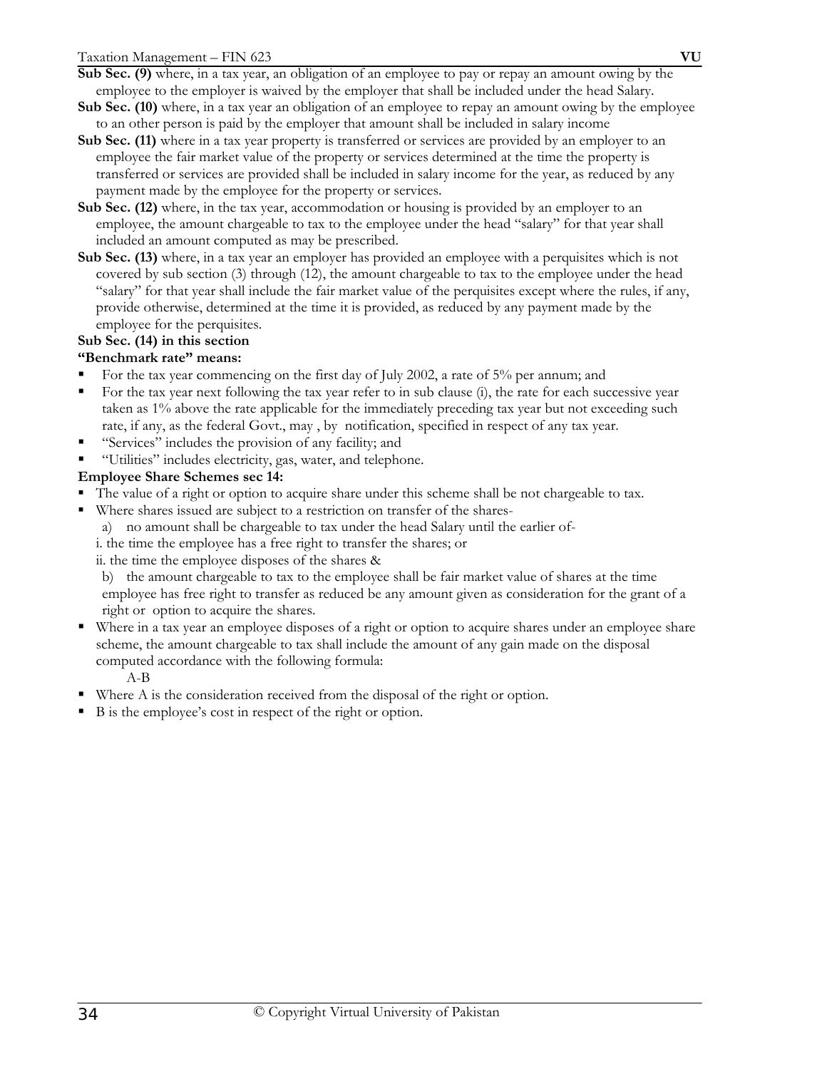**Sub Sec. (9)** where, in a tax year, an obligation of an employee to pay or repay an amount owing by the employee to the employer is waived by the employer that shall be included under the head Salary.

**Sub Sec. (10)** where, in a tax year an obligation of an employee to repay an amount owing by the employee to an other person is paid by the employer that amount shall be included in salary income

**Sub Sec. (11)** where in a tax year property is transferred or services are provided by an employer to an employee the fair market value of the property or services determined at the time the property is transferred or services are provided shall be included in salary income for the year, as reduced by any payment made by the employee for the property or services.

**Sub Sec. (12)** where, in the tax year, accommodation or housing is provided by an employer to an employee, the amount chargeable to tax to the employee under the head "salary" for that year shall included an amount computed as may be prescribed.

**Sub Sec. (13)** where, in a tax year an employer has provided an employee with a perquisites which is not covered by sub section (3) through (12), the amount chargeable to tax to the employee under the head "salary" for that year shall include the fair market value of the perquisites except where the rules, if any, provide otherwise, determined at the time it is provided, as reduced by any payment made by the employee for the perquisites.

**Sub Sec. (14) in this section**

**"Benchmark rate" means:**

- For the tax year commencing on the first day of July 2002, a rate of 5% per annum; and
- For the tax year next following the tax year refer to in sub clause (i), the rate for each successive year taken as 1% above the rate applicable for the immediately preceding tax year but not exceeding such rate, if any, as the federal Govt., may , by notification, specified in respect of any tax year.
- "Services" includes the provision of any facility; and
- "Utilities" includes electricity, gas, water, and telephone.

**Employee Share Schemes sec 14:**

- The value of a right or option to acquire share under this scheme shall be not chargeable to tax.
- Where shares issued are subject to a restriction on transfer of the shares-
  a) no amount shall be chargeable to tax under the head Salary until the earlier of-
  i. the time the employee has a free right to transfer the shares; or
  ii. the time the employee disposes of the shares &
  b) the amount chargeable to tax to the employee shall be fair market value of shares at the time employee has free right to transfer as reduced be any amount given as consideration for the grant of a right or option to acquire the shares.
- Where in a tax year an employee disposes of a right or option to acquire shares under an employee share scheme, the amount chargeable to tax shall include the amount of any gain made on the disposal computed accordance with the following formula:

  $A-B$

- Where A is the consideration received from the disposal of the right or option.
- B is the employee's cost in respect of the right or option.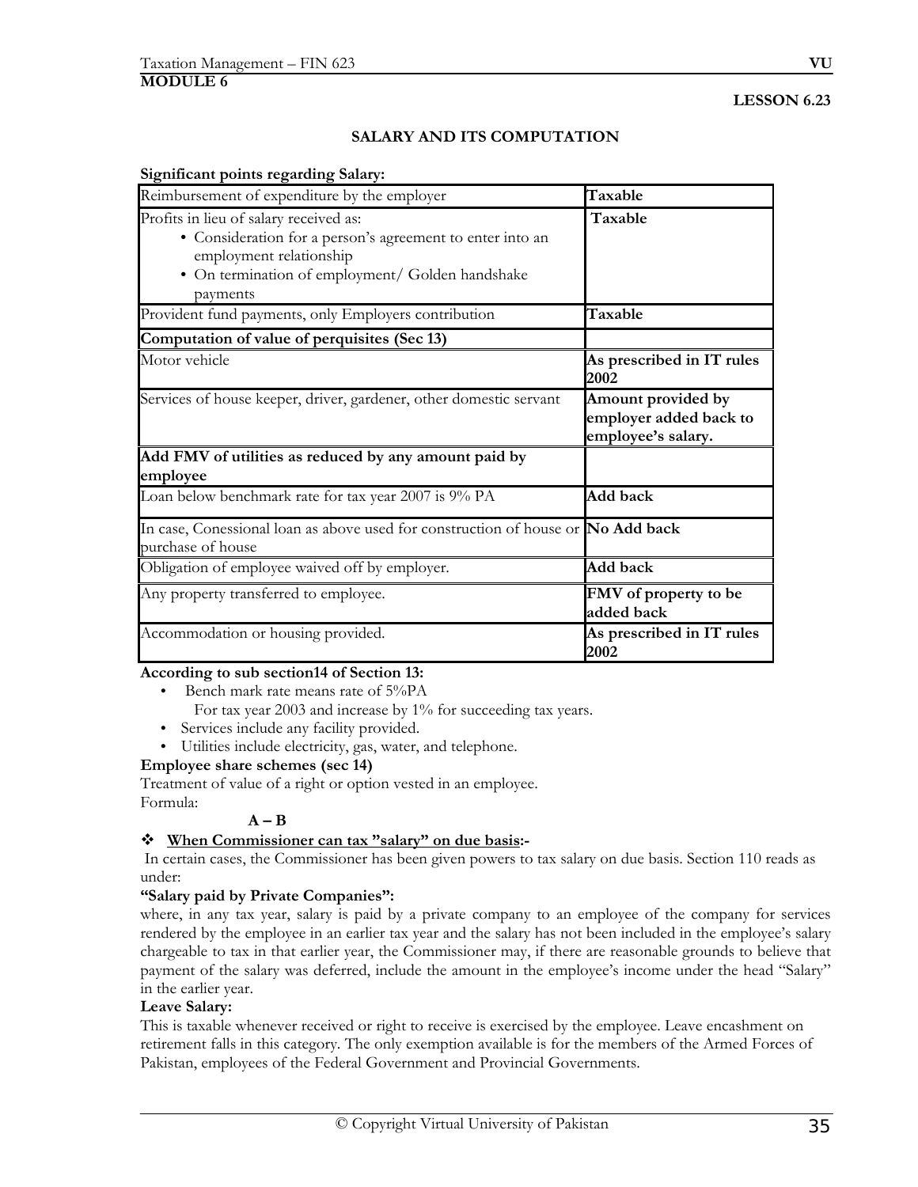**MODULE 6**

**LESSON 6.23**

## SALARY AND ITS COMPUTATION

**Significant points regarding Salary:**

| Reimbursement of expenditure by the employer | **Taxable** |
|---|---|
| Profits in lieu of salary received as:<br>• Consideration for a person's agreement to enter into an employment relationship<br>• On termination of employment/ Golden handshake payments | **Taxable** |
| Provident fund payments, only Employers contribution | **Taxable** |
| **Computation of value of perquisites (Sec 13)** | |
| Motor vehicle | **As prescribed in IT rules 2002** |
| Services of house keeper, driver, gardener, other domestic servant | **Amount provided by employer added back to employee's salary.** |
| **Add FMV of utilities as reduced by any amount paid by employee** | |
| Loan below benchmark rate for tax year 2007 is 9% PA | **Add back** |
| In case, Conessional loan as above used for construction of house or purchase of house | **No Add back** |
| Obligation of employee waived off by employer. | **Add back** |
| Any property transferred to employee. | **FMV of property to be added back** |
| Accommodation or housing provided. | **As prescribed in IT rules 2002** |

**According to sub section14 of Section 13:**

- Bench mark rate means rate of 5%PA
  For tax year 2003 and increase by 1% for succeeding tax years.
- Services include any facility provided.
- Utilities include electricity, gas, water, and telephone.

**Employee share schemes (sec 14)**

Treatment of value of a right or option vested in an employee.

Formula:

**A – B**

❖ **When Commissioner can tax "salary" on due basis:-**

In certain cases, the Commissioner has been given powers to tax salary on due basis. Section 110 reads as under:

**"Salary paid by Private Companies":**

where, in any tax year, salary is paid by a private company to an employee of the company for services rendered by the employee in an earlier tax year and the salary has not been included in the employee's salary chargeable to tax in that earlier year, the Commissioner may, if there are reasonable grounds to believe that payment of the salary was deferred, include the amount in the employee's income under the head "Salary" in the earlier year.

**Leave Salary:**

This is taxable whenever received or right to receive is exercised by the employee. Leave encashment on retirement falls in this category. The only exemption available is for the members of the Armed Forces of Pakistan, employees of the Federal Government and Provincial Governments.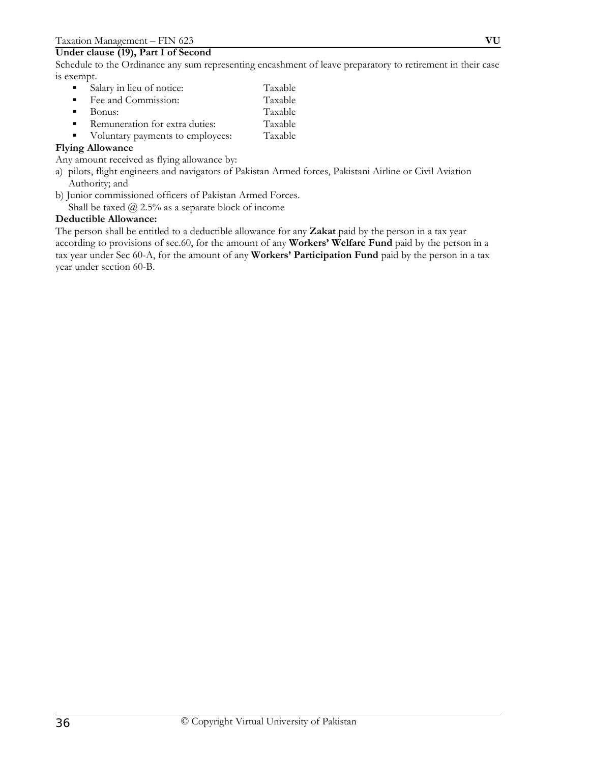**Under clause (19), Part I of Second**

Schedule to the Ordinance any sum representing encashment of leave preparatory to retirement in their case is exempt.

- Salary in lieu of notice: Taxable
- Fee and Commission: Taxable
- Bonus: Taxable
- Remuneration for extra duties: Taxable
- Voluntary payments to employees: Taxable

**Flying Allowance**

Any amount received as flying allowance by:

a) pilots, flight engineers and navigators of Pakistan Armed forces, Pakistani Airline or Civil Aviation Authority; and

b) Junior commissioned officers of Pakistan Armed Forces.

Shall be taxed @ 2.5% as a separate block of income

**Deductible Allowance:**

The person shall be entitled to a deductible allowance for any **Zakat** paid by the person in a tax year according to provisions of sec.60, for the amount of any **Workers' Welfare Fund** paid by the person in a tax year under Sec 60-A, for the amount of any **Workers' Participation Fund** paid by the person in a tax year under section 60-B.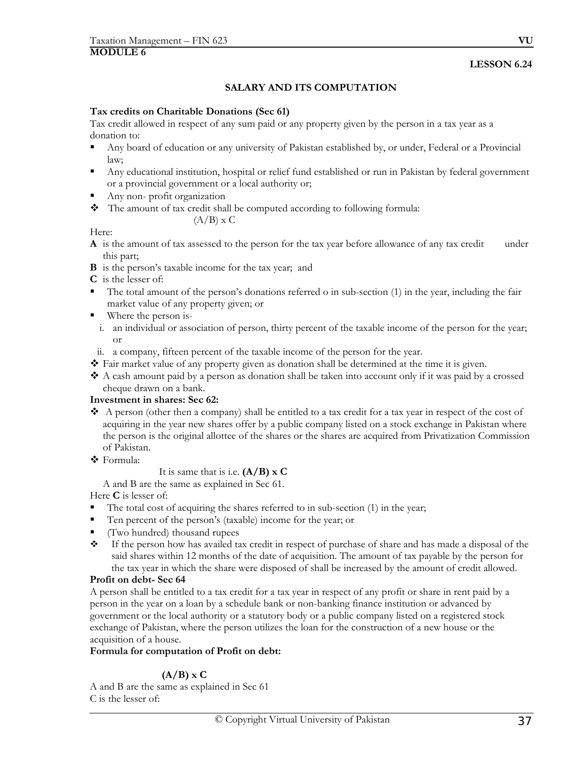**MODULE 6**

**LESSON 6.24**

## SALARY AND ITS COMPUTATION

**Tax credits on Charitable Donations (Sec 61)**

Tax credit allowed in respect of any sum paid or any property given by the person in a tax year as a donation to:

- Any board of education or any university of Pakistan established by, or under, Federal or a Provincial law;
- Any educational institution, hospital or relief fund established or run in Pakistan by federal government or a provincial government or a local authority or;
- Any non- profit organization
- The amount of tax credit shall be computed according to following formula:

$$(A/B) \times C$$

Here:

**A** is the amount of tax assessed to the person for the tax year before allowance of any tax credit under this part;

**B** is the person's taxable income for the tax year; and

**C** is the lesser of:

- The total amount of the person's donations referred o in sub-section (1) in the year, including the fair market value of any property given; or
- Where the person is-
  - i. an individual or association of person, thirty percent of the taxable income of the person for the year; or
  - ii. a company, fifteen percent of the taxable income of the person for the year.
- Fair market value of any property given as donation shall be determined at the time it is given.
- A cash amount paid by a person as donation shall be taken into account only if it was paid by a crossed cheque drawn on a bank.

**Investment in shares: Sec 62:**

- A person (other then a company) shall be entitled to a tax credit for a tax year in respect of the cost of acquiring in the year new shares offer by a public company listed on a stock exchange in Pakistan where the person is the original allottee of the shares or the shares are acquired from Privatization Commission of Pakistan.
- Formula:

  It is same that is i.e. **(A/B) x C**

  A and B are the same as explained in Sec 61.

Here **C** is lesser of:

- The total cost of acquiring the shares referred to in sub-section (1) in the year;
- Ten percent of the person's (taxable) income for the year; or
- (Two hundred) thousand rupees
- If the person how has availed tax credit in respect of purchase of share and has made a disposal of the said shares within 12 months of the date of acquisition. The amount of tax payable by the person for the tax year in which the share were disposed of shall be increased by the amount of credit allowed.

**Profit on debt- Sec 64**

A person shall be entitled to a tax credit for a tax year in respect of any profit or share in rent paid by a person in the year on a loan by a schedule bank or non-banking finance institution or advanced by government or the local authority or a statutory body or a public company listed on a registered stock exchange of Pakistan, where the person utilizes the loan for the construction of a new house or the acquisition of a house.

**Formula for computation of Profit on debt:**

$$(A/B) \times C$$

A and B are the same as explained in Sec 61

C is the lesser of: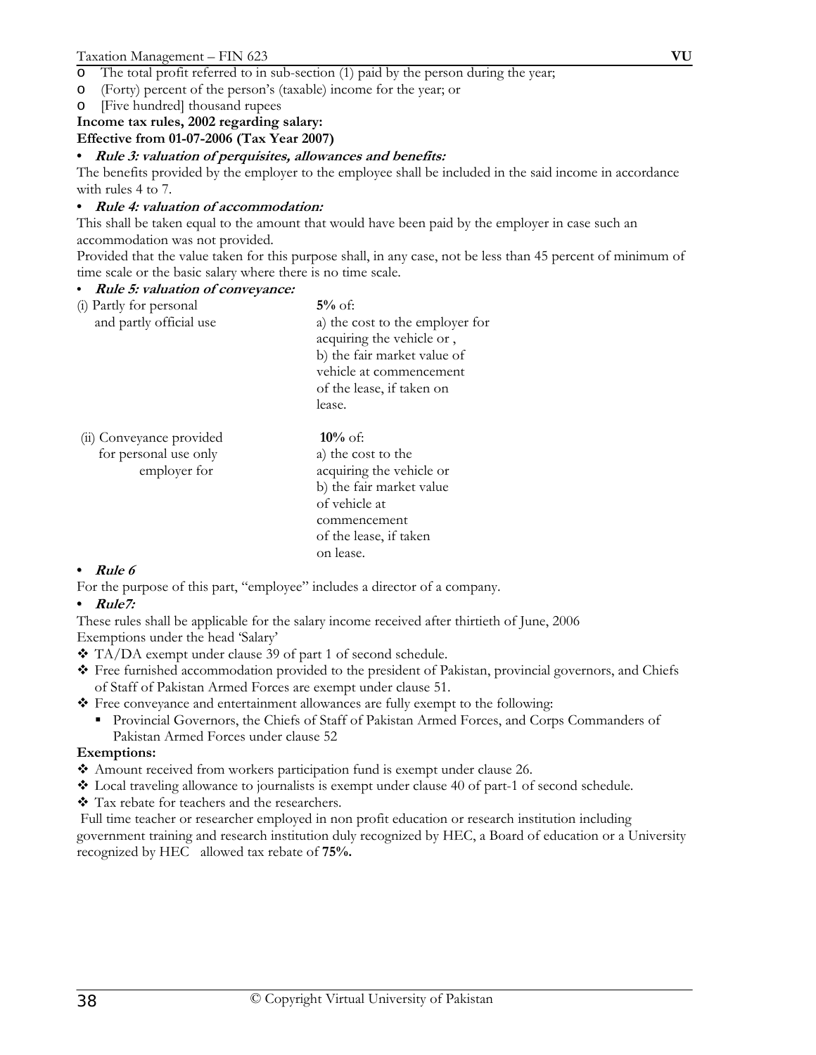- The total profit referred to in sub-section (1) paid by the person during the year;
- (Forty) percent of the person's (taxable) income for the year; or
- [Five hundred] thousand rupees

**Income tax rules, 2002 regarding salary:**

**Effective from 01-07-2006 (Tax Year 2007)**

- ***Rule 3: valuation of perquisites, allowances and benefits:***

The benefits provided by the employer to the employee shall be included in the said income in accordance with rules 4 to 7.

- ***Rule 4: valuation of accommodation:***

This shall be taken equal to the amount that would have been paid by the employer in case such an accommodation was not provided.

Provided that the value taken for this purpose shall, in any case, not be less than 45 percent of minimum of time scale or the basic salary where there is no time scale.

- ***Rule 5: valuation of conveyance:***

| | |
|---|---|
| (i) Partly for personal and partly official use | **5%** of: a) the cost to the employer for acquiring the vehicle or , b) the fair market value of vehicle at commencement of the lease, if taken on lease. |
| (ii) Conveyance provided for personal use only employer for | **10%** of: a) the cost to the acquiring the vehicle or b) the fair market value of vehicle at commencement of the lease, if taken on lease. |

- ***Rule 6***

For the purpose of this part, "employee" includes a director of a company.

- ***Rule7:***

These rules shall be applicable for the salary income received after thirtieth of June, 2006

Exemptions under the head 'Salary'

- TA/DA exempt under clause 39 of part 1 of second schedule.
- Free furnished accommodation provided to the president of Pakistan, provincial governors, and Chiefs of Staff of Pakistan Armed Forces are exempt under clause 51.
- Free conveyance and entertainment allowances are fully exempt to the following:
  - Provincial Governors, the Chiefs of Staff of Pakistan Armed Forces, and Corps Commanders of Pakistan Armed Forces under clause 52

**Exemptions:**

- Amount received from workers participation fund is exempt under clause 26.
- Local traveling allowance to journalists is exempt under clause 40 of part-1 of second schedule.
- Tax rebate for teachers and the researchers.

Full time teacher or researcher employed in non profit education or research institution including government training and research institution duly recognized by HEC, a Board of education or a University recognized by HEC allowed tax rebate of **75%.**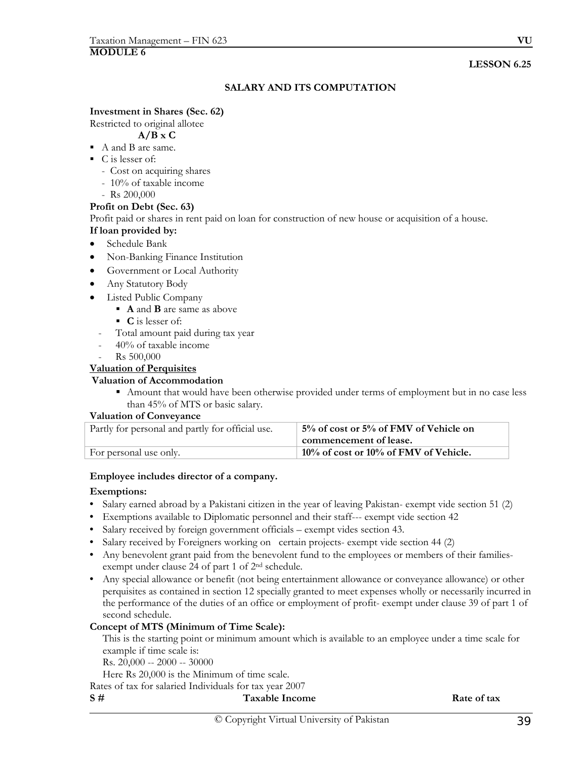**MODULE 6**

**LESSON 6.25**

## SALARY AND ITS COMPUTATION

**Investment in Shares (Sec. 62)**

Restricted to original allotee

**A/B x C**

- A and B are same.
- C is lesser of:
  - Cost on acquiring shares
  - 10% of taxable income
  - Rs 200,000

**Profit on Debt (Sec. 63)**

Profit paid or shares in rent paid on loan for construction of new house or acquisition of a house.

**If loan provided by:**

- Schedule Bank
- Non-Banking Finance Institution
- Government or Local Authority
- Any Statutory Body
- Listed Public Company
  - **A** and **B** are same as above
  - **C** is lesser of:
    - Total amount paid during tax year
    - 40% of taxable income
    - Rs 500,000

**<u>Valuation of Perquisites</u>**

**Valuation of Accommodation**

- Amount that would have been otherwise provided under terms of employment but in no case less than 45% of MTS or basic salary.

**Valuation of Conveyance**

| | |
|---|---|
| Partly for personal and partly for official use. | **5% of cost or 5% of FMV of Vehicle on commencement of lease.** |
| For personal use only. | **10% of cost or 10% of FMV of Vehicle.** |

**Employee includes director of a company.**

**Exemptions:**

- Salary earned abroad by a Pakistani citizen in the year of leaving Pakistan- exempt vide section 51 (2)
- Exemptions available to Diplomatic personnel and their staff--- exempt vide section 42
- Salary received by foreign government officials – exempt vides section 43.
- Salary received by Foreigners working on certain projects- exempt vide section 44 (2)
- Any benevolent grant paid from the benevolent fund to the employees or members of their families- exempt under clause 24 of part 1 of 2nd schedule.
- Any special allowance or benefit (not being entertainment allowance or conveyance allowance) or other perquisites as contained in section 12 specially granted to meet expenses wholly or necessarily incurred in the performance of the duties of an office or employment of profit- exempt under clause 39 of part 1 of second schedule.

**Concept of MTS (Minimum of Time Scale):**

This is the starting point or minimum amount which is available to an employee under a time scale for example if time scale is:

Rs. 20,000 -- 2000 -- 30000

Here Rs 20,000 is the Minimum of time scale.

Rates of tax for salaried Individuals for tax year 2007

| **S #** | **Taxable Income** | **Rate of tax** |
|---|---|---|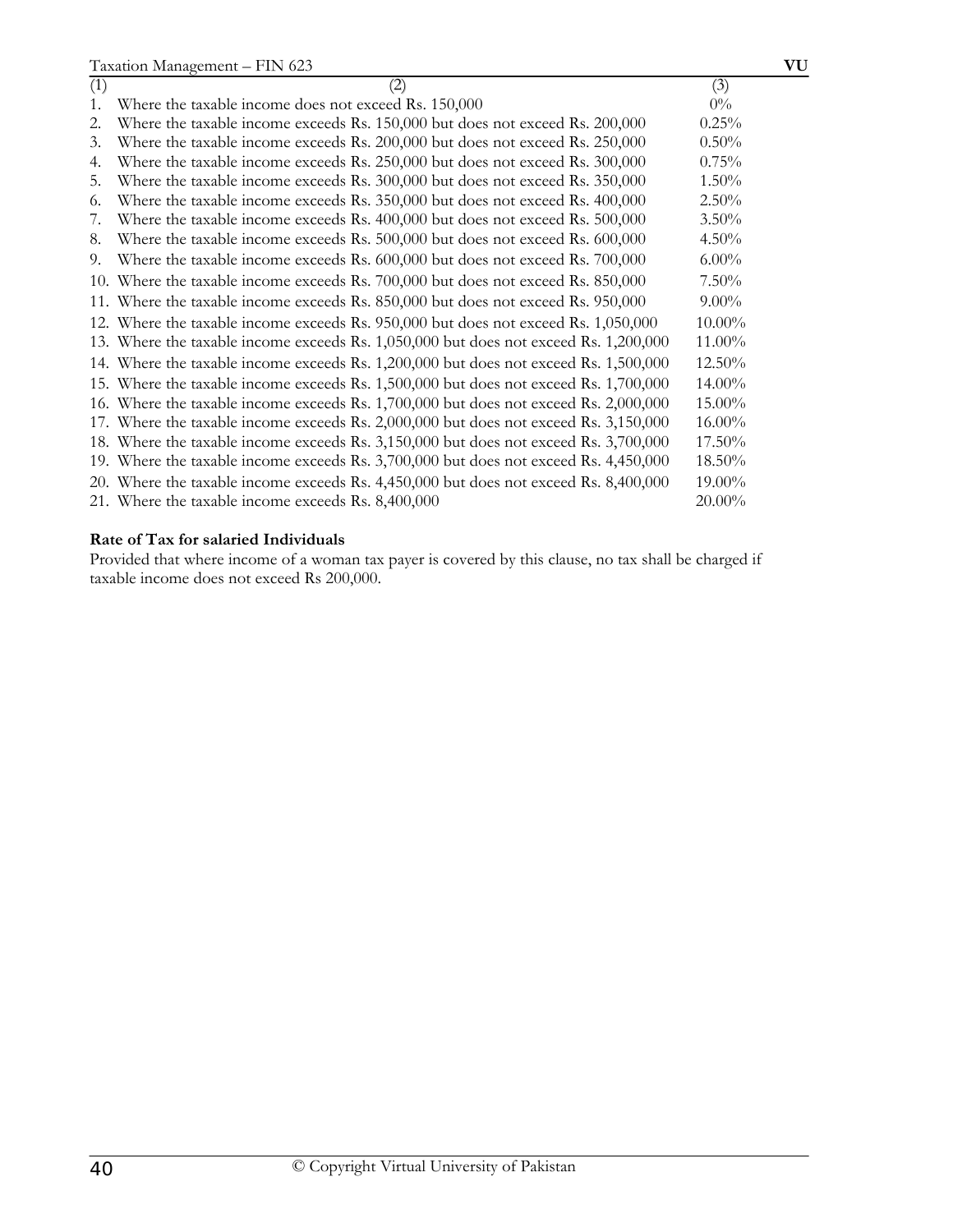| (1) | (2) | (3) |
|---|---|---|
| 1. | Where the taxable income does not exceed Rs. 150,000 | 0% |
| 2. | Where the taxable income exceeds Rs. 150,000 but does not exceed Rs. 200,000 | 0.25% |
| 3. | Where the taxable income exceeds Rs. 200,000 but does not exceed Rs. 250,000 | 0.50% |
| 4. | Where the taxable income exceeds Rs. 250,000 but does not exceed Rs. 300,000 | 0.75% |
| 5. | Where the taxable income exceeds Rs. 300,000 but does not exceed Rs. 350,000 | 1.50% |
| 6. | Where the taxable income exceeds Rs. 350,000 but does not exceed Rs. 400,000 | 2.50% |
| 7. | Where the taxable income exceeds Rs. 400,000 but does not exceed Rs. 500,000 | 3.50% |
| 8. | Where the taxable income exceeds Rs. 500,000 but does not exceed Rs. 600,000 | 4.50% |
| 9. | Where the taxable income exceeds Rs. 600,000 but does not exceed Rs. 700,000 | 6.00% |
| 10. | Where the taxable income exceeds Rs. 700,000 but does not exceed Rs. 850,000 | 7.50% |
| 11. | Where the taxable income exceeds Rs. 850,000 but does not exceed Rs. 950,000 | 9.00% |
| 12. | Where the taxable income exceeds Rs. 950,000 but does not exceed Rs. 1,050,000 | 10.00% |
| 13. | Where the taxable income exceeds Rs. 1,050,000 but does not exceed Rs. 1,200,000 | 11.00% |
| 14. | Where the taxable income exceeds Rs. 1,200,000 but does not exceed Rs. 1,500,000 | 12.50% |
| 15. | Where the taxable income exceeds Rs. 1,500,000 but does not exceed Rs. 1,700,000 | 14.00% |
| 16. | Where the taxable income exceeds Rs. 1,700,000 but does not exceed Rs. 2,000,000 | 15.00% |
| 17. | Where the taxable income exceeds Rs. 2,000,000 but does not exceed Rs. 3,150,000 | 16.00% |
| 18. | Where the taxable income exceeds Rs. 3,150,000 but does not exceed Rs. 3,700,000 | 17.50% |
| 19. | Where the taxable income exceeds Rs. 3,700,000 but does not exceed Rs. 4,450,000 | 18.50% |
| 20. | Where the taxable income exceeds Rs. 4,450,000 but does not exceed Rs. 8,400,000 | 19.00% |
| 21. | Where the taxable income exceeds Rs. 8,400,000 | 20.00% |

**Rate of Tax for salaried Individuals**

Provided that where income of a woman tax payer is covered by this clause, no tax shall be charged if taxable income does not exceed Rs 200,000.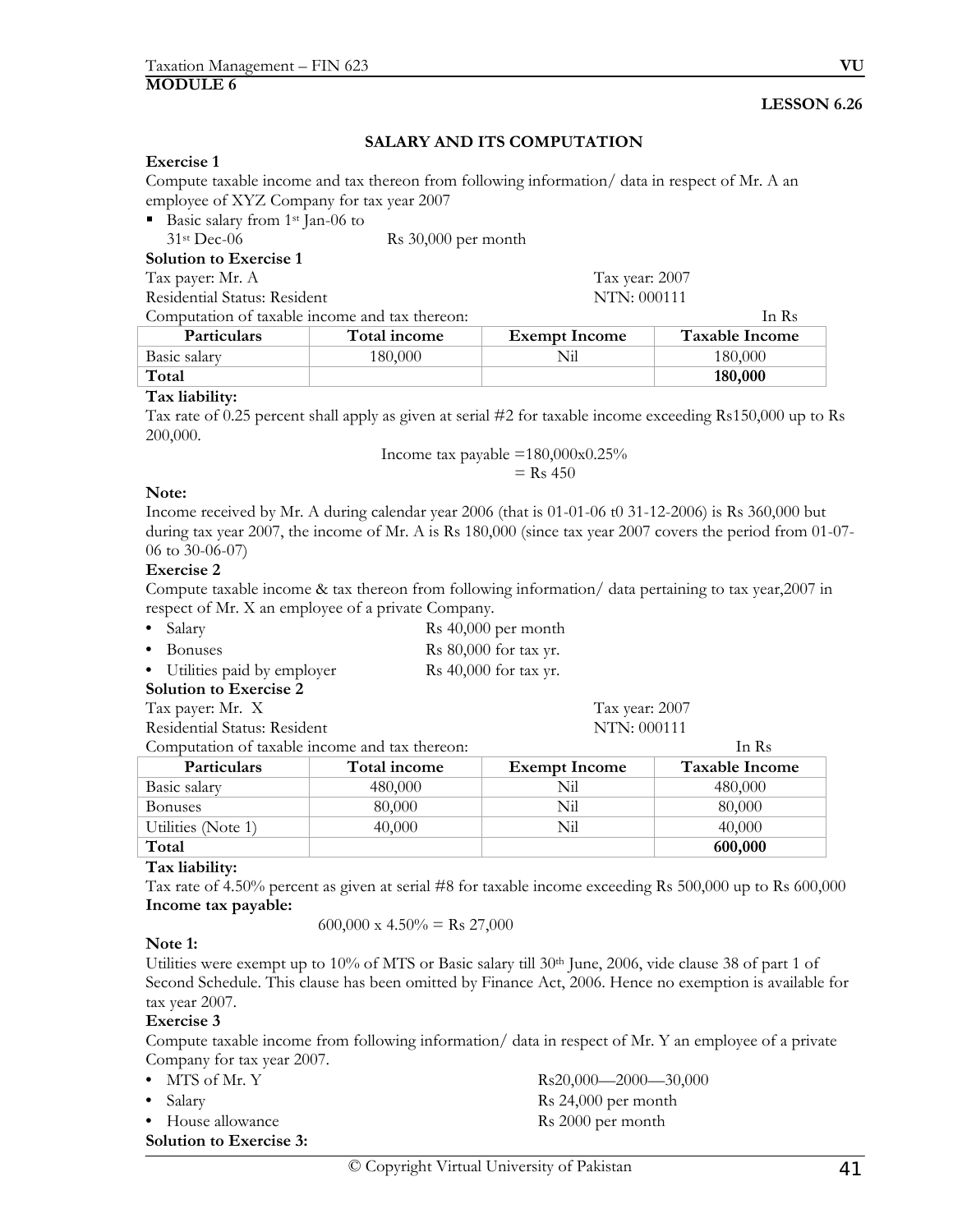**MODULE 6**

**LESSON 6.26**

## SALARY AND ITS COMPUTATION

### Exercise 1

Compute taxable income and tax thereon from following information/ data in respect of Mr. A an employee of XYZ Company for tax year 2007

- Basic salary from 1st Jan-06 to 31st Dec-06 Rs 30,000 per month

### Solution to Exercise 1

Tax payer: Mr. A Tax year: 2007

Residential Status: Resident NTN: 000111

Computation of taxable income and tax thereon: In Rs

| Particulars | Total income | Exempt Income | Taxable Income |
|---|---|---|---|
| Basic salary | 180,000 | Nil | 180,000 |
| **Total** | | | **180,000** |

**Tax liability:**

Tax rate of 0.25 percent shall apply as given at serial #2 for taxable income exceeding Rs150,000 up to Rs 200,000.

Income tax payable =180,000x0.25%
= Rs 450

**Note:**

Income received by Mr. A during calendar year 2006 (that is 01-01-06 t0 31-12-2006) is Rs 360,000 but during tax year 2007, the income of Mr. A is Rs 180,000 (since tax year 2007 covers the period from 01-07-06 to 30-06-07)

### Exercise 2

Compute taxable income & tax thereon from following information/ data pertaining to tax year,2007 in respect of Mr. X an employee of a private Company.

- Salary Rs 40,000 per month
- Bonuses Rs 80,000 for tax yr.
- Utilities paid by employer Rs 40,000 for tax yr.

### Solution to Exercise 2

Tax payer: Mr. X Tax year: 2007

Residential Status: Resident NTN: 000111

Computation of taxable income and tax thereon: In Rs

| Particulars | Total income | Exempt Income | Taxable Income |
|---|---|---|---|
| Basic salary | 480,000 | Nil | 480,000 |
| Bonuses | 80,000 | Nil | 80,000 |
| Utilities (Note 1) | 40,000 | Nil | 40,000 |
| **Total** | | | **600,000** |

**Tax liability:**

Tax rate of 4.50% percent as given at serial #8 for taxable income exceeding Rs 500,000 up to Rs 600,000

**Income tax payable:**

600,000 x 4.50% = Rs 27,000

**Note 1:**

Utilities were exempt up to 10% of MTS or Basic salary till 30th June, 2006, vide clause 38 of part 1 of Second Schedule. This clause has been omitted by Finance Act, 2006. Hence no exemption is available for tax year 2007.

### Exercise 3

Compute taxable income from following information/ data in respect of Mr. Y an employee of a private Company for tax year 2007.

- MTS of Mr. Y Rs20,000—2000—30,000
- Salary Rs 24,000 per month
- House allowance Rs 2000 per month

### Solution to Exercise 3: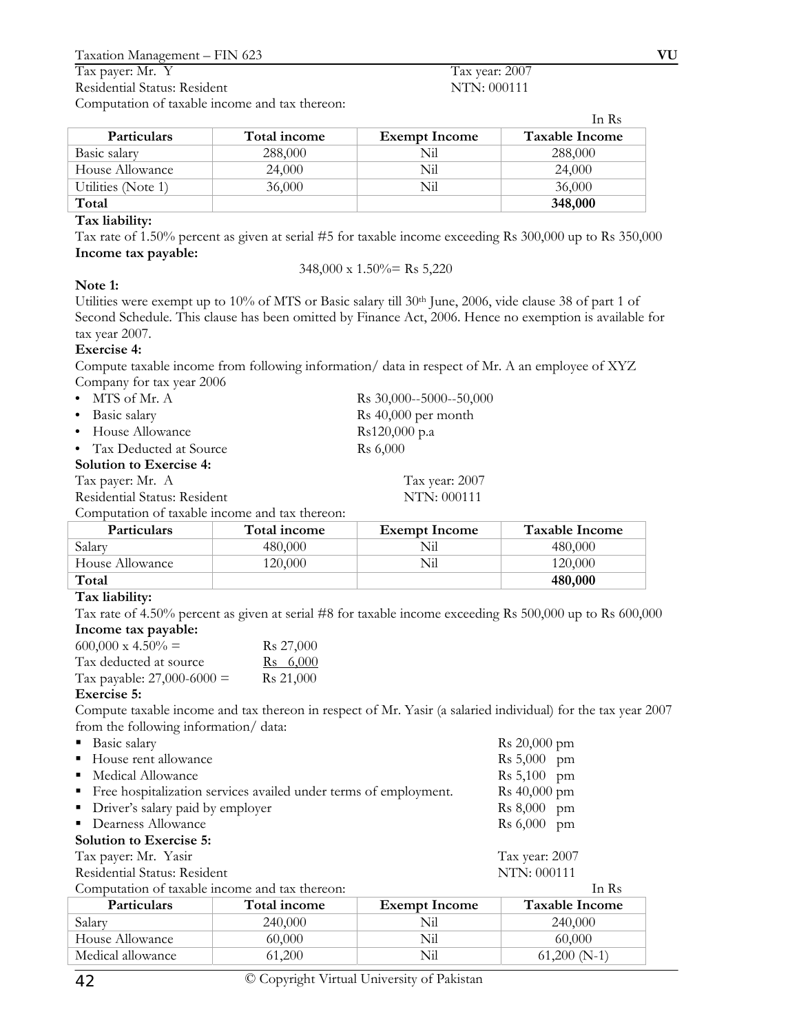Tax payer: Mr. Y | Tax year: 2007

Residential Status: Resident | NTN: 000111

Computation of taxable income and tax thereon:

In Rs

| Particulars | Total income | Exempt Income | Taxable Income |
|---|---|---|---|
| Basic salary | 288,000 | Nil | 288,000 |
| House Allowance | 24,000 | Nil | 24,000 |
| Utilities (Note 1) | 36,000 | Nil | 36,000 |
| **Total** | | | **348,000** |

**Tax liability:**

Tax rate of 1.50% percent as given at serial #5 for taxable income exceeding Rs 300,000 up to Rs 350,000

**Income tax payable:**

348,000 x 1.50%= Rs 5,220

**Note 1:**

Utilities were exempt up to 10% of MTS or Basic salary till 30th June, 2006, vide clause 38 of part 1 of Second Schedule. This clause has been omitted by Finance Act, 2006. Hence no exemption is available for tax year 2007.

**Exercise 4:**

Compute taxable income from following information/ data in respect of Mr. A an employee of XYZ Company for tax year 2006

- MTS of Mr. A — Rs 30,000--5000--50,000
- Basic salary — Rs 40,000 per month
- House Allowance — Rs120,000 p.a
- Tax Deducted at Source — Rs 6,000

**Solution to Exercise 4:**

Tax payer: Mr. A | Tax year: 2007

Residential Status: Resident | NTN: 000111

Computation of taxable income and tax thereon:

| Particulars | Total income | Exempt Income | Taxable Income |
|---|---|---|---|
| Salary | 480,000 | Nil | 480,000 |
| House Allowance | 120,000 | Nil | 120,000 |
| **Total** | | | **480,000** |

**Tax liability:**

Tax rate of 4.50% percent as given at serial #8 for taxable income exceeding Rs 500,000 up to Rs 600,000

**Income tax payable:**

| | |
|---|---|
| 600,000 x 4.50% = | Rs 27,000 |
| Tax deducted at source | Rs 6,000 |
| Tax payable: 27,000-6000 = | Rs 21,000 |

**Exercise 5:**

Compute taxable income and tax thereon in respect of Mr. Yasir (a salaried individual) for the tax year 2007 from the following information/ data:

- Basic salary — Rs 20,000 pm
- House rent allowance — Rs 5,000 pm
- Medical Allowance — Rs 5,100 pm
- Free hospitalization services availed under terms of employment. — Rs 40,000 pm
- Driver's salary paid by employer — Rs 8,000 pm
- Dearness Allowance — Rs 6,000 pm

**Solution to Exercise 5:**

Tax payer: Mr. Yasir | Tax year: 2007

Residential Status: Resident | NTN: 000111

Computation of taxable income and tax thereon:

In Rs

| Particulars | Total income | Exempt Income | Taxable Income |
|---|---|---|---|
| Salary | 240,000 | Nil | 240,000 |
| House Allowance | 60,000 | Nil | 60,000 |
| Medical allowance | 61,200 | Nil | 61,200 (N-1) |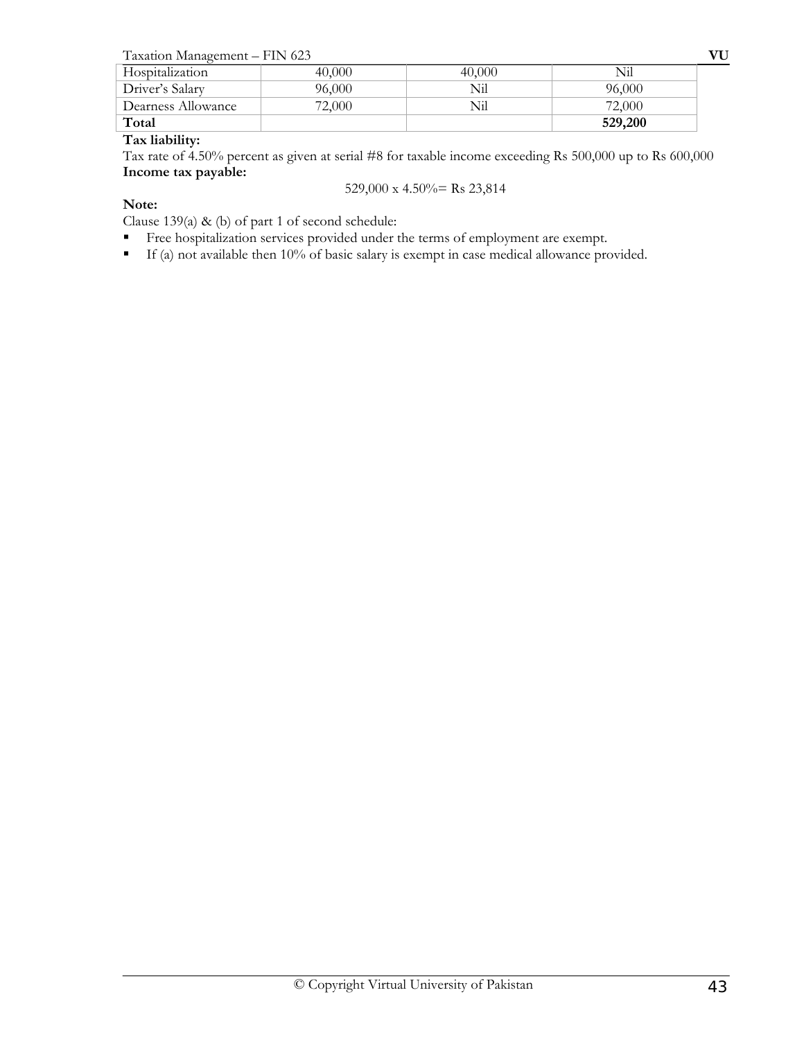| | | | |
|---|---|---|---|
| Hospitalization | 40,000 | 40,000 | Nil |
| Driver's Salary | 96,000 | Nil | 96,000 |
| Dearness Allowance | 72,000 | Nil | 72,000 |
| **Total** | | | **529,200** |

**Tax liability:**

Tax rate of 4.50% percent as given at serial #8 for taxable income exceeding Rs 500,000 up to Rs 600,000

**Income tax payable:**

529,000 x 4.50%= Rs 23,814

**Note:**

Clause 139(a) & (b) of part 1 of second schedule:

- Free hospitalization services provided under the terms of employment are exempt.
- If (a) not available then 10% of basic salary is exempt in case medical allowance provided.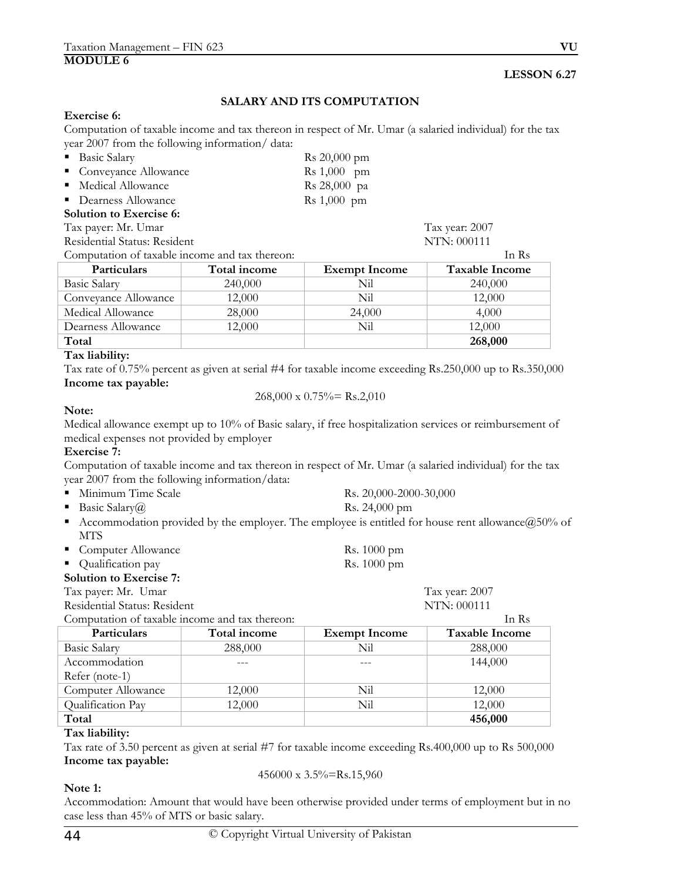**MODULE 6**

**LESSON 6.27**

## SALARY AND ITS COMPUTATION

**Exercise 6:**

Computation of taxable income and tax thereon in respect of Mr. Umar (a salaried individual) for the tax year 2007 from the following information/ data:

- Basic Salary — Rs 20,000 pm
- Conveyance Allowance — Rs 1,000 pm
- Medical Allowance — Rs 28,000 pa
- Dearness Allowance — Rs 1,000 pm

**Solution to Exercise 6:**

Tax payer: Mr. Umar — Tax year: 2007

Residential Status: Resident — NTN: 000111

Computation of taxable income and tax thereon: — In Rs

| Particulars | Total income | Exempt Income | Taxable Income |
|---|---|---|---|
| Basic Salary | 240,000 | Nil | 240,000 |
| Conveyance Allowance | 12,000 | Nil | 12,000 |
| Medical Allowance | 28,000 | 24,000 | 4,000 |
| Dearness Allowance | 12,000 | Nil | 12,000 |
| **Total** | | | **268,000** |

**Tax liability:**

Tax rate of 0.75% percent as given at serial #4 for taxable income exceeding Rs.250,000 up to Rs.350,000

**Income tax payable:**

268,000 x 0.75%= Rs.2,010

**Note:**

Medical allowance exempt up to 10% of Basic salary, if free hospitalization services or reimbursement of medical expenses not provided by employer

**Exercise 7:**

Computation of taxable income and tax thereon in respect of Mr. Umar (a salaried individual) for the tax year 2007 from the following information/data:

- Minimum Time Scale — Rs. 20,000-2000-30,000
- Basic Salary@ — Rs. 24,000 pm
- Accommodation provided by the employer. The employee is entitled for house rent allowance@50% of MTS
- Computer Allowance — Rs. 1000 pm
- Qualification pay — Rs. 1000 pm

**Solution to Exercise 7:**

Tax payer: Mr. Umar — Tax year: 2007

Residential Status: Resident — NTN: 000111

Computation of taxable income and tax thereon: — In Rs

| Particulars | Total income | Exempt Income | Taxable Income |
|---|---|---|---|
| Basic Salary | 288,000 | Nil | 288,000 |
| Accommodation Refer (note-1) | --- | --- | 144,000 |
| Computer Allowance | 12,000 | Nil | 12,000 |
| Qualification Pay | 12,000 | Nil | 12,000 |
| **Total** | | | **456,000** |

**Tax liability:**

Tax rate of 3.50 percent as given at serial #7 for taxable income exceeding Rs.400,000 up to Rs 500,000

**Income tax payable:**

456000 x 3.5%=Rs.15,960

**Note 1:**

Accommodation: Amount that would have been otherwise provided under terms of employment but in no case less than 45% of MTS or basic salary.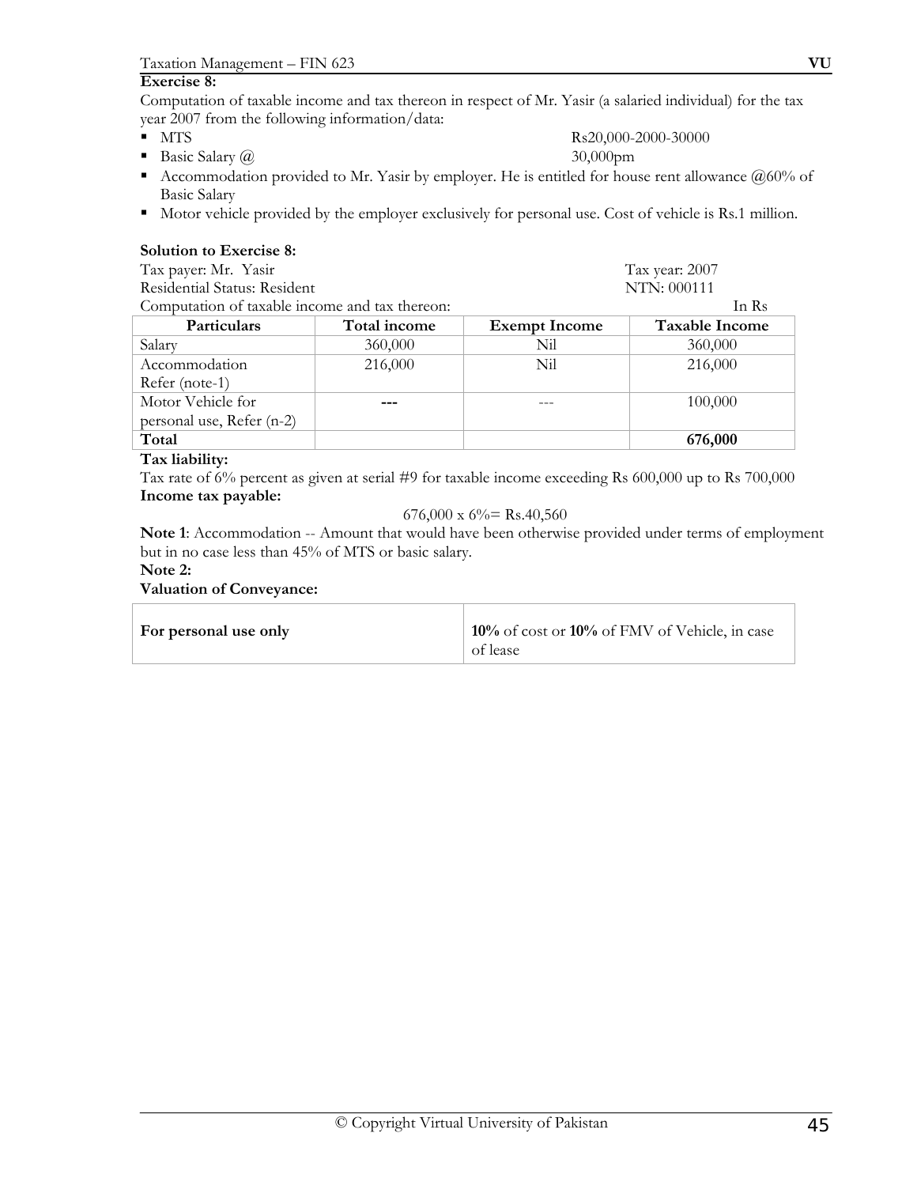**Exercise 8:**

Computation of taxable income and tax thereon in respect of Mr. Yasir (a salaried individual) for the tax year 2007 from the following information/data:

- MTS — Rs20,000-2000-30000
- Basic Salary @ — 30,000pm
- Accommodation provided to Mr. Yasir by employer. He is entitled for house rent allowance @60% of Basic Salary
- Motor vehicle provided by the employer exclusively for personal use. Cost of vehicle is Rs.1 million.

**Solution to Exercise 8:**

Tax payer: Mr. Yasir — Tax year: 2007

Residential Status: Resident — NTN: 000111

Computation of taxable income and tax thereon: — In Rs

| Particulars | Total income | Exempt Income | Taxable Income |
|---|---|---|---|
| Salary | 360,000 | Nil | 360,000 |
| Accommodation Refer (note-1) | 216,000 | Nil | 216,000 |
| Motor Vehicle for personal use, Refer (n-2) | --- | --- | 100,000 |
| **Total** | | | **676,000** |

**Tax liability:**

Tax rate of 6% percent as given at serial #9 for taxable income exceeding Rs 600,000 up to Rs 700,000

**Income tax payable:**

676,000 x 6%= Rs.40,560

**Note 1**: Accommodation -- Amount that would have been otherwise provided under terms of employment but in no case less than 45% of MTS or basic salary.

**Note 2:**

**Valuation of Conveyance:**

| | |
|---|---|
| **For personal use only** | **10%** of cost or **10%** of FMV of Vehicle, in case of lease |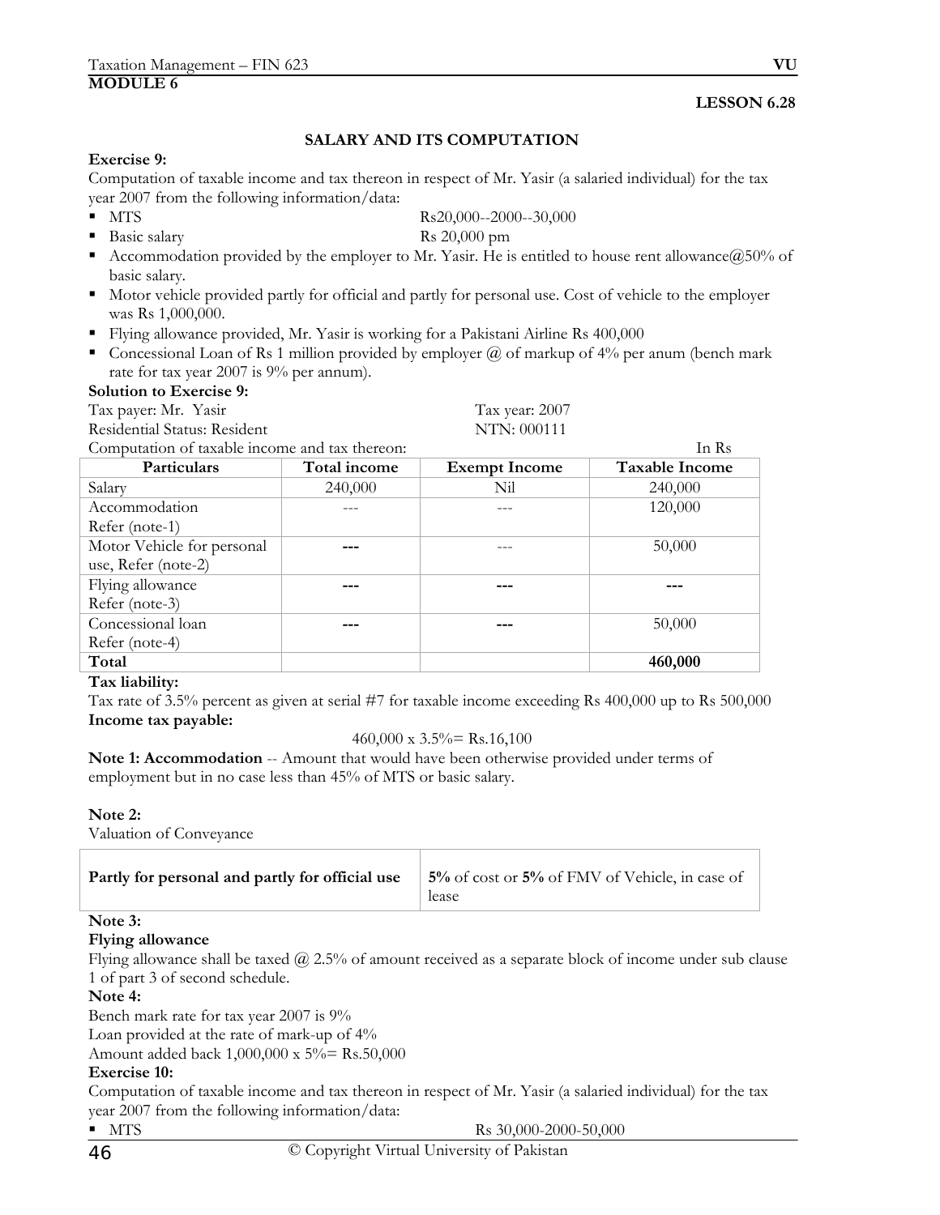## MODULE 6

**LESSON 6.28**

### SALARY AND ITS COMPUTATION

**Exercise 9:**

Computation of taxable income and tax thereon in respect of Mr. Yasir (a salaried individual) for the tax year 2007 from the following information/data:

- MTS Rs20,000--2000--30,000
- Basic salary Rs 20,000 pm
- Accommodation provided by the employer to Mr. Yasir. He is entitled to house rent allowance@50% of basic salary.
- Motor vehicle provided partly for official and partly for personal use. Cost of vehicle to the employer was Rs 1,000,000.
- Flying allowance provided, Mr. Yasir is working for a Pakistani Airline Rs 400,000
- Concessional Loan of Rs 1 million provided by employer @ of markup of 4% per anum (bench mark rate for tax year 2007 is 9% per annum).

**Solution to Exercise 9:**

Tax payer: Mr. Yasir — Tax year: 2007

Residential Status: Resident — NTN: 000111

Computation of taxable income and tax thereon: In Rs

| Particulars | Total income | Exempt Income | Taxable Income |
|---|---|---|---|
| Salary | 240,000 | Nil | 240,000 |
| Accommodation Refer (note-1) | --- | --- | 120,000 |
| Motor Vehicle for personal use, Refer (note-2) | --- | --- | 50,000 |
| Flying allowance Refer (note-3) | --- | --- | --- |
| Concessional loan Refer (note-4) | --- | --- | 50,000 |
| **Total** | | | **460,000** |

**Tax liability:**

Tax rate of 3.5% percent as given at serial #7 for taxable income exceeding Rs 400,000 up to Rs 500,000

**Income tax payable:**

460,000 x 3.5%= Rs.16,100

**Note 1: Accommodation** -- Amount that would have been otherwise provided under terms of employment but in no case less than 45% of MTS or basic salary.

**Note 2:**

Valuation of Conveyance

| **Partly for personal and partly for official use** | **5%** of cost or **5%** of FMV of Vehicle, in case of lease |
|---|---|

**Note 3:**

**Flying allowance**

Flying allowance shall be taxed @ 2.5% of amount received as a separate block of income under sub clause 1 of part 3 of second schedule.

**Note 4:**

Bench mark rate for tax year 2007 is 9%

Loan provided at the rate of mark-up of 4%

Amount added back 1,000,000 x 5%= Rs.50,000

**Exercise 10:**

Computation of taxable income and tax thereon in respect of Mr. Yasir (a salaried individual) for the tax year 2007 from the following information/data:

- MTS Rs 30,000-2000-50,000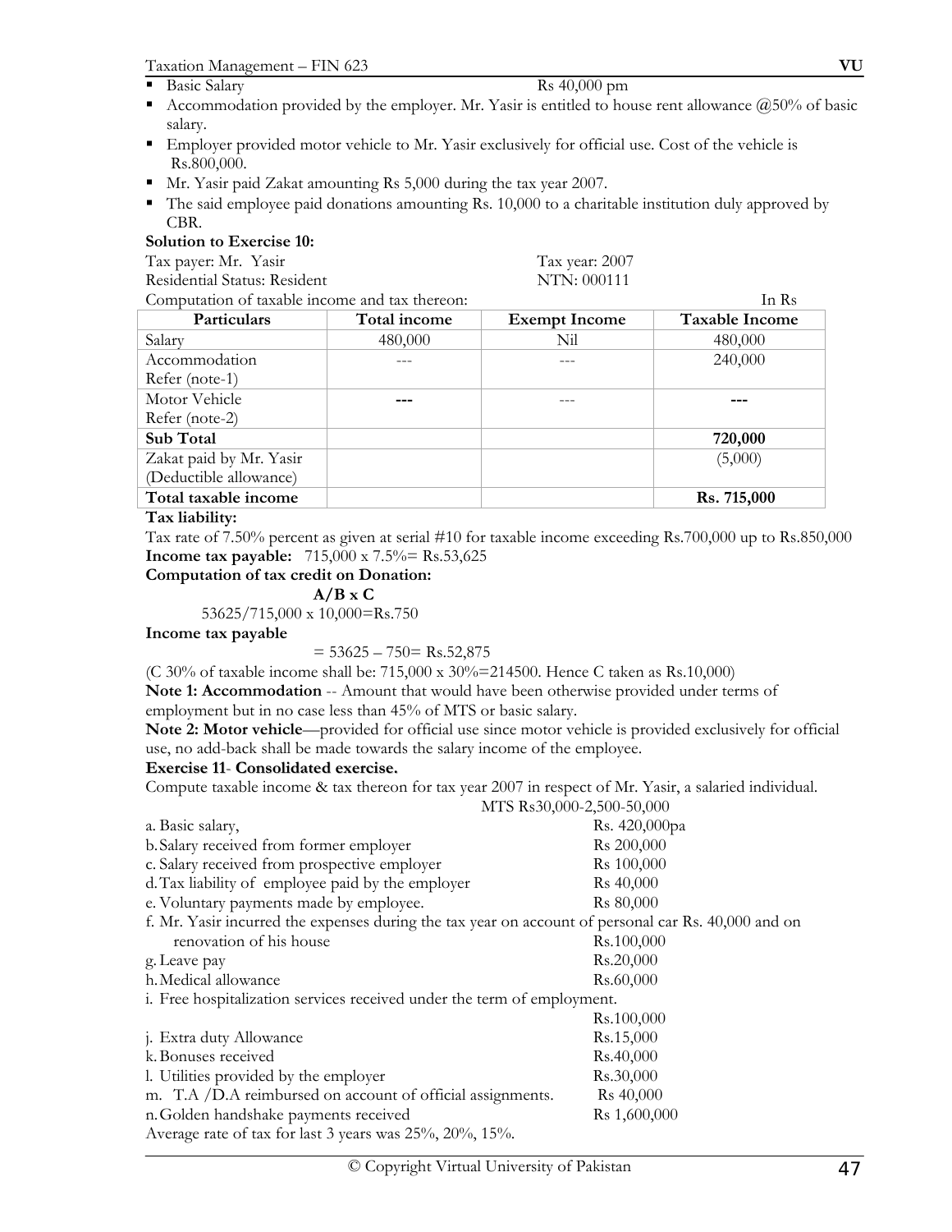- Basic Salary Rs 40,000 pm
- Accommodation provided by the employer. Mr. Yasir is entitled to house rent allowance @50% of basic salary.
- Employer provided motor vehicle to Mr. Yasir exclusively for official use. Cost of the vehicle is Rs.800,000.
- Mr. Yasir paid Zakat amounting Rs 5,000 during the tax year 2007.
- The said employee paid donations amounting Rs. 10,000 to a charitable institution duly approved by CBR.

**Solution to Exercise 10:**

Tax payer: Mr. Yasir Tax year: 2007

Residential Status: Resident NTN: 000111

Computation of taxable income and tax thereon: In Rs

| Particulars | Total income | Exempt Income | Taxable Income |
|---|---|---|---|
| Salary | 480,000 | Nil | 480,000 |
| Accommodation Refer (note-1) | --- | --- | 240,000 |
| Motor Vehicle Refer (note-2) | **---** | --- | **---** |
| **Sub Total** | | | **720,000** |
| Zakat paid by Mr. Yasir (Deductible allowance) | | | (5,000) |
| **Total taxable income** | | | **Rs. 715,000** |

**Tax liability:**

Tax rate of 7.50% percent as given at serial #10 for taxable income exceeding Rs.700,000 up to Rs.850,000

**Income tax payable:** 715,000 x 7.5%= Rs.53,625

**Computation of tax credit on Donation:**

**A/B x C**

53625/715,000 x 10,000=Rs.750

**Income tax payable**

= 53625 – 750= Rs.52,875

(C 30% of taxable income shall be: 715,000 x 30%=214500. Hence C taken as Rs.10,000)

**Note 1: Accommodation** -- Amount that would have been otherwise provided under terms of employment but in no case less than 45% of MTS or basic salary.

**Note 2: Motor vehicle**—provided for official use since motor vehicle is provided exclusively for official use, no add-back shall be made towards the salary income of the employee.

**Exercise 11- Consolidated exercise.**

Compute taxable income & tax thereon for tax year 2007 in respect of Mr. Yasir, a salaried individual.

MTS Rs30,000-2,500-50,000

a. Basic salary, Rs. 420,000pa

b. Salary received from former employer Rs 200,000

c. Salary received from prospective employer Rs 100,000

d. Tax liability of employee paid by the employer Rs 40,000

e. Voluntary payments made by employee. Rs 80,000

f. Mr. Yasir incurred the expenses during the tax year on account of personal car Rs. 40,000 and on renovation of his house Rs.100,000

g. Leave pay Rs.20,000

h. Medical allowance Rs.60,000

i. Free hospitalization services received under the term of employment. Rs.100,000

j. Extra duty Allowance Rs.15,000

k. Bonuses received Rs.40,000

l. Utilities provided by the employer Rs.30,000

m. T.A /D.A reimbursed on account of official assignments. Rs 40,000

n. Golden handshake payments received Rs 1,600,000

Average rate of tax for last 3 years was 25%, 20%, 15%.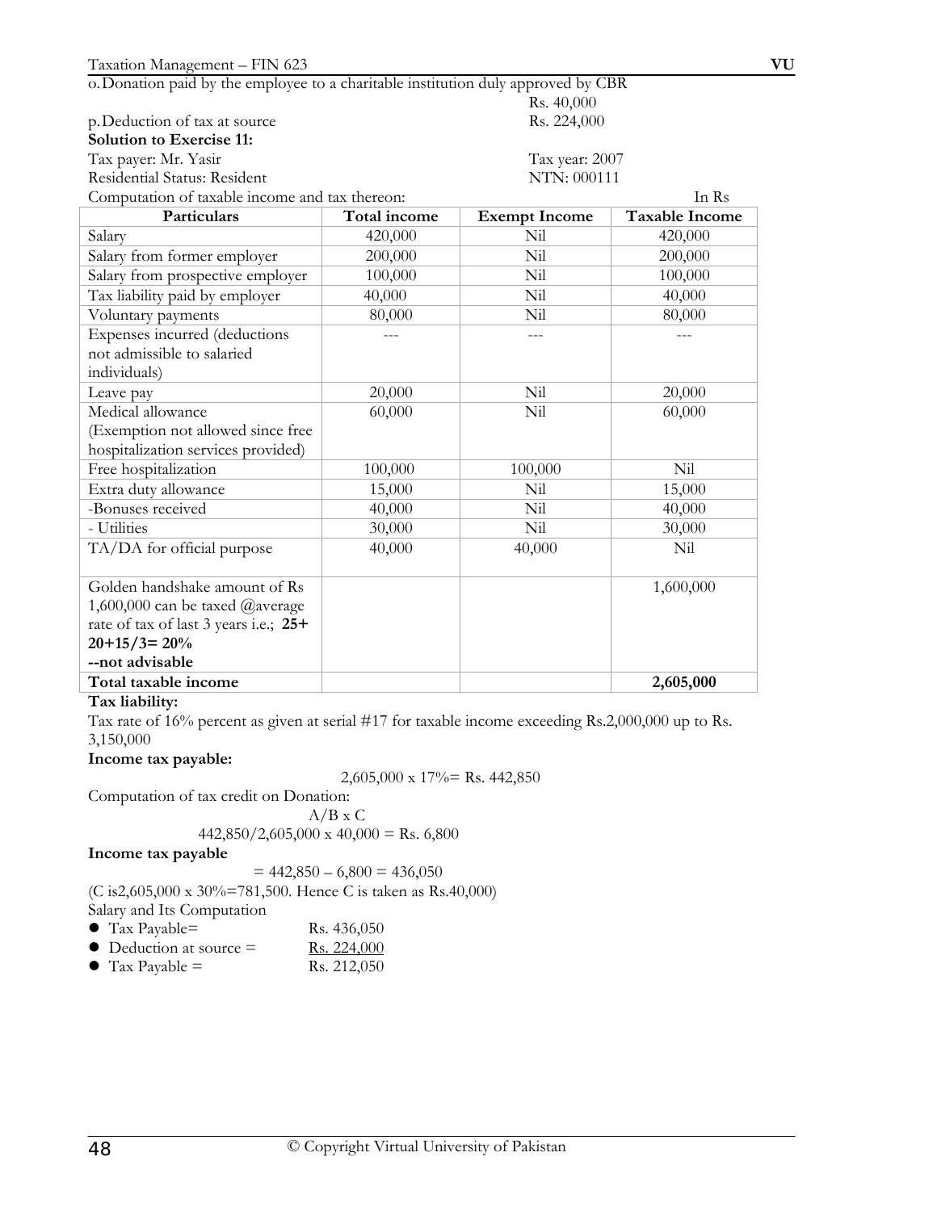o. Donation paid by the employee to a charitable institution duly approved by CBR
Rs. 40,000

p. Deduction of tax at source Rs. 224,000

**Solution to Exercise 11:**

Tax payer: Mr. Yasir Tax year: 2007

Residential Status: Resident NTN: 000111

Computation of taxable income and tax thereon: In Rs

| Particulars | Total income | Exempt Income | Taxable Income |
|---|---|---|---|
| Salary | 420,000 | Nil | 420,000 |
| Salary from former employer | 200,000 | Nil | 200,000 |
| Salary from prospective employer | 100,000 | Nil | 100,000 |
| Tax liability paid by employer | 40,000 | Nil | 40,000 |
| Voluntary payments | 80,000 | Nil | 80,000 |
| Expenses incurred (deductions not admissible to salaried individuals) | --- | --- | --- |
| Leave pay | 20,000 | Nil | 20,000 |
| Medical allowance (Exemption not allowed since free hospitalization services provided) | 60,000 | Nil | 60,000 |
| Free hospitalization | 100,000 | 100,000 | Nil |
| Extra duty allowance | 15,000 | Nil | 15,000 |
| -Bonuses received | 40,000 | Nil | 40,000 |
| - Utilities | 30,000 | Nil | 30,000 |
| TA/DA for official purpose | 40,000 | 40,000 | Nil |
| Golden handshake amount of Rs 1,600,000 can be taxed @average rate of tax of last 3 years i.e.; **25+ 20+15/3= 20%** **--not advisable** | | | 1,600,000 |
| **Total taxable income** | | | **2,605,000** |

**Tax liability:**

Tax rate of 16% percent as given at serial #17 for taxable income exceeding Rs.2,000,000 up to Rs. 3,150,000

**Income tax payable:**

2,605,000 x 17%= Rs. 442,850

Computation of tax credit on Donation:

A/B x C

442,850/2,605,000 x 40,000 = Rs. 6,800

**Income tax payable**

= 442,850 – 6,800 = 436,050

(C is2,605,000 x 30%=781,500. Hence C is taken as Rs.40,000)

Salary and Its Computation

- Tax Payable= Rs. 436,050
- Deduction at source = Rs. 224,000
- Tax Payable = Rs. 212,050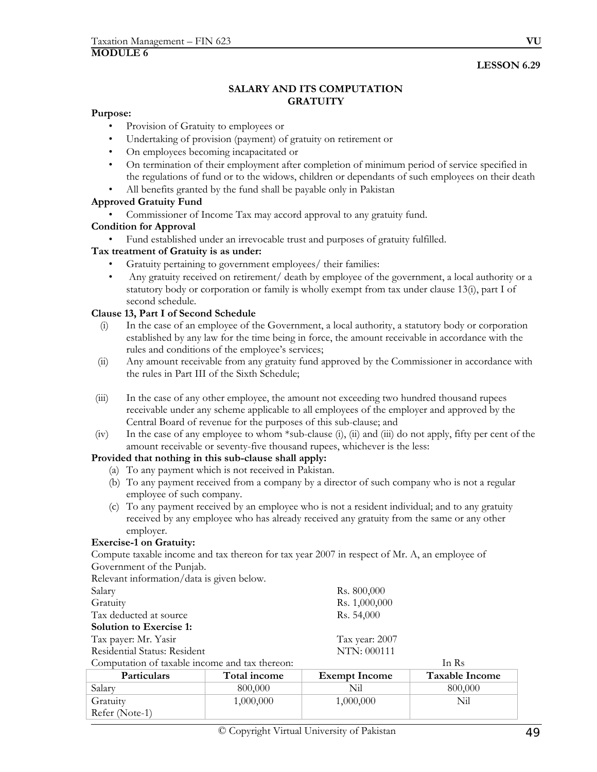**MODULE 6**

**LESSON 6.29**

## SALARY AND ITS COMPUTATION
## GRATUITY

**Purpose:**

- Provision of Gratuity to employees or
- Undertaking of provision (payment) of gratuity on retirement or
- On employees becoming incapacitated or
- On termination of their employment after completion of minimum period of service specified in the regulations of fund or to the widows, children or dependants of such employees on their death
- All benefits granted by the fund shall be payable only in Pakistan

**Approved Gratuity Fund**

- Commissioner of Income Tax may accord approval to any gratuity fund.

**Condition for Approval**

- Fund established under an irrevocable trust and purposes of gratuity fulfilled.

**Tax treatment of Gratuity is as under:**

- Gratuity pertaining to government employees/ their families:
- Any gratuity received on retirement/ death by employee of the government, a local authority or a statutory body or corporation or family is wholly exempt from tax under clause 13(i), part I of second schedule.

**Clause 13, Part I of Second Schedule**

(i) In the case of an employee of the Government, a local authority, a statutory body or corporation established by any law for the time being in force, the amount receivable in accordance with the rules and conditions of the employee's services;

(ii) Any amount receivable from any gratuity fund approved by the Commissioner in accordance with the rules in Part III of the Sixth Schedule;

(iii) In the case of any other employee, the amount not exceeding two hundred thousand rupees receivable under any scheme applicable to all employees of the employer and approved by the Central Board of revenue for the purposes of this sub-clause; and

(iv) In the case of any employee to whom *sub-clause (i), (ii) and (iii) do not apply, fifty per cent of the amount receivable or seventy-five thousand rupees, whichever is the less:

**Provided that nothing in this sub-clause shall apply:**

(a) To any payment which is not received in Pakistan.
(b) To any payment received from a company by a director of such company who is not a regular employee of such company.
(c) To any payment received by an employee who is not a resident individual; and to any gratuity received by any employee who has already received any gratuity from the same or any other employer.

**Exercise-1 on Gratuity:**

Compute taxable income and tax thereon for tax year 2007 in respect of Mr. A, an employee of Government of the Punjab.

Relevant information/data is given below.

| | |
|---|---|
| Salary | Rs. 800,000 |
| Gratuity | Rs. 1,000,000 |
| Tax deducted at source | Rs. 54,000 |

**Solution to Exercise 1:**

| | |
|---|---|
| Tax payer: Mr. Yasir | Tax year: 2007 |
| Residential Status: Resident | NTN: 000111 |

Computation of taxable income and tax thereon: In Rs

| Particulars | Total income | Exempt Income | Taxable Income |
|---|---|---|---|
| Salary | 800,000 | Nil | 800,000 |
| Gratuity<br>Refer (Note-1) | 1,000,000 | 1,000,000 | Nil |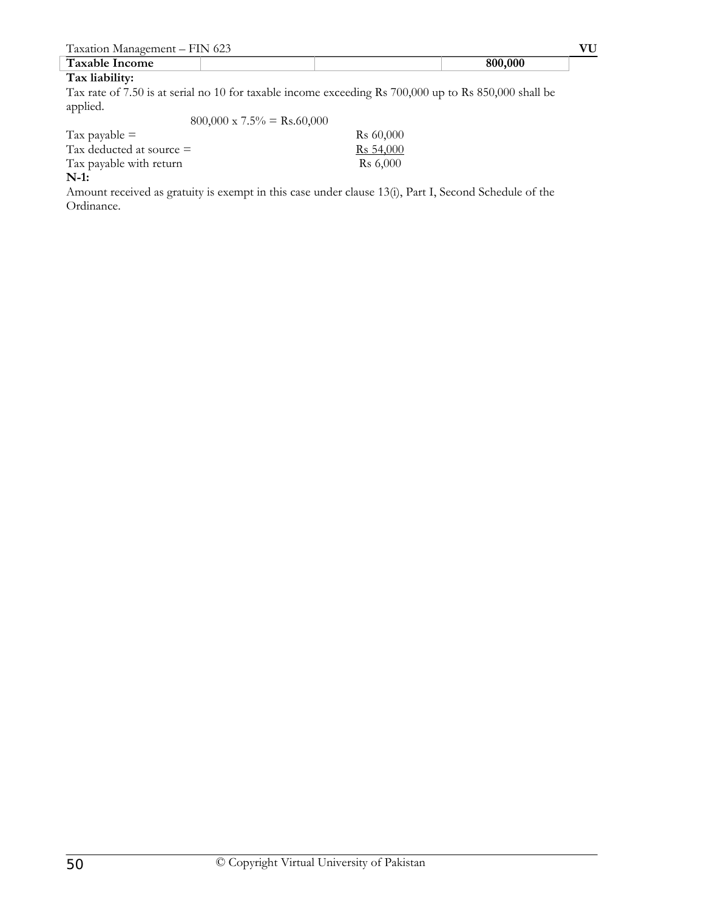| Taxable Income | | | 800,000 |
|---|---|---|---|

**Tax liability:**

Tax rate of 7.50 is at serial no 10 for taxable income exceeding Rs 700,000 up to Rs 850,000 shall be applied.

800,000 x 7.5% = Rs.60,000

| | |
|---|---|
| Tax payable = | Rs 60,000 |
| Tax deducted at source = | Rs 54,000 |
| Tax payable with return | Rs 6,000 |

**N-1:**

Amount received as gratuity is exempt in this case under clause 13(i), Part I, Second Schedule of the Ordinance.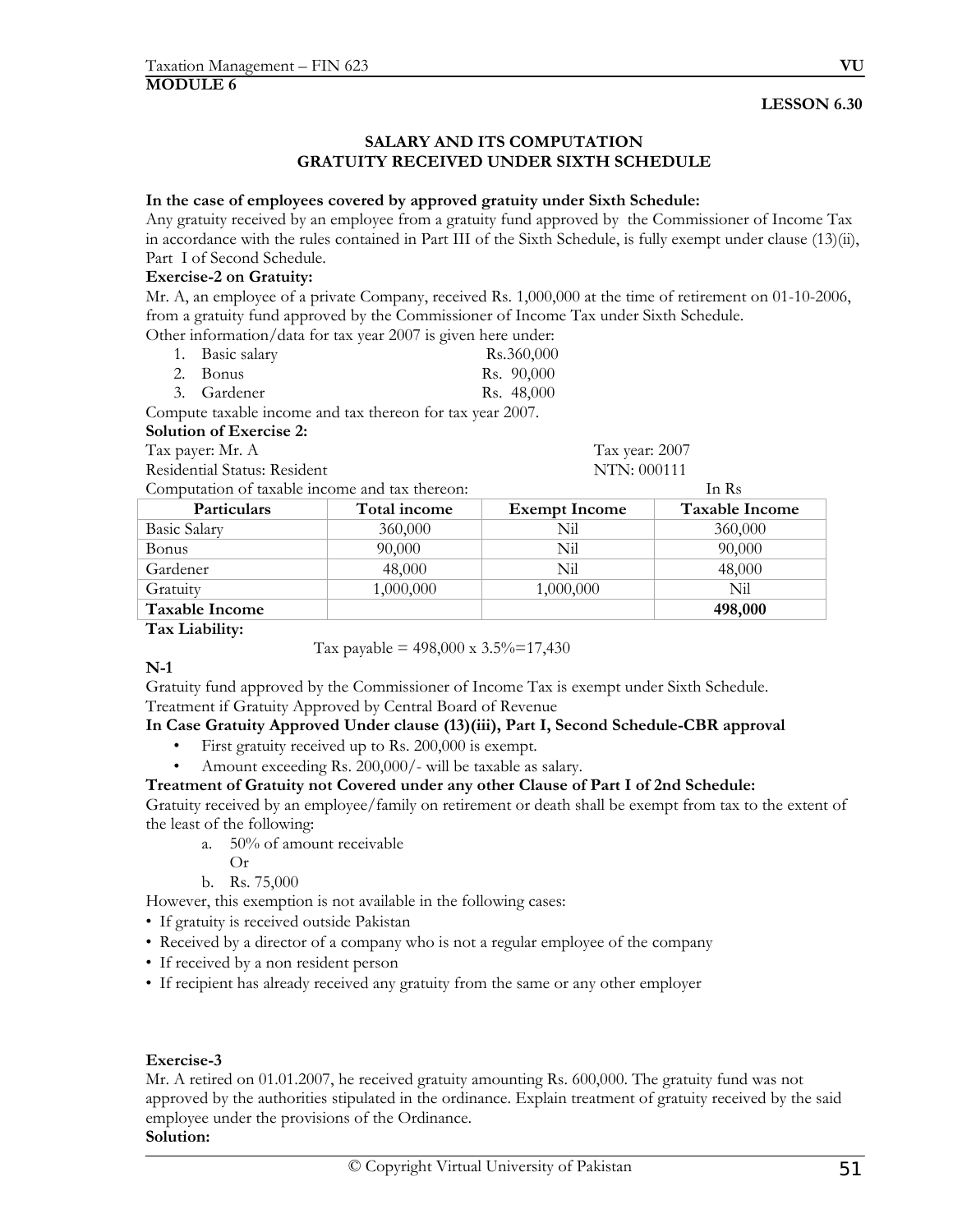**MODULE 6**

**LESSON 6.30**

## SALARY AND ITS COMPUTATION
## GRATUITY RECEIVED UNDER SIXTH SCHEDULE

**In the case of employees covered by approved gratuity under Sixth Schedule:**
Any gratuity received by an employee from a gratuity fund approved by the Commissioner of Income Tax in accordance with the rules contained in Part III of the Sixth Schedule, is fully exempt under clause (13)(ii), Part I of Second Schedule.

**Exercise-2 on Gratuity:**
Mr. A, an employee of a private Company, received Rs. 1,000,000 at the time of retirement on 01-10-2006, from a gratuity fund approved by the Commissioner of Income Tax under Sixth Schedule.
Other information/data for tax year 2007 is given here under:

1. Basic salary Rs.360,000
2. Bonus Rs. 90,000
3. Gardener Rs. 48,000

Compute taxable income and tax thereon for tax year 2007.

**Solution of Exercise 2:**
Tax payer: Mr. A Tax year: 2007
Residential Status: Resident NTN: 000111
Computation of taxable income and tax thereon: In Rs

| Particulars | Total income | Exempt Income | Taxable Income |
|---|---|---|---|
| Basic Salary | 360,000 | Nil | 360,000 |
| Bonus | 90,000 | Nil | 90,000 |
| Gardener | 48,000 | Nil | 48,000 |
| Gratuity | 1,000,000 | 1,000,000 | Nil |
| **Taxable Income** | | | **498,000** |

**Tax Liability:**

Tax payable = 498,000 x 3.5%=17,430

**N-1**
Gratuity fund approved by the Commissioner of Income Tax is exempt under Sixth Schedule.
Treatment if Gratuity Approved by Central Board of Revenue

**In Case Gratuity Approved Under clause (13)(iii), Part I, Second Schedule-CBR approval**

- First gratuity received up to Rs. 200,000 is exempt.
- Amount exceeding Rs. 200,000/- will be taxable as salary.

**Treatment of Gratuity not Covered under any other Clause of Part I of 2nd Schedule:**
Gratuity received by an employee/family on retirement or death shall be exempt from tax to the extent of the least of the following:

a. 50% of amount receivable
   Or
b. Rs. 75,000

However, this exemption is not available in the following cases:

- If gratuity is received outside Pakistan
- Received by a director of a company who is not a regular employee of the company
- If received by a non resident person
- If recipient has already received any gratuity from the same or any other employer

**Exercise-3**
Mr. A retired on 01.01.2007, he received gratuity amounting Rs. 600,000. The gratuity fund was not approved by the authorities stipulated in the ordinance. Explain treatment of gratuity received by the said employee under the provisions of the Ordinance.

**Solution:**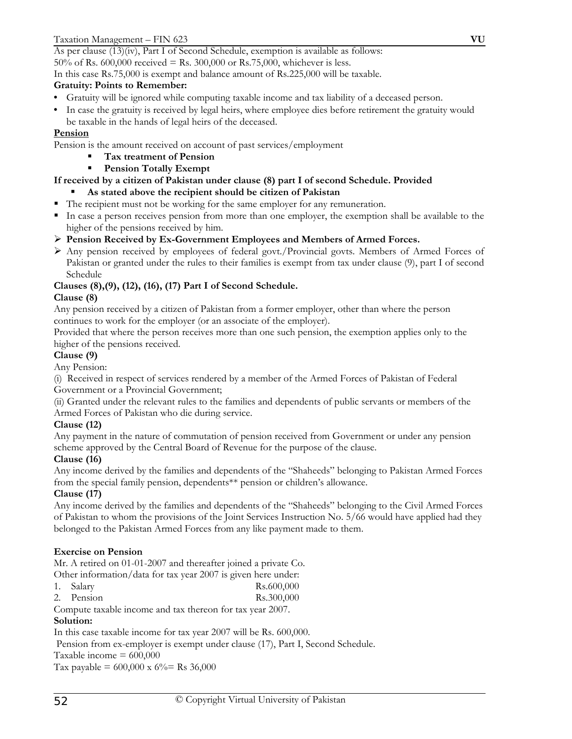As per clause (13)(iv), Part I of Second Schedule, exemption is available as follows:

50% of Rs. 600,000 received = Rs. 300,000 or Rs.75,000, whichever is less.

In this case Rs.75,000 is exempt and balance amount of Rs.225,000 will be taxable.

**Gratuity: Points to Remember:**

- Gratuity will be ignored while computing taxable income and tax liability of a deceased person.
- In case the gratuity is received by legal heirs, where employee dies before retirement the gratuity would be taxable in the hands of legal heirs of the deceased.

**Pension**

Pension is the amount received on account of past services/employment

- **Tax treatment of Pension**
- **Pension Totally Exempt**

**If received by a citizen of Pakistan under clause (8) part I of second Schedule. Provided**

- **As stated above the recipient should be citizen of Pakistan**
- The recipient must not be working for the same employer for any remuneration.
- In case a person receives pension from more than one employer, the exemption shall be available to the higher of the pensions received by him.

- **Pension Received by Ex-Government Employees and Members of Armed Forces.**
- Any pension received by employees of federal govt./Provincial govts. Members of Armed Forces of Pakistan or granted under the rules to their families is exempt from tax under clause (9), part I of second Schedule

**Clauses (8),(9), (12), (16), (17) Part I of Second Schedule.**

**Clause (8)**

Any pension received by a citizen of Pakistan from a former employer, other than where the person continues to work for the employer (or an associate of the employer).

Provided that where the person receives more than one such pension, the exemption applies only to the higher of the pensions received.

**Clause (9)**

Any Pension:

(i) Received in respect of services rendered by a member of the Armed Forces of Pakistan of Federal Government or a Provincial Government;

(ii) Granted under the relevant rules to the families and dependents of public servants or members of the Armed Forces of Pakistan who die during service.

**Clause (12)**

Any payment in the nature of commutation of pension received from Government or under any pension scheme approved by the Central Board of Revenue for the purpose of the clause.

**Clause (16)**

Any income derived by the families and dependents of the "Shaheeds" belonging to Pakistan Armed Forces from the special family pension, dependents** pension or children's allowance.

**Clause (17)**

Any income derived by the families and dependents of the "Shaheeds" belonging to the Civil Armed Forces of Pakistan to whom the provisions of the Joint Services Instruction No. 5/66 would have applied had they belonged to the Pakistan Armed Forces from any like payment made to them.

**Exercise on Pension**

Mr. A retired on 01-01-2007 and thereafter joined a private Co.

Other information/data for tax year 2007 is given here under:

| | | |
|---|---|---|
| 1. | Salary | Rs.600,000 |
| 2. | Pension | Rs.300,000 |

Compute taxable income and tax thereon for tax year 2007.

**Solution:**

In this case taxable income for tax year 2007 will be Rs. 600,000.

Pension from ex-employer is exempt under clause (17), Part I, Second Schedule.

Taxable income = 600,000

Tax payable = 600,000 x 6%= Rs 36,000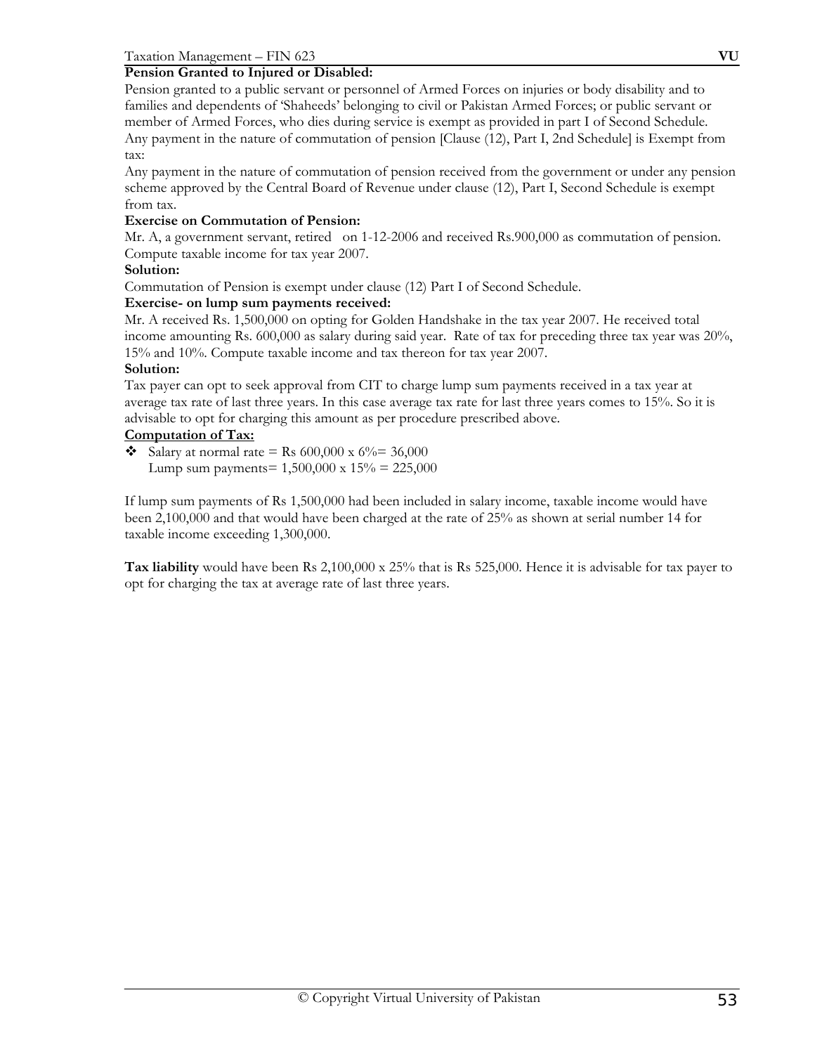**Pension Granted to Injured or Disabled:**

Pension granted to a public servant or personnel of Armed Forces on injuries or body disability and to families and dependents of 'Shaheeds' belonging to civil or Pakistan Armed Forces; or public servant or member of Armed Forces, who dies during service is exempt as provided in part I of Second Schedule. Any payment in the nature of commutation of pension [Clause (12), Part I, 2nd Schedule] is Exempt from tax:

Any payment in the nature of commutation of pension received from the government or under any pension scheme approved by the Central Board of Revenue under clause (12), Part I, Second Schedule is exempt from tax.

**Exercise on Commutation of Pension:**

Mr. A, a government servant, retired on 1-12-2006 and received Rs.900,000 as commutation of pension. Compute taxable income for tax year 2007.

**Solution:**

Commutation of Pension is exempt under clause (12) Part I of Second Schedule.

**Exercise- on lump sum payments received:**

Mr. A received Rs. 1,500,000 on opting for Golden Handshake in the tax year 2007. He received total income amounting Rs. 600,000 as salary during said year. Rate of tax for preceding three tax year was 20%, 15% and 10%. Compute taxable income and tax thereon for tax year 2007.

**Solution:**

Tax payer can opt to seek approval from CIT to charge lump sum payments received in a tax year at average tax rate of last three years. In this case average tax rate for last three years comes to 15%. So it is advisable to opt for charging this amount as per procedure prescribed above.

**<u>Computation of Tax:</u>**

- Salary at normal rate = Rs 600,000 x 6%= 36,000
  Lump sum payments= 1,500,000 x 15% = 225,000

If lump sum payments of Rs 1,500,000 had been included in salary income, taxable income would have been 2,100,000 and that would have been charged at the rate of 25% as shown at serial number 14 for taxable income exceeding 1,300,000.

**Tax liability** would have been Rs 2,100,000 x 25% that is Rs 525,000. Hence it is advisable for tax payer to opt for charging the tax at average rate of last three years.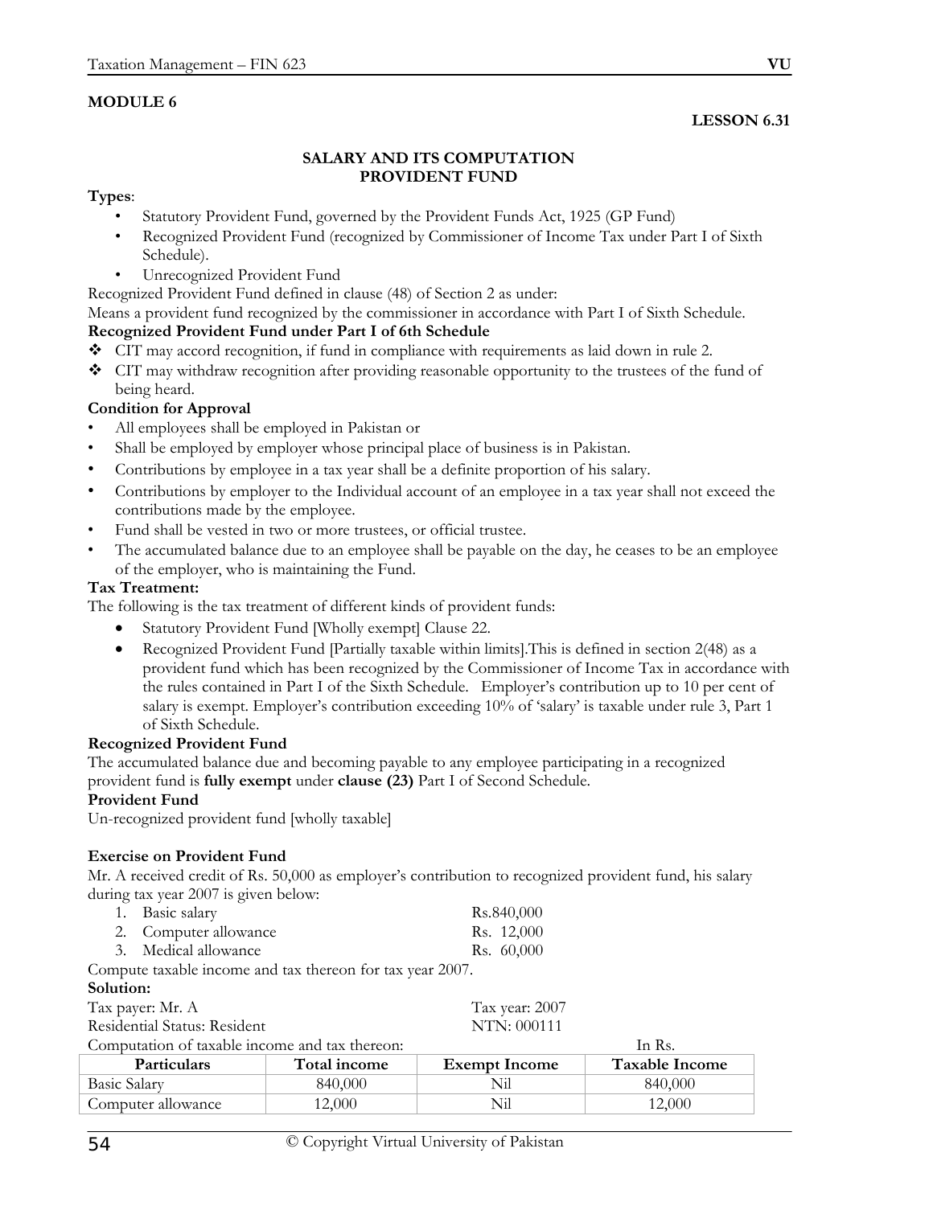**MODULE 6**

**LESSON 6.31**

## SALARY AND ITS COMPUTATION
## PROVIDENT FUND

**Types**:

- Statutory Provident Fund, governed by the Provident Funds Act, 1925 (GP Fund)
- Recognized Provident Fund (recognized by Commissioner of Income Tax under Part I of Sixth Schedule).
- Unrecognized Provident Fund

Recognized Provident Fund defined in clause (48) of Section 2 as under:

Means a provident fund recognized by the commissioner in accordance with Part I of Sixth Schedule.

**Recognized Provident Fund under Part I of 6th Schedule**

- ❖ CIT may accord recognition, if fund in compliance with requirements as laid down in rule 2.
- ❖ CIT may withdraw recognition after providing reasonable opportunity to the trustees of the fund of being heard.

**Condition for Approval**

- All employees shall be employed in Pakistan or
- Shall be employed by employer whose principal place of business is in Pakistan.
- Contributions by employee in a tax year shall be a definite proportion of his salary.
- Contributions by employer to the Individual account of an employee in a tax year shall not exceed the contributions made by the employee.
- Fund shall be vested in two or more trustees, or official trustee.
- The accumulated balance due to an employee shall be payable on the day, he ceases to be an employee of the employer, who is maintaining the Fund.

**Tax Treatment:**

The following is the tax treatment of different kinds of provident funds:

- Statutory Provident Fund [Wholly exempt] Clause 22.
- Recognized Provident Fund [Partially taxable within limits].This is defined in section 2(48) as a provident fund which has been recognized by the Commissioner of Income Tax in accordance with the rules contained in Part I of the Sixth Schedule. Employer's contribution up to 10 per cent of salary is exempt. Employer's contribution exceeding 10% of 'salary' is taxable under rule 3, Part 1 of Sixth Schedule.

**Recognized Provident Fund**

The accumulated balance due and becoming payable to any employee participating in a recognized provident fund is **fully exempt** under **clause (23)** Part I of Second Schedule.

**Provident Fund**

Un-recognized provident fund [wholly taxable]

**Exercise on Provident Fund**

Mr. A received credit of Rs. 50,000 as employer's contribution to recognized provident fund, his salary during tax year 2007 is given below:

1. Basic salary Rs.840,000
2. Computer allowance Rs. 12,000
3. Medical allowance Rs. 60,000

Compute taxable income and tax thereon for tax year 2007.

**Solution:**

Tax payer: Mr. A Tax year: 2007

Residential Status: Resident NTN: 000111

Computation of taxable income and tax thereon: In Rs.

| Particulars | Total income | Exempt Income | Taxable Income |
|---|---|---|---|
| Basic Salary | 840,000 | Nil | 840,000 |
| Computer allowance | 12,000 | Nil | 12,000 |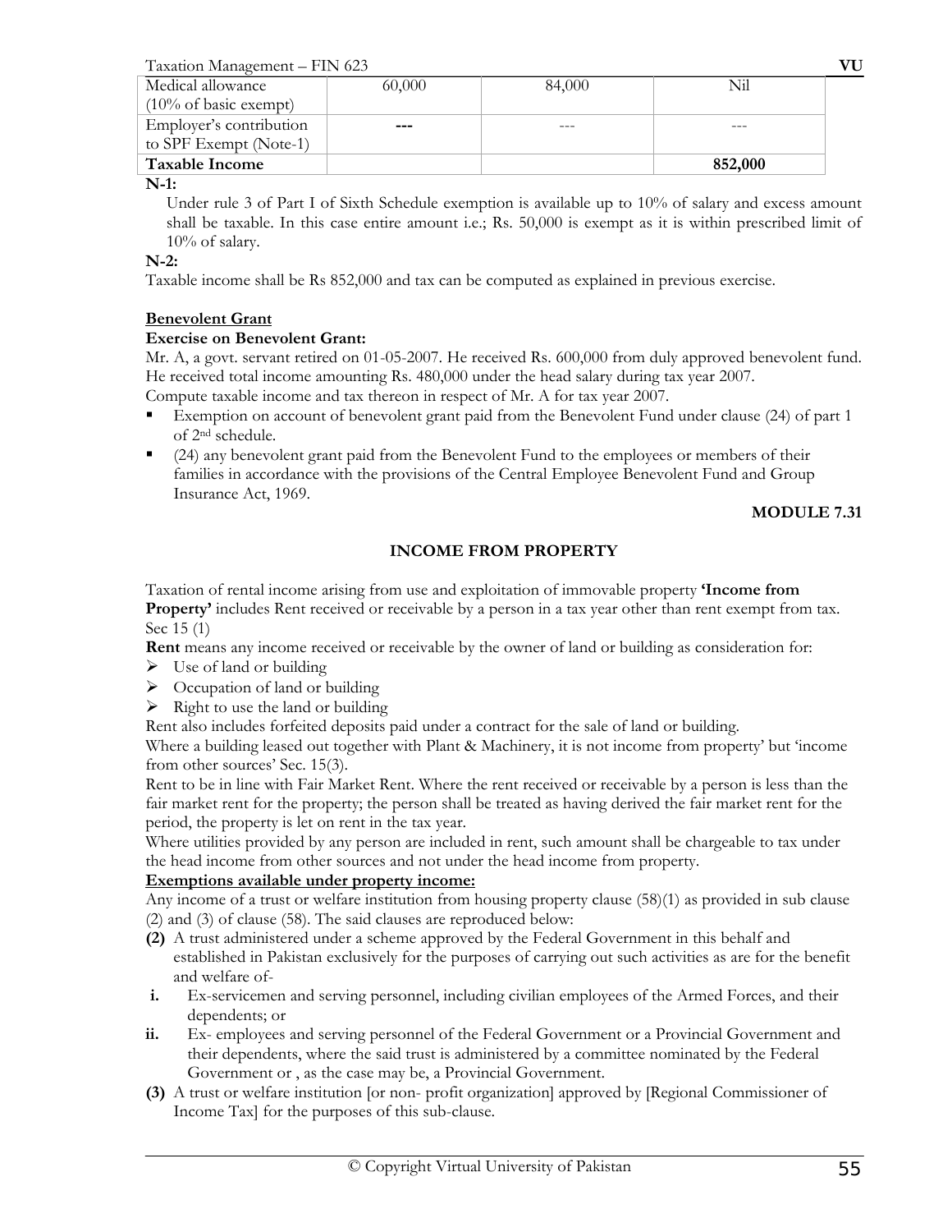| Medical allowance (10% of basic exempt) | 60,000 | 84,000 | Nil |
| --- | --- | --- | --- |
| Employer's contribution to SPF Exempt (Note-1) | --- | --- | --- |
| **Taxable Income** | | | **852,000** |

**N-1:**

Under rule 3 of Part I of Sixth Schedule exemption is available up to 10% of salary and excess amount shall be taxable. In this case entire amount i.e.; Rs. 50,000 is exempt as it is within prescribed limit of 10% of salary.

**N-2:**

Taxable income shall be Rs 852,000 and tax can be computed as explained in previous exercise.

**Benevolent Grant**

**Exercise on Benevolent Grant:**

Mr. A, a govt. servant retired on 01-05-2007. He received Rs. 600,000 from duly approved benevolent fund. He received total income amounting Rs. 480,000 under the head salary during tax year 2007.
Compute taxable income and tax thereon in respect of Mr. A for tax year 2007.

- Exemption on account of benevolent grant paid from the Benevolent Fund under clause (24) of part 1 of 2nd schedule.
- (24) any benevolent grant paid from the Benevolent Fund to the employees or members of their families in accordance with the provisions of the Central Employee Benevolent Fund and Group Insurance Act, 1969.

**MODULE 7.31**

## INCOME FROM PROPERTY

Taxation of rental income arising from use and exploitation of immovable property **'Income from Property'** includes Rent received or receivable by a person in a tax year other than rent exempt from tax. Sec 15 (1)

**Rent** means any income received or receivable by the owner of land or building as consideration for:

- Use of land or building
- Occupation of land or building
- Right to use the land or building

Rent also includes forfeited deposits paid under a contract for the sale of land or building.

Where a building leased out together with Plant & Machinery, it is not income from property' but 'income from other sources' Sec. 15(3).

Rent to be in line with Fair Market Rent. Where the rent received or receivable by a person is less than the fair market rent for the property; the person shall be treated as having derived the fair market rent for the period, the property is let on rent in the tax year.

Where utilities provided by any person are included in rent, such amount shall be chargeable to tax under the head income from other sources and not under the head income from property.

**Exemptions available under property income:**

Any income of a trust or welfare institution from housing property clause (58)(1) as provided in sub clause (2) and (3) of clause (58). The said clauses are reproduced below:

**(2)** A trust administered under a scheme approved by the Federal Government in this behalf and established in Pakistan exclusively for the purposes of carrying out such activities as are for the benefit and welfare of-

**i.** Ex-servicemen and serving personnel, including civilian employees of the Armed Forces, and their dependents; or

**ii.** Ex- employees and serving personnel of the Federal Government or a Provincial Government and their dependents, where the said trust is administered by a committee nominated by the Federal Government or , as the case may be, a Provincial Government.

**(3)** A trust or welfare institution [or non- profit organization] approved by [Regional Commissioner of Income Tax] for the purposes of this sub-clause.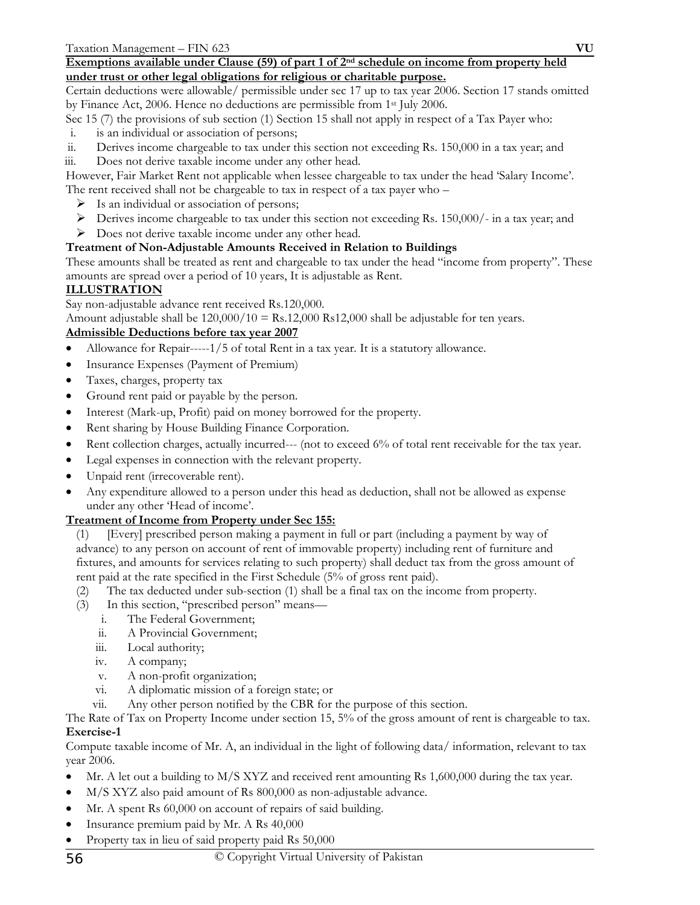**Exemptions available under Clause (59) of part 1 of 2nd schedule on income from property held under trust or other legal obligations for religious or charitable purpose.**

Certain deductions were allowable/ permissible under sec 17 up to tax year 2006. Section 17 stands omitted by Finance Act, 2006. Hence no deductions are permissible from 1st July 2006.

Sec 15 (7) the provisions of sub section (1) Section 15 shall not apply in respect of a Tax Payer who:

i. is an individual or association of persons;
ii. Derives income chargeable to tax under this section not exceeding Rs. 150,000 in a tax year; and
iii. Does not derive taxable income under any other head.

However, Fair Market Rent not applicable when lessee chargeable to tax under the head 'Salary Income'.

The rent received shall not be chargeable to tax in respect of a tax payer who –

- Is an individual or association of persons;
- Derives income chargeable to tax under this section not exceeding Rs. 150,000/- in a tax year; and
- Does not derive taxable income under any other head.

**Treatment of Non-Adjustable Amounts Received in Relation to Buildings**

These amounts shall be treated as rent and chargeable to tax under the head "income from property". These amounts are spread over a period of 10 years, It is adjustable as Rent.

**ILLUSTRATION**

Say non-adjustable advance rent received Rs.120,000.

Amount adjustable shall be 120,000/10 = Rs.12,000 Rs12,000 shall be adjustable for ten years.

**Admissible Deductions before tax year 2007**

- Allowance for Repair-----1/5 of total Rent in a tax year. It is a statutory allowance.
- Insurance Expenses (Payment of Premium)
- Taxes, charges, property tax
- Ground rent paid or payable by the person.
- Interest (Mark-up, Profit) paid on money borrowed for the property.
- Rent sharing by House Building Finance Corporation.
- Rent collection charges, actually incurred--- (not to exceed 6% of total rent receivable for the tax year.
- Legal expenses in connection with the relevant property.
- Unpaid rent (irrecoverable rent).
- Any expenditure allowed to a person under this head as deduction, shall not be allowed as expense under any other 'Head of income'.

**Treatment of Income from Property under Sec 155:**

(1) [Every] prescribed person making a payment in full or part (including a payment by way of advance) to any person on account of rent of immovable property) including rent of furniture and fixtures, and amounts for services relating to such property) shall deduct tax from the gross amount of rent paid at the rate specified in the First Schedule (5% of gross rent paid).

(2) The tax deducted under sub-section (1) shall be a final tax on the income from property.

(3) In this section, "prescribed person" means—

i. The Federal Government;
ii. A Provincial Government;
iii. Local authority;
iv. A company;
v. A non-profit organization;
vi. A diplomatic mission of a foreign state; or
vii. Any other person notified by the CBR for the purpose of this section.

The Rate of Tax on Property Income under section 15, 5% of the gross amount of rent is chargeable to tax.

**Exercise-1**

Compute taxable income of Mr. A, an individual in the light of following data/ information, relevant to tax year 2006.

- Mr. A let out a building to M/S XYZ and received rent amounting Rs 1,600,000 during the tax year.
- M/S XYZ also paid amount of Rs 800,000 as non-adjustable advance.
- Mr. A spent Rs 60,000 on account of repairs of said building.
- Insurance premium paid by Mr. A Rs 40,000
- Property tax in lieu of said property paid Rs 50,000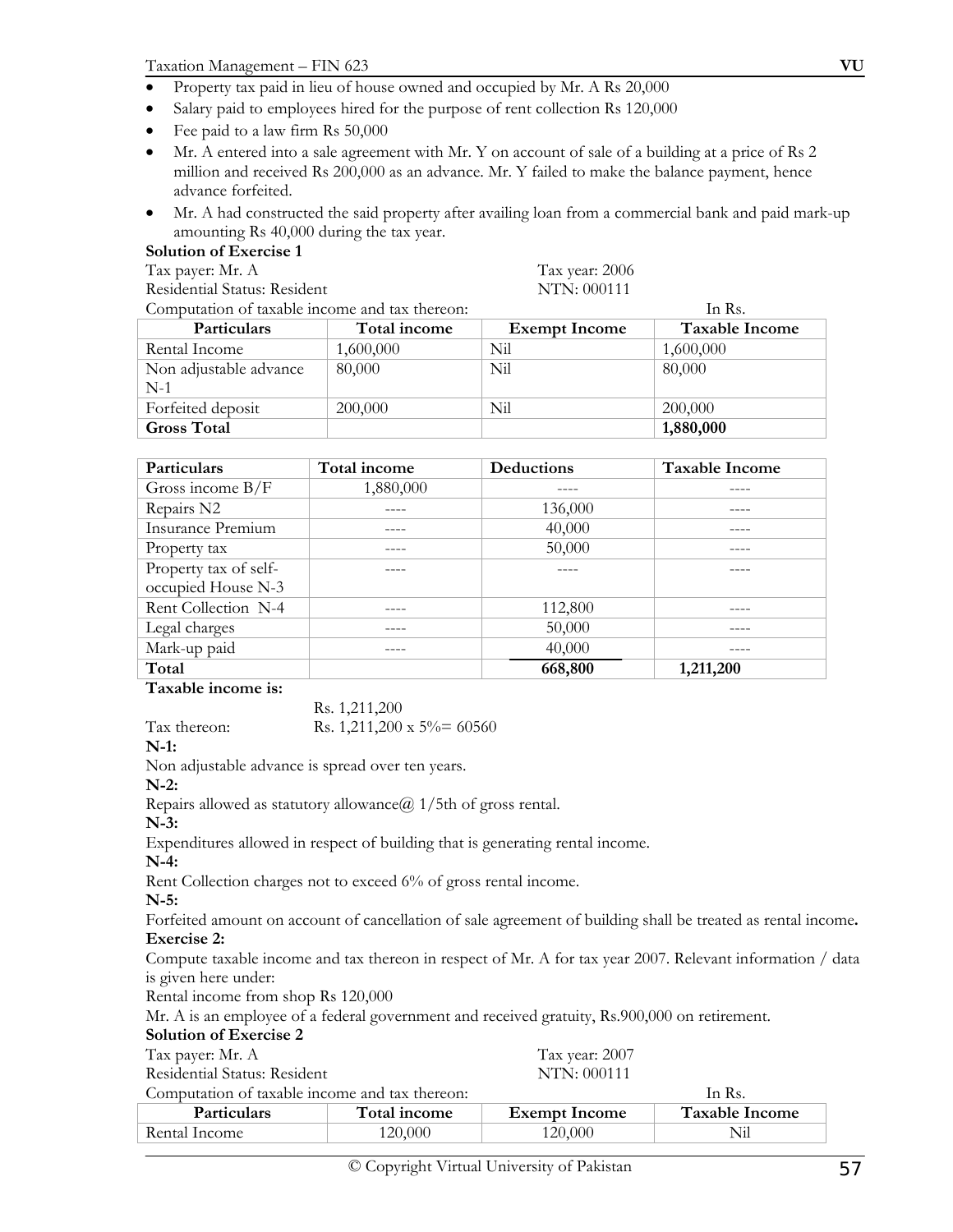- Property tax paid in lieu of house owned and occupied by Mr. A Rs 20,000
- Salary paid to employees hired for the purpose of rent collection Rs 120,000
- Fee paid to a law firm Rs 50,000
- Mr. A entered into a sale agreement with Mr. Y on account of sale of a building at a price of Rs 2 million and received Rs 200,000 as an advance. Mr. Y failed to make the balance payment, hence advance forfeited.
- Mr. A had constructed the said property after availing loan from a commercial bank and paid mark-up amounting Rs 40,000 during the tax year.

**Solution of Exercise 1**

Tax payer: Mr. A　　　　Tax year: 2006

Residential Status: Resident　　　　NTN: 000111

Computation of taxable income and tax thereon:　　　　In Rs.

| Particulars | Total income | Exempt Income | Taxable Income |
|---|---|---|---|
| Rental Income | 1,600,000 | Nil | 1,600,000 |
| Non adjustable advance N-1 | 80,000 | Nil | 80,000 |
| Forfeited deposit | 200,000 | Nil | 200,000 |
| **Gross Total** | | | **1,880,000** |

| Particulars | Total income | Deductions | Taxable Income |
|---|---|---|---|
| Gross income B/F | 1,880,000 | ---- | ---- |
| Repairs N2 | ---- | 136,000 | ---- |
| Insurance Premium | ---- | 40,000 | ---- |
| Property tax | ---- | 50,000 | ---- |
| Property tax of self-occupied House N-3 | ---- | ---- | ---- |
| Rent Collection N-4 | ---- | 112,800 | ---- |
| Legal charges | ---- | 50,000 | ---- |
| Mark-up paid | ---- | 40,000 | ---- |
| **Total** | | **668,800** | **1,211,200** |

**Taxable income is:**

Rs. 1,211,200

Tax thereon:　　Rs. 1,211,200 x 5%= 60560

**N-1:**

Non adjustable advance is spread over ten years.

**N-2:**

Repairs allowed as statutory allowance@ 1/5th of gross rental.

**N-3:**

Expenditures allowed in respect of building that is generating rental income.

**N-4:**

Rent Collection charges not to exceed 6% of gross rental income.

**N-5:**

Forfeited amount on account of cancellation of sale agreement of building shall be treated as rental income**.**

**Exercise 2:**

Compute taxable income and tax thereon in respect of Mr. A for tax year 2007. Relevant information / data is given here under:

Rental income from shop Rs 120,000

Mr. A is an employee of a federal government and received gratuity, Rs.900,000 on retirement.

**Solution of Exercise 2**

Tax payer: Mr. A　　　　Tax year: 2007

Residential Status: Resident　　　　NTN: 000111

Computation of taxable income and tax thereon:　　　　In Rs.

| Particulars | Total income | Exempt Income | Taxable Income |
|---|---|---|---|
| Rental Income | 120,000 | 120,000 | Nil |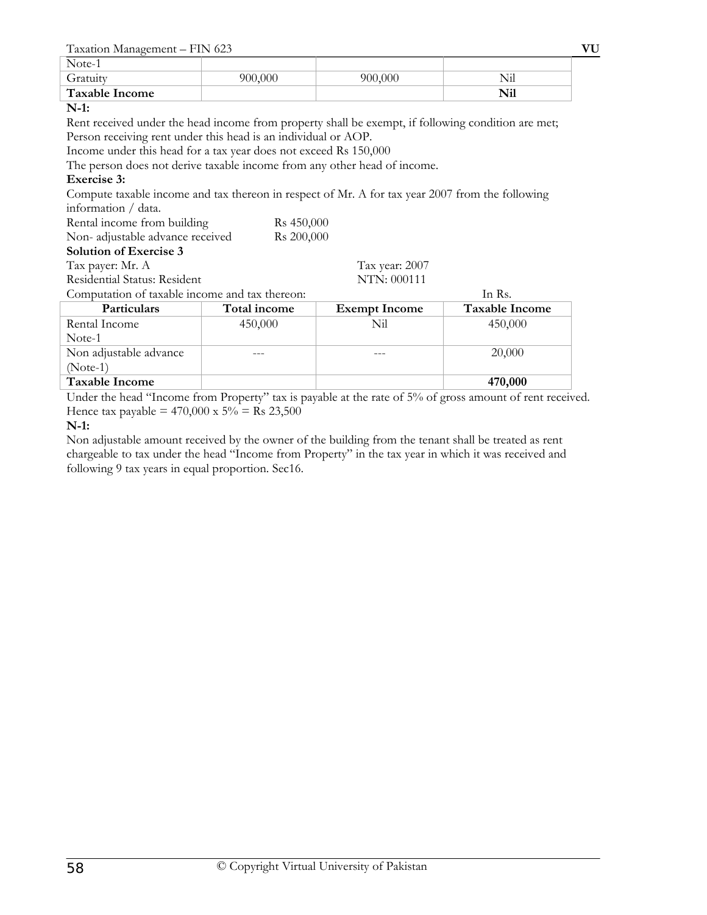| Note-1 | | | |
|---|---|---|---|
| Gratuity | 900,000 | 900,000 | Nil |
| **Taxable Income** | | | **Nil** |

**N-1:**

Rent received under the head income from property shall be exempt, if following condition are met;
Person receiving rent under this head is an individual or AOP.
Income under this head for a tax year does not exceed Rs 150,000
The person does not derive taxable income from any other head of income.

**Exercise 3:**

Compute taxable income and tax thereon in respect of Mr. A for tax year 2007 from the following information / data.

Rental income from building Rs 450,000
Non- adjustable advance received Rs 200,000

**Solution of Exercise 3**

Tax payer: Mr. A Tax year: 2007
Residential Status: Resident NTN: 000111

Computation of taxable income and tax thereon: In Rs.

| Particulars | Total income | Exempt Income | Taxable Income |
|---|---|---|---|
| Rental Income Note-1 | 450,000 | Nil | 450,000 |
| Non adjustable advance (Note-1) | --- | --- | 20,000 |
| **Taxable Income** | | | **470,000** |

Under the head "Income from Property" tax is payable at the rate of 5% of gross amount of rent received.
Hence tax payable = 470,000 x 5% = Rs 23,500

**N-1:**

Non adjustable amount received by the owner of the building from the tenant shall be treated as rent chargeable to tax under the head "Income from Property" in the tax year in which it was received and following 9 tax years in equal proportion. Sec16.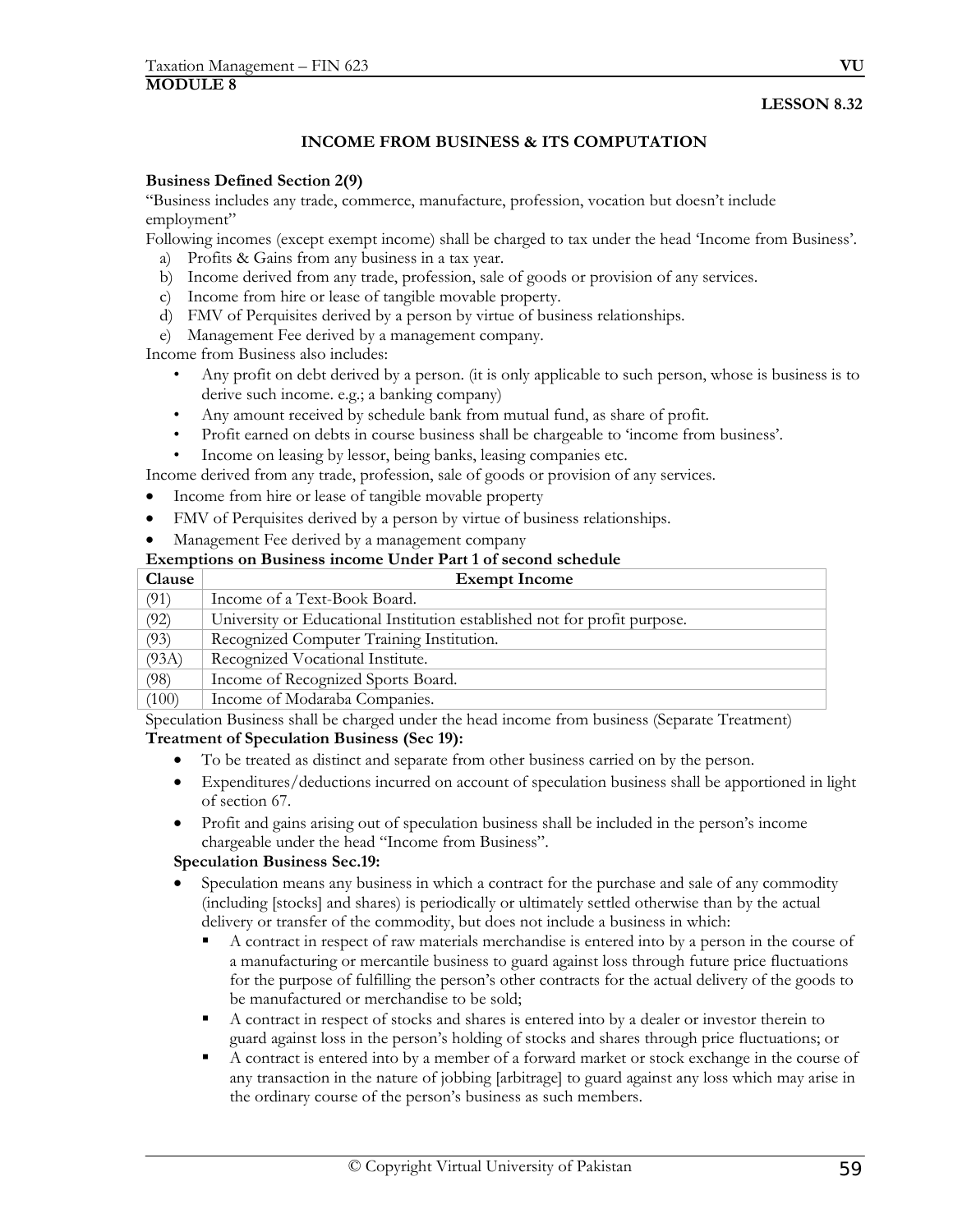**MODULE 8**

**LESSON 8.32**

## INCOME FROM BUSINESS & ITS COMPUTATION

**Business Defined Section 2(9)**

"Business includes any trade, commerce, manufacture, profession, vocation but doesn't include employment"

Following incomes (except exempt income) shall be charged to tax under the head 'Income from Business'.

a) Profits & Gains from any business in a tax year.
b) Income derived from any trade, profession, sale of goods or provision of any services.
c) Income from hire or lease of tangible movable property.
d) FMV of Perquisites derived by a person by virtue of business relationships.
e) Management Fee derived by a management company.

Income from Business also includes:

- Any profit on debt derived by a person. (it is only applicable to such person, whose is business is to derive such income. e.g.; a banking company)
- Any amount received by schedule bank from mutual fund, as share of profit.
- Profit earned on debts in course business shall be chargeable to 'income from business'.
- Income on leasing by lessor, being banks, leasing companies etc.

Income derived from any trade, profession, sale of goods or provision of any services.

- Income from hire or lease of tangible movable property
- FMV of Perquisites derived by a person by virtue of business relationships.
- Management Fee derived by a management company

**Exemptions on Business income Under Part 1 of second schedule**

| Clause | Exempt Income |
|---|---|
| (91) | Income of a Text-Book Board. |
| (92) | University or Educational Institution established not for profit purpose. |
| (93) | Recognized Computer Training Institution. |
| (93A) | Recognized Vocational Institute. |
| (98) | Income of Recognized Sports Board. |
| (100) | Income of Modaraba Companies. |

Speculation Business shall be charged under the head income from business (Separate Treatment)

**Treatment of Speculation Business (Sec 19):**

- To be treated as distinct and separate from other business carried on by the person.
- Expenditures/deductions incurred on account of speculation business shall be apportioned in light of section 67.
- Profit and gains arising out of speculation business shall be included in the person's income chargeable under the head "Income from Business".

**Speculation Business Sec.19:**

- Speculation means any business in which a contract for the purchase and sale of any commodity (including [stocks] and shares) is periodically or ultimately settled otherwise than by the actual delivery or transfer of the commodity, but does not include a business in which:
  - A contract in respect of raw materials merchandise is entered into by a person in the course of a manufacturing or mercantile business to guard against loss through future price fluctuations for the purpose of fulfilling the person's other contracts for the actual delivery of the goods to be manufactured or merchandise to be sold;
  - A contract in respect of stocks and shares is entered into by a dealer or investor therein to guard against loss in the person's holding of stocks and shares through price fluctuations; or
  - A contract is entered into by a member of a forward market or stock exchange in the course of any transaction in the nature of jobbing [arbitrage] to guard against any loss which may arise in the ordinary course of the person's business as such members.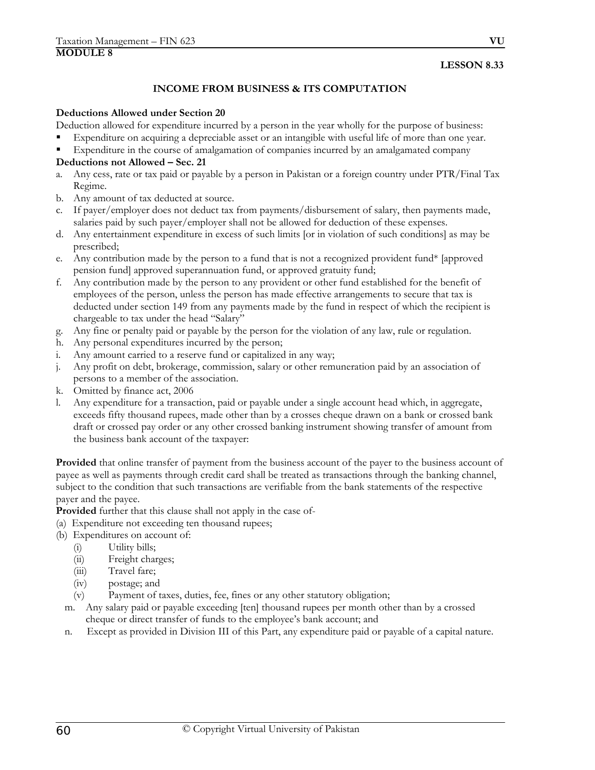**MODULE 8**

**LESSON 8.33**

## INCOME FROM BUSINESS & ITS COMPUTATION

**Deductions Allowed under Section 20**

Deduction allowed for expenditure incurred by a person in the year wholly for the purpose of business:

- Expenditure on acquiring a depreciable asset or an intangible with useful life of more than one year.
- Expenditure in the course of amalgamation of companies incurred by an amalgamated company

**Deductions not Allowed – Sec. 21**

a. Any cess, rate or tax paid or payable by a person in Pakistan or a foreign country under PTR/Final Tax Regime.
b. Any amount of tax deducted at source.
c. If payer/employer does not deduct tax from payments/disbursement of salary, then payments made, salaries paid by such payer/employer shall not be allowed for deduction of these expenses.
d. Any entertainment expenditure in excess of such limits [or in violation of such conditions] as may be prescribed;
e. Any contribution made by the person to a fund that is not a recognized provident fund* [approved pension fund] approved superannuation fund, or approved gratuity fund;
f. Any contribution made by the person to any provident or other fund established for the benefit of employees of the person, unless the person has made effective arrangements to secure that tax is deducted under section 149 from any payments made by the fund in respect of which the recipient is chargeable to tax under the head "Salary"
g. Any fine or penalty paid or payable by the person for the violation of any law, rule or regulation.
h. Any personal expenditures incurred by the person;
i. Any amount carried to a reserve fund or capitalized in any way;
j. Any profit on debt, brokerage, commission, salary or other remuneration paid by an association of persons to a member of the association.
k. Omitted by finance act, 2006
l. Any expenditure for a transaction, paid or payable under a single account head which, in aggregate, exceeds fifty thousand rupees, made other than by a crosses cheque drawn on a bank or crossed bank draft or crossed pay order or any other crossed banking instrument showing transfer of amount from the business bank account of the taxpayer:

**Provided** that online transfer of payment from the business account of the payer to the business account of payee as well as payments through credit card shall be treated as transactions through the banking channel, subject to the condition that such transactions are verifiable from the bank statements of the respective payer and the payee.

**Provided** further that this clause shall not apply in the case of-

(a) Expenditure not exceeding ten thousand rupees;
(b) Expenditures on account of:
   (i) Utility bills;
   (ii) Freight charges;
   (iii) Travel fare;
   (iv) postage; and
   (v) Payment of taxes, duties, fee, fines or any other statutory obligation;

m. Any salary paid or payable exceeding [ten] thousand rupees per month other than by a crossed cheque or direct transfer of funds to the employee's bank account; and
n. Except as provided in Division III of this Part, any expenditure paid or payable of a capital nature.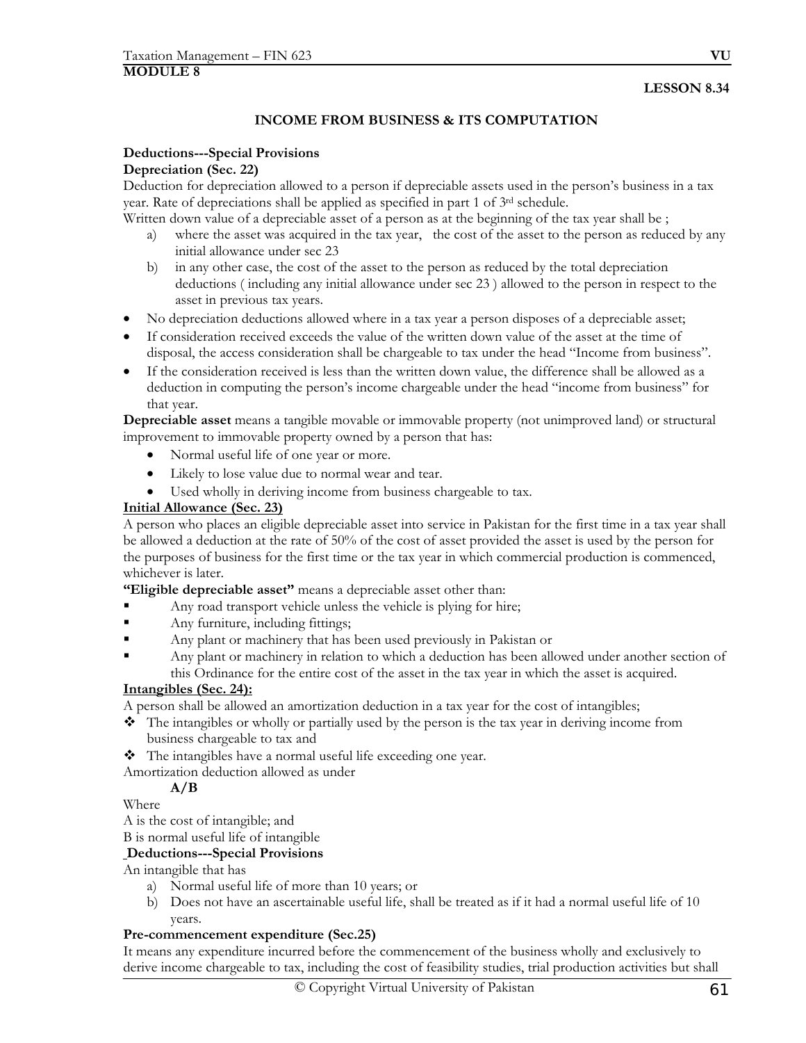**MODULE 8**

**LESSON 8.34**

## INCOME FROM BUSINESS & ITS COMPUTATION

**Deductions---Special Provisions**

**Depreciation (Sec. 22)**

Deduction for depreciation allowed to a person if depreciable assets used in the person's business in a tax year. Rate of depreciations shall be applied as specified in part 1 of 3rd schedule.

Written down value of a depreciable asset of a person as at the beginning of the tax year shall be ;

a) where the asset was acquired in the tax year, the cost of the asset to the person as reduced by any initial allowance under sec 23
b) in any other case, the cost of the asset to the person as reduced by the total depreciation deductions ( including any initial allowance under sec 23 ) allowed to the person in respect to the asset in previous tax years.

- No depreciation deductions allowed where in a tax year a person disposes of a depreciable asset;
- If consideration received exceeds the value of the written down value of the asset at the time of disposal, the access consideration shall be chargeable to tax under the head "Income from business".
- If the consideration received is less than the written down value, the difference shall be allowed as a deduction in computing the person's income chargeable under the head "income from business" for that year.

**Depreciable asset** means a tangible movable or immovable property (not unimproved land) or structural improvement to immovable property owned by a person that has:

- Normal useful life of one year or more.
- Likely to lose value due to normal wear and tear.
- Used wholly in deriving income from business chargeable to tax.

**Initial Allowance (Sec. 23)**

A person who places an eligible depreciable asset into service in Pakistan for the first time in a tax year shall be allowed a deduction at the rate of 50% of the cost of asset provided the asset is used by the person for the purposes of business for the first time or the tax year in which commercial production is commenced, whichever is later.

**"Eligible depreciable asset"** means a depreciable asset other than:

- Any road transport vehicle unless the vehicle is plying for hire;
- Any furniture, including fittings;
- Any plant or machinery that has been used previously in Pakistan or
- Any plant or machinery in relation to which a deduction has been allowed under another section of this Ordinance for the entire cost of the asset in the tax year in which the asset is acquired.

**Intangibles (Sec. 24):**

A person shall be allowed an amortization deduction in a tax year for the cost of intangibles;

- The intangibles or wholly or partially used by the person is the tax year in deriving income from business chargeable to tax and
- The intangibles have a normal useful life exceeding one year.

Amortization deduction allowed as under

**A/B**

Where

A is the cost of intangible; and

B is normal useful life of intangible

**Deductions---Special Provisions**

An intangible that has

a) Normal useful life of more than 10 years; or
b) Does not have an ascertainable useful life, shall be treated as if it had a normal useful life of 10 years.

**Pre-commencement expenditure (Sec.25)**

It means any expenditure incurred before the commencement of the business wholly and exclusively to derive income chargeable to tax, including the cost of feasibility studies, trial production activities but shall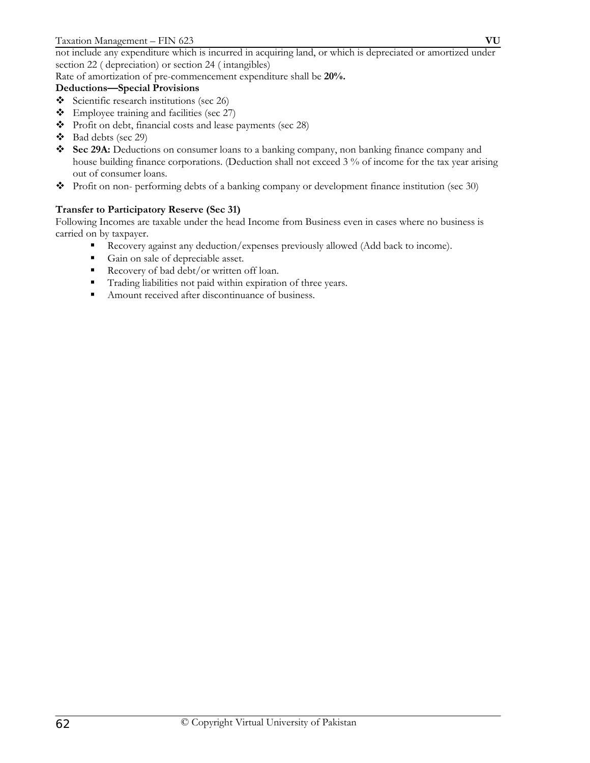not include any expenditure which is incurred in acquiring land, or which is depreciated or amortized under section 22 ( depreciation) or section 24 ( intangibles)

Rate of amortization of pre-commencement expenditure shall be **20%.**

**Deductions—Special Provisions**

- Scientific research institutions (sec 26)
- Employee training and facilities (sec 27)
- Profit on debt, financial costs and lease payments (sec 28)
- Bad debts (sec 29)
- **Sec 29A:** Deductions on consumer loans to a banking company, non banking finance company and house building finance corporations. (Deduction shall not exceed 3 % of income for the tax year arising out of consumer loans.
- Profit on non- performing debts of a banking company or development finance institution (sec 30)

**Transfer to Participatory Reserve (Sec 31)**

Following Incomes are taxable under the head Income from Business even in cases where no business is carried on by taxpayer.

- Recovery against any deduction/expenses previously allowed (Add back to income).
- Gain on sale of depreciable asset.
- Recovery of bad debt/or written off loan.
- Trading liabilities not paid within expiration of three years.
- Amount received after discontinuance of business.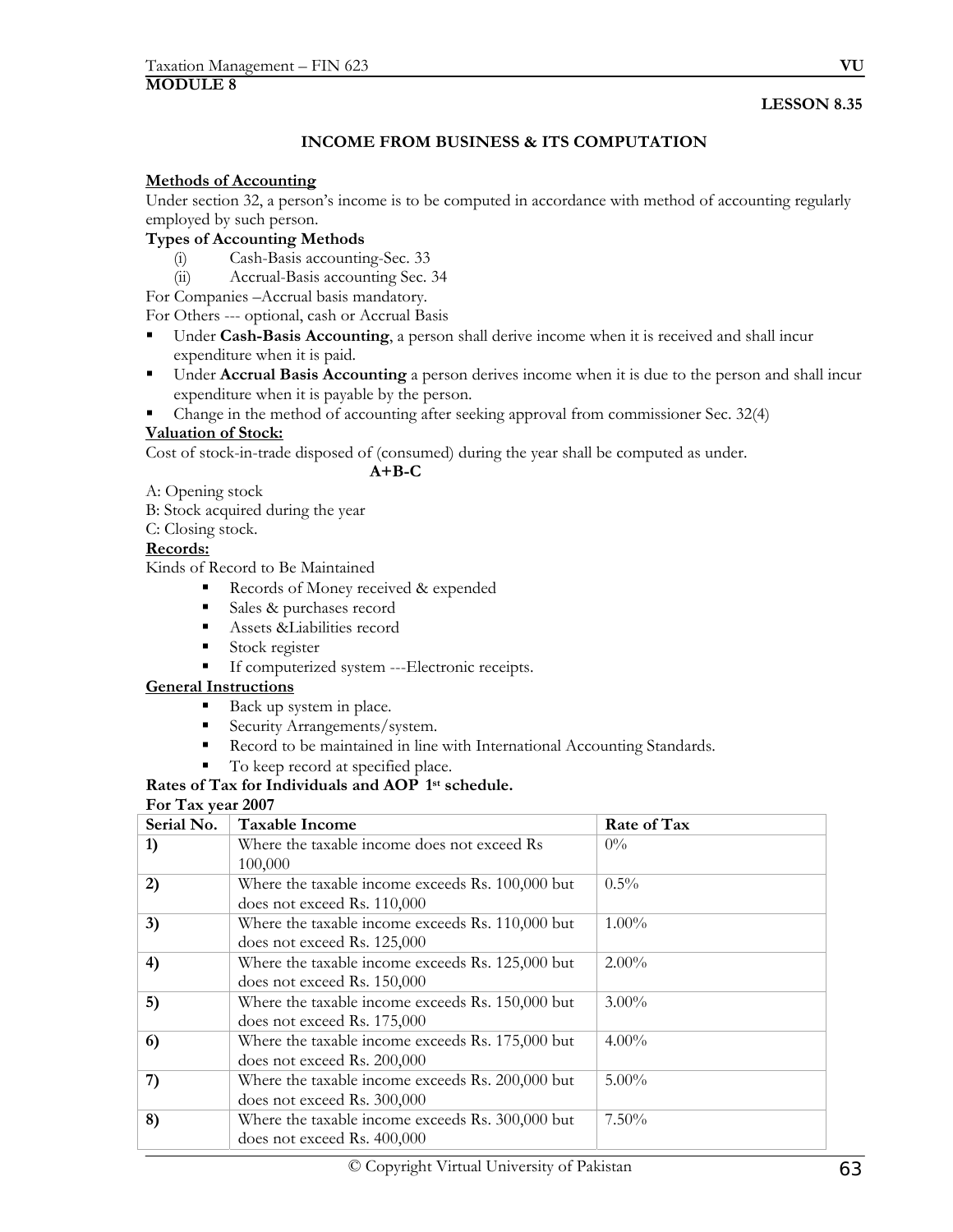**MODULE 8**

**LESSON 8.35**

## INCOME FROM BUSINESS & ITS COMPUTATION

**Methods of Accounting**

Under section 32, a person's income is to be computed in accordance with method of accounting regularly employed by such person.

**Types of Accounting Methods**

(i) Cash-Basis accounting-Sec. 33
(ii) Accrual-Basis accounting Sec. 34

For Companies –Accrual basis mandatory.
For Others --- optional, cash or Accrual Basis

- Under **Cash-Basis Accounting**, a person shall derive income when it is received and shall incur expenditure when it is paid.
- Under **Accrual Basis Accounting** a person derives income when it is due to the person and shall incur expenditure when it is payable by the person.
- Change in the method of accounting after seeking approval from commissioner Sec. 32(4)

**Valuation of Stock:**

Cost of stock-in-trade disposed of (consumed) during the year shall be computed as under.

**A+B-C**

A: Opening stock
B: Stock acquired during the year
C: Closing stock.

**Records:**

Kinds of Record to Be Maintained

- Records of Money received & expended
- Sales & purchases record
- Assets &Liabilities record
- Stock register
- If computerized system ---Electronic receipts.

**General Instructions**

- Back up system in place.
- Security Arrangements/system.
- Record to be maintained in line with International Accounting Standards.
- To keep record at specified place.

**Rates of Tax for Individuals and AOP 1st schedule.**

**For Tax year 2007**

| Serial No. | Taxable Income | Rate of Tax |
|---|---|---|
| **1)** | Where the taxable income does not exceed Rs 100,000 | 0% |
| **2)** | Where the taxable income exceeds Rs. 100,000 but does not exceed Rs. 110,000 | 0.5% |
| **3)** | Where the taxable income exceeds Rs. 110,000 but does not exceed Rs. 125,000 | 1.00% |
| **4)** | Where the taxable income exceeds Rs. 125,000 but does not exceed Rs. 150,000 | 2.00% |
| **5)** | Where the taxable income exceeds Rs. 150,000 but does not exceed Rs. 175,000 | 3.00% |
| **6)** | Where the taxable income exceeds Rs. 175,000 but does not exceed Rs. 200,000 | 4.00% |
| **7)** | Where the taxable income exceeds Rs. 200,000 but does not exceed Rs. 300,000 | 5.00% |
| **8)** | Where the taxable income exceeds Rs. 300,000 but does not exceed Rs. 400,000 | 7.50% |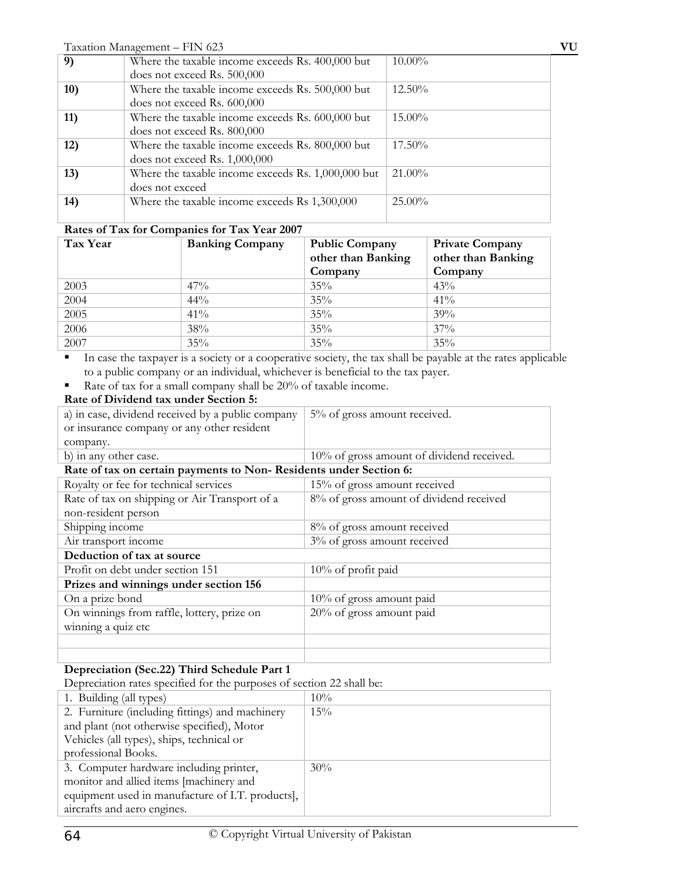| | | |
|---|---|---|
| **9)** | Where the taxable income exceeds Rs. 400,000 but does not exceed Rs. 500,000 | 10.00% |
| **10)** | Where the taxable income exceeds Rs. 500,000 but does not exceed Rs. 600,000 | 12.50% |
| **11)** | Where the taxable income exceeds Rs. 600,000 but does not exceed Rs. 800,000 | 15.00% |
| **12)** | Where the taxable income exceeds Rs. 800,000 but does not exceed Rs. 1,000,000 | 17.50% |
| **13)** | Where the taxable income exceeds Rs. 1,000,000 but does not exceed | 21.00% |
| **14)** | Where the taxable income exceeds Rs 1,300,000 | 25.00% |

**Rates of Tax for Companies for Tax Year 2007**

| Tax Year | Banking Company | Public Company other than Banking Company | Private Company other than Banking Company |
|---|---|---|---|
| 2003 | 47% | 35% | 43% |
| 2004 | 44% | 35% | 41% |
| 2005 | 41% | 35% | 39% |
| 2006 | 38% | 35% | 37% |
| 2007 | 35% | 35% | 35% |

- In case the taxpayer is a society or a cooperative society, the tax shall be payable at the rates applicable to a public company or an individual, whichever is beneficial to the tax payer.
- Rate of tax for a small company shall be 20% of taxable income.

**Rate of Dividend tax under Section 5:**

| | |
|---|---|
| a) in case, dividend received by a public company or insurance company or any other resident company. | 5% of gross amount received. |
| b) in any other case. | 10% of gross amount of dividend received. |
| **Rate of tax on certain payments to Non- Residents under Section 6:** | |
| Royalty or fee for technical services | 15% of gross amount received |
| Rate of tax on shipping or Air Transport of a non-resident person | 8% of gross amount of dividend received |
| Shipping income | 8% of gross amount received |
| Air transport income | 3% of gross amount received |
| **Deduction of tax at source** | |
| Profit on debt under section 151 | 10% of profit paid |
| **Prizes and winnings under section 156** | |
| On a prize bond | 10% of gross amount paid |
| On winnings from raffle, lottery, prize on winning a quiz etc | 20% of gross amount paid |
| | |
| | |

**Depreciation (Sec.22) Third Schedule Part 1**

Depreciation rates specified for the purposes of section 22 shall be:

| | |
|---|---|
| 1. Building (all types) | 10% |
| 2. Furniture (including fittings) and machinery and plant (not otherwise specified), Motor Vehicles (all types), ships, technical or professional Books. | 15% |
| 3. Computer hardware including printer, monitor and allied items [machinery and equipment used in manufacture of I.T. products], aircrafts and aero engines. | 30% |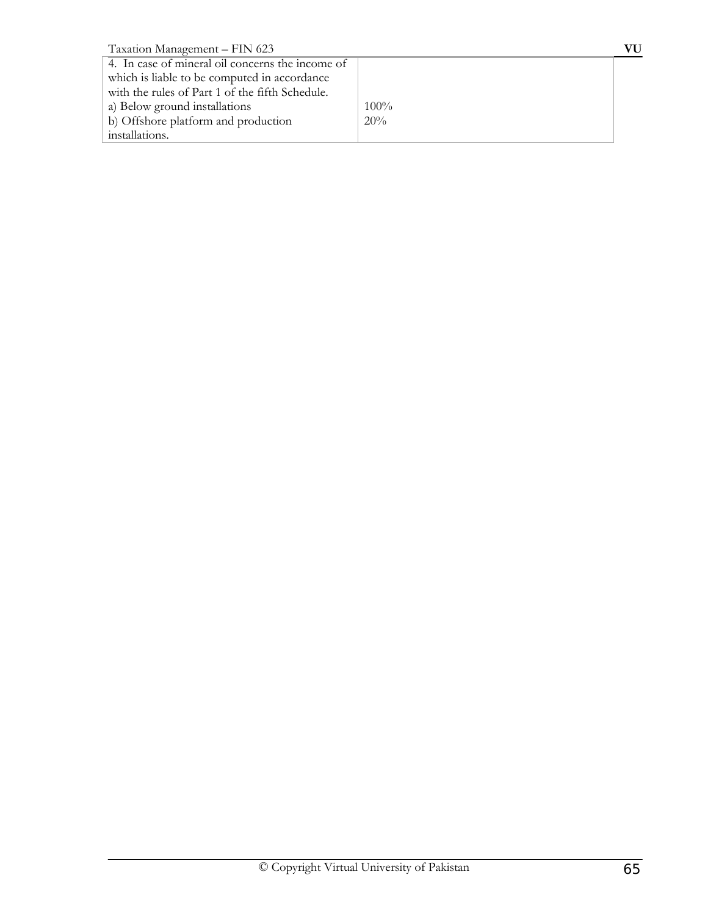| | |
|---|---|
| 4. In case of mineral oil concerns the income of which is liable to be computed in accordance with the rules of Part 1 of the fifth Schedule. | |
| a) Below ground installations | 100% |
| b) Offshore platform and production installations. | 20% |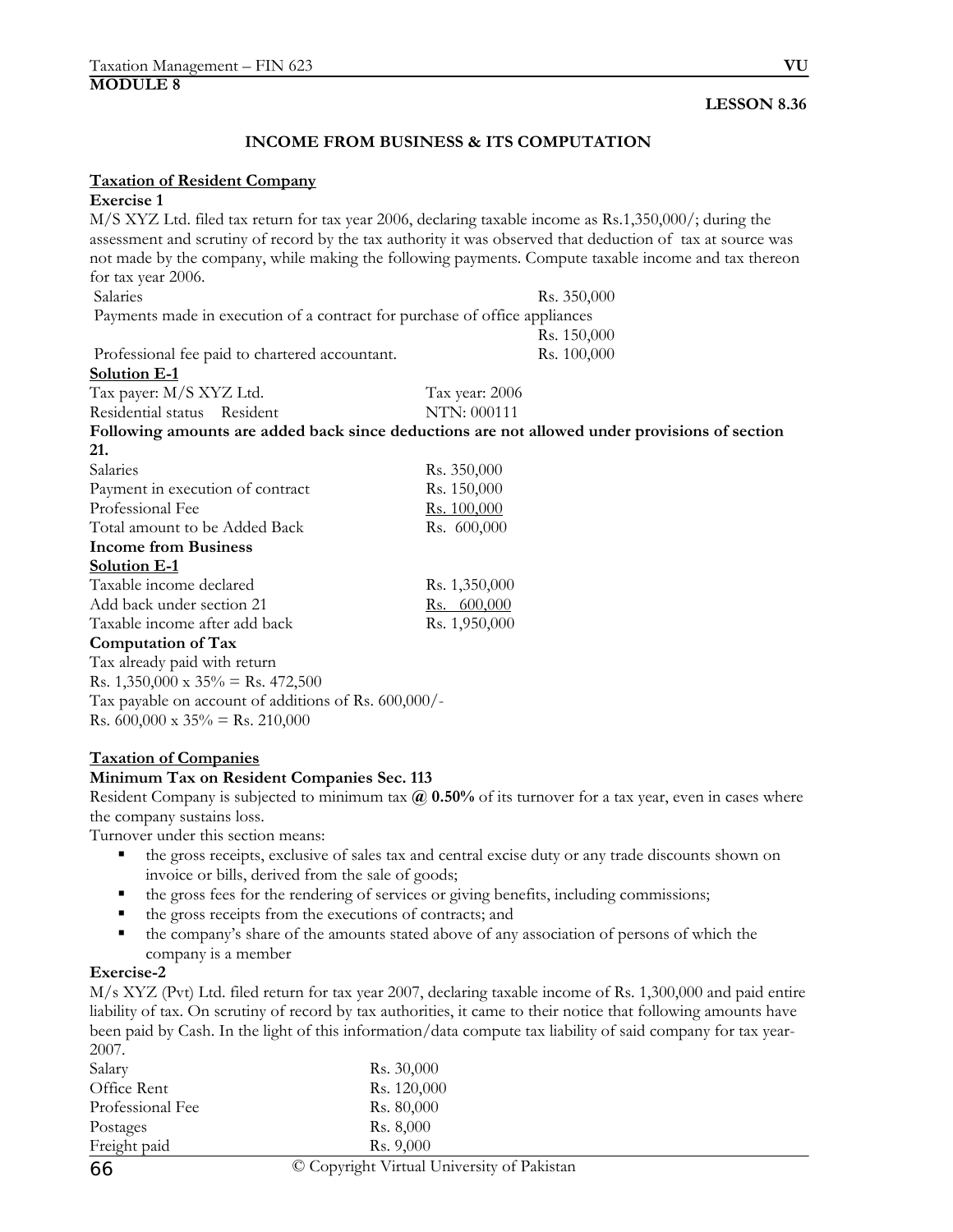**MODULE 8**

**LESSON 8.36**

## INCOME FROM BUSINESS & ITS COMPUTATION

**Taxation of Resident Company**

**Exercise 1**

M/S XYZ Ltd. filed tax return for tax year 2006, declaring taxable income as Rs.1,350,000/; during the assessment and scrutiny of record by the tax authority it was observed that deduction of tax at source was not made by the company, while making the following payments. Compute taxable income and tax thereon for tax year 2006.

| | |
|---|---|
| Salaries | Rs. 350,000 |
| Payments made in execution of a contract for purchase of office appliances | Rs. 150,000 |
| Professional fee paid to chartered accountant. | Rs. 100,000 |

**Solution E-1**

| | |
|---|---|
| Tax payer: M/S XYZ Ltd. | Tax year: 2006 |
| Residential status Resident | NTN: 000111 |

**Following amounts are added back since deductions are not allowed under provisions of section 21.**

| | |
|---|---|
| Salaries | Rs. 350,000 |
| Payment in execution of contract | Rs. 150,000 |
| Professional Fee | Rs. 100,000 |
| Total amount to be Added Back | Rs. 600,000 |

**Income from Business**

**Solution E-1**

| | |
|---|---|
| Taxable income declared | Rs. 1,350,000 |
| Add back under section 21 | Rs. 600,000 |
| Taxable income after add back | Rs. 1,950,000 |

**Computation of Tax**

Tax already paid with return

Rs. 1,350,000 x 35% = Rs. 472,500

Tax payable on account of additions of Rs. 600,000/-

Rs. 600,000 x 35% = Rs. 210,000

**Taxation of Companies**

**Minimum Tax on Resident Companies Sec. 113**

Resident Company is subjected to minimum tax **@ 0.50%** of its turnover for a tax year, even in cases where the company sustains loss.

Turnover under this section means:

- the gross receipts, exclusive of sales tax and central excise duty or any trade discounts shown on invoice or bills, derived from the sale of goods;
- the gross fees for the rendering of services or giving benefits, including commissions;
- the gross receipts from the executions of contracts; and
- the company's share of the amounts stated above of any association of persons of which the company is a member

**Exercise-2**

M/s XYZ (Pvt) Ltd. filed return for tax year 2007, declaring taxable income of Rs. 1,300,000 and paid entire liability of tax. On scrutiny of record by tax authorities, it came to their notice that following amounts have been paid by Cash. In the light of this information/data compute tax liability of said company for tax year-2007.

| | |
|---|---|
| Salary | Rs. 30,000 |
| Office Rent | Rs. 120,000 |
| Professional Fee | Rs. 80,000 |
| Postages | Rs. 8,000 |
| Freight paid | Rs. 9,000 |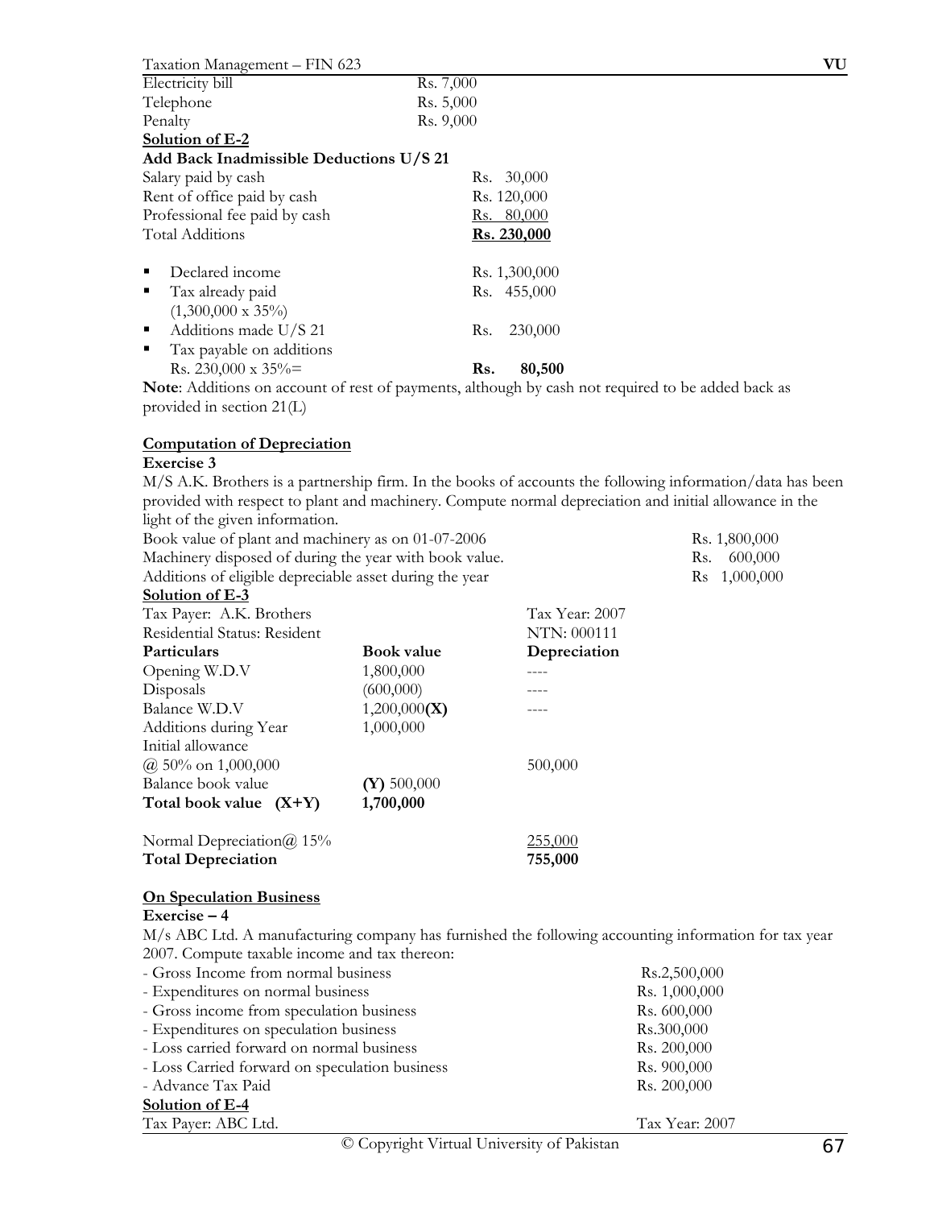| | |
|---|---|
| Electricity bill | Rs. 7,000 |
| Telephone | Rs. 5,000 |
| Penalty | Rs. 9,000 |

**Solution of E-2**

**Add Back Inadmissible Deductions U/S 21**

| | |
|---|---|
| Salary paid by cash | Rs. 30,000 |
| Rent of office paid by cash | Rs. 120,000 |
| Professional fee paid by cash | Rs. 80,000 |
| Total Additions | **Rs. 230,000** |

- Declared income — Rs. 1,300,000
- Tax already paid (1,300,000 x 35%) — Rs. 455,000
- Additions made U/S 21 — Rs. 230,000
- Tax payable on additions Rs. 230,000 x 35%= — **Rs. 80,500**

**Note**: Additions on account of rest of payments, although by cash not required to be added back as provided in section 21(L)

**Computation of Depreciation**

**Exercise 3**

M/S A.K. Brothers is a partnership firm. In the books of accounts the following information/data has been provided with respect to plant and machinery. Compute normal depreciation and initial allowance in the light of the given information.

| | |
|---|---|
| Book value of plant and machinery as on 01-07-2006 | Rs. 1,800,000 |
| Machinery disposed of during the year with book value. | Rs. 600,000 |
| Additions of eligible depreciable asset during the year | Rs 1,000,000 |

**Solution of E-3**

Tax Payer: A.K. Brothers — Tax Year: 2007

Residential Status: Resident — NTN: 000111

| **Particulars** | **Book value** | **Depreciation** |
|---|---|---|
| Opening W.D.V | 1,800,000 | ---- |
| Disposals | (600,000) | ---- |
| Balance W.D.V | 1,200,000**(X)** | ---- |
| Additions during Year | 1,000,000 | |
| Initial allowance @ 50% on 1,000,000 | | 500,000 |
| Balance book value | **(Y)** 500,000 | |
| **Total book value (X+Y)** | **1,700,000** | |
| Normal Depreciation@ 15% | | 255,000 |
| **Total Depreciation** | | **755,000** |

**On Speculation Business**

**Exercise – 4**

M/s ABC Ltd. A manufacturing company has furnished the following accounting information for tax year 2007. Compute taxable income and tax thereon:

| | |
|---|---|
| - Gross Income from normal business | Rs.2,500,000 |
| - Expenditures on normal business | Rs. 1,000,000 |
| - Gross income from speculation business | Rs. 600,000 |
| - Expenditures on speculation business | Rs.300,000 |
| - Loss carried forward on normal business | Rs. 200,000 |
| - Loss Carried forward on speculation business | Rs. 900,000 |
| - Advance Tax Paid | Rs. 200,000 |

**Solution of E-4**

Tax Payer: ABC Ltd. — Tax Year: 2007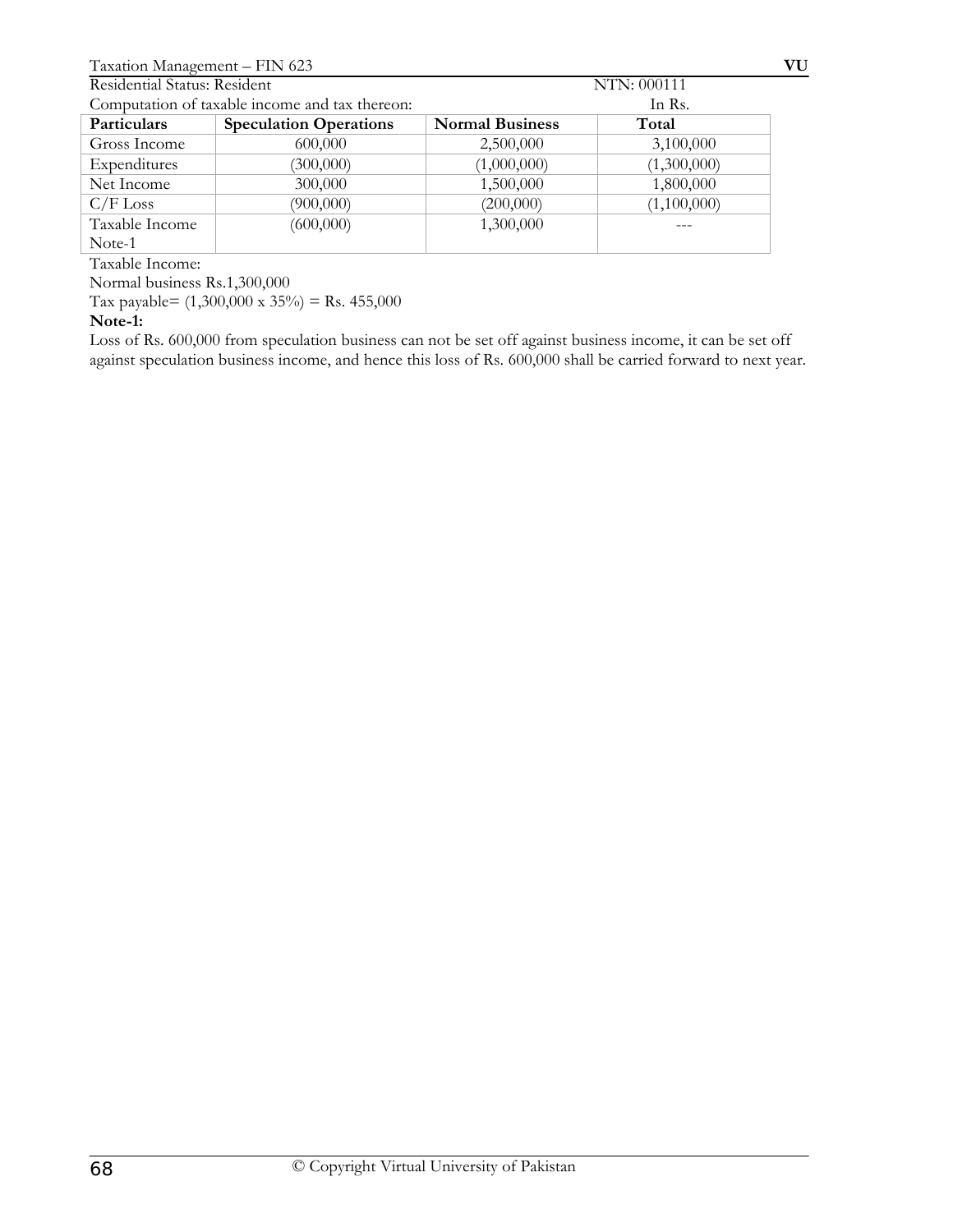Residential Status: Resident NTN: 000111

Computation of taxable income and tax thereon: In Rs.

| Particulars | Speculation Operations | Normal Business | Total |
|---|---|---|---|
| Gross Income | 600,000 | 2,500,000 | 3,100,000 |
| Expenditures | (300,000) | (1,000,000) | (1,300,000) |
| Net Income | 300,000 | 1,500,000 | 1,800,000 |
| C/F Loss | (900,000) | (200,000) | (1,100,000) |
| Taxable Income Note-1 | (600,000) | 1,300,000 | --- |

Taxable Income:

Normal business Rs.1,300,000

Tax payable= (1,300,000 x 35%) = Rs. 455,000

**Note-1:**

Loss of Rs. 600,000 from speculation business can not be set off against business income, it can be set off against speculation business income, and hence this loss of Rs. 600,000 shall be carried forward to next year.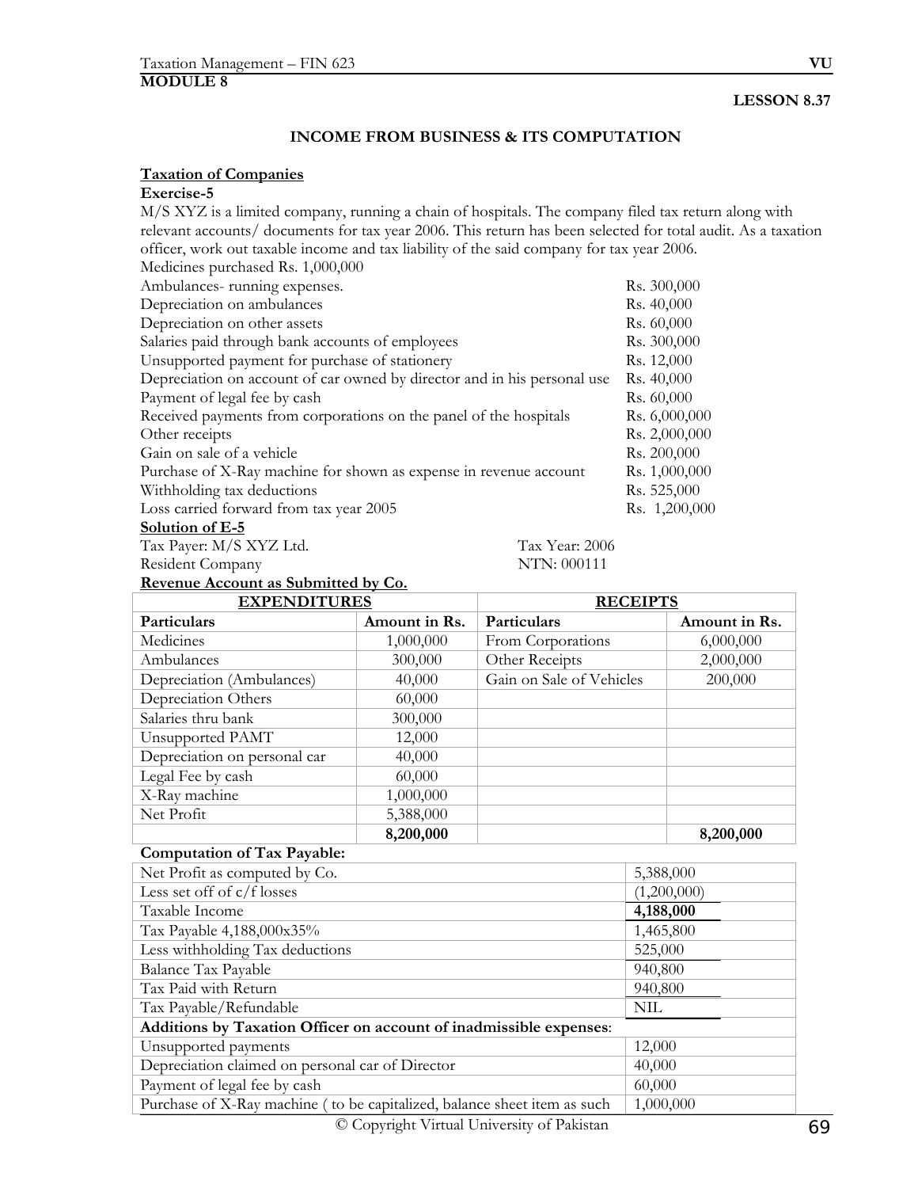**MODULE 8**

**LESSON 8.37**

## INCOME FROM BUSINESS & ITS COMPUTATION

### Taxation of Companies

**Exercise-5**

M/S XYZ is a limited company, running a chain of hospitals. The company filed tax return along with relevant accounts/ documents for tax year 2006. This return has been selected for total audit. As a taxation officer, work out taxable income and tax liability of the said company for tax year 2006.

| | |
|---|---|
| Medicines purchased Rs. 1,000,000 | |
| Ambulances- running expenses. | Rs. 300,000 |
| Depreciation on ambulances | Rs. 40,000 |
| Depreciation on other assets | Rs. 60,000 |
| Salaries paid through bank accounts of employees | Rs. 300,000 |
| Unsupported payment for purchase of stationery | Rs. 12,000 |
| Depreciation on account of car owned by director and in his personal use | Rs. 40,000 |
| Payment of legal fee by cash | Rs. 60,000 |
| Received payments from corporations on the panel of the hospitals | Rs. 6,000,000 |
| Other receipts | Rs. 2,000,000 |
| Gain on sale of a vehicle | Rs. 200,000 |
| Purchase of X-Ray machine for shown as expense in revenue account | Rs. 1,000,000 |
| Withholding tax deductions | Rs. 525,000 |
| Loss carried forward from tax year 2005 | Rs. 1,200,000 |

**Solution of E-5**

Tax Payer: M/S XYZ Ltd. Tax Year: 2006

Resident Company NTN: 000111

**Revenue Account as Submitted by Co.**

| EXPENDITURES | | RECEIPTS | |
|---|---|---|---|
| **Particulars** | **Amount in Rs.** | **Particulars** | **Amount in Rs.** |
| Medicines | 1,000,000 | From Corporations | 6,000,000 |
| Ambulances | 300,000 | Other Receipts | 2,000,000 |
| Depreciation (Ambulances) | 40,000 | Gain on Sale of Vehicles | 200,000 |
| Depreciation Others | 60,000 | | |
| Salaries thru bank | 300,000 | | |
| Unsupported PAMT | 12,000 | | |
| Depreciation on personal car | 40,000 | | |
| Legal Fee by cash | 60,000 | | |
| X-Ray machine | 1,000,000 | | |
| Net Profit | 5,388,000 | | |
| | **8,200,000** | | **8,200,000** |

**Computation of Tax Payable:**

| | |
|---|---|
| Net Profit as computed by Co. | 5,388,000 |
| Less set off of c/f losses | (1,200,000) |
| Taxable Income | **4,188,000** |
| Tax Payable 4,188,000x35% | 1,465,800 |
| Less withholding Tax deductions | 525,000 |
| Balance Tax Payable | 940,800 |
| Tax Paid with Return | 940,800 |
| Tax Payable/Refundable | NIL |
| **Additions by Taxation Officer on account of inadmissible expenses**: | |
| Unsupported payments | 12,000 |
| Depreciation claimed on personal car of Director | 40,000 |
| Payment of legal fee by cash | 60,000 |
| Purchase of X-Ray machine ( to be capitalized, balance sheet item as such | 1,000,000 |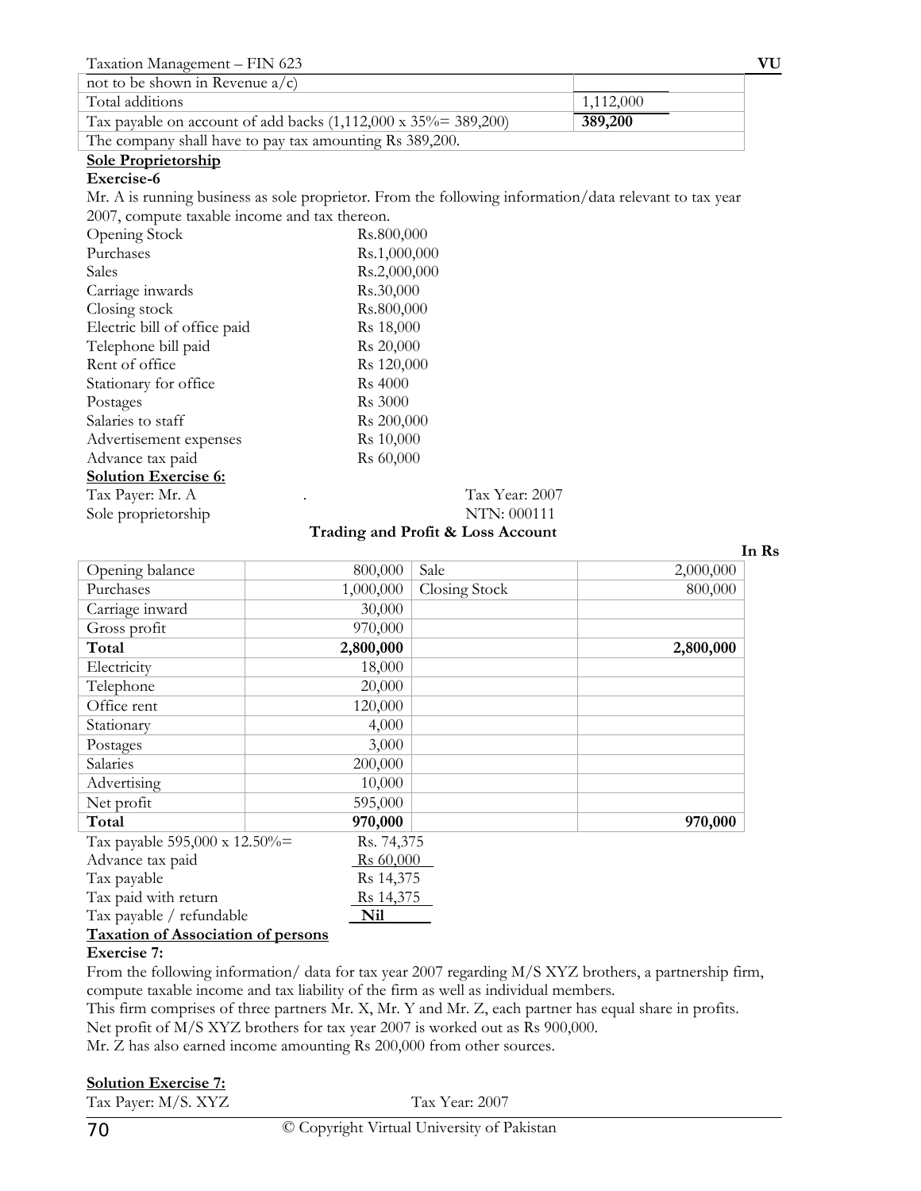| not to be shown in Revenue a/c) | |
|---|---|
| Total additions | 1,112,000 |
| Tax payable on account of add backs (1,112,000 x 35%= 389,200) | **389,200** |
| The company shall have to pay tax amounting Rs 389,200. | |

**Sole Proprietorship**

**Exercise-6**

Mr. A is running business as sole proprietor. From the following information/data relevant to tax year 2007, compute taxable income and tax thereon.

| | |
|---|---|
| Opening Stock | Rs.800,000 |
| Purchases | Rs.1,000,000 |
| Sales | Rs.2,000,000 |
| Carriage inwards | Rs.30,000 |
| Closing stock | Rs.800,000 |
| Electric bill of office paid | Rs 18,000 |
| Telephone bill paid | Rs 20,000 |
| Rent of office | Rs 120,000 |
| Stationary for office | Rs 4000 |
| Postages | Rs 3000 |
| Salaries to staff | Rs 200,000 |
| Advertisement expenses | Rs 10,000 |
| Advance tax paid | Rs 60,000 |

**Solution Exercise 6:**

Tax Payer: Mr. A . Tax Year: 2007

Sole proprietorship NTN: 000111

**Trading and Profit & Loss Account**

**In Rs**

| | | | |
|---|---:|---|---:|
| Opening balance | 800,000 | Sale | 2,000,000 |
| Purchases | 1,000,000 | Closing Stock | 800,000 |
| Carriage inward | 30,000 | | |
| Gross profit | 970,000 | | |
| **Total** | **2,800,000** | | **2,800,000** |
| Electricity | 18,000 | | |
| Telephone | 20,000 | | |
| Office rent | 120,000 | | |
| Stationary | 4,000 | | |
| Postages | 3,000 | | |
| Salaries | 200,000 | | |
| Advertising | 10,000 | | |
| Net profit | 595,000 | | |
| **Total** | **970,000** | | **970,000** |

| | |
|---|---|
| Tax payable 595,000 x 12.50%= | Rs. 74,375 |
| Advance tax paid | Rs 60,000 |
| Tax payable | Rs 14,375 |
| Tax paid with return | Rs 14,375 |
| Tax payable / refundable | **Nil** |

**Taxation of Association of persons**

**Exercise 7:**

From the following information/ data for tax year 2007 regarding M/S XYZ brothers, a partnership firm, compute taxable income and tax liability of the firm as well as individual members.

This firm comprises of three partners Mr. X, Mr. Y and Mr. Z, each partner has equal share in profits.

Net profit of M/S XYZ brothers for tax year 2007 is worked out as Rs 900,000.

Mr. Z has also earned income amounting Rs 200,000 from other sources.

**Solution Exercise 7:**

Tax Payer: M/S. XYZ Tax Year: 2007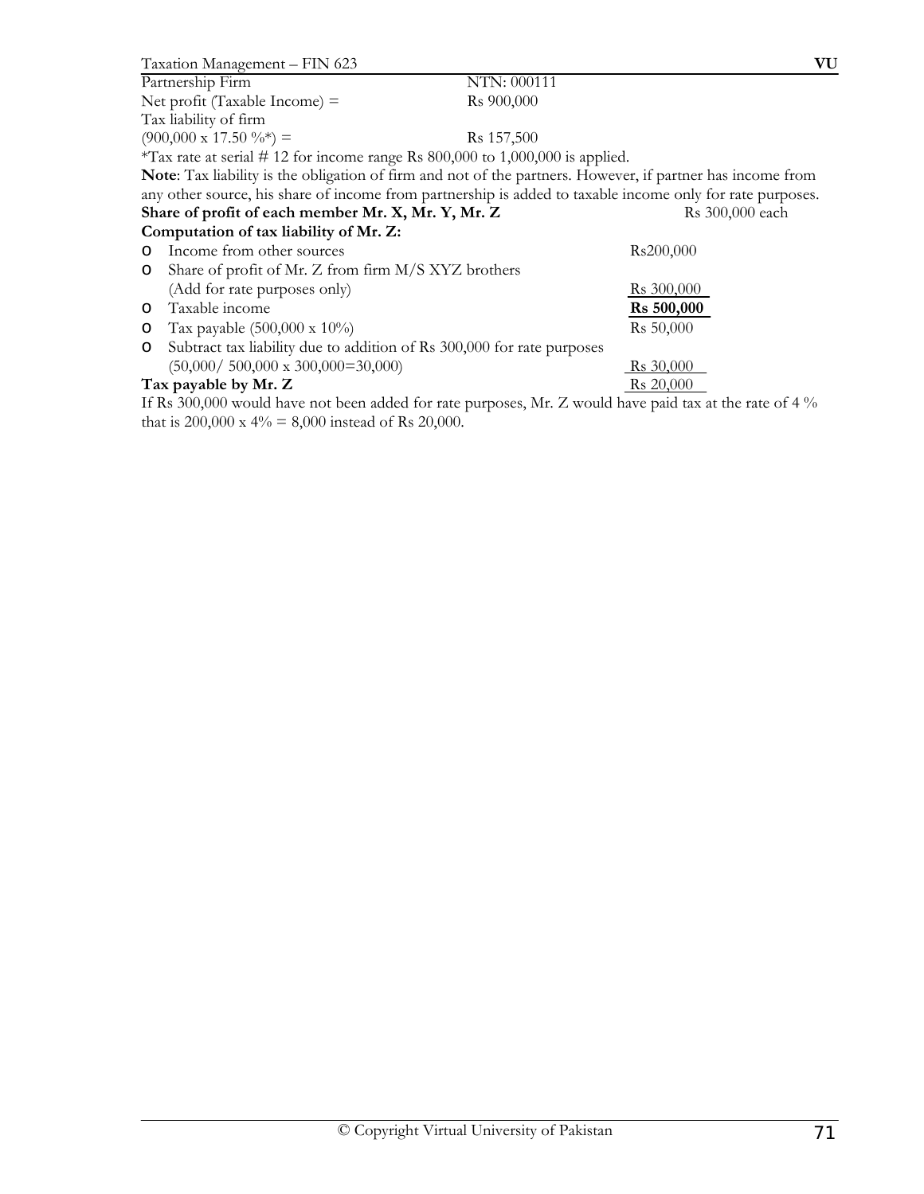| | |
|---|---|
| Partnership Firm | NTN: 000111 |
| Net profit (Taxable Income) = | Rs 900,000 |
| Tax liability of firm | |
| (900,000 x 17.50 %*) = | Rs 157,500 |

*Tax rate at serial # 12 for income range Rs 800,000 to 1,000,000 is applied.

**Note**: Tax liability is the obligation of firm and not of the partners. However, if partner has income from any other source, his share of income from partnership is added to taxable income only for rate purposes.

**Share of profit of each member Mr. X, Mr. Y, Mr. Z** Rs 300,000 each

**Computation of tax liability of Mr. Z:**

| | |
|---|---|
| o Income from other sources | Rs200,000 |
| o Share of profit of Mr. Z from firm M/S XYZ brothers (Add for rate purposes only) | Rs 300,000 |
| o Taxable income | **Rs 500,000** |
| o Tax payable (500,000 x 10%) | Rs 50,000 |
| o Subtract tax liability due to addition of Rs 300,000 for rate purposes (50,000/ 500,000 x 300,000=30,000) | Rs 30,000 |
| **Tax payable by Mr. Z** | Rs 20,000 |

If Rs 300,000 would have not been added for rate purposes, Mr. Z would have paid tax at the rate of 4 % that is 200,000 x 4% = 8,000 instead of Rs 20,000.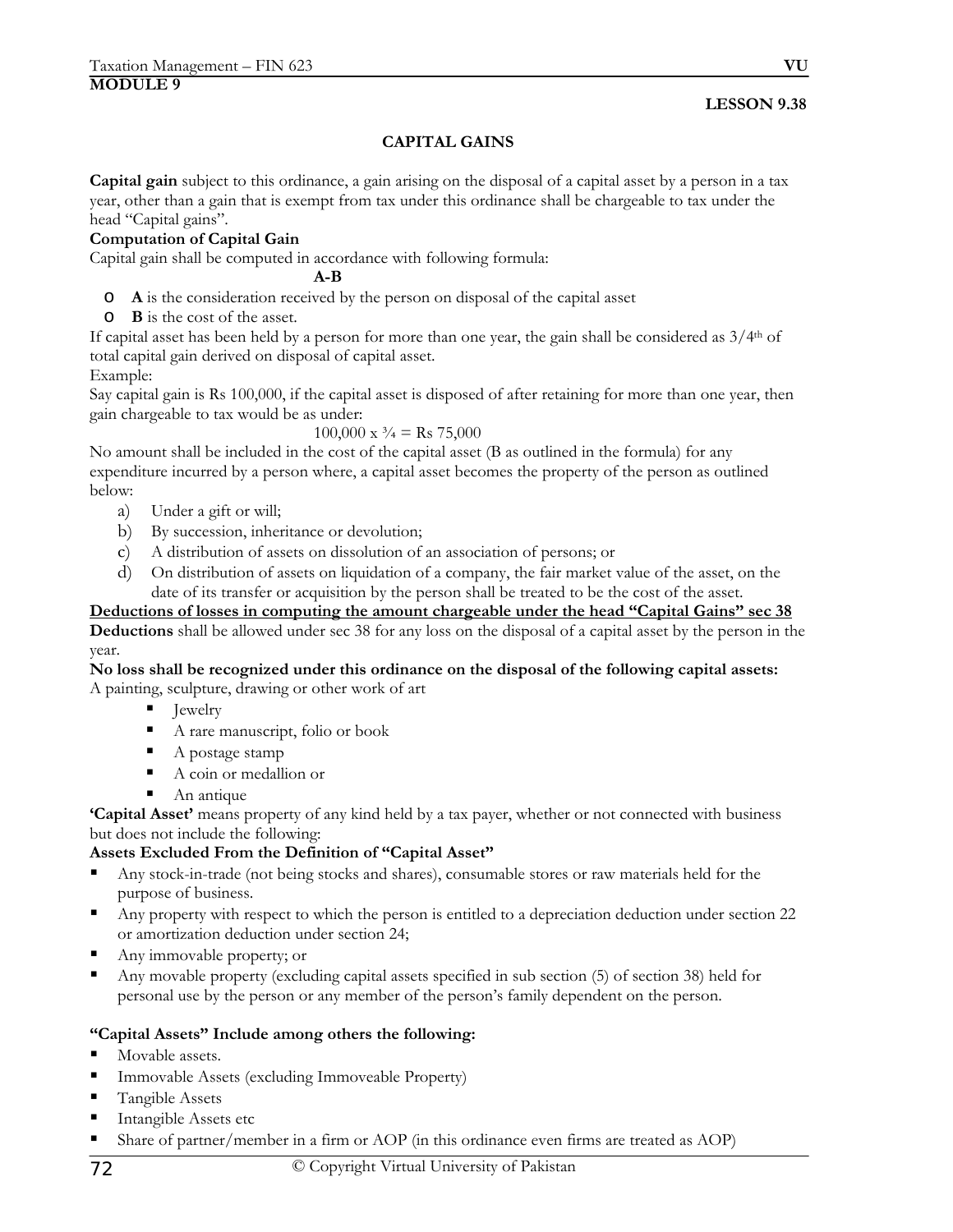**MODULE 9**

**LESSON 9.38**

## CAPITAL GAINS

**Capital gain** subject to this ordinance, a gain arising on the disposal of a capital asset by a person in a tax year, other than a gain that is exempt from tax under this ordinance shall be chargeable to tax under the head "Capital gains".

**Computation of Capital Gain**

Capital gain shall be computed in accordance with following formula:

**A-B**

- **A** is the consideration received by the person on disposal of the capital asset
- **B** is the cost of the asset.

If capital asset has been held by a person for more than one year, the gain shall be considered as 3/4th of total capital gain derived on disposal of capital asset.

Example:

Say capital gain is Rs 100,000, if the capital asset is disposed of after retaining for more than one year, then gain chargeable to tax would be as under:

100,000 x ¾ = Rs 75,000

No amount shall be included in the cost of the capital asset (B as outlined in the formula) for any expenditure incurred by a person where, a capital asset becomes the property of the person as outlined below:

a) Under a gift or will;
b) By succession, inheritance or devolution;
c) A distribution of assets on dissolution of an association of persons; or
d) On distribution of assets on liquidation of a company, the fair market value of the asset, on the date of its transfer or acquisition by the person shall be treated to be the cost of the asset.

**<u>Deductions of losses in computing the amount chargeable under the head "Capital Gains" sec 38</u>**

**Deductions** shall be allowed under sec 38 for any loss on the disposal of a capital asset by the person in the year.

**No loss shall be recognized under this ordinance on the disposal of the following capital assets:**

A painting, sculpture, drawing or other work of art

- Jewelry
- A rare manuscript, folio or book
- A postage stamp
- A coin or medallion or
- An antique

**'Capital Asset'** means property of any kind held by a tax payer, whether or not connected with business but does not include the following:

**Assets Excluded From the Definition of "Capital Asset"**

- Any stock-in-trade (not being stocks and shares), consumable stores or raw materials held for the purpose of business.
- Any property with respect to which the person is entitled to a depreciation deduction under section 22 or amortization deduction under section 24;
- Any immovable property; or
- Any movable property (excluding capital assets specified in sub section (5) of section 38) held for personal use by the person or any member of the person's family dependent on the person.

**"Capital Assets" Include among others the following:**

- Movable assets.
- Immovable Assets (excluding Immoveable Property)
- Tangible Assets
- Intangible Assets etc
- Share of partner/member in a firm or AOP (in this ordinance even firms are treated as AOP)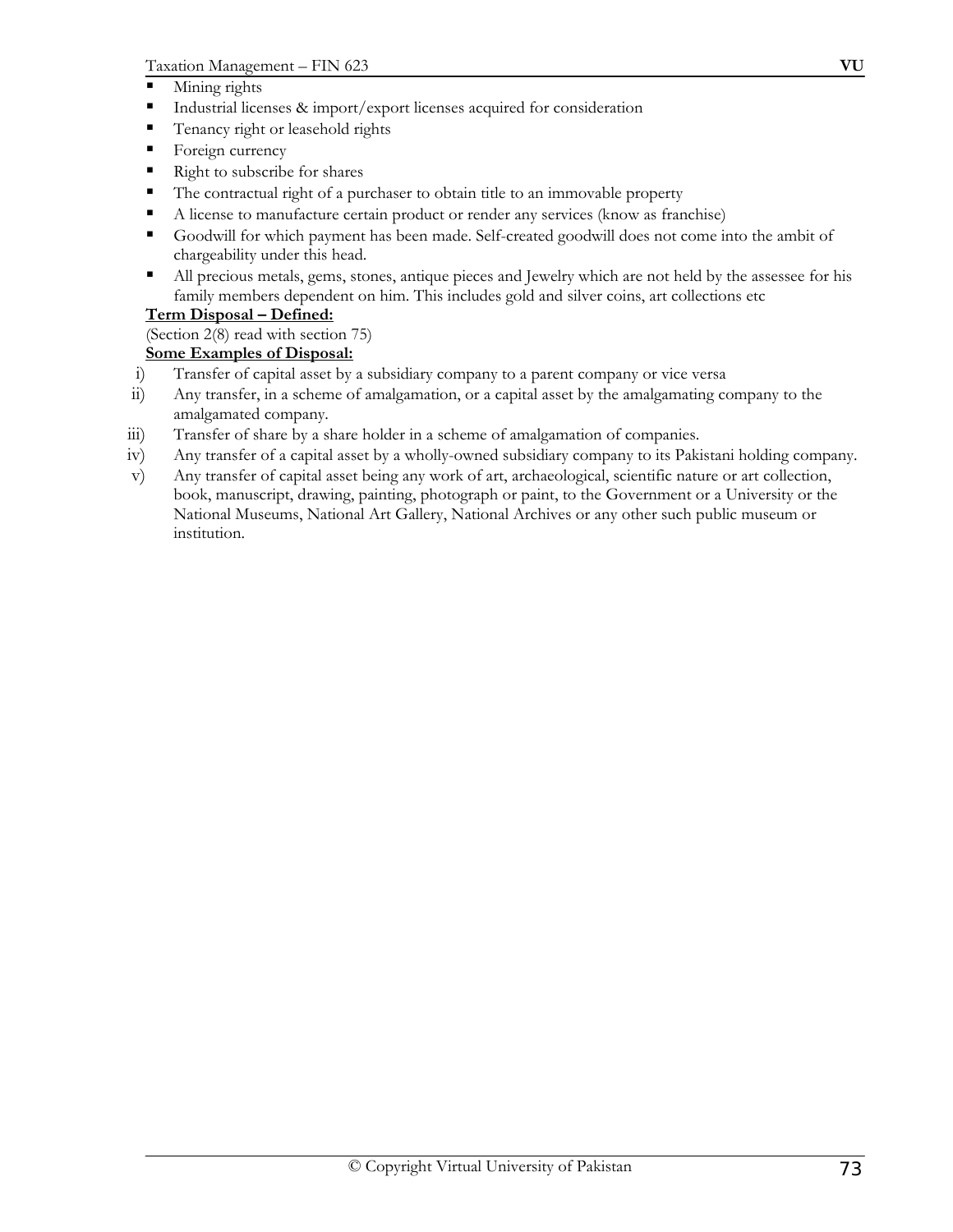- Mining rights
- Industrial licenses & import/export licenses acquired for consideration
- Tenancy right or leasehold rights
- Foreign currency
- Right to subscribe for shares
- The contractual right of a purchaser to obtain title to an immovable property
- A license to manufacture certain product or render any services (know as franchise)
- Goodwill for which payment has been made. Self-created goodwill does not come into the ambit of chargeability under this head.
- All precious metals, gems, stones, antique pieces and Jewelry which are not held by the assessee for his family members dependent on him. This includes gold and silver coins, art collections etc

**Term Disposal – Defined:**

(Section 2(8) read with section 75)

**Some Examples of Disposal:**

i) Transfer of capital asset by a subsidiary company to a parent company or vice versa

ii) Any transfer, in a scheme of amalgamation, or a capital asset by the amalgamating company to the amalgamated company.

iii) Transfer of share by a share holder in a scheme of amalgamation of companies.

iv) Any transfer of a capital asset by a wholly-owned subsidiary company to its Pakistani holding company.

v) Any transfer of capital asset being any work of art, archaeological, scientific nature or art collection, book, manuscript, drawing, painting, photograph or paint, to the Government or a University or the National Museums, National Art Gallery, National Archives or any other such public museum or institution.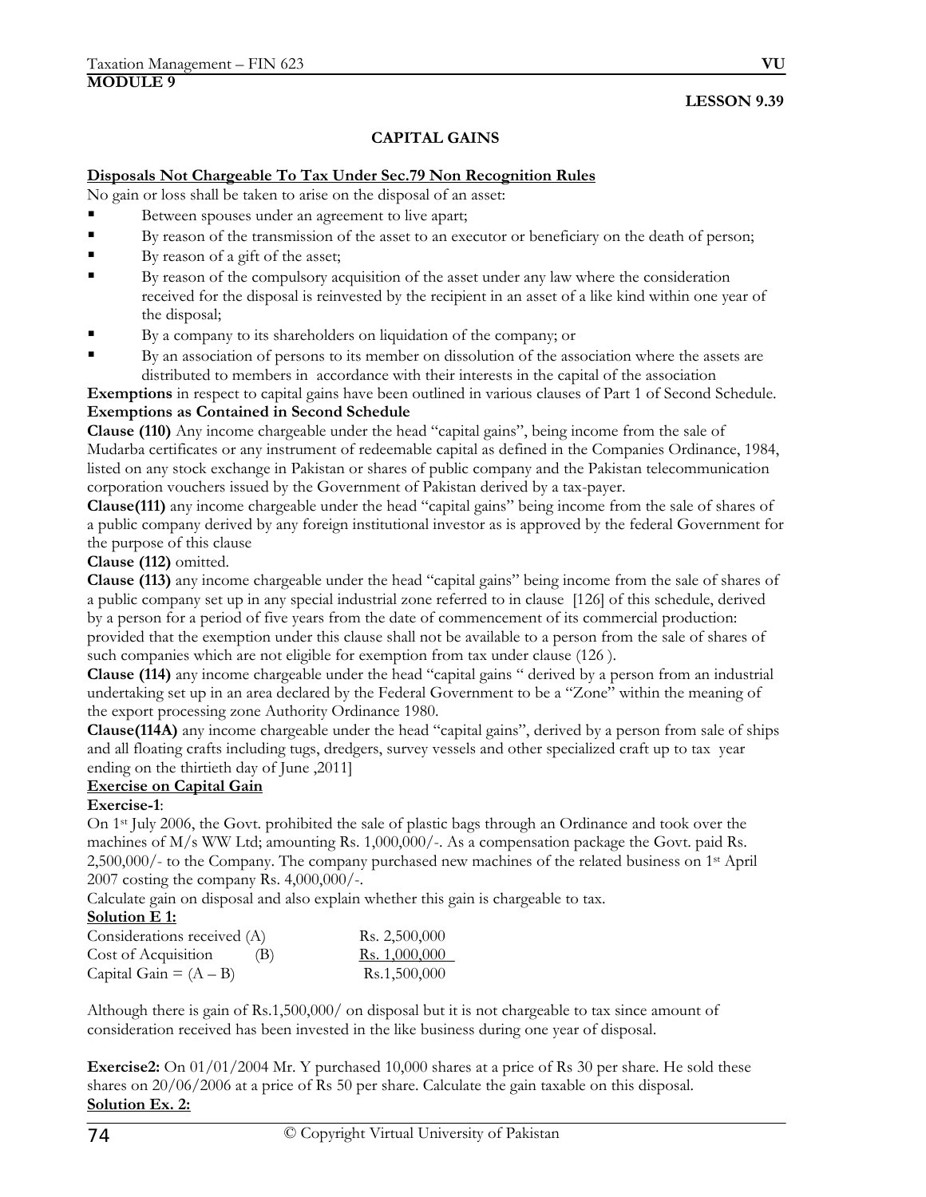**MODULE 9**

**LESSON 9.39**

## CAPITAL GAINS

**Disposals Not Chargeable To Tax Under Sec.79 Non Recognition Rules**

No gain or loss shall be taken to arise on the disposal of an asset:

- Between spouses under an agreement to live apart;
- By reason of the transmission of the asset to an executor or beneficiary on the death of person;
- By reason of a gift of the asset;
- By reason of the compulsory acquisition of the asset under any law where the consideration received for the disposal is reinvested by the recipient in an asset of a like kind within one year of the disposal;
- By a company to its shareholders on liquidation of the company; or
- By an association of persons to its member on dissolution of the association where the assets are distributed to members in accordance with their interests in the capital of the association

**Exemptions** in respect to capital gains have been outlined in various clauses of Part 1 of Second Schedule.

**Exemptions as Contained in Second Schedule**

**Clause (110)** Any income chargeable under the head "capital gains", being income from the sale of Mudarba certificates or any instrument of redeemable capital as defined in the Companies Ordinance, 1984, listed on any stock exchange in Pakistan or shares of public company and the Pakistan telecommunication corporation vouchers issued by the Government of Pakistan derived by a tax-payer.

**Clause(111)** any income chargeable under the head "capital gains" being income from the sale of shares of a public company derived by any foreign institutional investor as is approved by the federal Government for the purpose of this clause

**Clause (112)** omitted.

**Clause (113)** any income chargeable under the head "capital gains" being income from the sale of shares of a public company set up in any special industrial zone referred to in clause [126] of this schedule, derived by a person for a period of five years from the date of commencement of its commercial production: provided that the exemption under this clause shall not be available to a person from the sale of shares of such companies which are not eligible for exemption from tax under clause (126 ).

**Clause (114)** any income chargeable under the head "capital gains " derived by a person from an industrial undertaking set up in an area declared by the Federal Government to be a "Zone" within the meaning of the export processing zone Authority Ordinance 1980.

**Clause(114A)** any income chargeable under the head "capital gains", derived by a person from sale of ships and all floating crafts including tugs, dredgers, survey vessels and other specialized craft up to tax year ending on the thirtieth day of June ,2011]

**Exercise on Capital Gain**

**Exercise-1**:

On 1st July 2006, the Govt. prohibited the sale of plastic bags through an Ordinance and took over the machines of M/s WW Ltd; amounting Rs. 1,000,000/-. As a compensation package the Govt. paid Rs. 2,500,000/- to the Company. The company purchased new machines of the related business on 1st April 2007 costing the company Rs. 4,000,000/-.

Calculate gain on disposal and also explain whether this gain is chargeable to tax.

**Solution E 1:**

| | |
|---|---|
| Considerations received (A) | Rs. 2,500,000 |
| Cost of Acquisition (B) | Rs. 1,000,000 |
| Capital Gain = (A – B) | Rs.1,500,000 |

Although there is gain of Rs.1,500,000/ on disposal but it is not chargeable to tax since amount of consideration received has been invested in the like business during one year of disposal.

**Exercise2:** On 01/01/2004 Mr. Y purchased 10,000 shares at a price of Rs 30 per share. He sold these shares on 20/06/2006 at a price of Rs 50 per share. Calculate the gain taxable on this disposal.

**Solution Ex. 2:**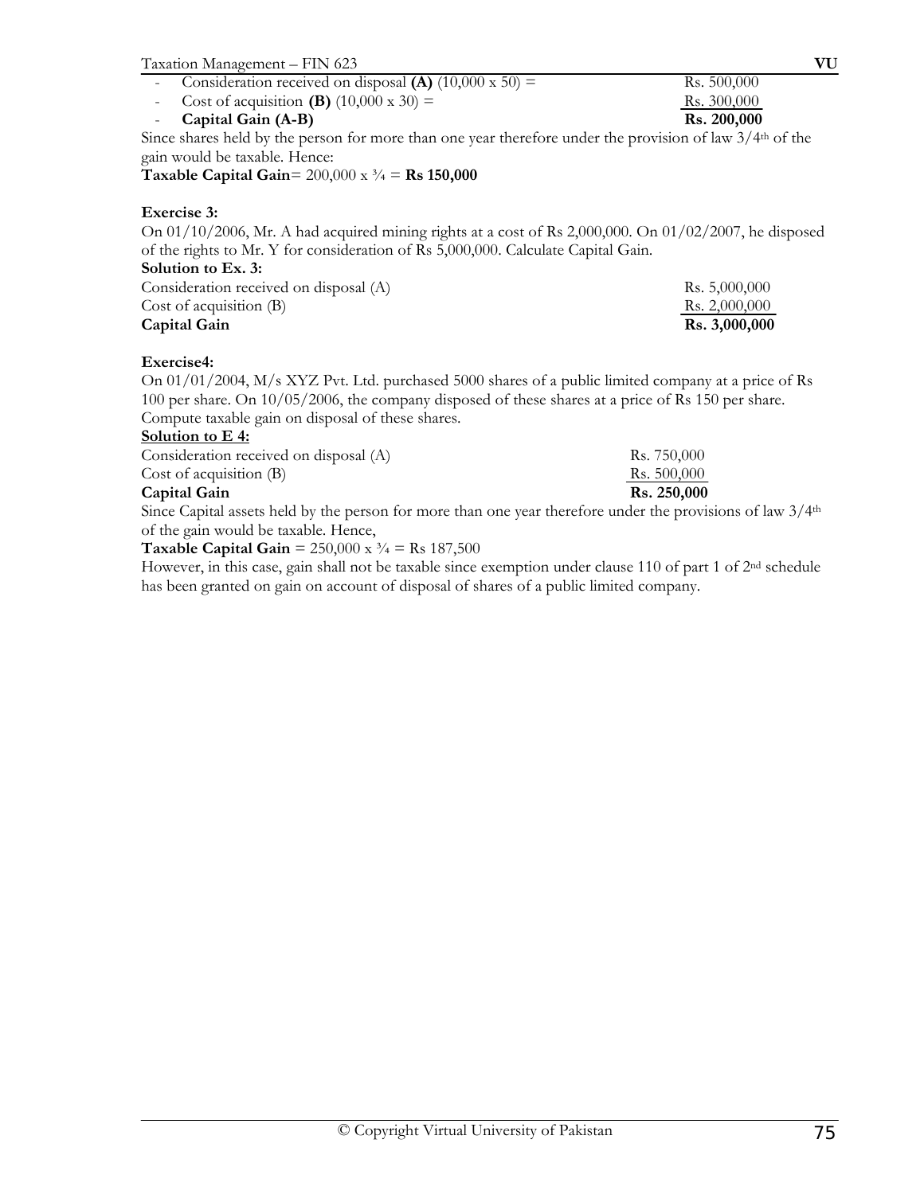- Consideration received on disposal **(A)** (10,000 x 50) = Rs. 500,000
- Cost of acquisition **(B)** (10,000 x 30) = Rs. 300,000
- **Capital Gain (A-B)** **Rs. 200,000**

Since shares held by the person for more than one year therefore under the provision of law 3/4th of the gain would be taxable. Hence:

**Taxable Capital Gain**= 200,000 x ¾ = **Rs 150,000**

**Exercise 3:**

On 01/10/2006, Mr. A had acquired mining rights at a cost of Rs 2,000,000. On 01/02/2007, he disposed of the rights to Mr. Y for consideration of Rs 5,000,000. Calculate Capital Gain.

**Solution to Ex. 3:**

| | |
|---|---|
| Consideration received on disposal (A) | Rs. 5,000,000 |
| Cost of acquisition (B) | Rs. 2,000,000 |
| **Capital Gain** | **Rs. 3,000,000** |

**Exercise4:**

On 01/01/2004, M/s XYZ Pvt. Ltd. purchased 5000 shares of a public limited company at a price of Rs 100 per share. On 10/05/2006, the company disposed of these shares at a price of Rs 150 per share. Compute taxable gain on disposal of these shares.

**Solution to E 4:**

| | |
|---|---|
| Consideration received on disposal (A) | Rs. 750,000 |
| Cost of acquisition (B) | Rs. 500,000 |
| **Capital Gain** | **Rs. 250,000** |

Since Capital assets held by the person for more than one year therefore under the provisions of law 3/4th of the gain would be taxable. Hence,

**Taxable Capital Gain** = 250,000 x ¾ = Rs 187,500

However, in this case, gain shall not be taxable since exemption under clause 110 of part 1 of 2nd schedule has been granted on gain on account of disposal of shares of a public limited company.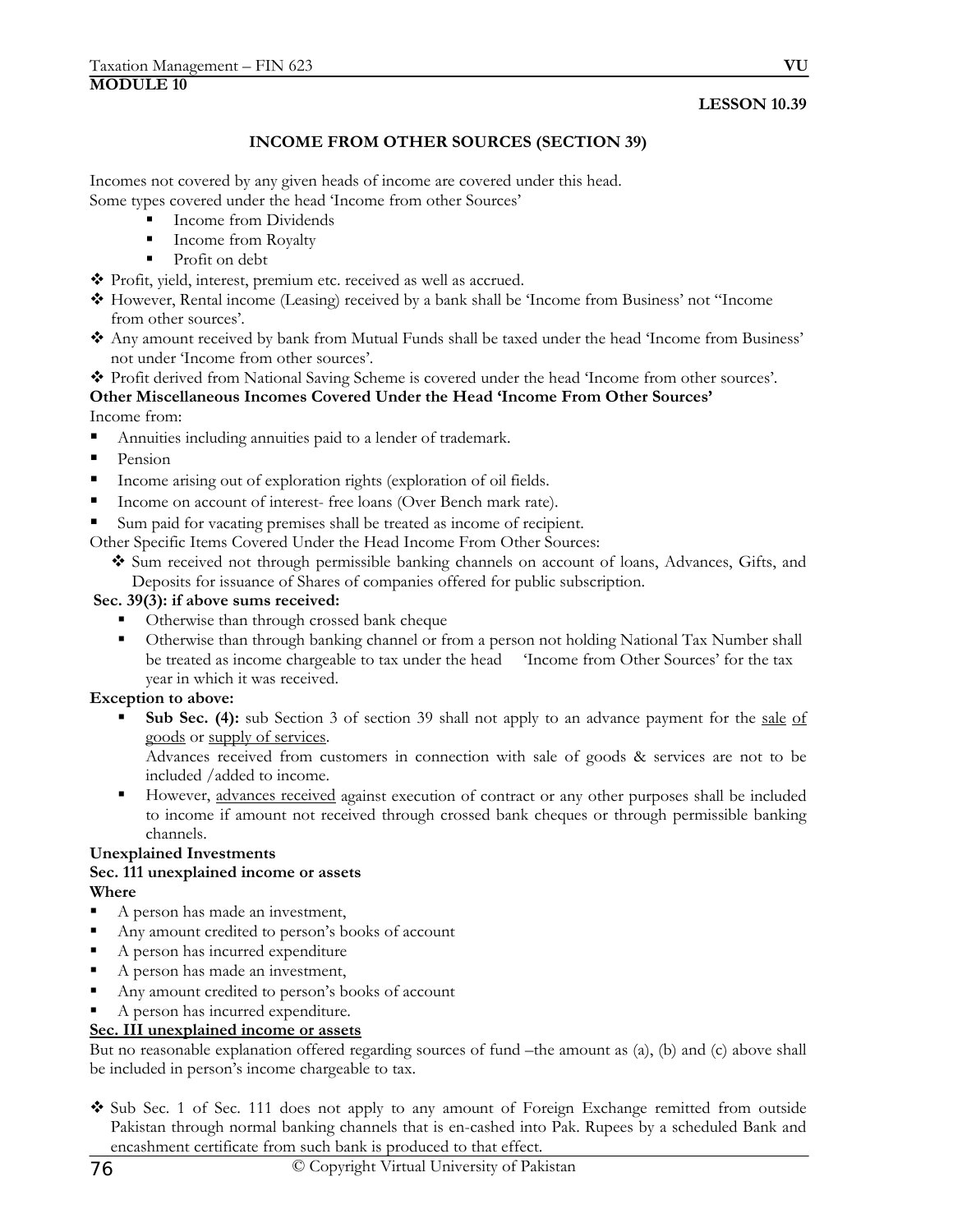**MODULE 10**

**LESSON 10.39**

## INCOME FROM OTHER SOURCES (SECTION 39)

Incomes not covered by any given heads of income are covered under this head.
Some types covered under the head 'Income from other Sources'

- Income from Dividends
- Income from Royalty
- Profit on debt

- Profit, yield, interest, premium etc. received as well as accrued.
- However, Rental income (Leasing) received by a bank shall be 'Income from Business' not "Income from other sources'.
- Any amount received by bank from Mutual Funds shall be taxed under the head 'Income from Business' not under 'Income from other sources'.
- Profit derived from National Saving Scheme is covered under the head 'Income from other sources'.

**Other Miscellaneous Incomes Covered Under the Head 'Income From Other Sources'**

Income from:

- Annuities including annuities paid to a lender of trademark.
- Pension
- Income arising out of exploration rights (exploration of oil fields.
- Income on account of interest- free loans (Over Bench mark rate).
- Sum paid for vacating premises shall be treated as income of recipient.

Other Specific Items Covered Under the Head Income From Other Sources:

- Sum received not through permissible banking channels on account of loans, Advances, Gifts, and Deposits for issuance of Shares of companies offered for public subscription.

**Sec. 39(3): if above sums received:**

- Otherwise than through crossed bank cheque
- Otherwise than through banking channel or from a person not holding National Tax Number shall be treated as income chargeable to tax under the head 'Income from Other Sources' for the tax year in which it was received.

**Exception to above:**

- **Sub Sec. (4):** sub Section 3 of section 39 shall not apply to an advance payment for the sale of goods or supply of services.
  Advances received from customers in connection with sale of goods & services are not to be included /added to income.
- However, advances received against execution of contract or any other purposes shall be included to income if amount not received through crossed bank cheques or through permissible banking channels.

**Unexplained Investments**

**Sec. 111 unexplained income or assets**

**Where**

- A person has made an investment,
- Any amount credited to person's books of account
- A person has incurred expenditure
- A person has made an investment,
- Any amount credited to person's books of account
- A person has incurred expenditure.

**Sec. III unexplained income or assets**

But no reasonable explanation offered regarding sources of fund –the amount as (a), (b) and (c) above shall be included in person's income chargeable to tax.

- Sub Sec. 1 of Sec. 111 does not apply to any amount of Foreign Exchange remitted from outside Pakistan through normal banking channels that is en-cashed into Pak. Rupees by a scheduled Bank and encashment certificate from such bank is produced to that effect.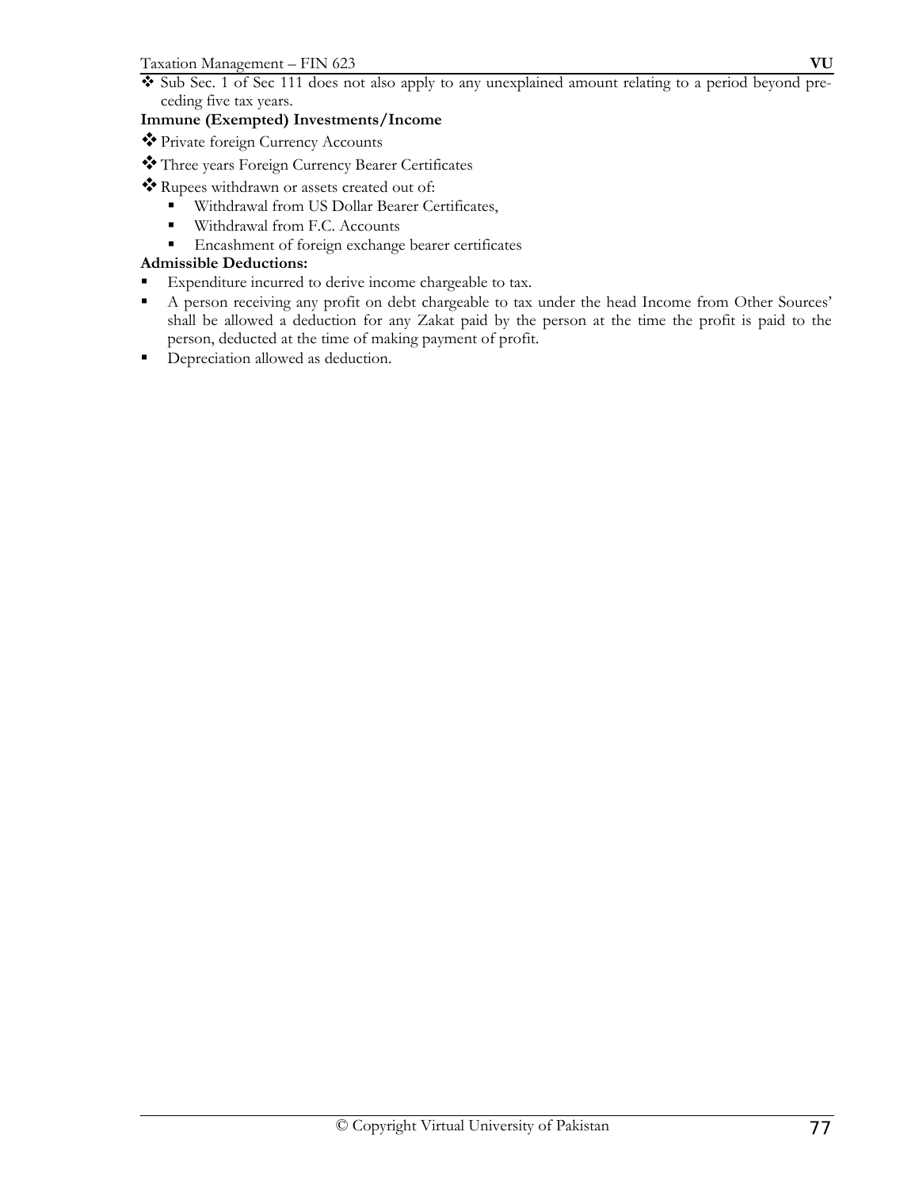- Sub Sec. 1 of Sec 111 does not also apply to any unexplained amount relating to a period beyond preceding five tax years.

**Immune (Exempted) Investments/Income**

- Private foreign Currency Accounts
- Three years Foreign Currency Bearer Certificates
- Rupees withdrawn or assets created out of:
  - Withdrawal from US Dollar Bearer Certificates,
  - Withdrawal from F.C. Accounts
  - Encashment of foreign exchange bearer certificates

**Admissible Deductions:**

- Expenditure incurred to derive income chargeable to tax.
- A person receiving any profit on debt chargeable to tax under the head Income from Other Sources' shall be allowed a deduction for any Zakat paid by the person at the time the profit is paid to the person, deducted at the time of making payment of profit.
- Depreciation allowed as deduction.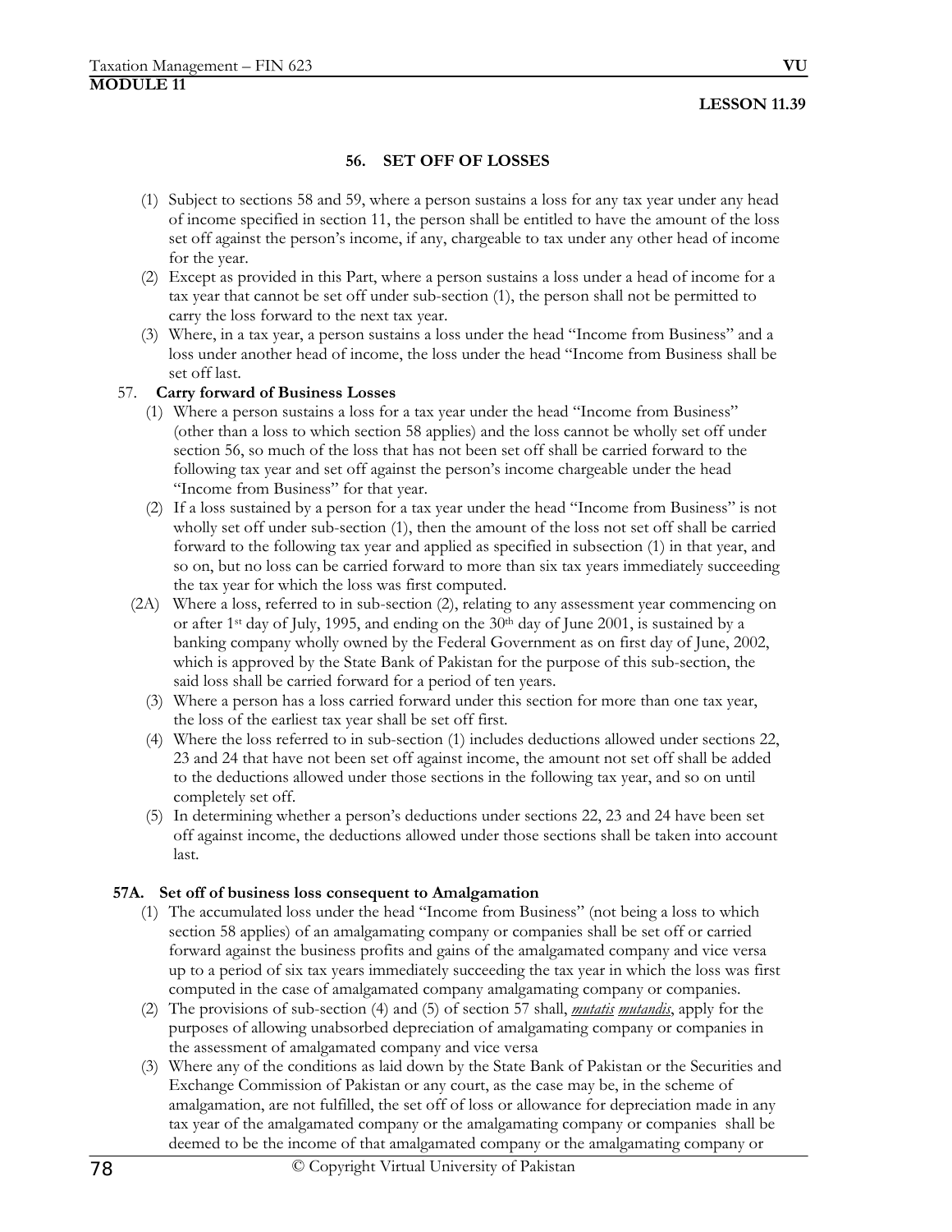**MODULE 11**

**LESSON 11.39**

### 56. SET OFF OF LOSSES

(1) Subject to sections 58 and 59, where a person sustains a loss for any tax year under any head of income specified in section 11, the person shall be entitled to have the amount of the loss set off against the person's income, if any, chargeable to tax under any other head of income for the year.

(2) Except as provided in this Part, where a person sustains a loss under a head of income for a tax year that cannot be set off under sub-section (1), the person shall not be permitted to carry the loss forward to the next tax year.

(3) Where, in a tax year, a person sustains a loss under the head "Income from Business" and a loss under another head of income, the loss under the head "Income from Business shall be set off last.

### 57. Carry forward of Business Losses

(1) Where a person sustains a loss for a tax year under the head "Income from Business" (other than a loss to which section 58 applies) and the loss cannot be wholly set off under section 56, so much of the loss that has not been set off shall be carried forward to the following tax year and set off against the person's income chargeable under the head "Income from Business" for that year.

(2) If a loss sustained by a person for a tax year under the head "Income from Business" is not wholly set off under sub-section (1), then the amount of the loss not set off shall be carried forward to the following tax year and applied as specified in subsection (1) in that year, and so on, but no loss can be carried forward to more than six tax years immediately succeeding the tax year for which the loss was first computed.

(2A) Where a loss, referred to in sub-section (2), relating to any assessment year commencing on or after 1st day of July, 1995, and ending on the 30th day of June 2001, is sustained by a banking company wholly owned by the Federal Government as on first day of June, 2002, which is approved by the State Bank of Pakistan for the purpose of this sub-section, the said loss shall be carried forward for a period of ten years.

(3) Where a person has a loss carried forward under this section for more than one tax year, the loss of the earliest tax year shall be set off first.

(4) Where the loss referred to in sub-section (1) includes deductions allowed under sections 22, 23 and 24 that have not been set off against income, the amount not set off shall be added to the deductions allowed under those sections in the following tax year, and so on until completely set off.

(5) In determining whether a person's deductions under sections 22, 23 and 24 have been set off against income, the deductions allowed under those sections shall be taken into account last.

### 57A. Set off of business loss consequent to Amalgamation

(1) The accumulated loss under the head "Income from Business" (not being a loss to which section 58 applies) of an amalgamating company or companies shall be set off or carried forward against the business profits and gains of the amalgamated company and vice versa up to a period of six tax years immediately succeeding the tax year in which the loss was first computed in the case of amalgamated company amalgamating company or companies.

(2) The provisions of sub-section (4) and (5) of section 57 shall, ***mutatis mutandis***, apply for the purposes of allowing unabsorbed depreciation of amalgamating company or companies in the assessment of amalgamated company and vice versa

(3) Where any of the conditions as laid down by the State Bank of Pakistan or the Securities and Exchange Commission of Pakistan or any court, as the case may be, in the scheme of amalgamation, are not fulfilled, the set off of loss or allowance for depreciation made in any tax year of the amalgamated company or the amalgamating company or companies shall be deemed to be the income of that amalgamated company or the amalgamating company or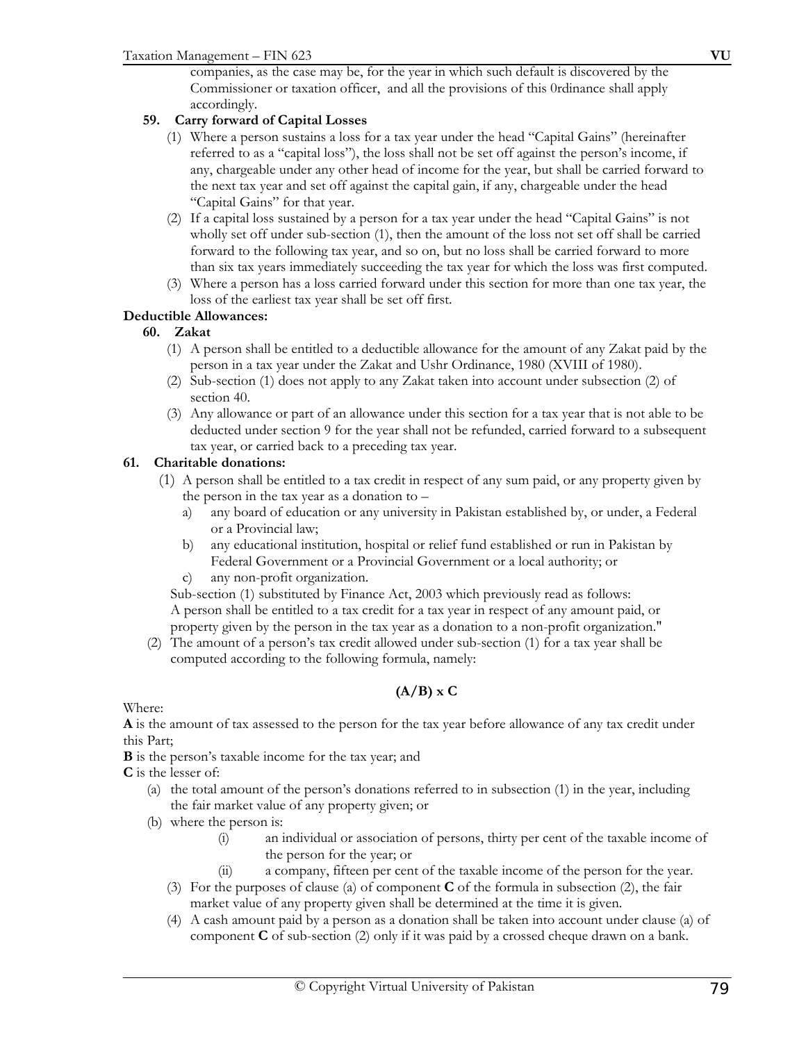companies, as the case may be, for the year in which such default is discovered by the Commissioner or taxation officer, and all the provisions of this 0rdinance shall apply accordingly.

### 59. Carry forward of Capital Losses

(1) Where a person sustains a loss for a tax year under the head "Capital Gains" (hereinafter referred to as a "capital loss"), the loss shall not be set off against the person's income, if any, chargeable under any other head of income for the year, but shall be carried forward to the next tax year and set off against the capital gain, if any, chargeable under the head "Capital Gains" for that year.

(2) If a capital loss sustained by a person for a tax year under the head "Capital Gains" is not wholly set off under sub-section (1), then the amount of the loss not set off shall be carried forward to the following tax year, and so on, but no loss shall be carried forward to more than six tax years immediately succeeding the tax year for which the loss was first computed.

(3) Where a person has a loss carried forward under this section for more than one tax year, the loss of the earliest tax year shall be set off first.

**Deductible Allowances:**

### 60. Zakat

(1) A person shall be entitled to a deductible allowance for the amount of any Zakat paid by the person in a tax year under the Zakat and Ushr Ordinance, 1980 (XVIII of 1980).

(2) Sub-section (1) does not apply to any Zakat taken into account under subsection (2) of section 40.

(3) Any allowance or part of an allowance under this section for a tax year that is not able to be deducted under section 9 for the year shall not be refunded, carried forward to a subsequent tax year, or carried back to a preceding tax year.

### 61. Charitable donations:

(1) A person shall be entitled to a tax credit in respect of any sum paid, or any property given by the person in the tax year as a donation to –

a) any board of education or any university in Pakistan established by, or under, a Federal or a Provincial law;

b) any educational institution, hospital or relief fund established or run in Pakistan by Federal Government or a Provincial Government or a local authority; or

c) any non-profit organization.

Sub-section (1) substituted by Finance Act, 2003 which previously read as follows:
A person shall be entitled to a tax credit for a tax year in respect of any amount paid, or property given by the person in the tax year as a donation to a non-profit organization."

(2) The amount of a person's tax credit allowed under sub-section (1) for a tax year shall be computed according to the following formula, namely:

$$(A/B) \times C$$

Where:

**A** is the amount of tax assessed to the person for the tax year before allowance of any tax credit under this Part;

**B** is the person's taxable income for the tax year; and

**C** is the lesser of:

(a) the total amount of the person's donations referred to in subsection (1) in the year, including the fair market value of any property given; or

(b) where the person is:

(i) an individual or association of persons, thirty per cent of the taxable income of the person for the year; or

(ii) a company, fifteen per cent of the taxable income of the person for the year.

(3) For the purposes of clause (a) of component **C** of the formula in subsection (2), the fair market value of any property given shall be determined at the time it is given.

(4) A cash amount paid by a person as a donation shall be taken into account under clause (a) of component **C** of sub-section (2) only if it was paid by a crossed cheque drawn on a bank.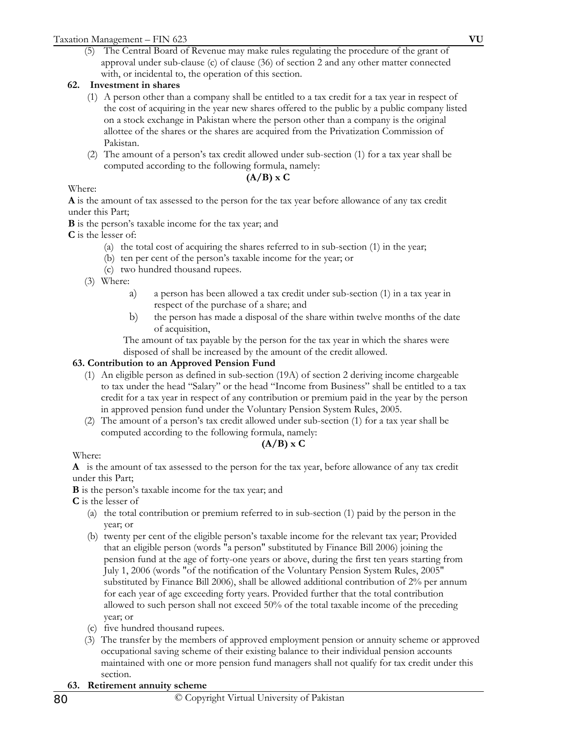(5) The Central Board of Revenue may make rules regulating the procedure of the grant of approval under sub-clause (c) of clause (36) of section 2 and any other matter connected with, or incidental to, the operation of this section.

### 62. Investment in shares

(1) A person other than a company shall be entitled to a tax credit for a tax year in respect of the cost of acquiring in the year new shares offered to the public by a public company listed on a stock exchange in Pakistan where the person other than a company is the original allottee of the shares or the shares are acquired from the Privatization Commission of Pakistan.

(2) The amount of a person's tax credit allowed under sub-section (1) for a tax year shall be computed according to the following formula, namely:

$$(A/B) \times C$$

Where:

**A** is the amount of tax assessed to the person for the tax year before allowance of any tax credit under this Part;

**B** is the person's taxable income for the tax year; and

**C** is the lesser of:

(a) the total cost of acquiring the shares referred to in sub-section (1) in the year;
(b) ten per cent of the person's taxable income for the year; or
(c) two hundred thousand rupees.

(3) Where:

a) a person has been allowed a tax credit under sub-section (1) in a tax year in respect of the purchase of a share; and
b) the person has made a disposal of the share within twelve months of the date of acquisition,

The amount of tax payable by the person for the tax year in which the shares were disposed of shall be increased by the amount of the credit allowed.

### 63. Contribution to an Approved Pension Fund

(1) An eligible person as defined in sub-section (19A) of section 2 deriving income chargeable to tax under the head "Salary" or the head "Income from Business" shall be entitled to a tax credit for a tax year in respect of any contribution or premium paid in the year by the person in approved pension fund under the Voluntary Pension System Rules, 2005.

(2) The amount of a person's tax credit allowed under sub-section (1) for a tax year shall be computed according to the following formula, namely:

$$(A/B) \times C$$

Where:

**A** is the amount of tax assessed to the person for the tax year, before allowance of any tax credit under this Part;

**B** is the person's taxable income for the tax year; and

**C** is the lesser of

(a) the total contribution or premium referred to in sub-section (1) paid by the person in the year; or
(b) twenty per cent of the eligible person's taxable income for the relevant tax year; Provided that an eligible person (words "a person" substituted by Finance Bill 2006) joining the pension fund at the age of forty-one years or above, during the first ten years starting from July 1, 2006 (words "of the notification of the Voluntary Pension System Rules, 2005" substituted by Finance Bill 2006), shall be allowed additional contribution of 2% per annum for each year of age exceeding forty years. Provided further that the total contribution allowed to such person shall not exceed 50% of the total taxable income of the preceding year; or
(c) five hundred thousand rupees.

(3) The transfer by the members of approved employment pension or annuity scheme or approved occupational saving scheme of their existing balance to their individual pension accounts maintained with one or more pension fund managers shall not qualify for tax credit under this section.

### 63. Retirement annuity scheme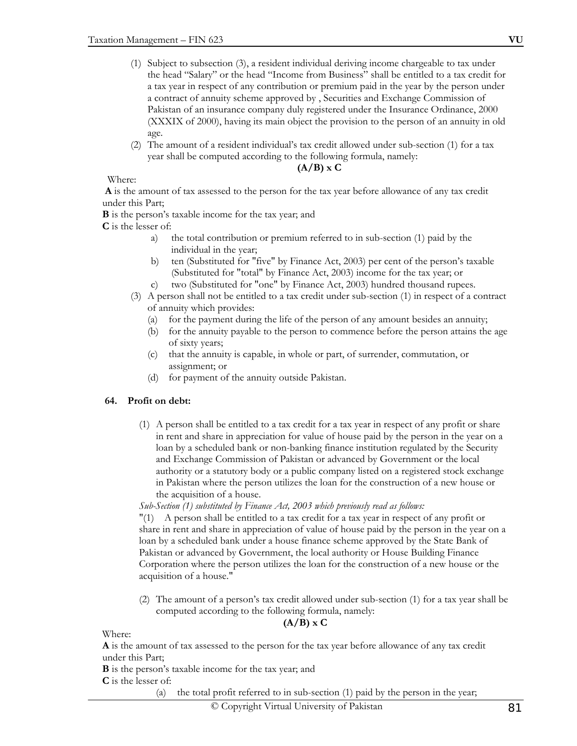(1) Subject to subsection (3), a resident individual deriving income chargeable to tax under the head "Salary" or the head "Income from Business" shall be entitled to a tax credit for a tax year in respect of any contribution or premium paid in the year by the person under a contract of annuity scheme approved by , Securities and Exchange Commission of Pakistan of an insurance company duly registered under the Insurance Ordinance, 2000 (XXXIX of 2000), having its main object the provision to the person of an annuity in old age.

(2) The amount of a resident individual's tax credit allowed under sub-section (1) for a tax year shall be computed according to the following formula, namely:

$$(A/B) \times C$$

Where:

**A** is the amount of tax assessed to the person for the tax year before allowance of any tax credit under this Part;

**B** is the person's taxable income for the tax year; and

**C** is the lesser of:

a) the total contribution or premium referred to in sub-section (1) paid by the individual in the year;

b) ten (Substituted for "five" by Finance Act, 2003) per cent of the person's taxable (Substituted for "total" by Finance Act, 2003) income for the tax year; or

c) two (Substituted for "one" by Finance Act, 2003) hundred thousand rupees.

(3) A person shall not be entitled to a tax credit under sub-section (1) in respect of a contract of annuity which provides:

(a) for the payment during the life of the person of any amount besides an annuity;

(b) for the annuity payable to the person to commence before the person attains the age of sixty years;

(c) that the annuity is capable, in whole or part, of surrender, commutation, or assignment; or

(d) for payment of the annuity outside Pakistan.

## 64. Profit on debt:

(1) A person shall be entitled to a tax credit for a tax year in respect of any profit or share in rent and share in appreciation for value of house paid by the person in the year on a loan by a scheduled bank or non-banking finance institution regulated by the Security and Exchange Commission of Pakistan or advanced by Government or the local authority or a statutory body or a public company listed on a registered stock exchange in Pakistan where the person utilizes the loan for the construction of a new house or the acquisition of a house.

*Sub-Section (1) substituted by Finance Act, 2003 which previously read as follows:*

"(1) A person shall be entitled to a tax credit for a tax year in respect of any profit or share in rent and share in appreciation of value of house paid by the person in the year on a loan by a scheduled bank under a house finance scheme approved by the State Bank of Pakistan or advanced by Government, the local authority or House Building Finance Corporation where the person utilizes the loan for the construction of a new house or the acquisition of a house."

(2) The amount of a person's tax credit allowed under sub-section (1) for a tax year shall be computed according to the following formula, namely:

$$(A/B) \times C$$

Where:

**A** is the amount of tax assessed to the person for the tax year before allowance of any tax credit under this Part;

**B** is the person's taxable income for the tax year; and

**C** is the lesser of:

(a) the total profit referred to in sub-section (1) paid by the person in the year;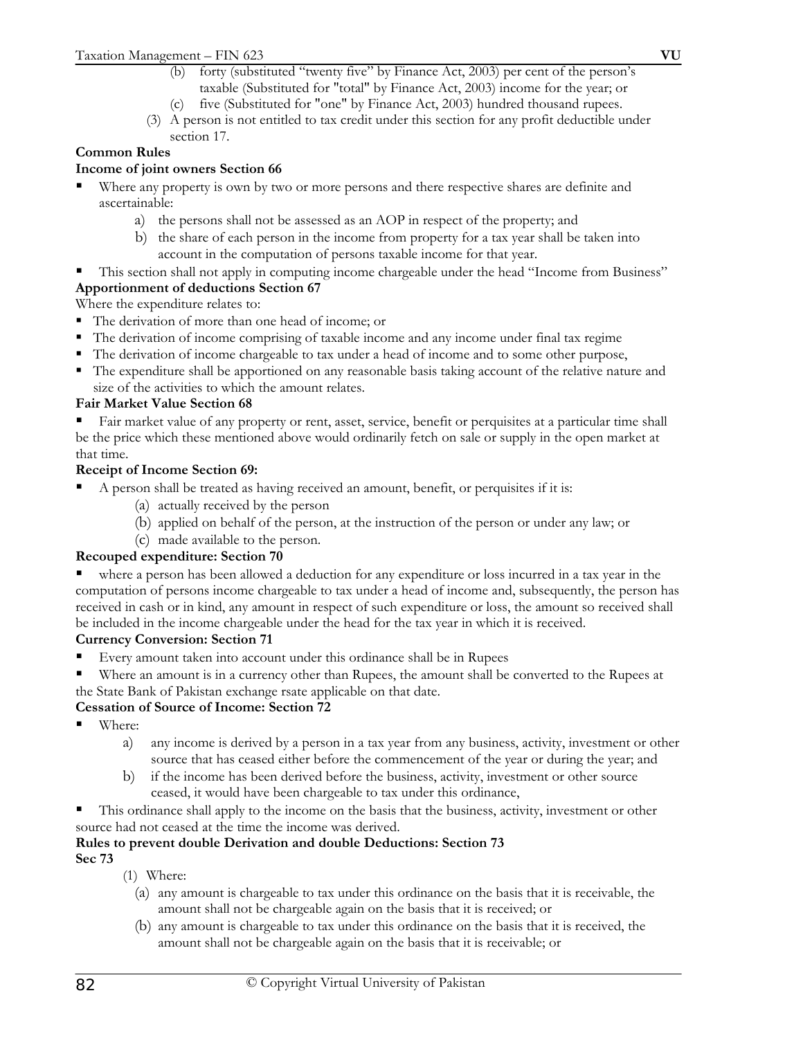(b) forty (substituted "twenty five" by Finance Act, 2003) per cent of the person's taxable (Substituted for "total" by Finance Act, 2003) income for the year; or

(c) five (Substituted for "one" by Finance Act, 2003) hundred thousand rupees.

(3) A person is not entitled to tax credit under this section for any profit deductible under section 17.

**Common Rules**

**Income of joint owners Section 66**

- Where any property is own by two or more persons and there respective shares are definite and ascertainable:
    a) the persons shall not be assessed as an AOP in respect of the property; and
    b) the share of each person in the income from property for a tax year shall be taken into account in the computation of persons taxable income for that year.
- This section shall not apply in computing income chargeable under the head "Income from Business"

**Apportionment of deductions Section 67**

Where the expenditure relates to:

- The derivation of more than one head of income; or
- The derivation of income comprising of taxable income and any income under final tax regime
- The derivation of income chargeable to tax under a head of income and to some other purpose,
- The expenditure shall be apportioned on any reasonable basis taking account of the relative nature and size of the activities to which the amount relates.

**Fair Market Value Section 68**

- Fair market value of any property or rent, asset, service, benefit or perquisites at a particular time shall be the price which these mentioned above would ordinarily fetch on sale or supply in the open market at that time.

**Receipt of Income Section 69:**

- A person shall be treated as having received an amount, benefit, or perquisites if it is:
    (a) actually received by the person
    (b) applied on behalf of the person, at the instruction of the person or under any law; or
    (c) made available to the person.

**Recouped expenditure: Section 70**

- where a person has been allowed a deduction for any expenditure or loss incurred in a tax year in the computation of persons income chargeable to tax under a head of income and, subsequently, the person has received in cash or in kind, any amount in respect of such expenditure or loss, the amount so received shall be included in the income chargeable under the head for the tax year in which it is received.

**Currency Conversion: Section 71**

- Every amount taken into account under this ordinance shall be in Rupees
- Where an amount is in a currency other than Rupees, the amount shall be converted to the Rupees at the State Bank of Pakistan exchange rsate applicable on that date.

**Cessation of Source of Income: Section 72**

- Where:
    a) any income is derived by a person in a tax year from any business, activity, investment or other source that has ceased either before the commencement of the year or during the year; and
    b) if the income has been derived before the business, activity, investment or other source ceased, it would have been chargeable to tax under this ordinance,
- This ordinance shall apply to the income on the basis that the business, activity, investment or other source had not ceased at the time the income was derived.

**Rules to prevent double Derivation and double Deductions: Section 73**

**Sec 73**

(1) Where:

(a) any amount is chargeable to tax under this ordinance on the basis that it is receivable, the amount shall not be chargeable again on the basis that it is received; or

(b) any amount is chargeable to tax under this ordinance on the basis that it is received, the amount shall not be chargeable again on the basis that it is receivable; or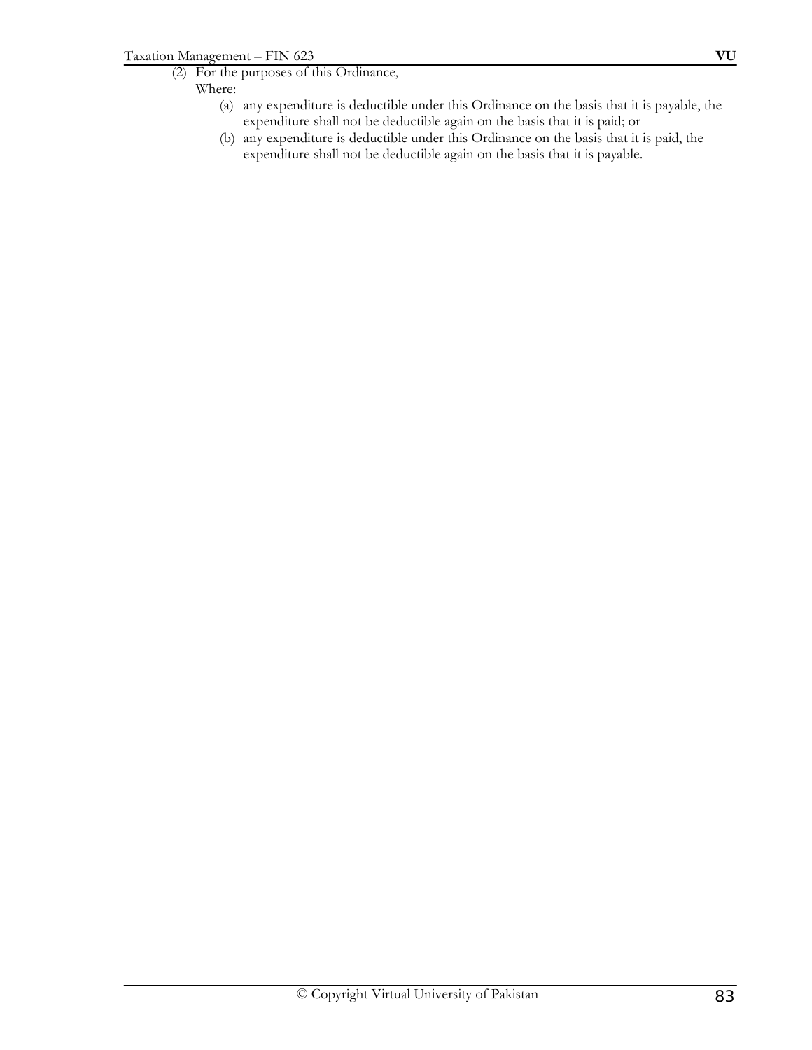(2) For the purposes of this Ordinance,

Where:

(a) any expenditure is deductible under this Ordinance on the basis that it is payable, the expenditure shall not be deductible again on the basis that it is paid; or

(b) any expenditure is deductible under this Ordinance on the basis that it is paid, the expenditure shall not be deductible again on the basis that it is payable.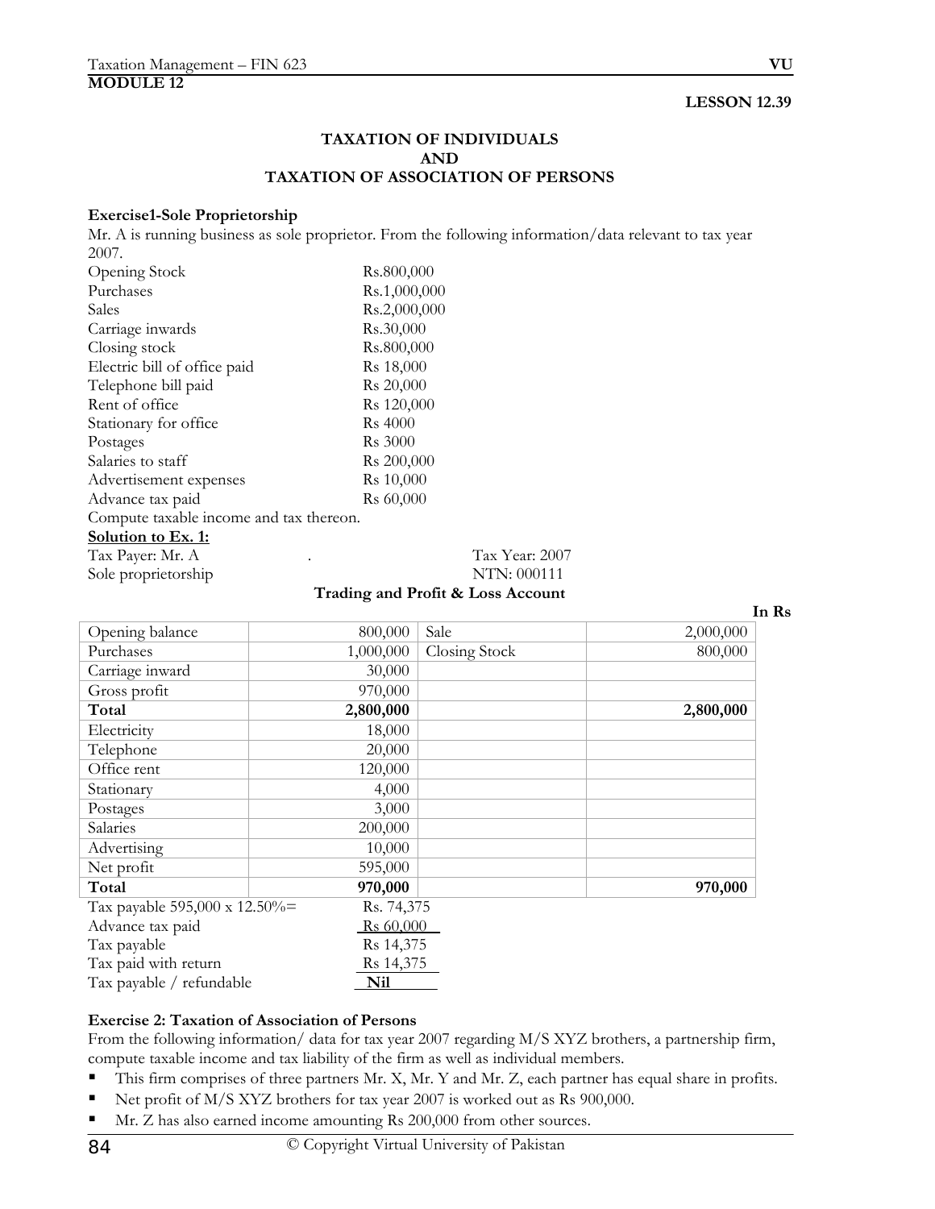**MODULE 12**

**LESSON 12.39**

## TAXATION OF INDIVIDUALS AND TAXATION OF ASSOCIATION OF PERSONS

**Exercise1-Sole Proprietorship**

Mr. A is running business as sole proprietor. From the following information/data relevant to tax year 2007.

| | |
|---|---|
| Opening Stock | Rs.800,000 |
| Purchases | Rs.1,000,000 |
| Sales | Rs.2,000,000 |
| Carriage inwards | Rs.30,000 |
| Closing stock | Rs.800,000 |
| Electric bill of office paid | Rs 18,000 |
| Telephone bill paid | Rs 20,000 |
| Rent of office | Rs 120,000 |
| Stationary for office | Rs 4000 |
| Postages | Rs 3000 |
| Salaries to staff | Rs 200,000 |
| Advertisement expenses | Rs 10,000 |
| Advance tax paid | Rs 60,000 |

Compute taxable income and tax thereon.

**Solution to Ex. 1:**

Tax Payer: Mr. A . Tax Year: 2007

Sole proprietorship NTN: 000111

**Trading and Profit & Loss Account**

**In Rs**

| | | | |
|---|---:|---|---:|
| Opening balance | 800,000 | Sale | 2,000,000 |
| Purchases | 1,000,000 | Closing Stock | 800,000 |
| Carriage inward | 30,000 | | |
| Gross profit | 970,000 | | |
| **Total** | **2,800,000** | | **2,800,000** |
| Electricity | 18,000 | | |
| Telephone | 20,000 | | |
| Office rent | 120,000 | | |
| Stationary | 4,000 | | |
| Postages | 3,000 | | |
| Salaries | 200,000 | | |
| Advertising | 10,000 | | |
| Net profit | 595,000 | | |
| **Total** | **970,000** | | **970,000** |

| | |
|---|---|
| Tax payable 595,000 x 12.50%= | Rs. 74,375 |
| Advance tax paid | Rs 60,000 |
| Tax payable | Rs 14,375 |
| Tax paid with return | Rs 14,375 |
| Tax payable / refundable | **Nil** |

**Exercise 2: Taxation of Association of Persons**

From the following information/ data for tax year 2007 regarding M/S XYZ brothers, a partnership firm, compute taxable income and tax liability of the firm as well as individual members.

- This firm comprises of three partners Mr. X, Mr. Y and Mr. Z, each partner has equal share in profits.
- Net profit of M/S XYZ brothers for tax year 2007 is worked out as Rs 900,000.
- Mr. Z has also earned income amounting Rs 200,000 from other sources.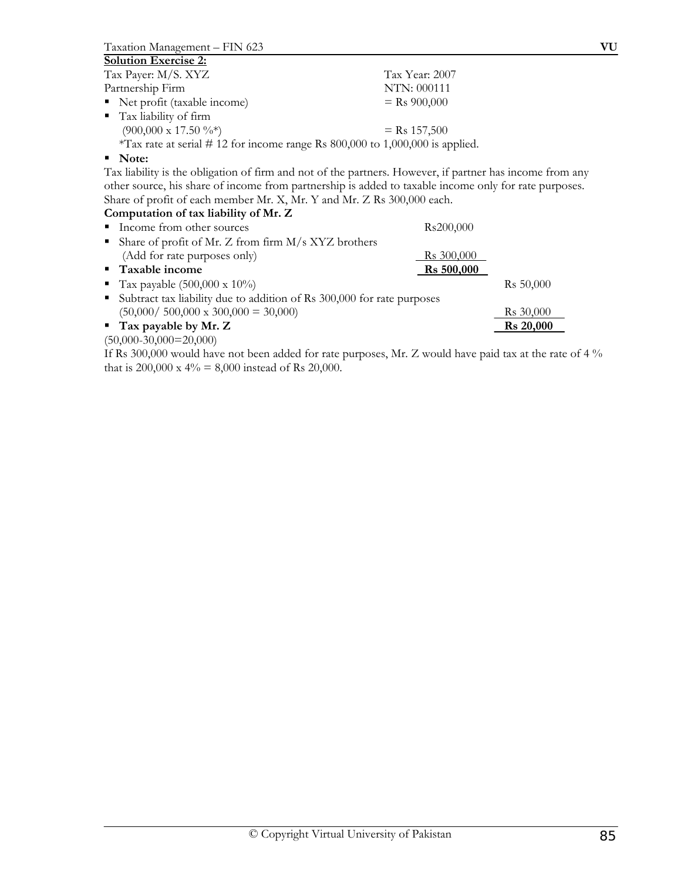**Solution Exercise 2:**

| | |
|---|---|
| Tax Payer: M/S. XYZ | Tax Year: 2007 |
| Partnership Firm | NTN: 000111 |

- Net profit (taxable income) = Rs 900,000
- Tax liability of firm  
  (900,000 x 17.50 %*) = Rs 157,500  
  *Tax rate at serial # 12 for income range Rs 800,000 to 1,000,000 is applied.
- **Note:**

Tax liability is the obligation of firm and not of the partners. However, if partner has income from any other source, his share of income from partnership is added to taxable income only for rate purposes. Share of profit of each member Mr. X, Mr. Y and Mr. Z Rs 300,000 each.

**Computation of tax liability of Mr. Z**

| | | |
|---|---|---|
| ▪ Income from other sources | Rs200,000 | |
| ▪ Share of profit of Mr. Z from firm M/s XYZ brothers (Add for rate purposes only) | Rs 300,000 | |
| ▪ **Taxable income** | **Rs 500,000** | |
| ▪ Tax payable (500,000 x 10%) | | Rs 50,000 |
| ▪ Subtract tax liability due to addition of Rs 300,000 for rate purposes (50,000/ 500,000 x 300,000 = 30,000) | | Rs 30,000 |
| ▪ **Tax payable by Mr. Z** | | **Rs 20,000** |

(50,000-30,000=20,000)

If Rs 300,000 would have not been added for rate purposes, Mr. Z would have paid tax at the rate of 4 % that is 200,000 x 4% = 8,000 instead of Rs 20,000.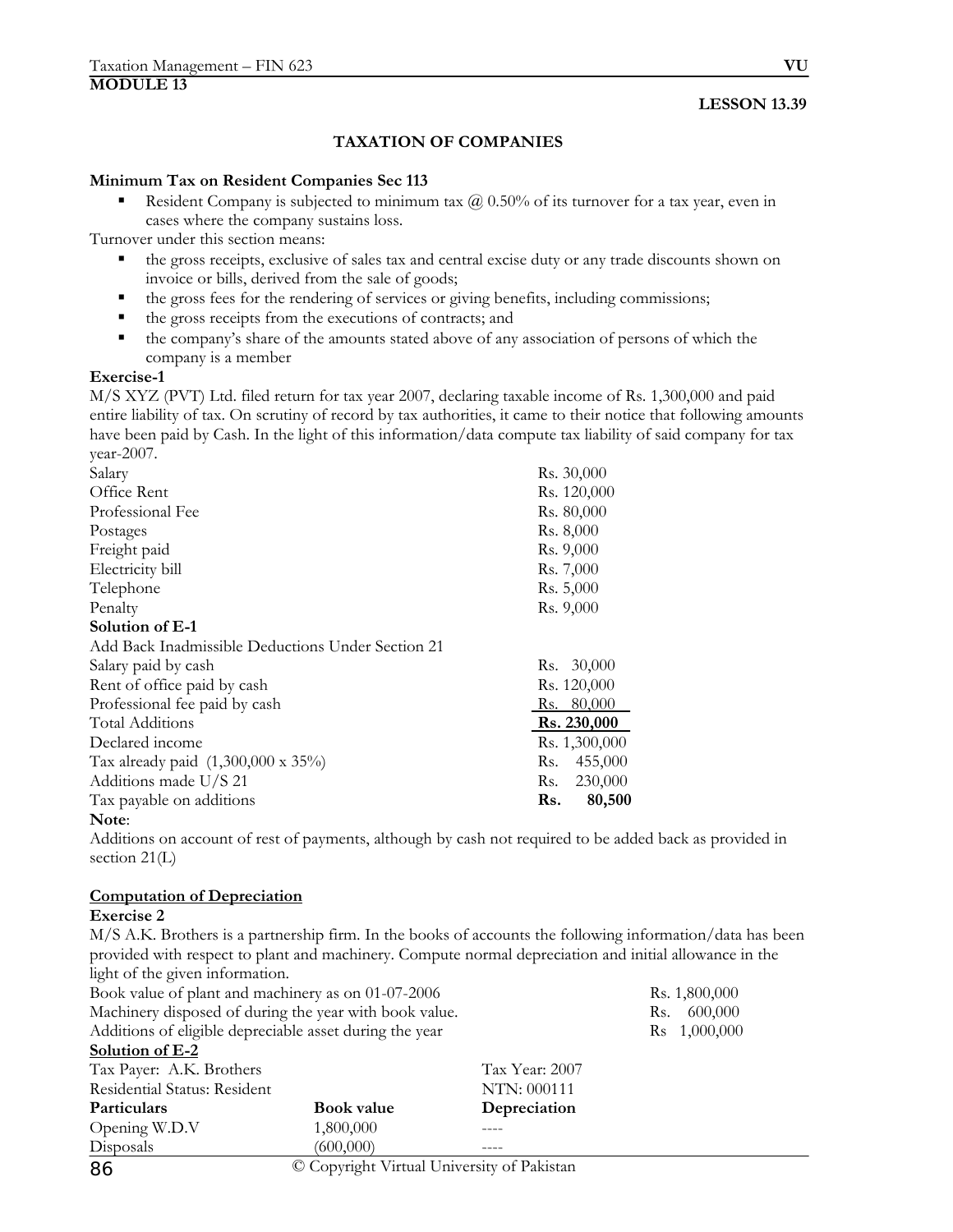**MODULE 13**

**LESSON 13.39**

## TAXATION OF COMPANIES

**Minimum Tax on Resident Companies Sec 113**

- Resident Company is subjected to minimum tax @ 0.50% of its turnover for a tax year, even in cases where the company sustains loss.

Turnover under this section means:

- the gross receipts, exclusive of sales tax and central excise duty or any trade discounts shown on invoice or bills, derived from the sale of goods;
- the gross fees for the rendering of services or giving benefits, including commissions;
- the gross receipts from the executions of contracts; and
- the company's share of the amounts stated above of any association of persons of which the company is a member

**Exercise-1**

M/S XYZ (PVT) Ltd. filed return for tax year 2007, declaring taxable income of Rs. 1,300,000 and paid entire liability of tax. On scrutiny of record by tax authorities, it came to their notice that following amounts have been paid by Cash. In the light of this information/data compute tax liability of said company for tax year-2007.

| | |
|---|---|
| Salary | Rs. 30,000 |
| Office Rent | Rs. 120,000 |
| Professional Fee | Rs. 80,000 |
| Postages | Rs. 8,000 |
| Freight paid | Rs. 9,000 |
| Electricity bill | Rs. 7,000 |
| Telephone | Rs. 5,000 |
| Penalty | Rs. 9,000 |

**Solution of E-1**

| | |
|---|---|
| Add Back Inadmissible Deductions Under Section 21 | |
| Salary paid by cash | Rs. 30,000 |
| Rent of office paid by cash | Rs. 120,000 |
| Professional fee paid by cash | Rs. 80,000 |
| Total Additions | **Rs. 230,000** |
| Declared income | Rs. 1,300,000 |
| Tax already paid (1,300,000 x 35%) | Rs. 455,000 |
| Additions made U/S 21 | Rs. 230,000 |
| Tax payable on additions | **Rs. 80,500** |

**Note**:

Additions on account of rest of payments, although by cash not required to be added back as provided in section 21(L)

**<u>Computation of Depreciation</u>**

**Exercise 2**

M/S A.K. Brothers is a partnership firm. In the books of accounts the following information/data has been provided with respect to plant and machinery. Compute normal depreciation and initial allowance in the light of the given information.

| | |
|---|---|
| Book value of plant and machinery as on 01-07-2006 | Rs. 1,800,000 |
| Machinery disposed of during the year with book value. | Rs. 600,000 |
| Additions of eligible depreciable asset during the year | Rs 1,000,000 |

**<u>Solution of E-2</u>**

Tax Payer: A.K. Brothers — Tax Year: 2007

Residential Status: Resident — NTN: 000111

| **Particulars** | **Book value** | **Depreciation** |
|---|---|---|
| Opening W.D.V | 1,800,000 | ---- |
| Disposals | (600,000) | ---- |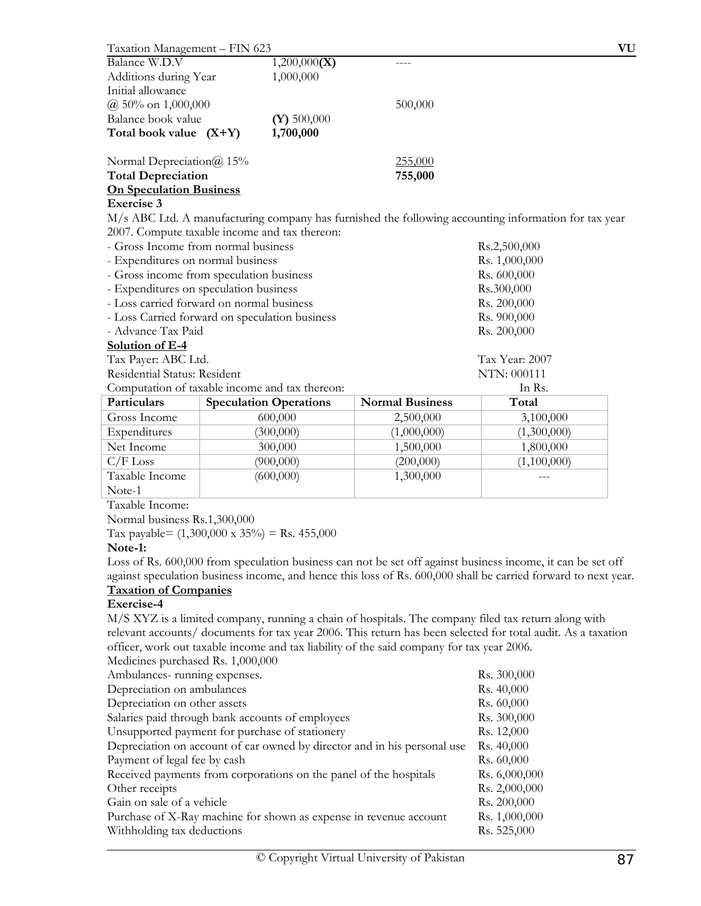| | | |
|---|---|---|
| Balance W.D.V | 1,200,000**(X)** | ---- |
| Additions during Year | 1,000,000 | |
| Initial allowance | | |
| @ 50% on 1,000,000 | | 500,000 |
| Balance book value | **(Y)** 500,000 | |
| **Total book value (X+Y)** | **1,700,000** | |
| | | |
| Normal Depreciation@ 15% | | 255,000 |
| **Total Depreciation** | | **755,000** |

**On Speculation Business**

**Exercise 3**

M/s ABC Ltd. A manufacturing company has furnished the following accounting information for tax year 2007. Compute taxable income and tax thereon:

| | |
|---|---|
| - Gross Income from normal business | Rs.2,500,000 |
| - Expenditures on normal business | Rs. 1,000,000 |
| - Gross income from speculation business | Rs. 600,000 |
| - Expenditures on speculation business | Rs.300,000 |
| - Loss carried forward on normal business | Rs. 200,000 |
| - Loss Carried forward on speculation business | Rs. 900,000 |
| - Advance Tax Paid | Rs. 200,000 |

**Solution of E-4**

Tax Payer: ABC Ltd. Tax Year: 2007

Residential Status: Resident NTN: 000111

Computation of taxable income and tax thereon: In Rs.

| Particulars | Speculation Operations | Normal Business | Total |
|---|---|---|---|
| Gross Income | 600,000 | 2,500,000 | 3,100,000 |
| Expenditures | (300,000) | (1,000,000) | (1,300,000) |
| Net Income | 300,000 | 1,500,000 | 1,800,000 |
| C/F Loss | (900,000) | (200,000) | (1,100,000) |
| Taxable Income Note-1 | (600,000) | 1,300,000 | --- |

Taxable Income:

Normal business Rs.1,300,000

Tax payable= (1,300,000 x 35%) = Rs. 455,000

**Note-1:**

Loss of Rs. 600,000 from speculation business can not be set off against business income, it can be set off against speculation business income, and hence this loss of Rs. 600,000 shall be carried forward to next year.

**Taxation of Companies**

**Exercise-4**

M/S XYZ is a limited company, running a chain of hospitals. The company filed tax return along with relevant accounts/ documents for tax year 2006. This return has been selected for total audit. As a taxation officer, work out taxable income and tax liability of the said company for tax year 2006.

| | |
|---|---|
| Medicines purchased Rs. 1,000,000 | |
| Ambulances- running expenses. | Rs. 300,000 |
| Depreciation on ambulances | Rs. 40,000 |
| Depreciation on other assets | Rs. 60,000 |
| Salaries paid through bank accounts of employees | Rs. 300,000 |
| Unsupported payment for purchase of stationery | Rs. 12,000 |
| Depreciation on account of car owned by director and in his personal use | Rs. 40,000 |
| Payment of legal fee by cash | Rs. 60,000 |
| Received payments from corporations on the panel of the hospitals | Rs. 6,000,000 |
| Other receipts | Rs. 2,000,000 |
| Gain on sale of a vehicle | Rs. 200,000 |
| Purchase of X-Ray machine for shown as expense in revenue account | Rs. 1,000,000 |
| Withholding tax deductions | Rs. 525,000 |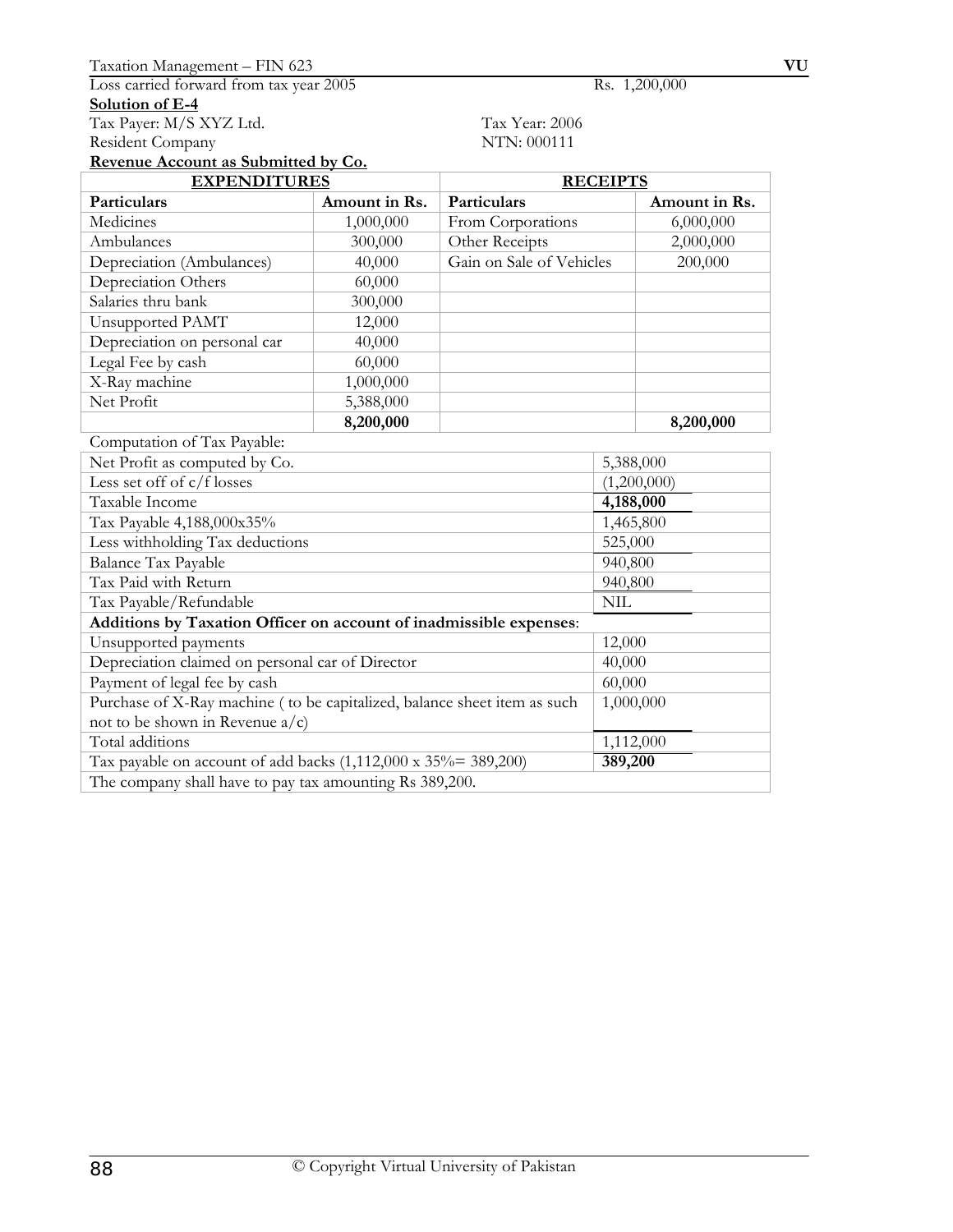Loss carried forward from tax year 2005 Rs. 1,200,000

**Solution of E-4**

Tax Payer: M/S XYZ Ltd. Tax Year: 2006

Resident Company NTN: 000111

**Revenue Account as Submitted by Co.**

| EXPENDITURES | | RECEIPTS | |
|---|---|---|---|
| **Particulars** | **Amount in Rs.** | **Particulars** | **Amount in Rs.** |
| Medicines | 1,000,000 | From Corporations | 6,000,000 |
| Ambulances | 300,000 | Other Receipts | 2,000,000 |
| Depreciation (Ambulances) | 40,000 | Gain on Sale of Vehicles | 200,000 |
| Depreciation Others | 60,000 | | |
| Salaries thru bank | 300,000 | | |
| Unsupported PAMT | 12,000 | | |
| Depreciation on personal car | 40,000 | | |
| Legal Fee by cash | 60,000 | | |
| X-Ray machine | 1,000,000 | | |
| Net Profit | 5,388,000 | | |
| | **8,200,000** | | **8,200,000** |

Computation of Tax Payable:

| Particulars | Amount |
|---|---|
| Net Profit as computed by Co. | 5,388,000 |
| Less set off of c/f losses | (1,200,000) |
| Taxable Income | **4,188,000** |
| Tax Payable 4,188,000x35% | 1,465,800 |
| Less withholding Tax deductions | 525,000 |
| Balance Tax Payable | 940,800 |
| Tax Paid with Return | 940,800 |
| Tax Payable/Refundable | NIL |
| **Additions by Taxation Officer on account of inadmissible expenses**: | |
| Unsupported payments | 12,000 |
| Depreciation claimed on personal car of Director | 40,000 |
| Payment of legal fee by cash | 60,000 |
| Purchase of X-Ray machine ( to be capitalized, balance sheet item as such not to be shown in Revenue a/c) | 1,000,000 |
| Total additions | 1,112,000 |
| Tax payable on account of add backs (1,112,000 x 35%= 389,200) | **389,200** |
| The company shall have to pay tax amounting Rs 389,200. | |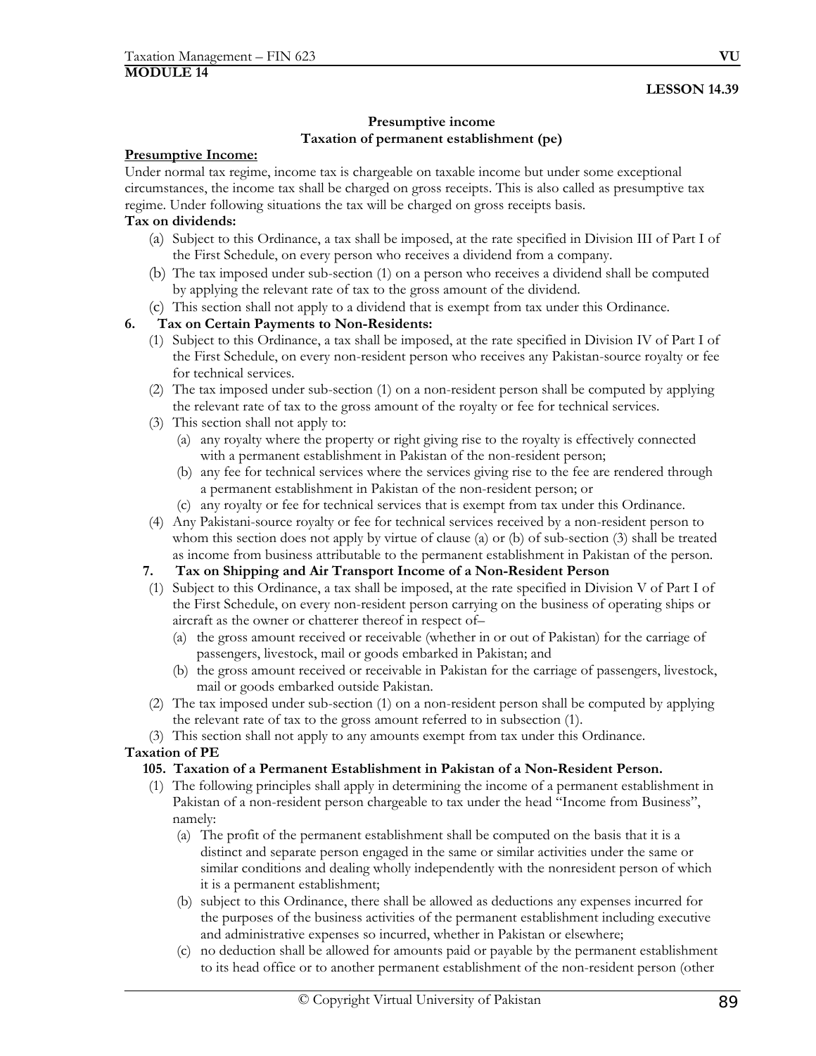**MODULE 14**

**LESSON 14.39**

## Presumptive income
## Taxation of permanent establishment (pe)

**Presumptive Income:**

Under normal tax regime, income tax is chargeable on taxable income but under some exceptional circumstances, the income tax shall be charged on gross receipts. This is also called as presumptive tax regime. Under following situations the tax will be charged on gross receipts basis.

**Tax on dividends:**

(a) Subject to this Ordinance, a tax shall be imposed, at the rate specified in Division III of Part I of the First Schedule, on every person who receives a dividend from a company.

(b) The tax imposed under sub-section (1) on a person who receives a dividend shall be computed by applying the relevant rate of tax to the gross amount of the dividend.

(c) This section shall not apply to a dividend that is exempt from tax under this Ordinance.

**6. Tax on Certain Payments to Non-Residents:**

(1) Subject to this Ordinance, a tax shall be imposed, at the rate specified in Division IV of Part I of the First Schedule, on every non-resident person who receives any Pakistan-source royalty or fee for technical services.

(2) The tax imposed under sub-section (1) on a non-resident person shall be computed by applying the relevant rate of tax to the gross amount of the royalty or fee for technical services.

(3) This section shall not apply to:

  (a) any royalty where the property or right giving rise to the royalty is effectively connected with a permanent establishment in Pakistan of the non-resident person;

  (b) any fee for technical services where the services giving rise to the fee are rendered through a permanent establishment in Pakistan of the non-resident person; or

  (c) any royalty or fee for technical services that is exempt from tax under this Ordinance.

(4) Any Pakistani-source royalty or fee for technical services received by a non-resident person to whom this section does not apply by virtue of clause (a) or (b) of sub-section (3) shall be treated as income from business attributable to the permanent establishment in Pakistan of the person.

**7. Tax on Shipping and Air Transport Income of a Non-Resident Person**

(1) Subject to this Ordinance, a tax shall be imposed, at the rate specified in Division V of Part I of the First Schedule, on every non-resident person carrying on the business of operating ships or aircraft as the owner or chatterer thereof in respect of–

  (a) the gross amount received or receivable (whether in or out of Pakistan) for the carriage of passengers, livestock, mail or goods embarked in Pakistan; and

  (b) the gross amount received or receivable in Pakistan for the carriage of passengers, livestock, mail or goods embarked outside Pakistan.

(2) The tax imposed under sub-section (1) on a non-resident person shall be computed by applying the relevant rate of tax to the gross amount referred to in subsection (1).

(3) This section shall not apply to any amounts exempt from tax under this Ordinance.

**Taxation of PE**

**105. Taxation of a Permanent Establishment in Pakistan of a Non-Resident Person.**

(1) The following principles shall apply in determining the income of a permanent establishment in Pakistan of a non-resident person chargeable to tax under the head "Income from Business", namely:

  (a) The profit of the permanent establishment shall be computed on the basis that it is a distinct and separate person engaged in the same or similar activities under the same or similar conditions and dealing wholly independently with the nonresident person of which it is a permanent establishment;

  (b) subject to this Ordinance, there shall be allowed as deductions any expenses incurred for the purposes of the business activities of the permanent establishment including executive and administrative expenses so incurred, whether in Pakistan or elsewhere;

  (c) no deduction shall be allowed for amounts paid or payable by the permanent establishment to its head office or to another permanent establishment of the non-resident person (other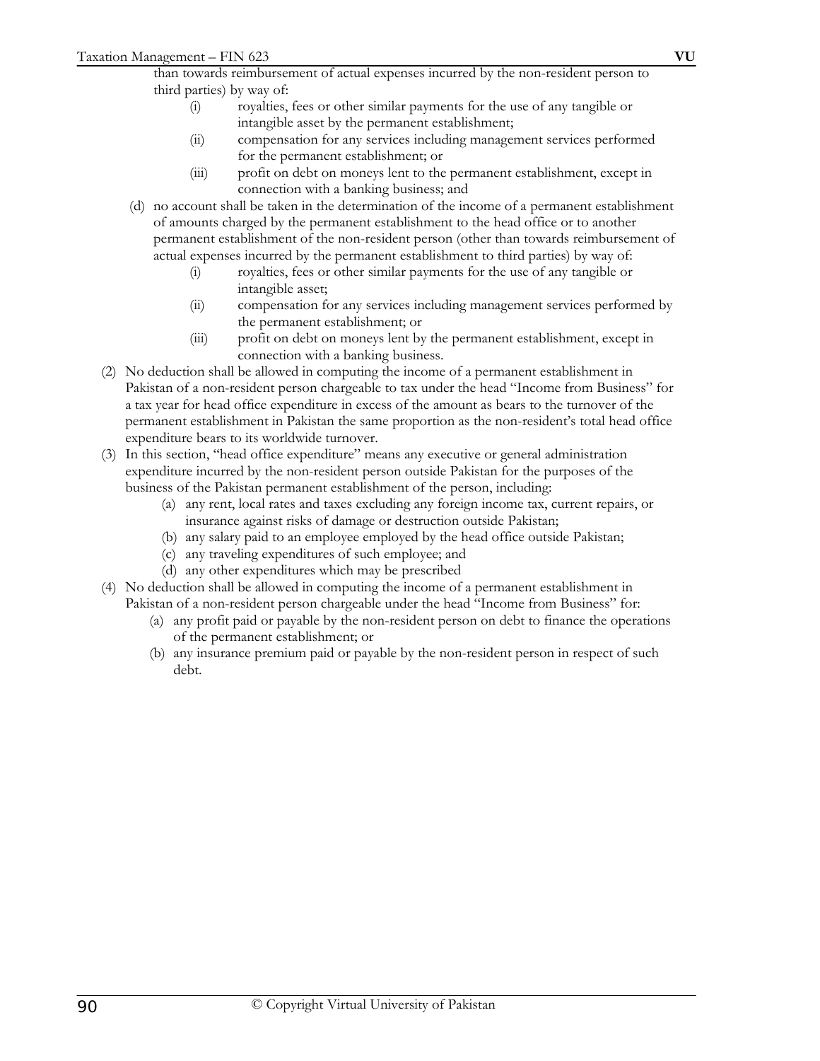than towards reimbursement of actual expenses incurred by the non-resident person to third parties) by way of:

- (i) royalties, fees or other similar payments for the use of any tangible or intangible asset by the permanent establishment;
- (ii) compensation for any services including management services performed for the permanent establishment; or
- (iii) profit on debt on moneys lent to the permanent establishment, except in connection with a banking business; and

(d) no account shall be taken in the determination of the income of a permanent establishment of amounts charged by the permanent establishment to the head office or to another permanent establishment of the non-resident person (other than towards reimbursement of actual expenses incurred by the permanent establishment to third parties) by way of:

- (i) royalties, fees or other similar payments for the use of any tangible or intangible asset;
- (ii) compensation for any services including management services performed by the permanent establishment; or
- (iii) profit on debt on moneys lent by the permanent establishment, except in connection with a banking business.

(2) No deduction shall be allowed in computing the income of a permanent establishment in Pakistan of a non-resident person chargeable to tax under the head "Income from Business" for a tax year for head office expenditure in excess of the amount as bears to the turnover of the permanent establishment in Pakistan the same proportion as the non-resident's total head office expenditure bears to its worldwide turnover.

(3) In this section, "head office expenditure" means any executive or general administration expenditure incurred by the non-resident person outside Pakistan for the purposes of the business of the Pakistan permanent establishment of the person, including:

- (a) any rent, local rates and taxes excluding any foreign income tax, current repairs, or insurance against risks of damage or destruction outside Pakistan;
- (b) any salary paid to an employee employed by the head office outside Pakistan;
- (c) any traveling expenditures of such employee; and
- (d) any other expenditures which may be prescribed

(4) No deduction shall be allowed in computing the income of a permanent establishment in Pakistan of a non-resident person chargeable under the head "Income from Business" for:

- (a) any profit paid or payable by the non-resident person on debt to finance the operations of the permanent establishment; or
- (b) any insurance premium paid or payable by the non-resident person in respect of such debt.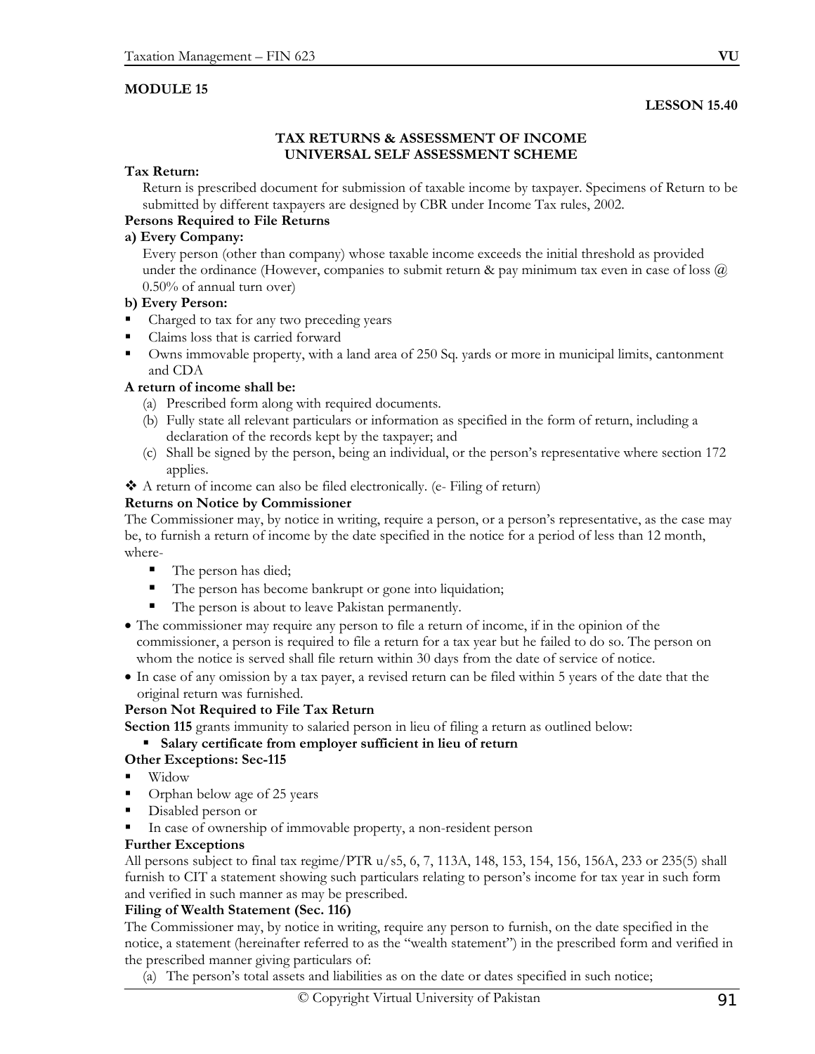**MODULE 15**

**LESSON 15.40**

## TAX RETURNS & ASSESSMENT OF INCOME
## UNIVERSAL SELF ASSESSMENT SCHEME

**Tax Return:**

Return is prescribed document for submission of taxable income by taxpayer. Specimens of Return to be submitted by different taxpayers are designed by CBR under Income Tax rules, 2002.

**Persons Required to File Returns**

**a) Every Company:**

Every person (other than company) whose taxable income exceeds the initial threshold as provided under the ordinance (However, companies to submit return & pay minimum tax even in case of loss @ 0.50% of annual turn over)

**b) Every Person:**

- Charged to tax for any two preceding years
- Claims loss that is carried forward
- Owns immovable property, with a land area of 250 Sq. yards or more in municipal limits, cantonment and CDA

**A return of income shall be:**

(a) Prescribed form along with required documents.
(b) Fully state all relevant particulars or information as specified in the form of return, including a declaration of the records kept by the taxpayer; and
(c) Shall be signed by the person, being an individual, or the person's representative where section 172 applies.

❖ A return of income can also be filed electronically. (e- Filing of return)

**Returns on Notice by Commissioner**

The Commissioner may, by notice in writing, require a person, or a person's representative, as the case may be, to furnish a return of income by the date specified in the notice for a period of less than 12 month, where-

- The person has died;
- The person has become bankrupt or gone into liquidation;
- The person is about to leave Pakistan permanently.

- The commissioner may require any person to file a return of income, if in the opinion of the commissioner, a person is required to file a return for a tax year but he failed to do so. The person on whom the notice is served shall file return within 30 days from the date of service of notice.
- In case of any omission by a tax payer, a revised return can be filed within 5 years of the date that the original return was furnished.

**Person Not Required to File Tax Return**

**Section 115** grants immunity to salaried person in lieu of filing a return as outlined below:

- **Salary certificate from employer sufficient in lieu of return**

**Other Exceptions: Sec-115**

- Widow
- Orphan below age of 25 years
- Disabled person or
- In case of ownership of immovable property, a non-resident person

**Further Exceptions**

All persons subject to final tax regime/PTR u/s5, 6, 7, 113A, 148, 153, 154, 156, 156A, 233 or 235(5) shall furnish to CIT a statement showing such particulars relating to person's income for tax year in such form and verified in such manner as may be prescribed.

**Filing of Wealth Statement (Sec. 116)**

The Commissioner may, by notice in writing, require any person to furnish, on the date specified in the notice, a statement (hereinafter referred to as the "wealth statement") in the prescribed form and verified in the prescribed manner giving particulars of:

(a) The person's total assets and liabilities as on the date or dates specified in such notice;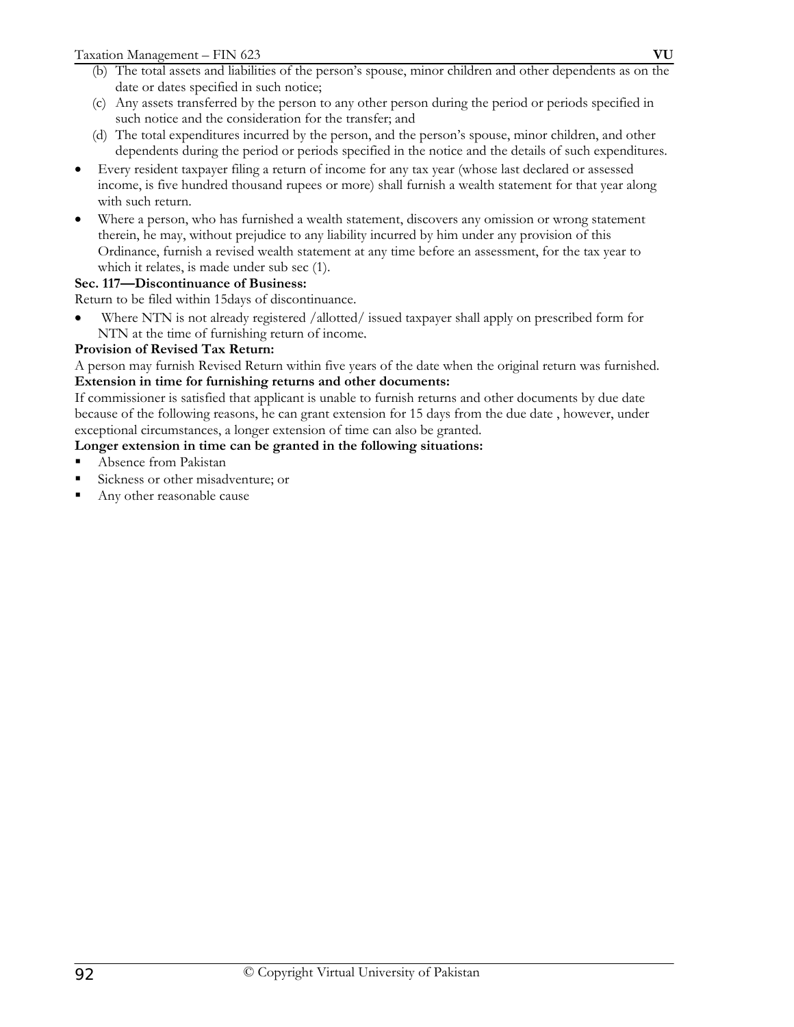(b) The total assets and liabilities of the person's spouse, minor children and other dependents as on the date or dates specified in such notice;

(c) Any assets transferred by the person to any other person during the period or periods specified in such notice and the consideration for the transfer; and

(d) The total expenditures incurred by the person, and the person's spouse, minor children, and other dependents during the period or periods specified in the notice and the details of such expenditures.

- Every resident taxpayer filing a return of income for any tax year (whose last declared or assessed income, is five hundred thousand rupees or more) shall furnish a wealth statement for that year along with such return.
- Where a person, who has furnished a wealth statement, discovers any omission or wrong statement therein, he may, without prejudice to any liability incurred by him under any provision of this Ordinance, furnish a revised wealth statement at any time before an assessment, for the tax year to which it relates, is made under sub sec (1).

**Sec. 117—Discontinuance of Business:**

Return to be filed within 15days of discontinuance.

- Where NTN is not already registered /allotted/ issued taxpayer shall apply on prescribed form for NTN at the time of furnishing return of income.

**Provision of Revised Tax Return:**

A person may furnish Revised Return within five years of the date when the original return was furnished.

**Extension in time for furnishing returns and other documents:**

If commissioner is satisfied that applicant is unable to furnish returns and other documents by due date because of the following reasons, he can grant extension for 15 days from the due date , however, under exceptional circumstances, a longer extension of time can also be granted.

**Longer extension in time can be granted in the following situations:**

- Absence from Pakistan
- Sickness or other misadventure; or
- Any other reasonable cause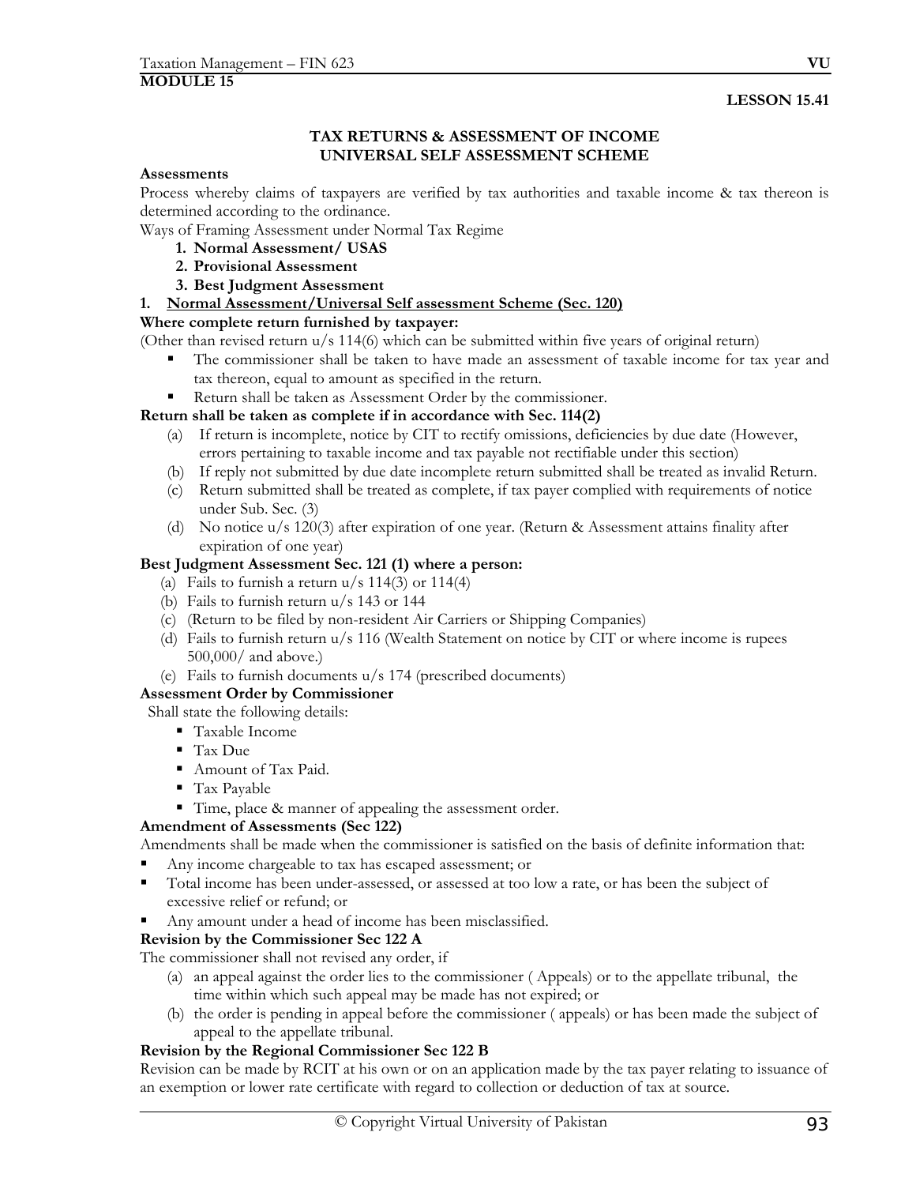**MODULE 15**

**LESSON 15.41**

## TAX RETURNS & ASSESSMENT OF INCOME
## UNIVERSAL SELF ASSESSMENT SCHEME

**Assessments**

Process whereby claims of taxpayers are verified by tax authorities and taxable income & tax thereon is determined according to the ordinance.

Ways of Framing Assessment under Normal Tax Regime

1. **Normal Assessment/ USAS**
2. **Provisional Assessment**
3. **Best Judgment Assessment**

1. **Normal Assessment/Universal Self assessment Scheme (Sec. 120)**

**Where complete return furnished by taxpayer:**

(Other than revised return u/s 114(6) which can be submitted within five years of original return)

- The commissioner shall be taken to have made an assessment of taxable income for tax year and tax thereon, equal to amount as specified in the return.
- Return shall be taken as Assessment Order by the commissioner.

**Return shall be taken as complete if in accordance with Sec. 114(2)**

(a) If return is incomplete, notice by CIT to rectify omissions, deficiencies by due date (However, errors pertaining to taxable income and tax payable not rectifiable under this section)
(b) If reply not submitted by due date incomplete return submitted shall be treated as invalid Return.
(c) Return submitted shall be treated as complete, if tax payer complied with requirements of notice under Sub. Sec. (3)
(d) No notice u/s 120(3) after expiration of one year. (Return & Assessment attains finality after expiration of one year)

**Best Judgment Assessment Sec. 121 (1) where a person:**

(a) Fails to furnish a return u/s 114(3) or 114(4)
(b) Fails to furnish return u/s 143 or 144
(c) (Return to be filed by non-resident Air Carriers or Shipping Companies)
(d) Fails to furnish return u/s 116 (Wealth Statement on notice by CIT or where income is rupees 500,000/ and above.)
(e) Fails to furnish documents u/s 174 (prescribed documents)

**Assessment Order by Commissioner**

Shall state the following details:

- Taxable Income
- Tax Due
- Amount of Tax Paid.
- Tax Payable
- Time, place & manner of appealing the assessment order.

**Amendment of Assessments (Sec 122)**

Amendments shall be made when the commissioner is satisfied on the basis of definite information that:

- Any income chargeable to tax has escaped assessment; or
- Total income has been under-assessed, or assessed at too low a rate, or has been the subject of excessive relief or refund; or
- Any amount under a head of income has been misclassified.

**Revision by the Commissioner Sec 122 A**

The commissioner shall not revised any order, if

(a) an appeal against the order lies to the commissioner ( Appeals) or to the appellate tribunal, the time within which such appeal may be made has not expired; or
(b) the order is pending in appeal before the commissioner ( appeals) or has been made the subject of appeal to the appellate tribunal.

**Revision by the Regional Commissioner Sec 122 B**

Revision can be made by RCIT at his own or on an application made by the tax payer relating to issuance of an exemption or lower rate certificate with regard to collection or deduction of tax at source.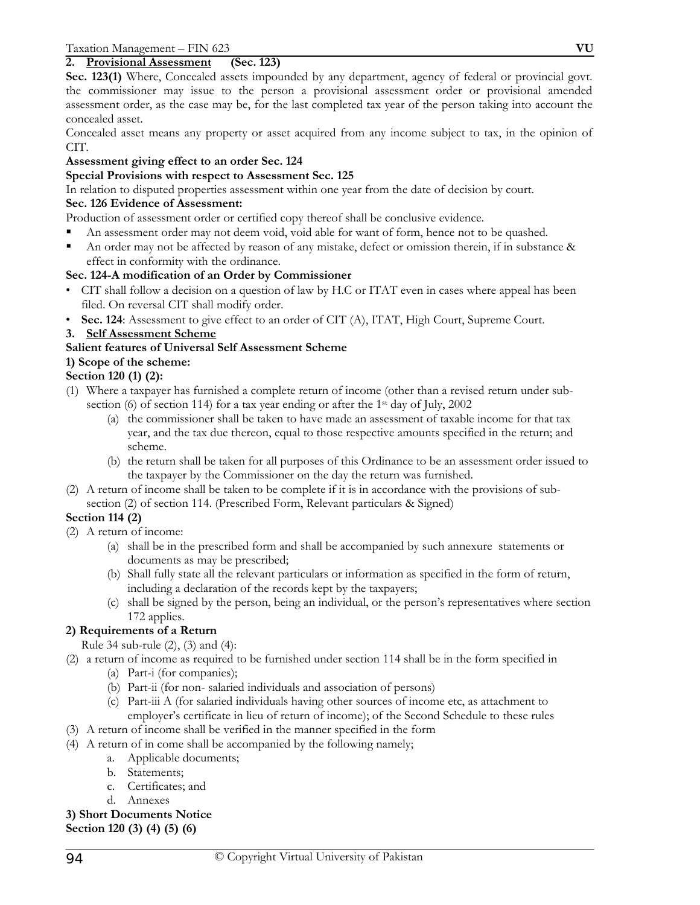## 2. Provisional Assessment (Sec. 123)

**Sec. 123(1)** Where, Concealed assets impounded by any department, agency of federal or provincial govt. the commissioner may issue to the person a provisional assessment order or provisional amended assessment order, as the case may be, for the last completed tax year of the person taking into account the concealed asset.

Concealed asset means any property or asset acquired from any income subject to tax, in the opinion of CIT.

**Assessment giving effect to an order Sec. 124**

**Special Provisions with respect to Assessment Sec. 125**

In relation to disputed properties assessment within one year from the date of decision by court.

**Sec. 126 Evidence of Assessment:**

Production of assessment order or certified copy thereof shall be conclusive evidence.

- An assessment order may not deem void, void able for want of form, hence not to be quashed.
- An order may not be affected by reason of any mistake, defect or omission therein, if in substance & effect in conformity with the ordinance.

**Sec. 124-A modification of an Order by Commissioner**

- CIT shall follow a decision on a question of law by H.C or ITAT even in cases where appeal has been filed. On reversal CIT shall modify order.
- **Sec. 124**: Assessment to give effect to an order of CIT (A), ITAT, High Court, Supreme Court.

## 3. Self Assessment Scheme

**Salient features of Universal Self Assessment Scheme**

**1) Scope of the scheme:**

**Section 120 (1) (2):**

(1) Where a taxpayer has furnished a complete return of income (other than a revised return under sub-section (6) of section 114) for a tax year ending or after the 1st day of July, 2002
   - (a) the commissioner shall be taken to have made an assessment of taxable income for that tax year, and the tax due thereon, equal to those respective amounts specified in the return; and scheme.
   - (b) the return shall be taken for all purposes of this Ordinance to be an assessment order issued to the taxpayer by the Commissioner on the day the return was furnished.

(2) A return of income shall be taken to be complete if it is in accordance with the provisions of sub-section (2) of section 114. (Prescribed Form, Relevant particulars & Signed)

**Section 114 (2)**

(2) A return of income:
   - (a) shall be in the prescribed form and shall be accompanied by such annexure statements or documents as may be prescribed;
   - (b) Shall fully state all the relevant particulars or information as specified in the form of return, including a declaration of the records kept by the taxpayers;
   - (c) shall be signed by the person, being an individual, or the person's representatives where section 172 applies.

**2) Requirements of a Return**

Rule 34 sub-rule (2), (3) and (4):

(2) a return of income as required to be furnished under section 114 shall be in the form specified in
   - (a) Part-i (for companies);
   - (b) Part-ii (for non- salaried individuals and association of persons)
   - (c) Part-iii A (for salaried individuals having other sources of income etc, as attachment to employer's certificate in lieu of return of income); of the Second Schedule to these rules

(3) A return of income shall be verified in the manner specified in the form

(4) A return of in come shall be accompanied by the following namely;
   - a. Applicable documents;
   - b. Statements;
   - c. Certificates; and
   - d. Annexes

**3) Short Documents Notice**

**Section 120 (3) (4) (5) (6)**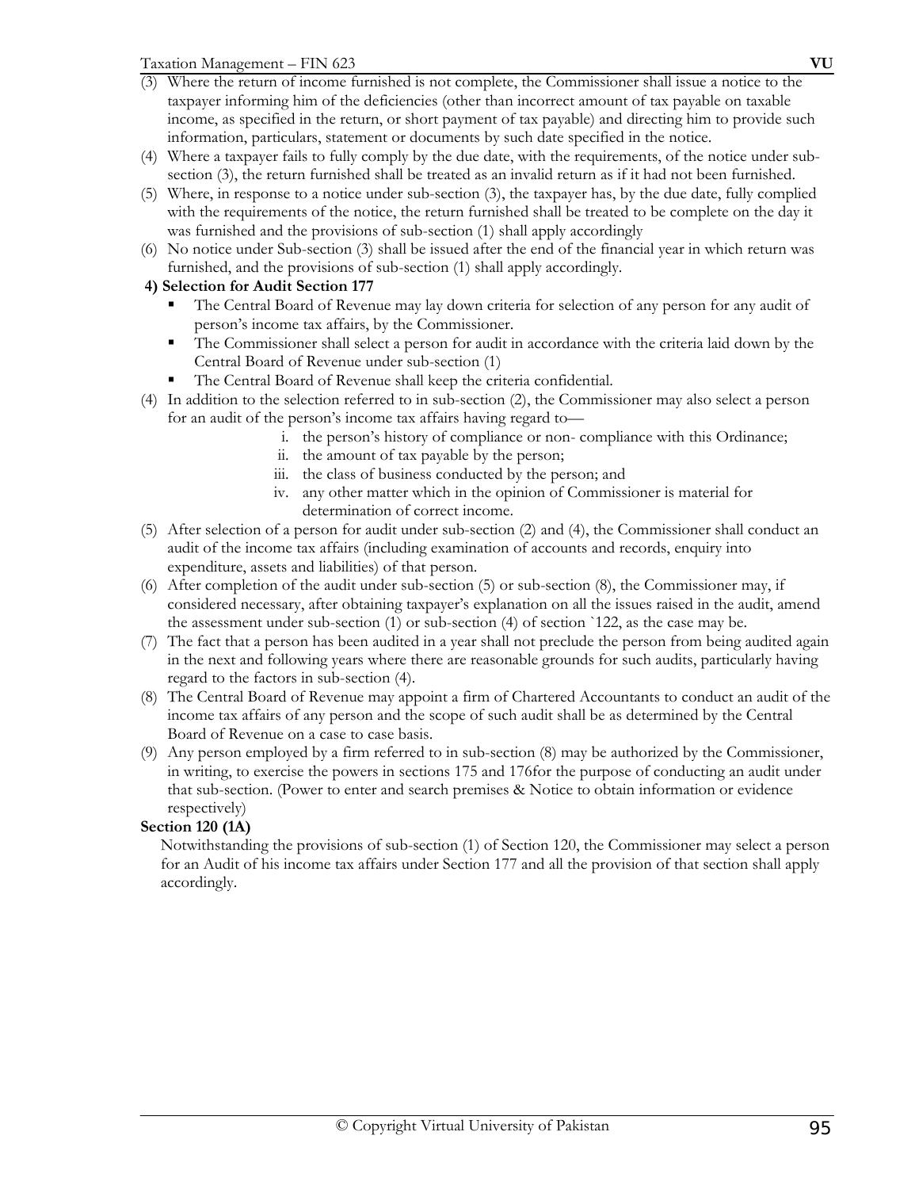(3) Where the return of income furnished is not complete, the Commissioner shall issue a notice to the taxpayer informing him of the deficiencies (other than incorrect amount of tax payable on taxable income, as specified in the return, or short payment of tax payable) and directing him to provide such information, particulars, statement or documents by such date specified in the notice.

(4) Where a taxpayer fails to fully comply by the due date, with the requirements, of the notice under sub-section (3), the return furnished shall be treated as an invalid return as if it had not been furnished.

(5) Where, in response to a notice under sub-section (3), the taxpayer has, by the due date, fully complied with the requirements of the notice, the return furnished shall be treated to be complete on the day it was furnished and the provisions of sub-section (1) shall apply accordingly

(6) No notice under Sub-section (3) shall be issued after the end of the financial year in which return was furnished, and the provisions of sub-section (1) shall apply accordingly.

**4) Selection for Audit Section 177**

- The Central Board of Revenue may lay down criteria for selection of any person for any audit of person's income tax affairs, by the Commissioner.
- The Commissioner shall select a person for audit in accordance with the criteria laid down by the Central Board of Revenue under sub-section (1)
- The Central Board of Revenue shall keep the criteria confidential.

(4) In addition to the selection referred to in sub-section (2), the Commissioner may also select a person for an audit of the person's income tax affairs having regard to—

  i. the person's history of compliance or non- compliance with this Ordinance;
  ii. the amount of tax payable by the person;
  iii. the class of business conducted by the person; and
  iv. any other matter which in the opinion of Commissioner is material for determination of correct income.

(5) After selection of a person for audit under sub-section (2) and (4), the Commissioner shall conduct an audit of the income tax affairs (including examination of accounts and records, enquiry into expenditure, assets and liabilities) of that person.

(6) After completion of the audit under sub-section (5) or sub-section (8), the Commissioner may, if considered necessary, after obtaining taxpayer's explanation on all the issues raised in the audit, amend the assessment under sub-section (1) or sub-section (4) of section `122, as the case may be.

(7) The fact that a person has been audited in a year shall not preclude the person from being audited again in the next and following years where there are reasonable grounds for such audits, particularly having regard to the factors in sub-section (4).

(8) The Central Board of Revenue may appoint a firm of Chartered Accountants to conduct an audit of the income tax affairs of any person and the scope of such audit shall be as determined by the Central Board of Revenue on a case to case basis.

(9) Any person employed by a firm referred to in sub-section (8) may be authorized by the Commissioner, in writing, to exercise the powers in sections 175 and 176for the purpose of conducting an audit under that sub-section. (Power to enter and search premises & Notice to obtain information or evidence respectively)

**Section 120 (1A)**

Notwithstanding the provisions of sub-section (1) of Section 120, the Commissioner may select a person for an Audit of his income tax affairs under Section 177 and all the provision of that section shall apply accordingly.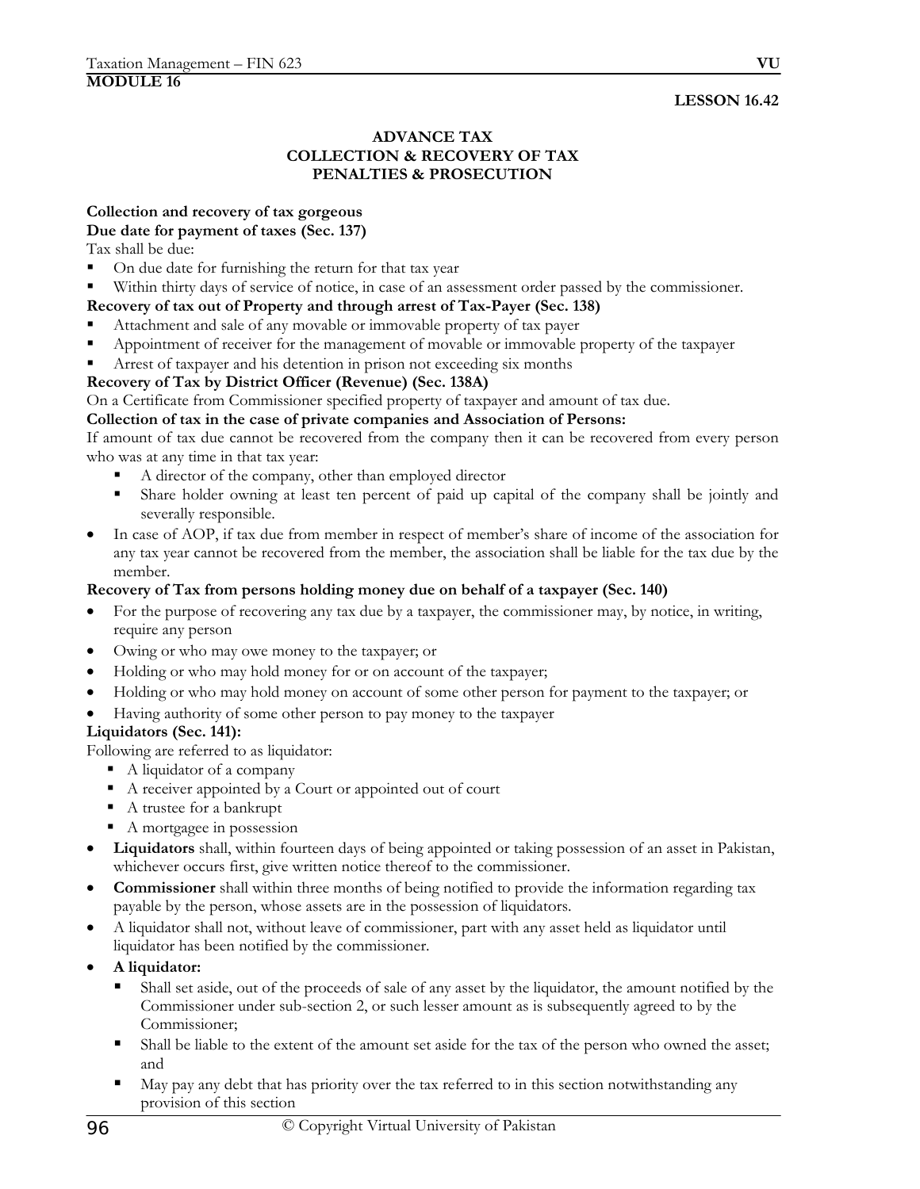## MODULE 16

**LESSON 16.42**

### ADVANCE TAX
### COLLECTION & RECOVERY OF TAX
### PENALTIES & PROSECUTION

**Collection and recovery of tax gorgeous**

**Due date for payment of taxes (Sec. 137)**

Tax shall be due:

- On due date for furnishing the return for that tax year
- Within thirty days of service of notice, in case of an assessment order passed by the commissioner.

**Recovery of tax out of Property and through arrest of Tax-Payer (Sec. 138)**

- Attachment and sale of any movable or immovable property of tax payer
- Appointment of receiver for the management of movable or immovable property of the taxpayer
- Arrest of taxpayer and his detention in prison not exceeding six months

**Recovery of Tax by District Officer (Revenue) (Sec. 138A)**

On a Certificate from Commissioner specified property of taxpayer and amount of tax due.

**Collection of tax in the case of private companies and Association of Persons:**

If amount of tax due cannot be recovered from the company then it can be recovered from every person who was at any time in that tax year:

- A director of the company, other than employed director
- Share holder owning at least ten percent of paid up capital of the company shall be jointly and severally responsible.

- In case of AOP, if tax due from member in respect of member's share of income of the association for any tax year cannot be recovered from the member, the association shall be liable for the tax due by the member.

**Recovery of Tax from persons holding money due on behalf of a taxpayer (Sec. 140)**

- For the purpose of recovering any tax due by a taxpayer, the commissioner may, by notice, in writing, require any person
- Owing or who may owe money to the taxpayer; or
- Holding or who may hold money for or on account of the taxpayer;
- Holding or who may hold money on account of some other person for payment to the taxpayer; or
- Having authority of some other person to pay money to the taxpayer

**Liquidators (Sec. 141):**

Following are referred to as liquidator:

- A liquidator of a company
- A receiver appointed by a Court or appointed out of court
- A trustee for a bankrupt
- A mortgagee in possession

- **Liquidators** shall, within fourteen days of being appointed or taking possession of an asset in Pakistan, whichever occurs first, give written notice thereof to the commissioner.
- **Commissioner** shall within three months of being notified to provide the information regarding tax payable by the person, whose assets are in the possession of liquidators.
- A liquidator shall not, without leave of commissioner, part with any asset held as liquidator until liquidator has been notified by the commissioner.
- **A liquidator:**
  - Shall set aside, out of the proceeds of sale of any asset by the liquidator, the amount notified by the Commissioner under sub-section 2, or such lesser amount as is subsequently agreed to by the Commissioner;
  - Shall be liable to the extent of the amount set aside for the tax of the person who owned the asset; and
  - May pay any debt that has priority over the tax referred to in this section notwithstanding any provision of this section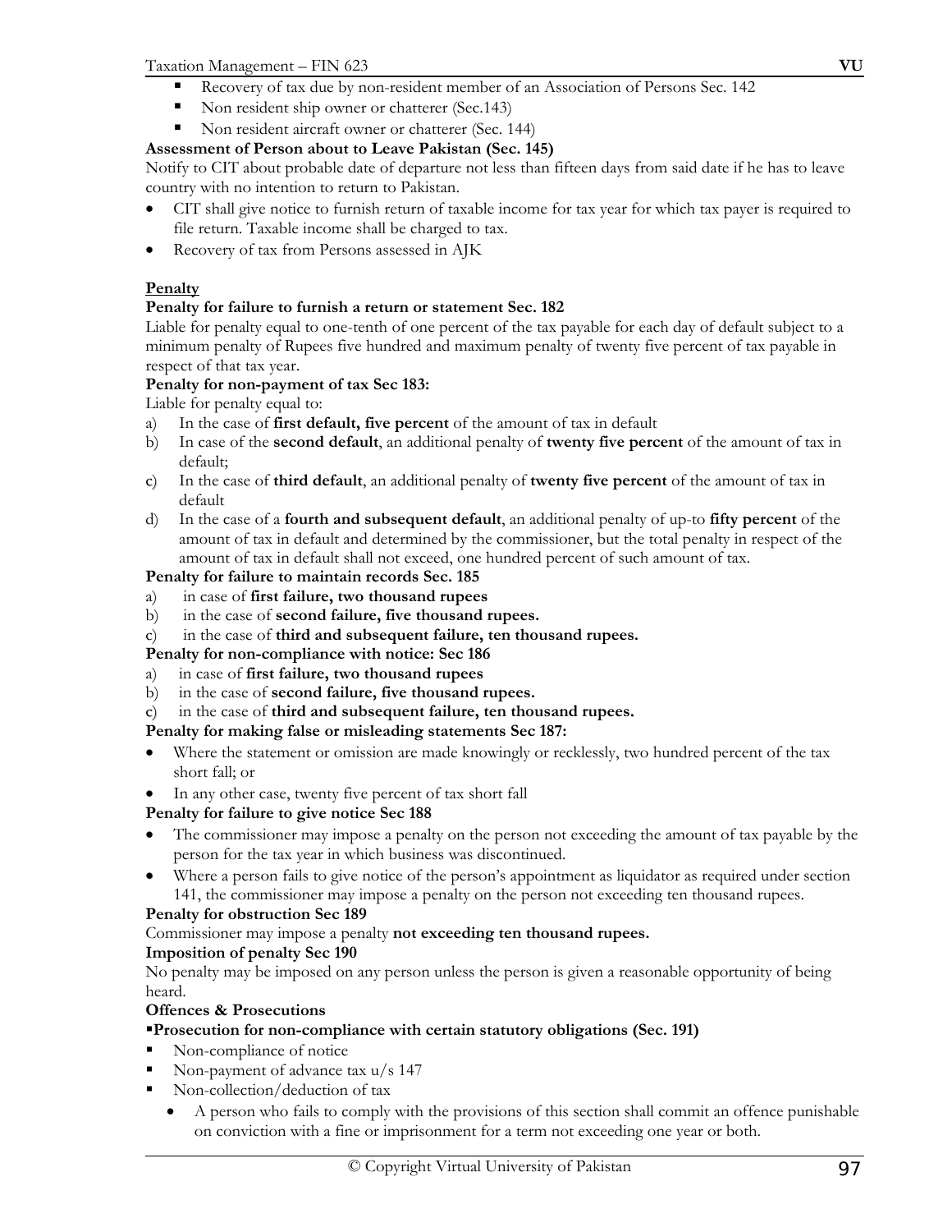- Recovery of tax due by non-resident member of an Association of Persons Sec. 142
- Non resident ship owner or chatterer (Sec.143)
- Non resident aircraft owner or chatterer (Sec. 144)

**Assessment of Person about to Leave Pakistan (Sec. 145)**

Notify to CIT about probable date of departure not less than fifteen days from said date if he has to leave country with no intention to return to Pakistan.

- CIT shall give notice to furnish return of taxable income for tax year for which tax payer is required to file return. Taxable income shall be charged to tax.
- Recovery of tax from Persons assessed in AJK

**Penalty**

**Penalty for failure to furnish a return or statement Sec. 182**

Liable for penalty equal to one-tenth of one percent of the tax payable for each day of default subject to a minimum penalty of Rupees five hundred and maximum penalty of twenty five percent of tax payable in respect of that tax year.

**Penalty for non-payment of tax Sec 183:**

Liable for penalty equal to:

a) In the case of **first default, five percent** of the amount of tax in default
b) In case of the **second default**, an additional penalty of **twenty five percent** of the amount of tax in default;
c) In the case of **third default**, an additional penalty of **twenty five percent** of the amount of tax in default
d) In the case of a **fourth and subsequent default**, an additional penalty of up-to **fifty percent** of the amount of tax in default and determined by the commissioner, but the total penalty in respect of the amount of tax in default shall not exceed, one hundred percent of such amount of tax.

**Penalty for failure to maintain records Sec. 185**

a) in case of **first failure, two thousand rupees**
b) in the case of **second failure, five thousand rupees.**
c) in the case of **third and subsequent failure, ten thousand rupees.**

**Penalty for non-compliance with notice: Sec 186**

a) in case of **first failure, two thousand rupees**
b) in the case of **second failure, five thousand rupees.**
c) in the case of **third and subsequent failure, ten thousand rupees.**

**Penalty for making false or misleading statements Sec 187:**

- Where the statement or omission are made knowingly or recklessly, two hundred percent of the tax short fall; or
- In any other case, twenty five percent of tax short fall

**Penalty for failure to give notice Sec 188**

- The commissioner may impose a penalty on the person not exceeding the amount of tax payable by the person for the tax year in which business was discontinued.
- Where a person fails to give notice of the person's appointment as liquidator as required under section 141, the commissioner may impose a penalty on the person not exceeding ten thousand rupees.

**Penalty for obstruction Sec 189**

Commissioner may impose a penalty **not exceeding ten thousand rupees.**

**Imposition of penalty Sec 190**

No penalty may be imposed on any person unless the person is given a reasonable opportunity of being heard.

**Offences & Prosecutions**

**▪Prosecution for non-compliance with certain statutory obligations (Sec. 191)**

- Non-compliance of notice
- Non-payment of advance tax u/s 147
- Non-collection/deduction of tax
  - A person who fails to comply with the provisions of this section shall commit an offence punishable on conviction with a fine or imprisonment for a term not exceeding one year or both.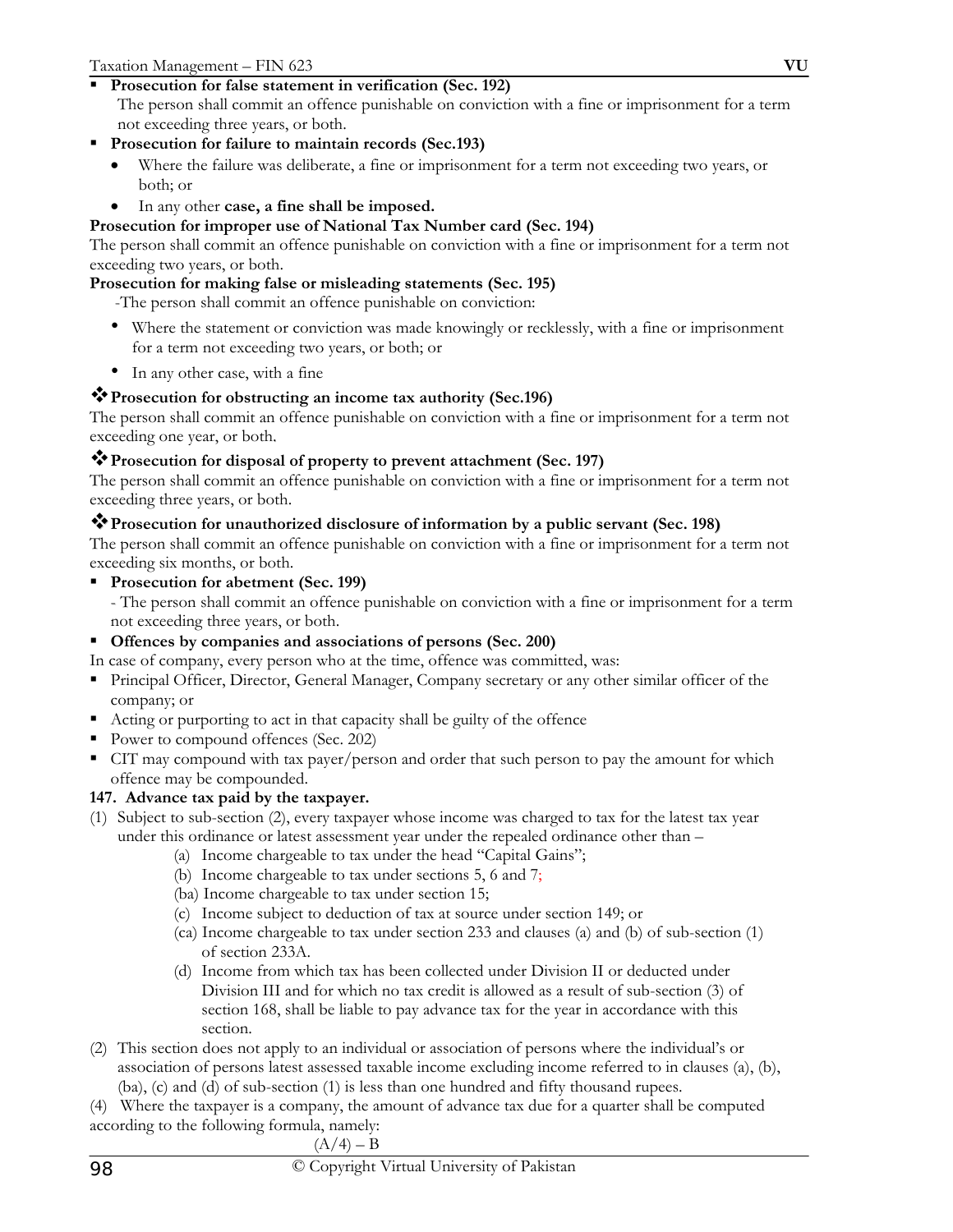- **Prosecution for false statement in verification (Sec. 192)**
  The person shall commit an offence punishable on conviction with a fine or imprisonment for a term not exceeding three years, or both.
- **Prosecution for failure to maintain records (Sec.193)**
  - Where the failure was deliberate, a fine or imprisonment for a term not exceeding two years, or both; or
  - In any other **case, a fine shall be imposed.**

**Prosecution for improper use of National Tax Number card (Sec. 194)**

The person shall commit an offence punishable on conviction with a fine or imprisonment for a term not exceeding two years, or both.

**Prosecution for making false or misleading statements (Sec. 195)**

-The person shall commit an offence punishable on conviction:

- Where the statement or conviction was made knowingly or recklessly, with a fine or imprisonment for a term not exceeding two years, or both; or
- In any other case, with a fine

❖ **Prosecution for obstructing an income tax authority (Sec.196)**

The person shall commit an offence punishable on conviction with a fine or imprisonment for a term not exceeding one year, or both.

❖ **Prosecution for disposal of property to prevent attachment (Sec. 197)**

The person shall commit an offence punishable on conviction with a fine or imprisonment for a term not exceeding three years, or both.

❖ **Prosecution for unauthorized disclosure of information by a public servant (Sec. 198)**

The person shall commit an offence punishable on conviction with a fine or imprisonment for a term not exceeding six months, or both.

- **Prosecution for abetment (Sec. 199)**
  - The person shall commit an offence punishable on conviction with a fine or imprisonment for a term not exceeding three years, or both.
- **Offences by companies and associations of persons (Sec. 200)**

In case of company, every person who at the time, offence was committed, was:

- Principal Officer, Director, General Manager, Company secretary or any other similar officer of the company; or
- Acting or purporting to act in that capacity shall be guilty of the offence
- Power to compound offences (Sec. 202)
- CIT may compound with tax payer/person and order that such person to pay the amount for which offence may be compounded.

**147. Advance tax paid by the taxpayer.**

(1) Subject to sub-section (2), every taxpayer whose income was charged to tax for the latest tax year under this ordinance or latest assessment year under the repealed ordinance other than –

(a) Income chargeable to tax under the head "Capital Gains";

(b) Income chargeable to tax under sections 5, 6 and 7;

(ba) Income chargeable to tax under section 15;

(c) Income subject to deduction of tax at source under section 149; or

(ca) Income chargeable to tax under section 233 and clauses (a) and (b) of sub-section (1) of section 233A.

(d) Income from which tax has been collected under Division II or deducted under Division III and for which no tax credit is allowed as a result of sub-section (3) of section 168, shall be liable to pay advance tax for the year in accordance with this section.

(2) This section does not apply to an individual or association of persons where the individual's or association of persons latest assessed taxable income excluding income referred to in clauses (a), (b), (ba), (c) and (d) of sub-section (1) is less than one hundred and fifty thousand rupees.

(4) Where the taxpayer is a company, the amount of advance tax due for a quarter shall be computed according to the following formula, namely:

$$(A/4) - B$$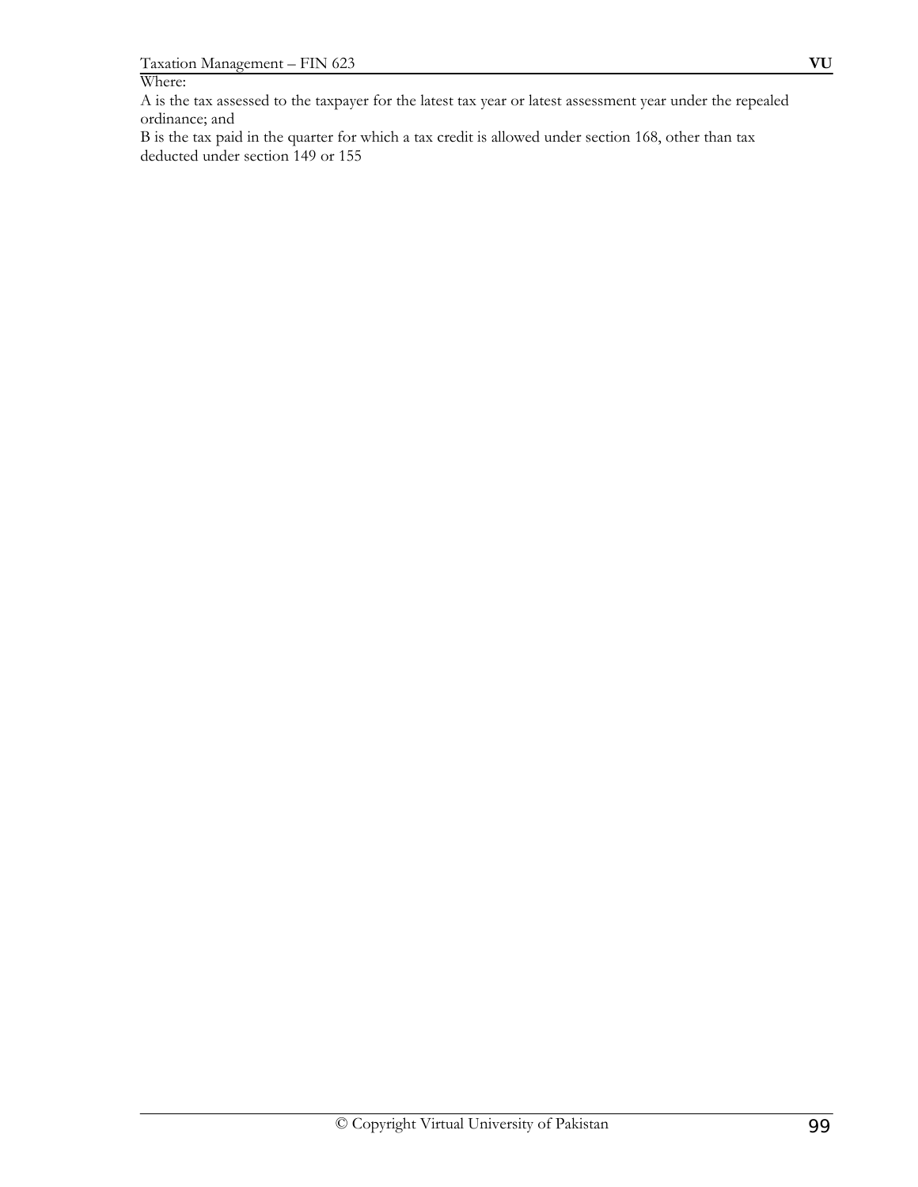Where:

A is the tax assessed to the taxpayer for the latest tax year or latest assessment year under the repealed ordinance; and

B is the tax paid in the quarter for which a tax credit is allowed under section 168, other than tax deducted under section 149 or 155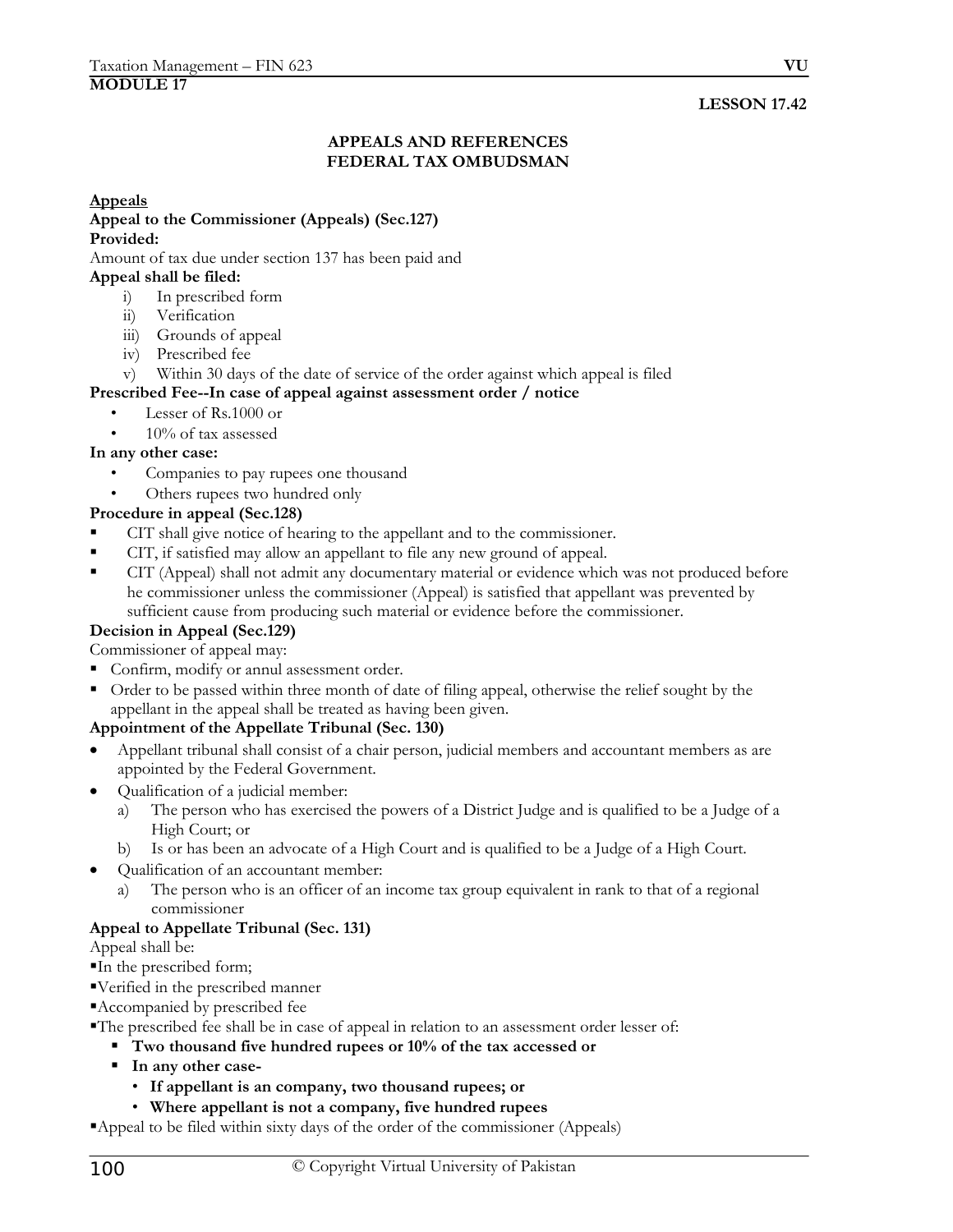**MODULE 17**

**LESSON 17.42**

## APPEALS AND REFERENCES
## FEDERAL TAX OMBUDSMAN

**Appeals**

**Appeal to the Commissioner (Appeals) (Sec.127)**

**Provided:**

Amount of tax due under section 137 has been paid and

**Appeal shall be filed:**

i) In prescribed form
ii) Verification
iii) Grounds of appeal
iv) Prescribed fee
v) Within 30 days of the date of service of the order against which appeal is filed

**Prescribed Fee--In case of appeal against assessment order / notice**

- Lesser of Rs.1000 or
- 10% of tax assessed

**In any other case:**

- Companies to pay rupees one thousand
- Others rupees two hundred only

**Procedure in appeal (Sec.128)**

- CIT shall give notice of hearing to the appellant and to the commissioner.
- CIT, if satisfied may allow an appellant to file any new ground of appeal.
- CIT (Appeal) shall not admit any documentary material or evidence which was not produced before he commissioner unless the commissioner (Appeal) is satisfied that appellant was prevented by sufficient cause from producing such material or evidence before the commissioner.

**Decision in Appeal (Sec.129)**

Commissioner of appeal may:

- Confirm, modify or annul assessment order.
- Order to be passed within three month of date of filing appeal, otherwise the relief sought by the appellant in the appeal shall be treated as having been given.

**Appointment of the Appellate Tribunal (Sec. 130)**

- Appellant tribunal shall consist of a chair person, judicial members and accountant members as are appointed by the Federal Government.
- Qualification of a judicial member:
  a) The person who has exercised the powers of a District Judge and is qualified to be a Judge of a High Court; or
  b) Is or has been an advocate of a High Court and is qualified to be a Judge of a High Court.
- Qualification of an accountant member:
  a) The person who is an officer of an income tax group equivalent in rank to that of a regional commissioner

**Appeal to Appellate Tribunal (Sec. 131)**

Appeal shall be:

- In the prescribed form;
- Verified in the prescribed manner
- Accompanied by prescribed fee
- The prescribed fee shall be in case of appeal in relation to an assessment order lesser of:
  - **Two thousand five hundred rupees or 10% of the tax accessed or**
  - **In any other case-**
    - **If appellant is an company, two thousand rupees; or**
    - **Where appellant is not a company, five hundred rupees**
- Appeal to be filed within sixty days of the order of the commissioner (Appeals)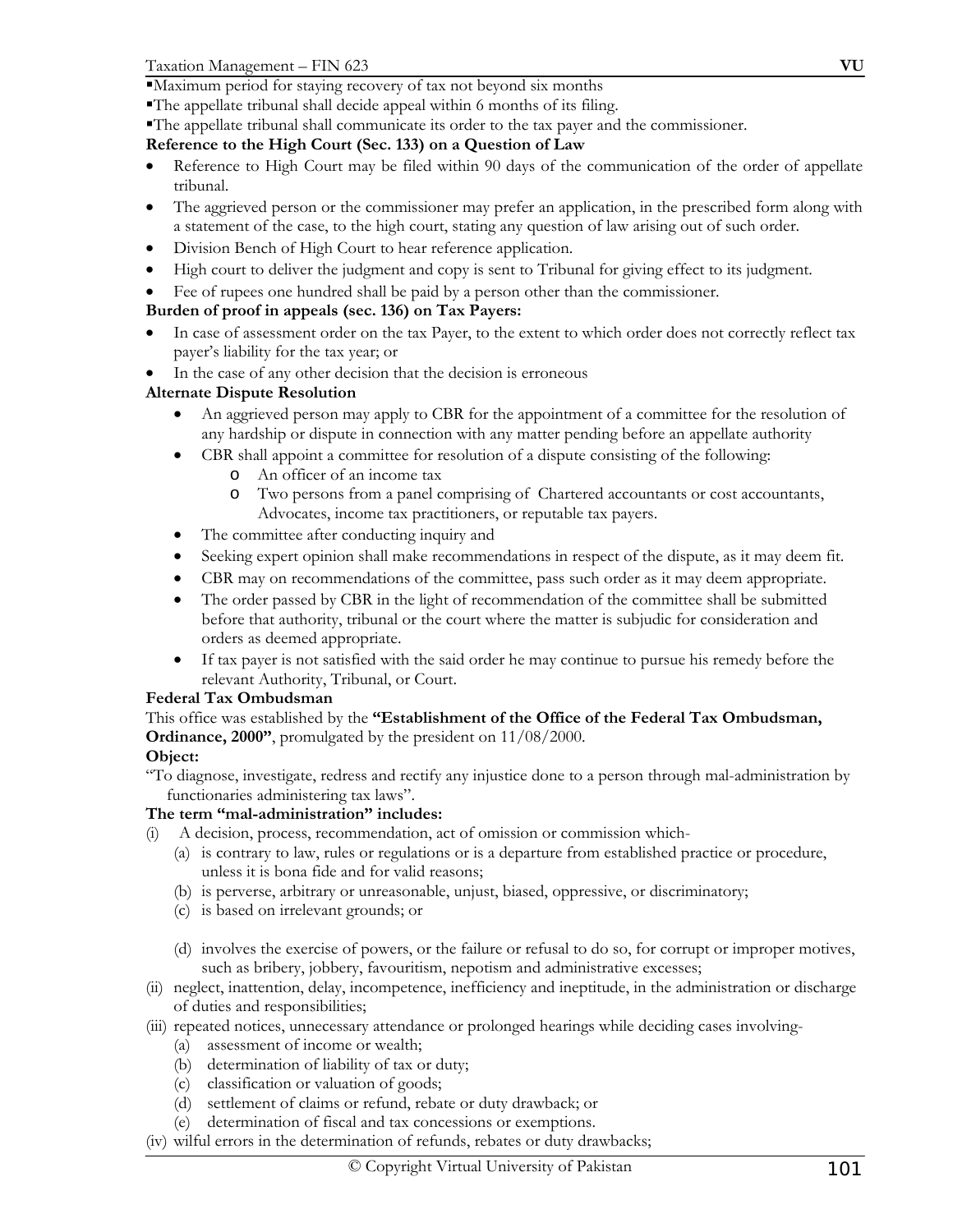- Maximum period for staying recovery of tax not beyond six months
- The appellate tribunal shall decide appeal within 6 months of its filing.
- The appellate tribunal shall communicate its order to the tax payer and the commissioner.

**Reference to the High Court (Sec. 133) on a Question of Law**

- Reference to High Court may be filed within 90 days of the communication of the order of appellate tribunal.
- The aggrieved person or the commissioner may prefer an application, in the prescribed form along with a statement of the case, to the high court, stating any question of law arising out of such order.
- Division Bench of High Court to hear reference application.
- High court to deliver the judgment and copy is sent to Tribunal for giving effect to its judgment.
- Fee of rupees one hundred shall be paid by a person other than the commissioner.

**Burden of proof in appeals (sec. 136) on Tax Payers:**

- In case of assessment order on the tax Payer, to the extent to which order does not correctly reflect tax payer's liability for the tax year; or
- In the case of any other decision that the decision is erroneous

**Alternate Dispute Resolution**

- An aggrieved person may apply to CBR for the appointment of a committee for the resolution of any hardship or dispute in connection with any matter pending before an appellate authority
- CBR shall appoint a committee for resolution of a dispute consisting of the following:
  - An officer of an income tax
  - Two persons from a panel comprising of Chartered accountants or cost accountants, Advocates, income tax practitioners, or reputable tax payers.
- The committee after conducting inquiry and
- Seeking expert opinion shall make recommendations in respect of the dispute, as it may deem fit.
- CBR may on recommendations of the committee, pass such order as it may deem appropriate.
- The order passed by CBR in the light of recommendation of the committee shall be submitted before that authority, tribunal or the court where the matter is subjudic for consideration and orders as deemed appropriate.
- If tax payer is not satisfied with the said order he may continue to pursue his remedy before the relevant Authority, Tribunal, or Court.

**Federal Tax Ombudsman**

This office was established by the **"Establishment of the Office of the Federal Tax Ombudsman, Ordinance, 2000"**, promulgated by the president on 11/08/2000.

**Object:**

"To diagnose, investigate, redress and rectify any injustice done to a person through mal-administration by functionaries administering tax laws".

**The term "mal-administration" includes:**

(i) A decision, process, recommendation, act of omission or commission which-
   - (a) is contrary to law, rules or regulations or is a departure from established practice or procedure, unless it is bona fide and for valid reasons;
   - (b) is perverse, arbitrary or unreasonable, unjust, biased, oppressive, or discriminatory;
   - (c) is based on irrelevant grounds; or
   - (d) involves the exercise of powers, or the failure or refusal to do so, for corrupt or improper motives, such as bribery, jobbery, favouritism, nepotism and administrative excesses;

(ii) neglect, inattention, delay, incompetence, inefficiency and ineptitude, in the administration or discharge of duties and responsibilities;

(iii) repeated notices, unnecessary attendance or prolonged hearings while deciding cases involving-
   - (a) assessment of income or wealth;
   - (b) determination of liability of tax or duty;
   - (c) classification or valuation of goods;
   - (d) settlement of claims or refund, rebate or duty drawback; or
   - (e) determination of fiscal and tax concessions or exemptions.

(iv) wilful errors in the determination of refunds, rebates or duty drawbacks;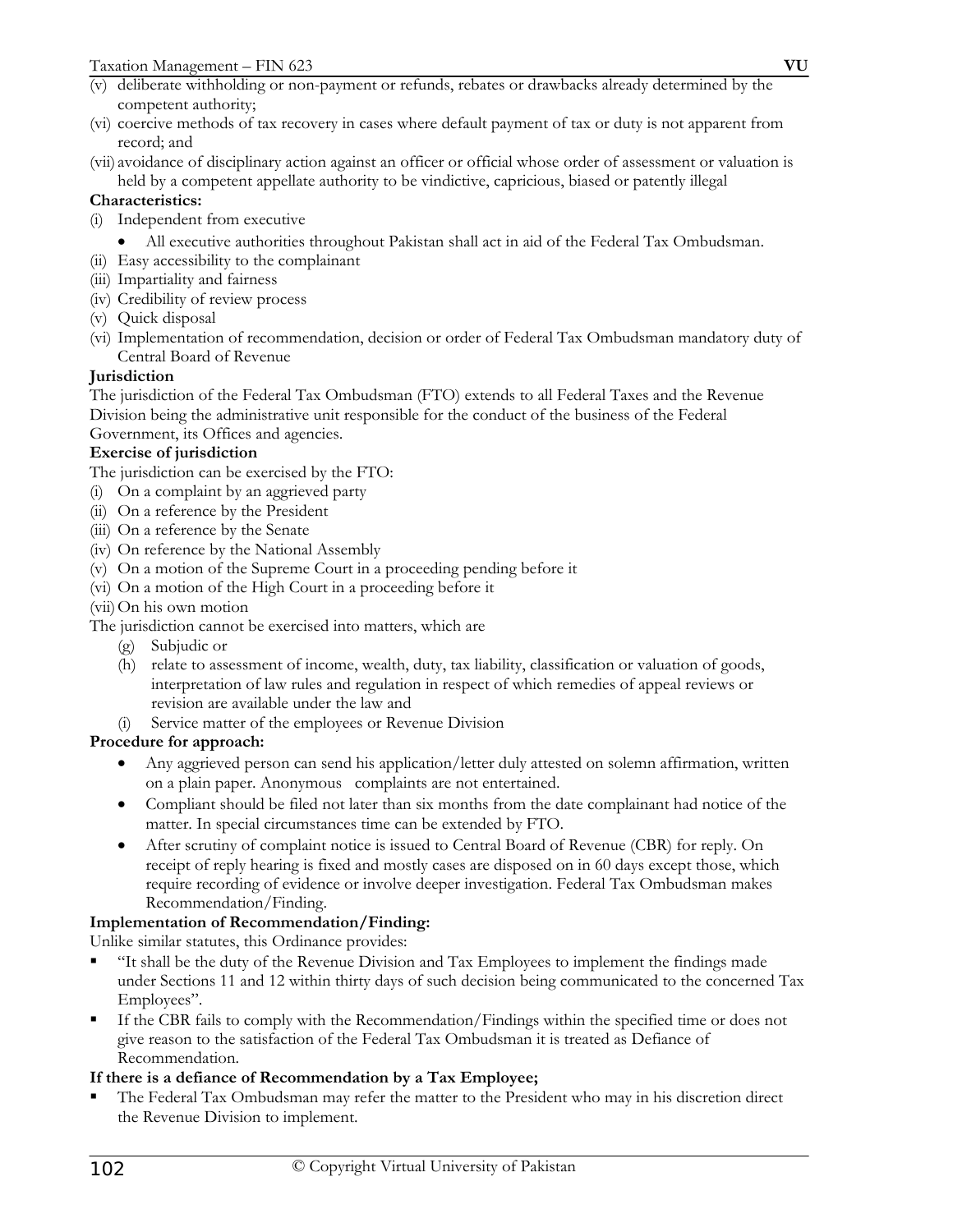(v) deliberate withholding or non-payment or refunds, rebates or drawbacks already determined by the competent authority;

(vi) coercive methods of tax recovery in cases where default payment of tax or duty is not apparent from record; and

(vii) avoidance of disciplinary action against an officer or official whose order of assessment or valuation is held by a competent appellate authority to be vindictive, capricious, biased or patently illegal

**Characteristics:**

(i) Independent from executive
- All executive authorities throughout Pakistan shall act in aid of the Federal Tax Ombudsman.

(ii) Easy accessibility to the complainant

(iii) Impartiality and fairness

(iv) Credibility of review process

(v) Quick disposal

(vi) Implementation of recommendation, decision or order of Federal Tax Ombudsman mandatory duty of Central Board of Revenue

**Jurisdiction**

The jurisdiction of the Federal Tax Ombudsman (FTO) extends to all Federal Taxes and the Revenue Division being the administrative unit responsible for the conduct of the business of the Federal Government, its Offices and agencies.

**Exercise of jurisdiction**

The jurisdiction can be exercised by the FTO:

(i) On a complaint by an aggrieved party

(ii) On a reference by the President

(iii) On a reference by the Senate

(iv) On reference by the National Assembly

(v) On a motion of the Supreme Court in a proceeding pending before it

(vi) On a motion of the High Court in a proceeding before it

(vii) On his own motion

The jurisdiction cannot be exercised into matters, which are

(g) Subjudic or

(h) relate to assessment of income, wealth, duty, tax liability, classification or valuation of goods, interpretation of law rules and regulation in respect of which remedies of appeal reviews or revision are available under the law and

(i) Service matter of the employees or Revenue Division

**Procedure for approach:**

- Any aggrieved person can send his application/letter duly attested on solemn affirmation, written on a plain paper. Anonymous complaints are not entertained.
- Compliant should be filed not later than six months from the date complainant had notice of the matter. In special circumstances time can be extended by FTO.
- After scrutiny of complaint notice is issued to Central Board of Revenue (CBR) for reply. On receipt of reply hearing is fixed and mostly cases are disposed on in 60 days except those, which require recording of evidence or involve deeper investigation. Federal Tax Ombudsman makes Recommendation/Finding.

**Implementation of Recommendation/Finding:**

Unlike similar statutes, this Ordinance provides:

- "It shall be the duty of the Revenue Division and Tax Employees to implement the findings made under Sections 11 and 12 within thirty days of such decision being communicated to the concerned Tax Employees".
- If the CBR fails to comply with the Recommendation/Findings within the specified time or does not give reason to the satisfaction of the Federal Tax Ombudsman it is treated as Defiance of Recommendation.

**If there is a defiance of Recommendation by a Tax Employee;**

- The Federal Tax Ombudsman may refer the matter to the President who may in his discretion direct the Revenue Division to implement.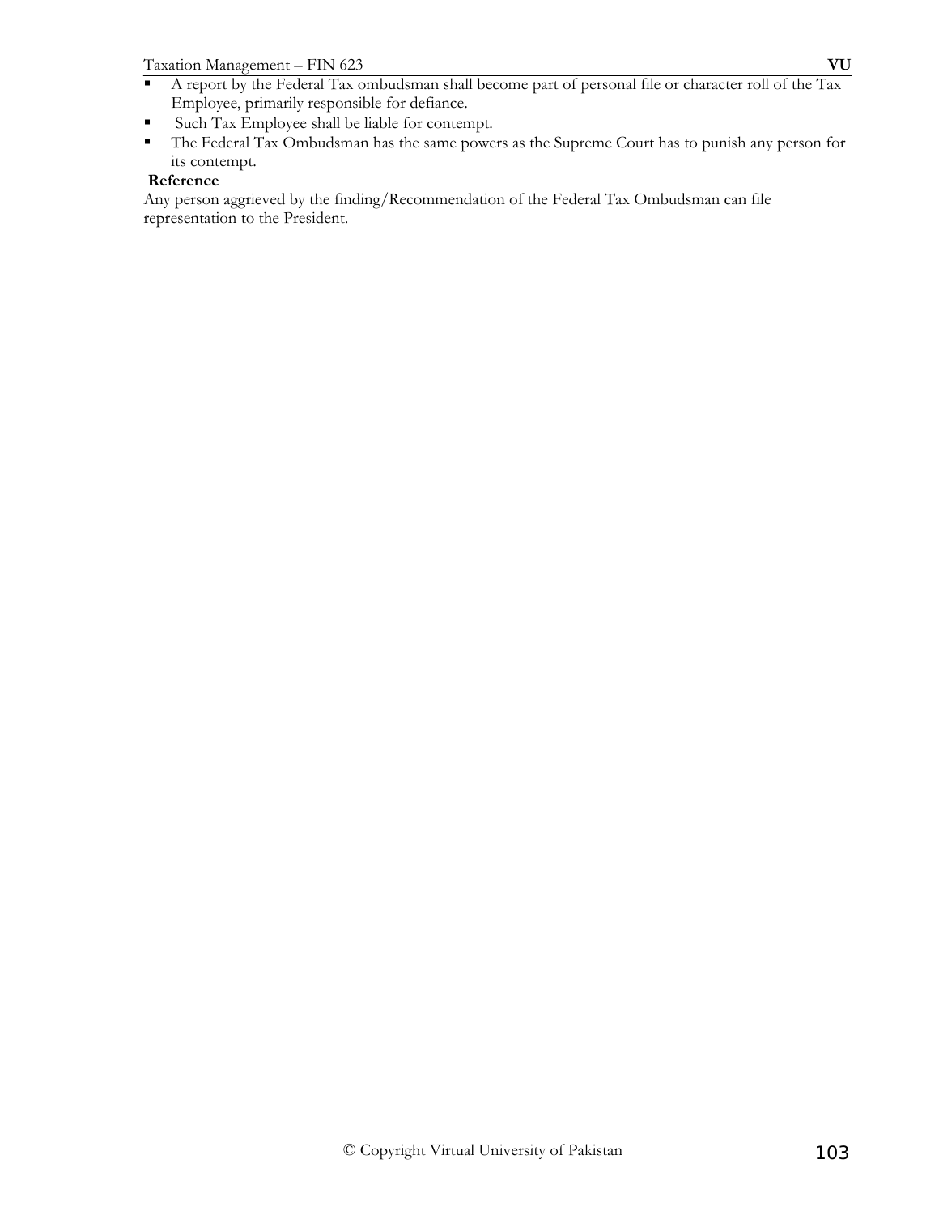- A report by the Federal Tax ombudsman shall become part of personal file or character roll of the Tax Employee, primarily responsible for defiance.
- Such Tax Employee shall be liable for contempt.
- The Federal Tax Ombudsman has the same powers as the Supreme Court has to punish any person for its contempt.

**Reference**

Any person aggrieved by the finding/Recommendation of the Federal Tax Ombudsman can file representation to the President.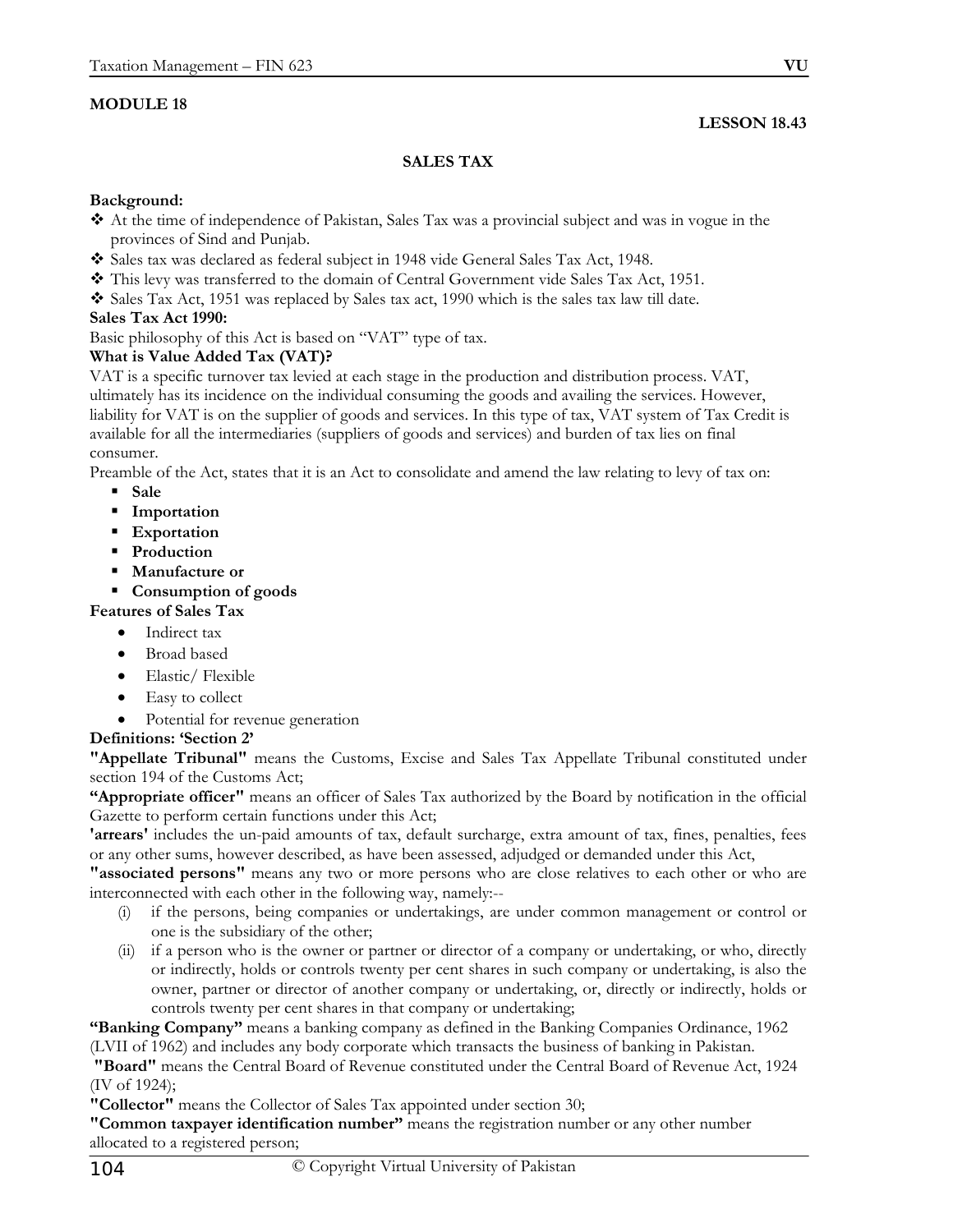**MODULE 18**

**LESSON 18.43**

## SALES TAX

**Background:**

- ❖ At the time of independence of Pakistan, Sales Tax was a provincial subject and was in vogue in the provinces of Sind and Punjab.
- ❖ Sales tax was declared as federal subject in 1948 vide General Sales Tax Act, 1948.
- ❖ This levy was transferred to the domain of Central Government vide Sales Tax Act, 1951.
- ❖ Sales Tax Act, 1951 was replaced by Sales tax act, 1990 which is the sales tax law till date.

**Sales Tax Act 1990:**

Basic philosophy of this Act is based on "VAT" type of tax.

**What is Value Added Tax (VAT)?**

VAT is a specific turnover tax levied at each stage in the production and distribution process. VAT, ultimately has its incidence on the individual consuming the goods and availing the services. However, liability for VAT is on the supplier of goods and services. In this type of tax, VAT system of Tax Credit is available for all the intermediaries (suppliers of goods and services) and burden of tax lies on final consumer.

Preamble of the Act, states that it is an Act to consolidate and amend the law relating to levy of tax on:

- **Sale**
- **Importation**
- **Exportation**
- **Production**
- **Manufacture or**
- **Consumption of goods**

**Features of Sales Tax**

- Indirect tax
- Broad based
- Elastic/ Flexible
- Easy to collect
- Potential for revenue generation

**Definitions: 'Section 2'**

**"Appellate Tribunal"** means the Customs, Excise and Sales Tax Appellate Tribunal constituted under section 194 of the Customs Act;

**"Appropriate officer"** means an officer of Sales Tax authorized by the Board by notification in the official Gazette to perform certain functions under this Act;

**'arrears'** includes the un-paid amounts of tax, default surcharge, extra amount of tax, fines, penalties, fees or any other sums, however described, as have been assessed, adjudged or demanded under this Act,

**"associated persons"** means any two or more persons who are close relatives to each other or who are interconnected with each other in the following way, namely:--

(i) if the persons, being companies or undertakings, are under common management or control or one is the subsidiary of the other;

(ii) if a person who is the owner or partner or director of a company or undertaking, or who, directly or indirectly, holds or controls twenty per cent shares in such company or undertaking, is also the owner, partner or director of another company or undertaking, or, directly or indirectly, holds or controls twenty per cent shares in that company or undertaking;

**"Banking Company"** means a banking company as defined in the Banking Companies Ordinance, 1962 (LVII of 1962) and includes any body corporate which transacts the business of banking in Pakistan.

**"Board"** means the Central Board of Revenue constituted under the Central Board of Revenue Act, 1924 (IV of 1924);

**"Collector"** means the Collector of Sales Tax appointed under section 30;

**"Common taxpayer identification number"** means the registration number or any other number allocated to a registered person;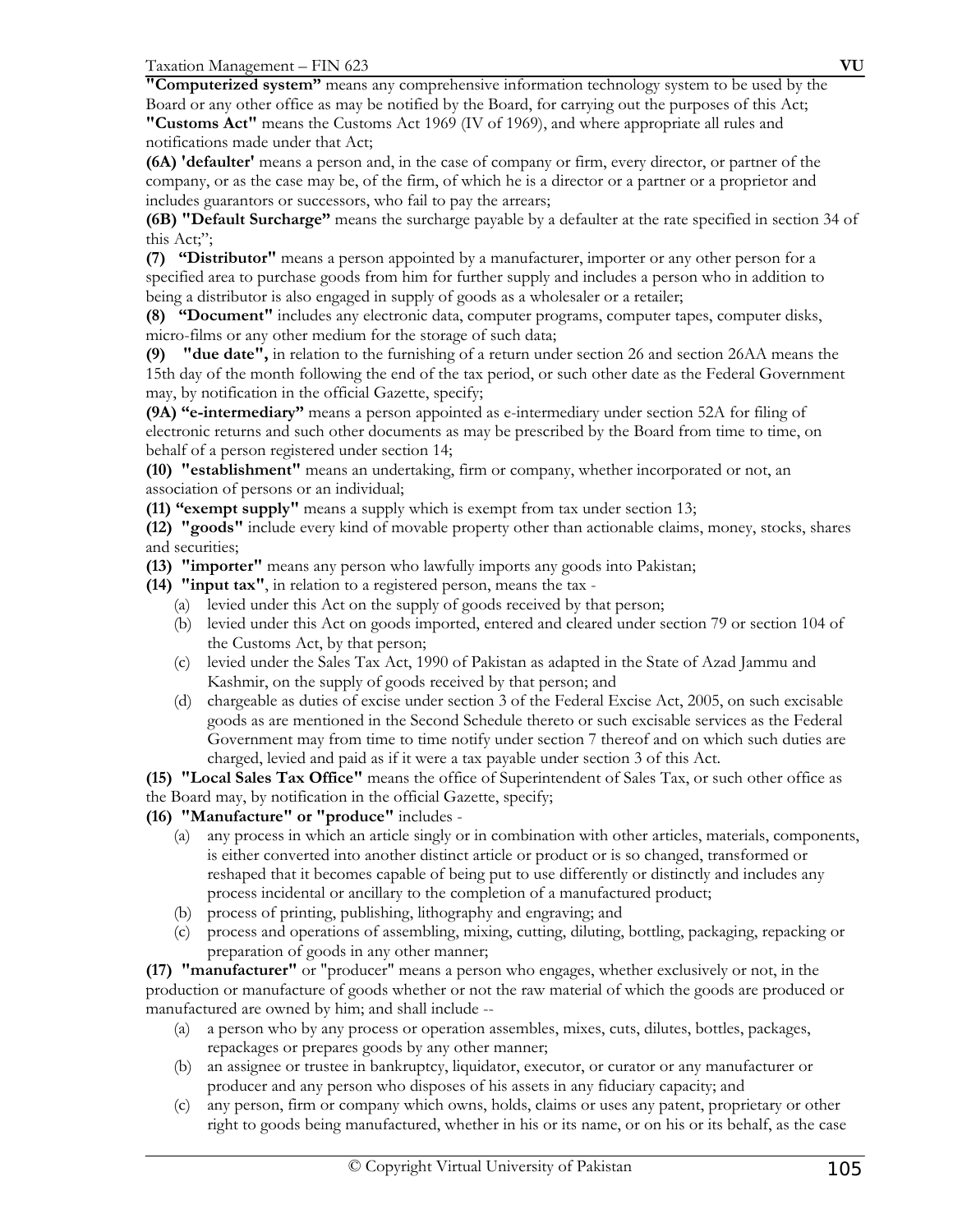**"Computerized system"** means any comprehensive information technology system to be used by the Board or any other office as may be notified by the Board, for carrying out the purposes of this Act;

**"Customs Act"** means the Customs Act 1969 (IV of 1969), and where appropriate all rules and notifications made under that Act;

**(6A) 'defaulter'** means a person and, in the case of company or firm, every director, or partner of the company, or as the case may be, of the firm, of which he is a director or a partner or a proprietor and includes guarantors or successors, who fail to pay the arrears;

**(6B) "Default Surcharge"** means the surcharge payable by a defaulter at the rate specified in section 34 of this Act;";

**(7) "Distributor"** means a person appointed by a manufacturer, importer or any other person for a specified area to purchase goods from him for further supply and includes a person who in addition to being a distributor is also engaged in supply of goods as a wholesaler or a retailer;

**(8) "Document"** includes any electronic data, computer programs, computer tapes, computer disks, micro-films or any other medium for the storage of such data;

**(9) "due date",** in relation to the furnishing of a return under section 26 and section 26AA means the 15th day of the month following the end of the tax period, or such other date as the Federal Government may, by notification in the official Gazette, specify;

**(9A) "e-intermediary"** means a person appointed as e-intermediary under section 52A for filing of electronic returns and such other documents as may be prescribed by the Board from time to time, on behalf of a person registered under section 14;

**(10) "establishment"** means an undertaking, firm or company, whether incorporated or not, an association of persons or an individual;

**(11) "exempt supply"** means a supply which is exempt from tax under section 13;

**(12) "goods"** include every kind of movable property other than actionable claims, money, stocks, shares and securities;

**(13) "importer"** means any person who lawfully imports any goods into Pakistan;

**(14) "input tax"**, in relation to a registered person, means the tax -

(a) levied under this Act on the supply of goods received by that person;
(b) levied under this Act on goods imported, entered and cleared under section 79 or section 104 of the Customs Act, by that person;
(c) levied under the Sales Tax Act, 1990 of Pakistan as adapted in the State of Azad Jammu and Kashmir, on the supply of goods received by that person; and
(d) chargeable as duties of excise under section 3 of the Federal Excise Act, 2005, on such excisable goods as are mentioned in the Second Schedule thereto or such excisable services as the Federal Government may from time to time notify under section 7 thereof and on which such duties are charged, levied and paid as if it were a tax payable under section 3 of this Act.

**(15) "Local Sales Tax Office"** means the office of Superintendent of Sales Tax, or such other office as the Board may, by notification in the official Gazette, specify;

**(16) "Manufacture" or "produce"** includes -

(a) any process in which an article singly or in combination with other articles, materials, components, is either converted into another distinct article or product or is so changed, transformed or reshaped that it becomes capable of being put to use differently or distinctly and includes any process incidental or ancillary to the completion of a manufactured product;
(b) process of printing, publishing, lithography and engraving; and
(c) process and operations of assembling, mixing, cutting, diluting, bottling, packaging, repacking or preparation of goods in any other manner;

**(17) "manufacturer"** or "producer" means a person who engages, whether exclusively or not, in the production or manufacture of goods whether or not the raw material of which the goods are produced or manufactured are owned by him; and shall include --

(a) a person who by any process or operation assembles, mixes, cuts, dilutes, bottles, packages, repackages or prepares goods by any other manner;
(b) an assignee or trustee in bankruptcy, liquidator, executor, or curator or any manufacturer or producer and any person who disposes of his assets in any fiduciary capacity; and
(c) any person, firm or company which owns, holds, claims or uses any patent, proprietary or other right to goods being manufactured, whether in his or its name, or on his or its behalf, as the case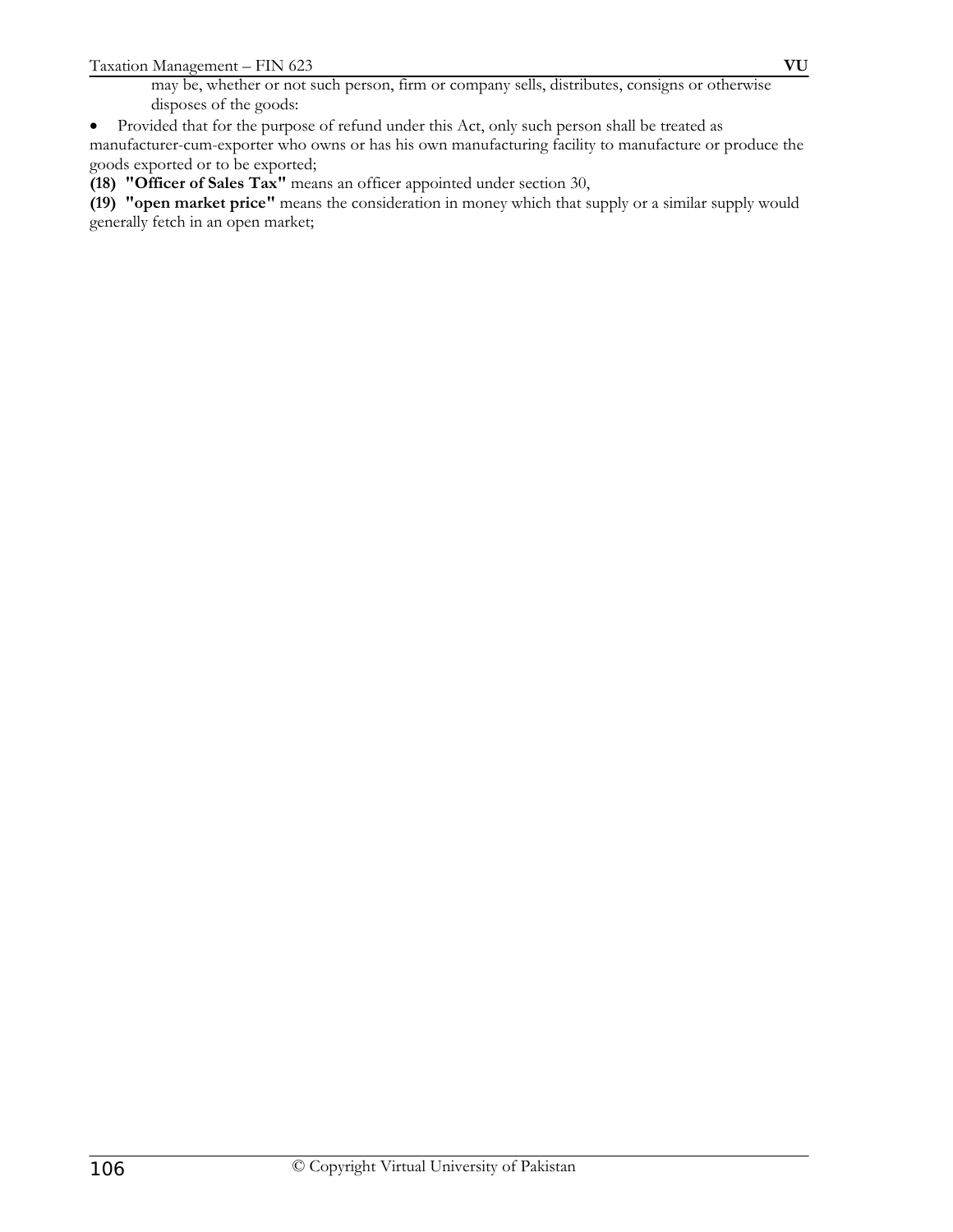may be, whether or not such person, firm or company sells, distributes, consigns or otherwise disposes of the goods:

- Provided that for the purpose of refund under this Act, only such person shall be treated as manufacturer-cum-exporter who owns or has his own manufacturing facility to manufacture or produce the goods exported or to be exported;

**(18) "Officer of Sales Tax"** means an officer appointed under section 30,

**(19) "open market price"** means the consideration in money which that supply or a similar supply would generally fetch in an open market;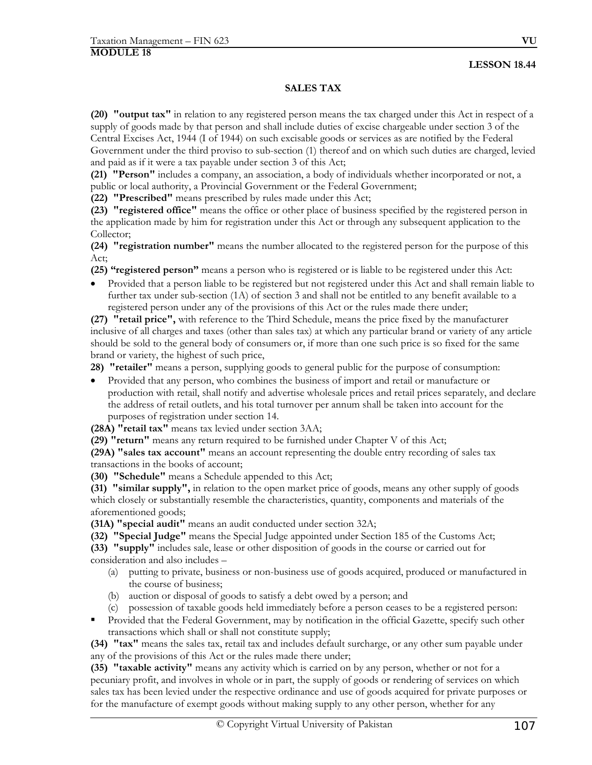**MODULE 18**

**LESSON 18.44**

## SALES TAX

**(20) "output tax"** in relation to any registered person means the tax charged under this Act in respect of a supply of goods made by that person and shall include duties of excise chargeable under section 3 of the Central Excises Act, 1944 (I of 1944) on such excisable goods or services as are notified by the Federal Government under the third proviso to sub-section (1) thereof and on which such duties are charged, levied and paid as if it were a tax payable under section 3 of this Act;

**(21) "Person"** includes a company, an association, a body of individuals whether incorporated or not, a public or local authority, a Provincial Government or the Federal Government;

**(22) "Prescribed"** means prescribed by rules made under this Act;

**(23) "registered office"** means the office or other place of business specified by the registered person in the application made by him for registration under this Act or through any subsequent application to the Collector;

**(24) "registration number"** means the number allocated to the registered person for the purpose of this Act;

**(25) "registered person"** means a person who is registered or is liable to be registered under this Act:

- Provided that a person liable to be registered but not registered under this Act and shall remain liable to further tax under sub-section (1A) of section 3 and shall not be entitled to any benefit available to a registered person under any of the provisions of this Act or the rules made there under;

**(27) "retail price",** with reference to the Third Schedule, means the price fixed by the manufacturer inclusive of all charges and taxes (other than sales tax) at which any particular brand or variety of any article should be sold to the general body of consumers or, if more than one such price is so fixed for the same brand or variety, the highest of such price,

**28) "retailer"** means a person, supplying goods to general public for the purpose of consumption:

- Provided that any person, who combines the business of import and retail or manufacture or production with retail, shall notify and advertise wholesale prices and retail prices separately, and declare the address of retail outlets, and his total turnover per annum shall be taken into account for the purposes of registration under section 14.

**(28A) "retail tax"** means tax levied under section 3AA;

**(29) "return"** means any return required to be furnished under Chapter V of this Act;

**(29A) "sales tax account"** means an account representing the double entry recording of sales tax transactions in the books of account;

**(30) "Schedule"** means a Schedule appended to this Act;

**(31) "similar supply",** in relation to the open market price of goods, means any other supply of goods which closely or substantially resemble the characteristics, quantity, components and materials of the aforementioned goods;

**(31A) "special audit"** means an audit conducted under section 32A;

**(32) "Special Judge"** means the Special Judge appointed under Section 185 of the Customs Act;

**(33) "supply"** includes sale, lease or other disposition of goods in the course or carried out for consideration and also includes –

(a) putting to private, business or non-business use of goods acquired, produced or manufactured in the course of business;
(b) auction or disposal of goods to satisfy a debt owed by a person; and
(c) possession of taxable goods held immediately before a person ceases to be a registered person:

- Provided that the Federal Government, may by notification in the official Gazette, specify such other transactions which shall or shall not constitute supply;

**(34) "tax"** means the sales tax, retail tax and includes default surcharge, or any other sum payable under any of the provisions of this Act or the rules made there under;

**(35) "taxable activity"** means any activity which is carried on by any person, whether or not for a pecuniary profit, and involves in whole or in part, the supply of goods or rendering of services on which sales tax has been levied under the respective ordinance and use of goods acquired for private purposes or for the manufacture of exempt goods without making supply to any other person, whether for any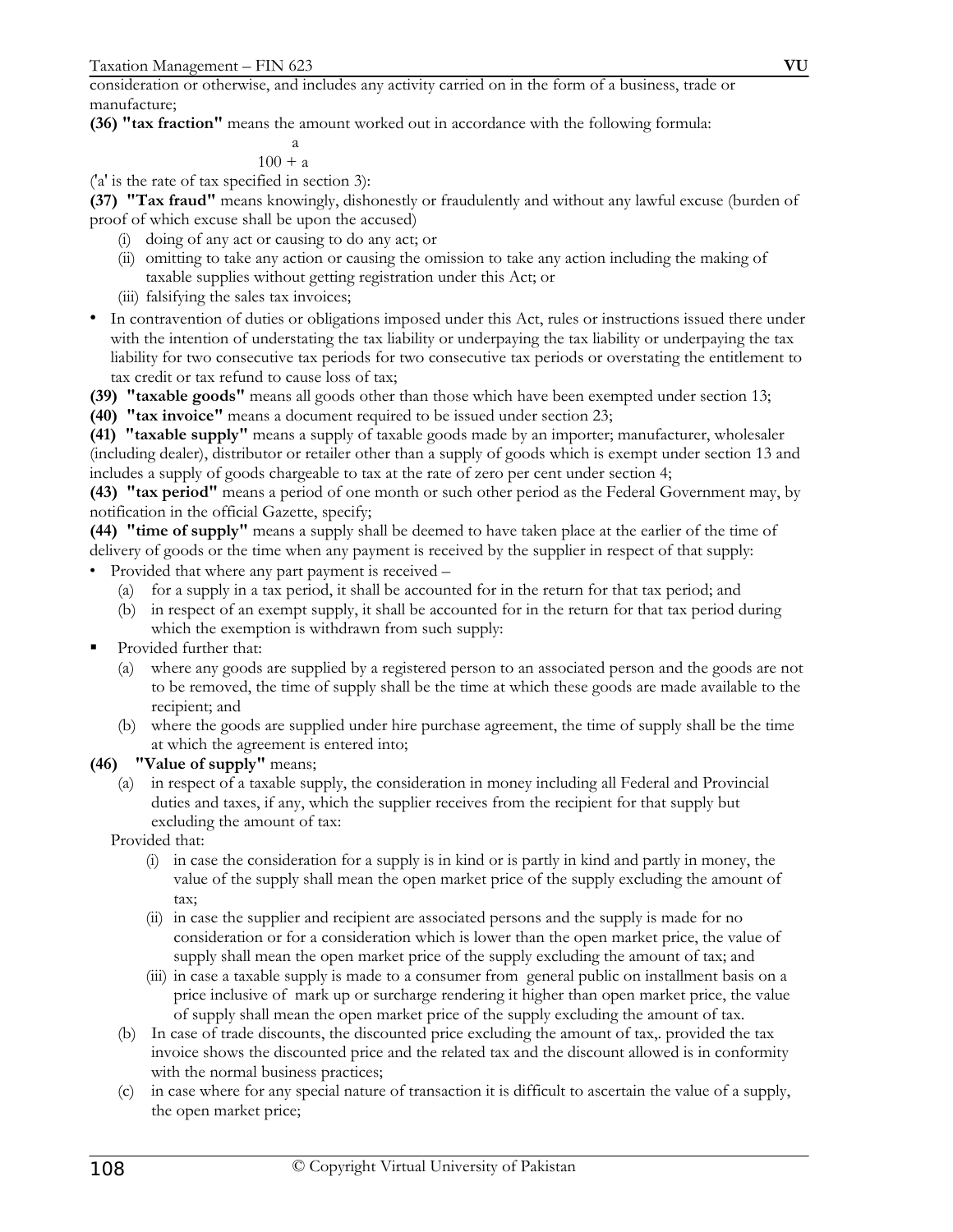consideration or otherwise, and includes any activity carried on in the form of a business, trade or manufacture;

**(36) "tax fraction"** means the amount worked out in accordance with the following formula:

$$\frac{a}{100 + a}$$

('a' is the rate of tax specified in section 3):

**(37) "Tax fraud"** means knowingly, dishonestly or fraudulently and without any lawful excuse (burden of proof of which excuse shall be upon the accused)

- (i) doing of any act or causing to do any act; or
- (ii) omitting to take any action or causing the omission to take any action including the making of taxable supplies without getting registration under this Act; or
- (iii) falsifying the sales tax invoices;

- In contravention of duties or obligations imposed under this Act, rules or instructions issued there under with the intention of understating the tax liability or underpaying the tax liability or underpaying the tax liability for two consecutive tax periods for two consecutive tax periods or overstating the entitlement to tax credit or tax refund to cause loss of tax;

**(39) "taxable goods"** means all goods other than those which have been exempted under section 13;

**(40) "tax invoice"** means a document required to be issued under section 23;

**(41) "taxable supply"** means a supply of taxable goods made by an importer; manufacturer, wholesaler (including dealer), distributor or retailer other than a supply of goods which is exempt under section 13 and includes a supply of goods chargeable to tax at the rate of zero per cent under section 4;

**(43) "tax period"** means a period of one month or such other period as the Federal Government may, by notification in the official Gazette, specify;

**(44) "time of supply"** means a supply shall be deemed to have taken place at the earlier of the time of delivery of goods or the time when any payment is received by the supplier in respect of that supply:

- Provided that where any part payment is received –
  - (a) for a supply in a tax period, it shall be accounted for in the return for that tax period; and
  - (b) in respect of an exempt supply, it shall be accounted for in the return for that tax period during which the exemption is withdrawn from such supply:
- Provided further that:
  - (a) where any goods are supplied by a registered person to an associated person and the goods are not to be removed, the time of supply shall be the time at which these goods are made available to the recipient; and
  - (b) where the goods are supplied under hire purchase agreement, the time of supply shall be the time at which the agreement is entered into;

**(46) "Value of supply"** means;

(a) in respect of a taxable supply, the consideration in money including all Federal and Provincial duties and taxes, if any, which the supplier receives from the recipient for that supply but excluding the amount of tax:

Provided that:

- (i) in case the consideration for a supply is in kind or is partly in kind and partly in money, the value of the supply shall mean the open market price of the supply excluding the amount of tax;
- (ii) in case the supplier and recipient are associated persons and the supply is made for no consideration or for a consideration which is lower than the open market price, the value of supply shall mean the open market price of the supply excluding the amount of tax; and
- (iii) in case a taxable supply is made to a consumer from general public on installment basis on a price inclusive of mark up or surcharge rendering it higher than open market price, the value of supply shall mean the open market price of the supply excluding the amount of tax.

(b) In case of trade discounts, the discounted price excluding the amount of tax,. provided the tax invoice shows the discounted price and the related tax and the discount allowed is in conformity with the normal business practices;

(c) in case where for any special nature of transaction it is difficult to ascertain the value of a supply, the open market price;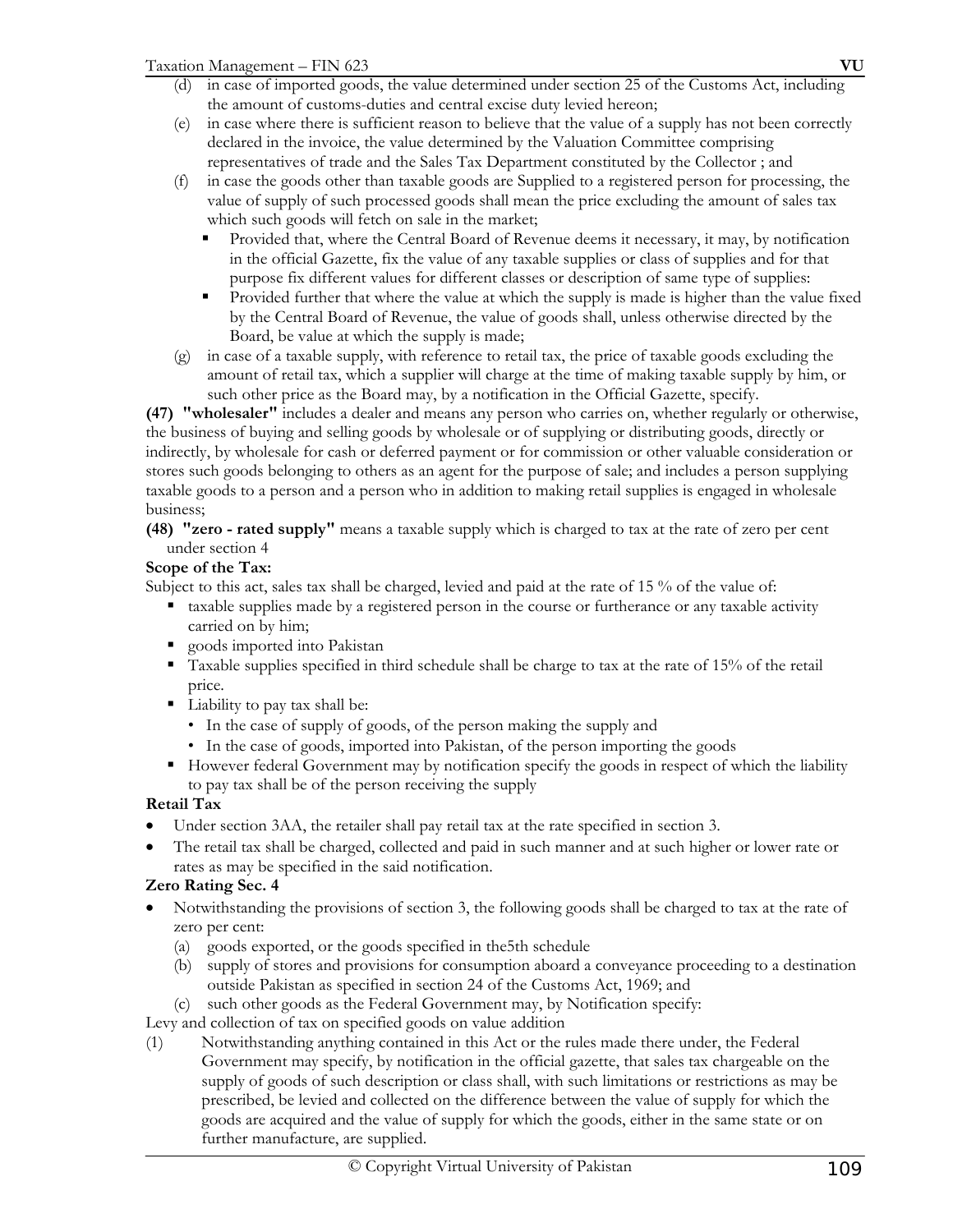(d) in case of imported goods, the value determined under section 25 of the Customs Act, including the amount of customs-duties and central excise duty levied hereon;

(e) in case where there is sufficient reason to believe that the value of a supply has not been correctly declared in the invoice, the value determined by the Valuation Committee comprising representatives of trade and the Sales Tax Department constituted by the Collector ; and

(f) in case the goods other than taxable goods are Supplied to a registered person for processing, the value of supply of such processed goods shall mean the price excluding the amount of sales tax which such goods will fetch on sale in the market;

- Provided that, where the Central Board of Revenue deems it necessary, it may, by notification in the official Gazette, fix the value of any taxable supplies or class of supplies and for that purpose fix different values for different classes or description of same type of supplies:
- Provided further that where the value at which the supply is made is higher than the value fixed by the Central Board of Revenue, the value of goods shall, unless otherwise directed by the Board, be value at which the supply is made;

(g) in case of a taxable supply, with reference to retail tax, the price of taxable goods excluding the amount of retail tax, which a supplier will charge at the time of making taxable supply by him, or such other price as the Board may, by a notification in the Official Gazette, specify.

**(47) "wholesaler"** includes a dealer and means any person who carries on, whether regularly or otherwise, the business of buying and selling goods by wholesale or of supplying or distributing goods, directly or indirectly, by wholesale for cash or deferred payment or for commission or other valuable consideration or stores such goods belonging to others as an agent for the purpose of sale; and includes a person supplying taxable goods to a person and a person who in addition to making retail supplies is engaged in wholesale business;

**(48) "zero - rated supply"** means a taxable supply which is charged to tax at the rate of zero per cent under section 4

**Scope of the Tax:**

Subject to this act, sales tax shall be charged, levied and paid at the rate of 15 % of the value of:

- taxable supplies made by a registered person in the course or furtherance or any taxable activity carried on by him;
- goods imported into Pakistan
- Taxable supplies specified in third schedule shall be charge to tax at the rate of 15% of the retail price.
- Liability to pay tax shall be:
  - In the case of supply of goods, of the person making the supply and
  - In the case of goods, imported into Pakistan, of the person importing the goods
- However federal Government may by notification specify the goods in respect of which the liability to pay tax shall be of the person receiving the supply

**Retail Tax**

- Under section 3AA, the retailer shall pay retail tax at the rate specified in section 3.
- The retail tax shall be charged, collected and paid in such manner and at such higher or lower rate or rates as may be specified in the said notification.

**Zero Rating Sec. 4**

- Notwithstanding the provisions of section 3, the following goods shall be charged to tax at the rate of zero per cent:
  - (a) goods exported, or the goods specified in the5th schedule
  - (b) supply of stores and provisions for consumption aboard a conveyance proceeding to a destination outside Pakistan as specified in section 24 of the Customs Act, 1969; and
  - (c) such other goods as the Federal Government may, by Notification specify:

Levy and collection of tax on specified goods on value addition

(1) Notwithstanding anything contained in this Act or the rules made there under, the Federal Government may specify, by notification in the official gazette, that sales tax chargeable on the supply of goods of such description or class shall, with such limitations or restrictions as may be prescribed, be levied and collected on the difference between the value of supply for which the goods are acquired and the value of supply for which the goods, either in the same state or on further manufacture, are supplied.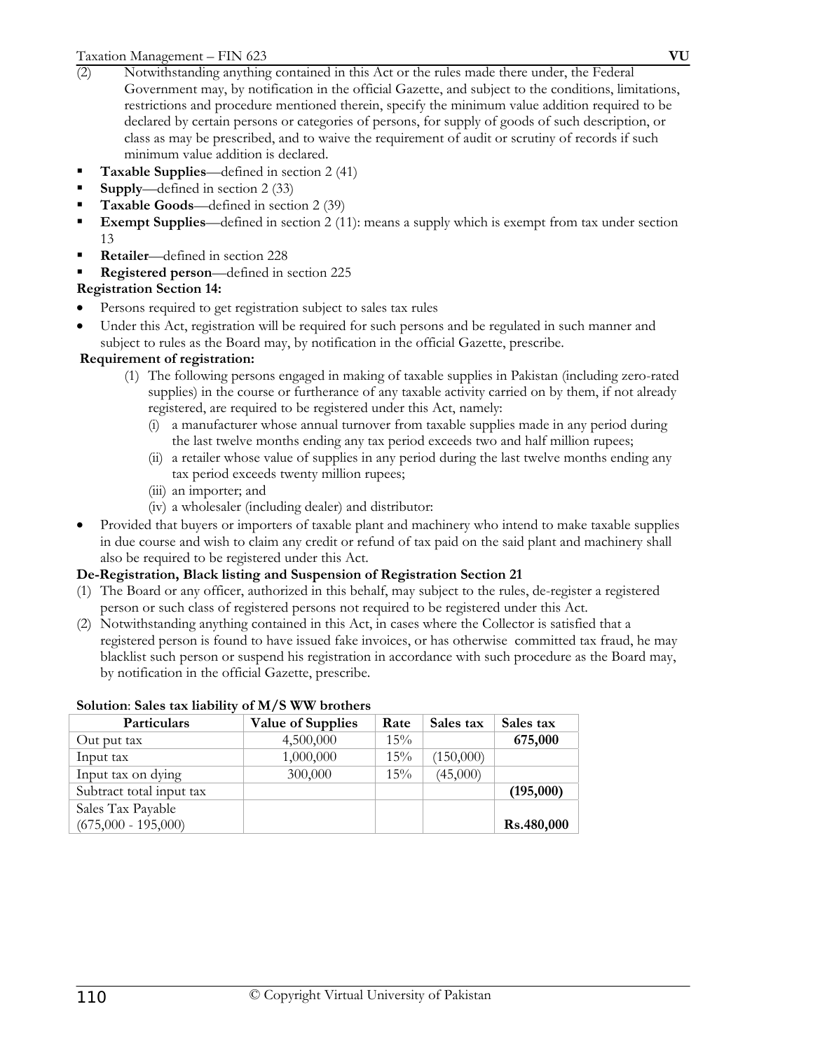(2) Notwithstanding anything contained in this Act or the rules made there under, the Federal Government may, by notification in the official Gazette, and subject to the conditions, limitations, restrictions and procedure mentioned therein, specify the minimum value addition required to be declared by certain persons or categories of persons, for supply of goods of such description, or class as may be prescribed, and to waive the requirement of audit or scrutiny of records if such minimum value addition is declared.

- **Taxable Supplies**—defined in section 2 (41)
- **Supply**—defined in section 2 (33)
- **Taxable Goods**—defined in section 2 (39)
- **Exempt Supplies**—defined in section 2 (11): means a supply which is exempt from tax under section 13
- **Retailer**—defined in section 228
- **Registered person**—defined in section 225

**Registration Section 14:**

- Persons required to get registration subject to sales tax rules
- Under this Act, registration will be required for such persons and be regulated in such manner and subject to rules as the Board may, by notification in the official Gazette, prescribe.

**Requirement of registration:**

(1) The following persons engaged in making of taxable supplies in Pakistan (including zero-rated supplies) in the course or furtherance of any taxable activity carried on by them, if not already registered, are required to be registered under this Act, namely:

(i) a manufacturer whose annual turnover from taxable supplies made in any period during the last twelve months ending any tax period exceeds two and half million rupees;

(ii) a retailer whose value of supplies in any period during the last twelve months ending any tax period exceeds twenty million rupees;

(iii) an importer; and

(iv) a wholesaler (including dealer) and distributor:

- Provided that buyers or importers of taxable plant and machinery who intend to make taxable supplies in due course and wish to claim any credit or refund of tax paid on the said plant and machinery shall also be required to be registered under this Act.

**De-Registration, Black listing and Suspension of Registration Section 21**

(1) The Board or any officer, authorized in this behalf, may subject to the rules, de-register a registered person or such class of registered persons not required to be registered under this Act.

(2) Notwithstanding anything contained in this Act, in cases where the Collector is satisfied that a registered person is found to have issued fake invoices, or has otherwise committed tax fraud, he may blacklist such person or suspend his registration in accordance with such procedure as the Board may, by notification in the official Gazette, prescribe.

**Solution**: **Sales tax liability of M/S WW brothers**

| Particulars | Value of Supplies | Rate | Sales tax | Sales tax |
|---|---|---|---|---|
| Out put tax | 4,500,000 | 15% | | **675,000** |
| Input tax | 1,000,000 | 15% | (150,000) | |
| Input tax on dying | 300,000 | 15% | (45,000) | |
| Subtract total input tax | | | | **(195,000)** |
| Sales Tax Payable (675,000 - 195,000) | | | | **Rs.480,000** |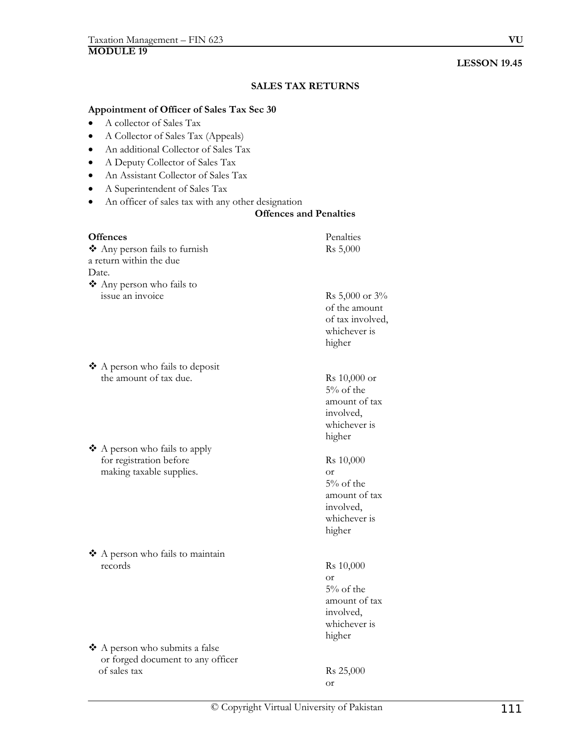MODULE 19

**LESSON 19.45**

## SALES TAX RETURNS

**Appointment of Officer of Sales Tax Sec 30**

- A collector of Sales Tax
- A Collector of Sales Tax (Appeals)
- An additional Collector of Sales Tax
- A Deputy Collector of Sales Tax
- An Assistant Collector of Sales Tax
- A Superintendent of Sales Tax
- An officer of sales tax with any other designation

**Offences and Penalties**

| **Offences** | Penalties |
|---|---|
| ❖ Any person fails to furnish a return within the due Date. | Rs 5,000 |
| ❖ Any person who fails to issue an invoice | Rs 5,000 or 3% of the amount of tax involved, whichever is higher |
| ❖ A person who fails to deposit the amount of tax due. | Rs 10,000 or 5% of the amount of tax involved, whichever is higher |
| ❖ A person who fails to apply for registration before making taxable supplies. | Rs 10,000 or 5% of the amount of tax involved, whichever is higher |
| ❖ A person who fails to maintain records | Rs 10,000 or 5% of the amount of tax involved, whichever is higher |
| ❖ A person who submits a false or forged document to any officer of sales tax | Rs 25,000 or |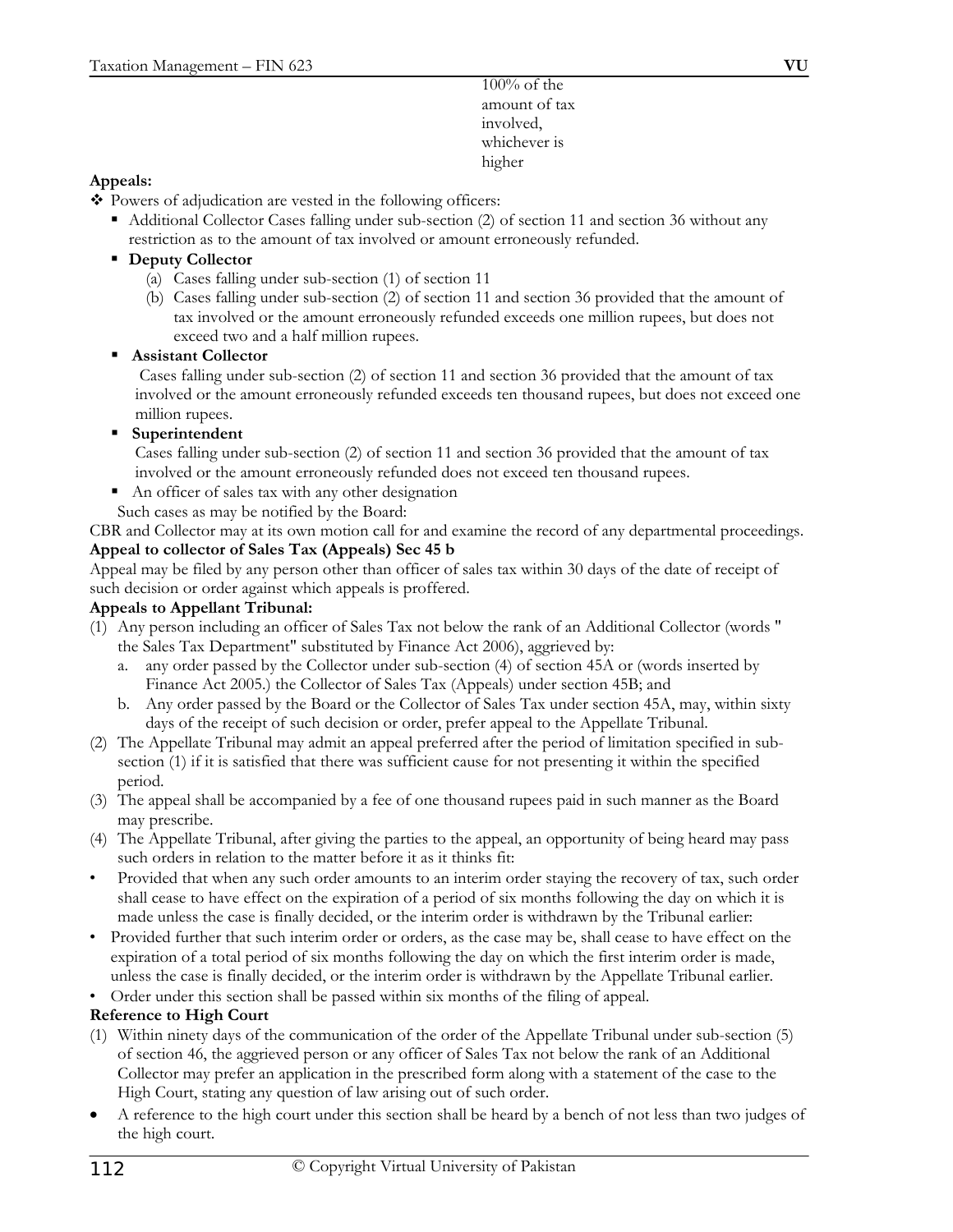100% of the amount of tax involved, whichever is higher

**Appeals:**

- Powers of adjudication are vested in the following officers:
  - Additional Collector Cases falling under sub-section (2) of section 11 and section 36 without any restriction as to the amount of tax involved or amount erroneously refunded.
  - **Deputy Collector**
    - (a) Cases falling under sub-section (1) of section 11
    - (b) Cases falling under sub-section (2) of section 11 and section 36 provided that the amount of tax involved or the amount erroneously refunded exceeds one million rupees, but does not exceed two and a half million rupees.
  - **Assistant Collector**

    Cases falling under sub-section (2) of section 11 and section 36 provided that the amount of tax involved or the amount erroneously refunded exceeds ten thousand rupees, but does not exceed one million rupees.
  - **Superintendent**

    Cases falling under sub-section (2) of section 11 and section 36 provided that the amount of tax involved or the amount erroneously refunded does not exceed ten thousand rupees.
  - An officer of sales tax with any other designation

    Such cases as may be notified by the Board:

CBR and Collector may at its own motion call for and examine the record of any departmental proceedings.

**Appeal to collector of Sales Tax (Appeals) Sec 45 b**

Appeal may be filed by any person other than officer of sales tax within 30 days of the date of receipt of such decision or order against which appeals is proffered.

**Appeals to Appellant Tribunal:**

(1) Any person including an officer of Sales Tax not below the rank of an Additional Collector (words " the Sales Tax Department" substituted by Finance Act 2006), aggrieved by:
   a. any order passed by the Collector under sub-section (4) of section 45A or (words inserted by Finance Act 2005.) the Collector of Sales Tax (Appeals) under section 45B; and
   b. Any order passed by the Board or the Collector of Sales Tax under section 45A, may, within sixty days of the receipt of such decision or order, prefer appeal to the Appellate Tribunal.

(2) The Appellate Tribunal may admit an appeal preferred after the period of limitation specified in sub-section (1) if it is satisfied that there was sufficient cause for not presenting it within the specified period.

(3) The appeal shall be accompanied by a fee of one thousand rupees paid in such manner as the Board may prescribe.

(4) The Appellate Tribunal, after giving the parties to the appeal, an opportunity of being heard may pass such orders in relation to the matter before it as it thinks fit:

- Provided that when any such order amounts to an interim order staying the recovery of tax, such order shall cease to have effect on the expiration of a period of six months following the day on which it is made unless the case is finally decided, or the interim order is withdrawn by the Tribunal earlier:
- Provided further that such interim order or orders, as the case may be, shall cease to have effect on the expiration of a total period of six months following the day on which the first interim order is made, unless the case is finally decided, or the interim order is withdrawn by the Appellate Tribunal earlier.
- Order under this section shall be passed within six months of the filing of appeal.

**Reference to High Court**

(1) Within ninety days of the communication of the order of the Appellate Tribunal under sub-section (5) of section 46, the aggrieved person or any officer of Sales Tax not below the rank of an Additional Collector may prefer an application in the prescribed form along with a statement of the case to the High Court, stating any question of law arising out of such order.

- A reference to the high court under this section shall be heard by a bench of not less than two judges of the high court.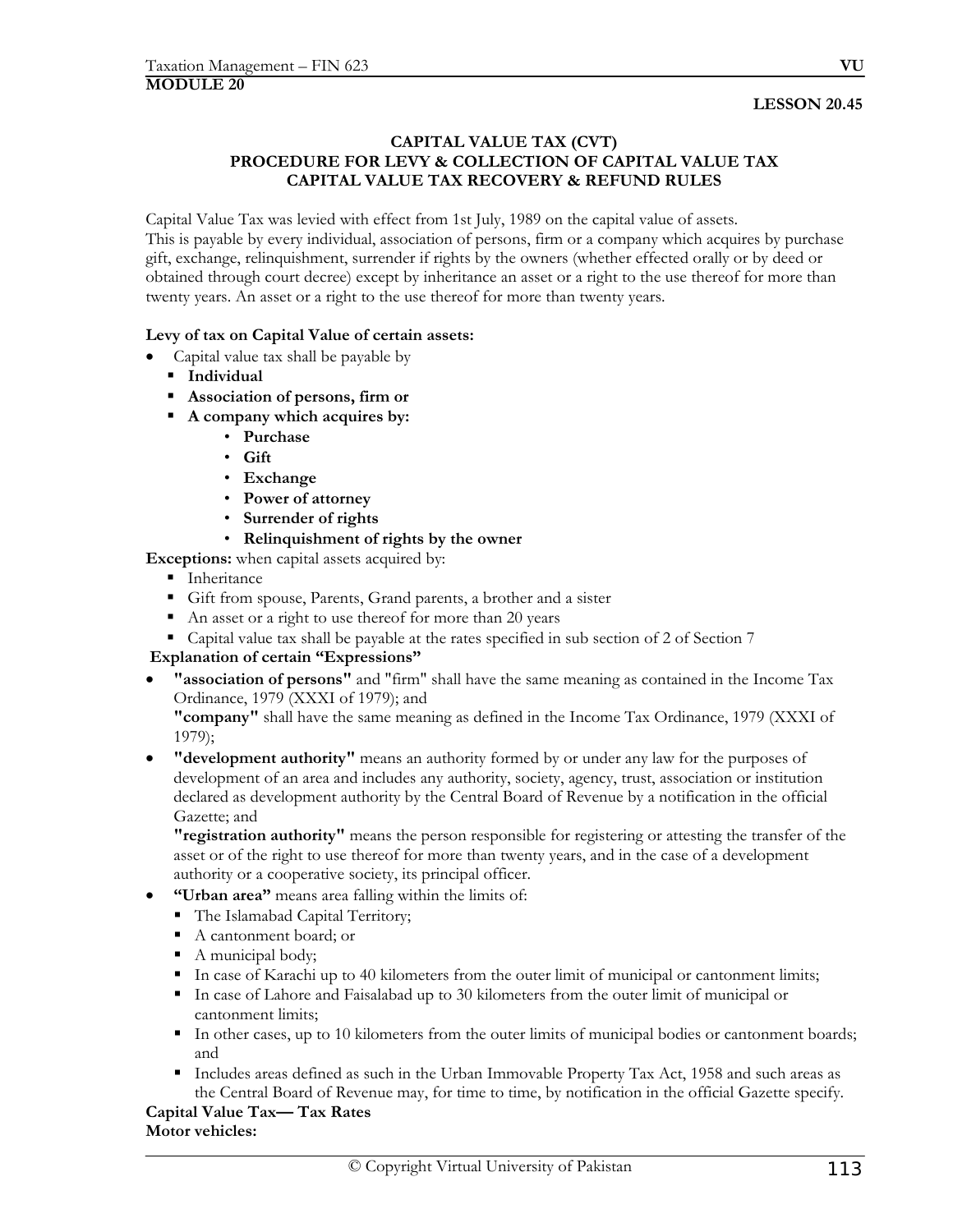# MODULE 20

**LESSON 20.45**

## CAPITAL VALUE TAX (CVT)
## PROCEDURE FOR LEVY & COLLECTION OF CAPITAL VALUE TAX
## CAPITAL VALUE TAX RECOVERY & REFUND RULES

Capital Value Tax was levied with effect from 1st July, 1989 on the capital value of assets.
This is payable by every individual, association of persons, firm or a company which acquires by purchase gift, exchange, relinquishment, surrender if rights by the owners (whether effected orally or by deed or obtained through court decree) except by inheritance an asset or a right to the use thereof for more than twenty years. An asset or a right to the use thereof for more than twenty years.

**Levy of tax on Capital Value of certain assets:**

- Capital value tax shall be payable by
  - **Individual**
  - **Association of persons, firm or**
  - **A company which acquires by:**
    - **Purchase**
    - **Gift**
    - **Exchange**
    - **Power of attorney**
    - **Surrender of rights**
    - **Relinquishment of rights by the owner**

**Exceptions:** when capital assets acquired by:

- Inheritance
- Gift from spouse, Parents, Grand parents, a brother and a sister
- An asset or a right to use thereof for more than 20 years
- Capital value tax shall be payable at the rates specified in sub section of 2 of Section 7

**Explanation of certain "Expressions"**

- **"association of persons"** and "firm" shall have the same meaning as contained in the Income Tax Ordinance, 1979 (XXXI of 1979); and
  **"company"** shall have the same meaning as defined in the Income Tax Ordinance, 1979 (XXXI of 1979);
- **"development authority"** means an authority formed by or under any law for the purposes of development of an area and includes any authority, society, agency, trust, association or institution declared as development authority by the Central Board of Revenue by a notification in the official Gazette; and
  **"registration authority"** means the person responsible for registering or attesting the transfer of the asset or of the right to use thereof for more than twenty years, and in the case of a development authority or a cooperative society, its principal officer.
- **"Urban area"** means area falling within the limits of:
  - The Islamabad Capital Territory;
  - A cantonment board; or
  - A municipal body;
  - In case of Karachi up to 40 kilometers from the outer limit of municipal or cantonment limits;
  - In case of Lahore and Faisalabad up to 30 kilometers from the outer limit of municipal or cantonment limits;
  - In other cases, up to 10 kilometers from the outer limits of municipal bodies or cantonment boards; and
  - Includes areas defined as such in the Urban Immovable Property Tax Act, 1958 and such areas as the Central Board of Revenue may, for time to time, by notification in the official Gazette specify.

**Capital Value Tax— Tax Rates**

**Motor vehicles:**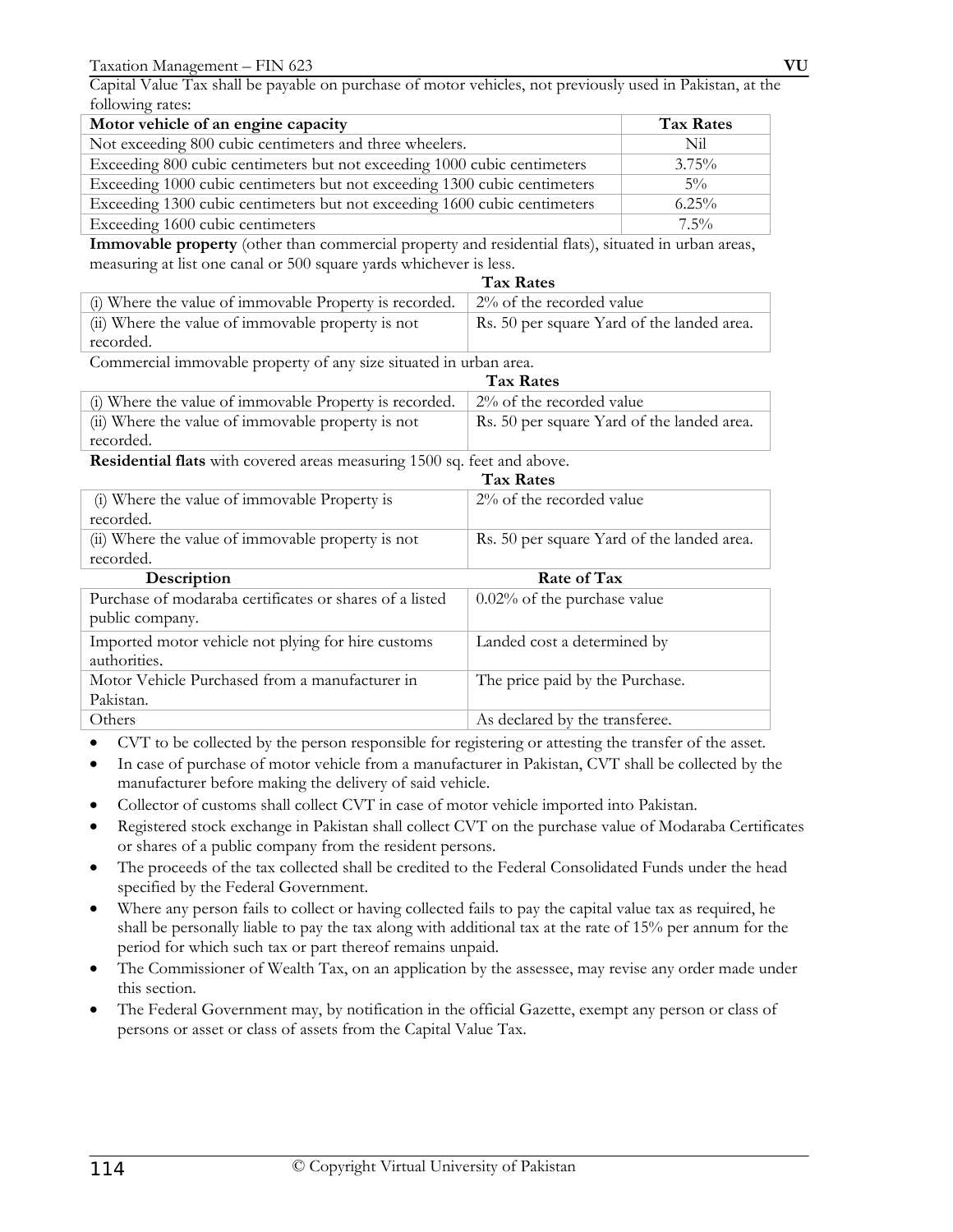Capital Value Tax shall be payable on purchase of motor vehicles, not previously used in Pakistan, at the following rates:

| Motor vehicle of an engine capacity | Tax Rates |
|---|---|
| Not exceeding 800 cubic centimeters and three wheelers. | Nil |
| Exceeding 800 cubic centimeters but not exceeding 1000 cubic centimeters | 3.75% |
| Exceeding 1000 cubic centimeters but not exceeding 1300 cubic centimeters | 5% |
| Exceeding 1300 cubic centimeters but not exceeding 1600 cubic centimeters | 6.25% |
| Exceeding 1600 cubic centimeters | 7.5% |

**Immovable property** (other than commercial property and residential flats), situated in urban areas, measuring at list one canal or 500 square yards whichever is less.

| | Tax Rates |
|---|---|
| (i) Where the value of immovable Property is recorded. | 2% of the recorded value |
| (ii) Where the value of immovable property is not recorded. | Rs. 50 per square Yard of the landed area. |

Commercial immovable property of any size situated in urban area.

| | Tax Rates |
|---|---|
| (i) Where the value of immovable Property is recorded. | 2% of the recorded value |
| (ii) Where the value of immovable property is not recorded. | Rs. 50 per square Yard of the landed area. |

**Residential flats** with covered areas measuring 1500 sq. feet and above.

| | Tax Rates |
|---|---|
| (i) Where the value of immovable Property is recorded. | 2% of the recorded value |
| (ii) Where the value of immovable property is not recorded. | Rs. 50 per square Yard of the landed area. |

| Description | Rate of Tax |
|---|---|
| Purchase of modaraba certificates or shares of a listed public company. | 0.02% of the purchase value |
| Imported motor vehicle not plying for hire customs authorities. | Landed cost a determined by |
| Motor Vehicle Purchased from a manufacturer in Pakistan. | The price paid by the Purchase. |
| Others | As declared by the transferee. |

- CVT to be collected by the person responsible for registering or attesting the transfer of the asset.
- In case of purchase of motor vehicle from a manufacturer in Pakistan, CVT shall be collected by the manufacturer before making the delivery of said vehicle.
- Collector of customs shall collect CVT in case of motor vehicle imported into Pakistan.
- Registered stock exchange in Pakistan shall collect CVT on the purchase value of Modaraba Certificates or shares of a public company from the resident persons.
- The proceeds of the tax collected shall be credited to the Federal Consolidated Funds under the head specified by the Federal Government.
- Where any person fails to collect or having collected fails to pay the capital value tax as required, he shall be personally liable to pay the tax along with additional tax at the rate of 15% per annum for the period for which such tax or part thereof remains unpaid.
- The Commissioner of Wealth Tax, on an application by the assessee, may revise any order made under this section.
- The Federal Government may, by notification in the official Gazette, exempt any person or class of persons or asset or class of assets from the Capital Value Tax.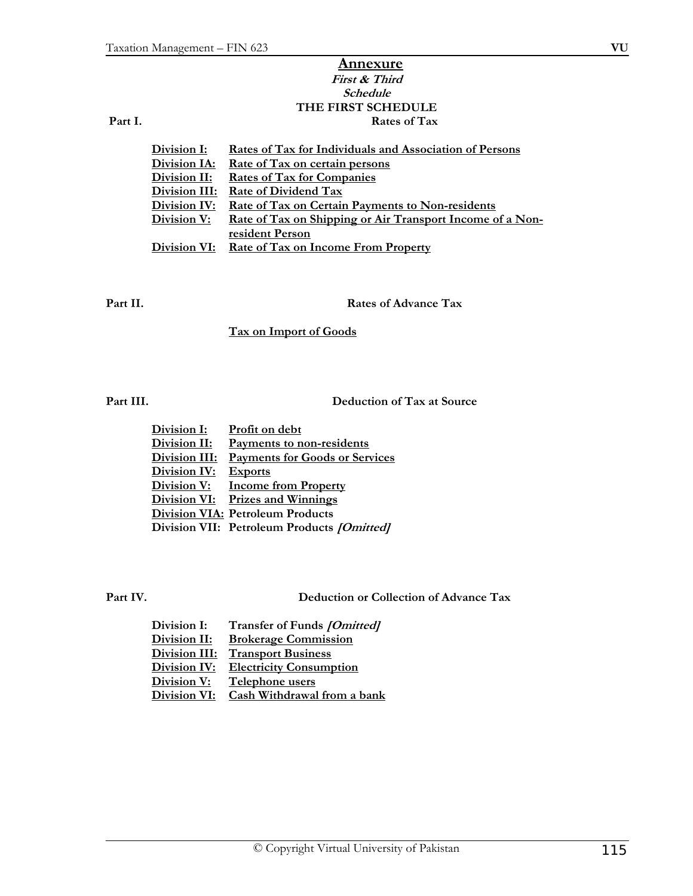# Annexure

***First & Third Schedule***

## THE FIRST SCHEDULE

**Part I.** **Rates of Tax**

| | |
|---|---|
| **Division I:** | **Rates of Tax for Individuals and Association of Persons** |
| **Division IA:** | **Rate of Tax on certain persons** |
| **Division II:** | **Rates of Tax for Companies** |
| **Division III:** | **Rate of Dividend Tax** |
| **Division IV:** | **Rate of Tax on Certain Payments to Non-residents** |
| **Division V:** | **Rate of Tax on Shipping or Air Transport Income of a Non-resident Person** |
| **Division VI:** | **Rate of Tax on Income From Property** |

**Part II.** **Rates of Advance Tax**

**Tax on Import of Goods**

**Part III.** **Deduction of Tax at Source**

| | |
|---|---|
| **Division I:** | **Profit on debt** |
| **Division II:** | **Payments to non-residents** |
| **Division III:** | **Payments for Goods or Services** |
| **Division IV:** | **Exports** |
| **Division V:** | **Income from Property** |
| **Division VI:** | **Prizes and Winnings** |
| **Division VIA:** | **Petroleum Products** |
| **Division VII:** | **Petroleum Products *[Omitted]*** |

**Part IV.** **Deduction or Collection of Advance Tax**

| | |
|---|---|
| **Division I:** | **Transfer of Funds *[Omitted]*** |
| **Division II:** | **Brokerage Commission** |
| **Division III:** | **Transport Business** |
| **Division IV:** | **Electricity Consumption** |
| **Division V:** | **Telephone users** |
| **Division VI:** | **Cash Withdrawal from a bank** |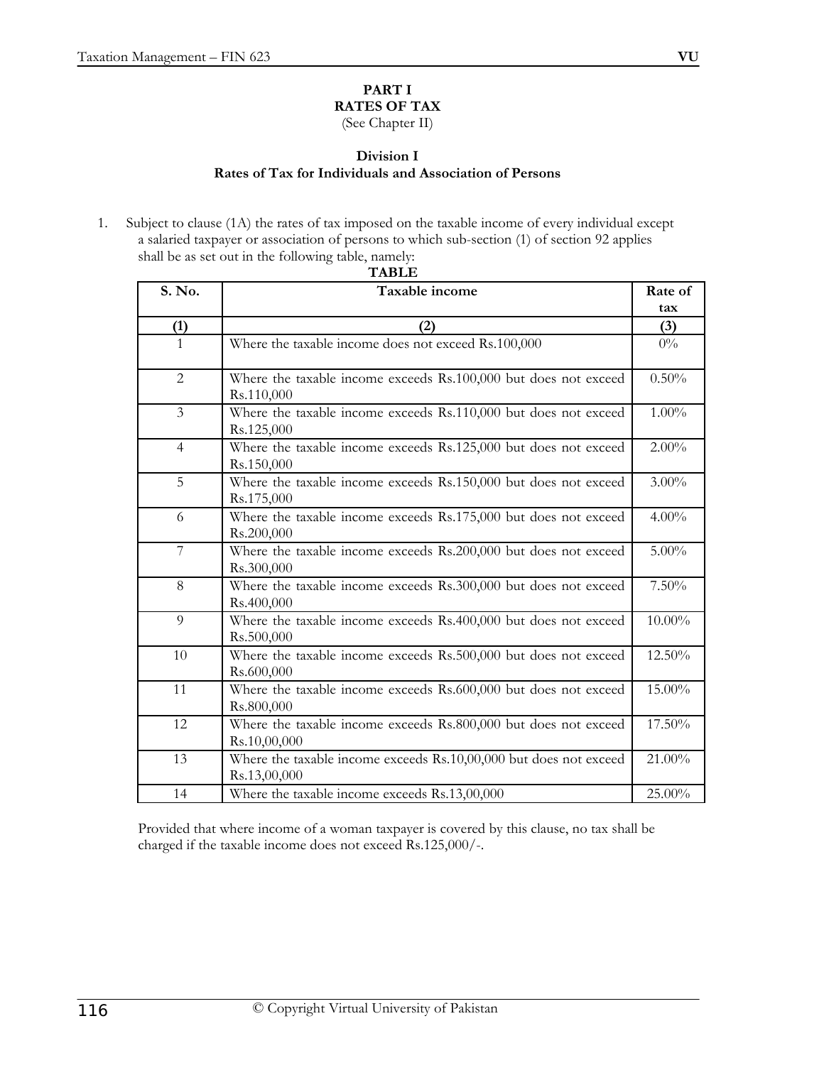**PART I**
**RATES OF TAX**
(See Chapter II)

**Division I**
**Rates of Tax for Individuals and Association of Persons**

1. Subject to clause (1A) the rates of tax imposed on the taxable income of every individual except a salaried taxpayer or association of persons to which sub-section (1) of section 92 applies shall be as set out in the following table, namely:

**TABLE**

| S. No. | Taxable income | Rate of tax |
|---|---|---|
| (1) | (2) | (3) |
| 1 | Where the taxable income does not exceed Rs.100,000 | 0% |
| 2 | Where the taxable income exceeds Rs.100,000 but does not exceed Rs.110,000 | 0.50% |
| 3 | Where the taxable income exceeds Rs.110,000 but does not exceed Rs.125,000 | 1.00% |
| 4 | Where the taxable income exceeds Rs.125,000 but does not exceed Rs.150,000 | 2.00% |
| 5 | Where the taxable income exceeds Rs.150,000 but does not exceed Rs.175,000 | 3.00% |
| 6 | Where the taxable income exceeds Rs.175,000 but does not exceed Rs.200,000 | 4.00% |
| 7 | Where the taxable income exceeds Rs.200,000 but does not exceed Rs.300,000 | 5.00% |
| 8 | Where the taxable income exceeds Rs.300,000 but does not exceed Rs.400,000 | 7.50% |
| 9 | Where the taxable income exceeds Rs.400,000 but does not exceed Rs.500,000 | 10.00% |
| 10 | Where the taxable income exceeds Rs.500,000 but does not exceed Rs.600,000 | 12.50% |
| 11 | Where the taxable income exceeds Rs.600,000 but does not exceed Rs.800,000 | 15.00% |
| 12 | Where the taxable income exceeds Rs.800,000 but does not exceed Rs.10,00,000 | 17.50% |
| 13 | Where the taxable income exceeds Rs.10,00,000 but does not exceed Rs.13,00,000 | 21.00% |
| 14 | Where the taxable income exceeds Rs.13,00,000 | 25.00% |

Provided that where income of a woman taxpayer is covered by this clause, no tax shall be charged if the taxable income does not exceed Rs.125,000/-.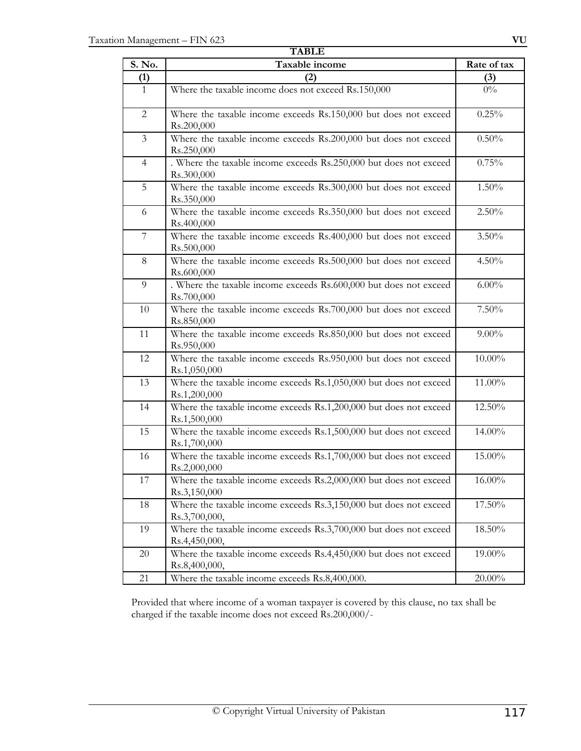**TABLE**

| S. No. | Taxable income | Rate of tax |
|---|---|---|
| (1) | (2) | (3) |
| 1 | Where the taxable income does not exceed Rs.150,000 | 0% |
| 2 | Where the taxable income exceeds Rs.150,000 but does not exceed Rs.200,000 | 0.25% |
| 3 | Where the taxable income exceeds Rs.200,000 but does not exceed Rs.250,000 | 0.50% |
| 4 | . Where the taxable income exceeds Rs.250,000 but does not exceed Rs.300,000 | 0.75% |
| 5 | Where the taxable income exceeds Rs.300,000 but does not exceed Rs.350,000 | 1.50% |
| 6 | Where the taxable income exceeds Rs.350,000 but does not exceed Rs.400,000 | 2.50% |
| 7 | Where the taxable income exceeds Rs.400,000 but does not exceed Rs.500,000 | 3.50% |
| 8 | Where the taxable income exceeds Rs.500,000 but does not exceed Rs.600,000 | 4.50% |
| 9 | . Where the taxable income exceeds Rs.600,000 but does not exceed Rs.700,000 | 6.00% |
| 10 | Where the taxable income exceeds Rs.700,000 but does not exceed Rs.850,000 | 7.50% |
| 11 | Where the taxable income exceeds Rs.850,000 but does not exceed Rs.950,000 | 9.00% |
| 12 | Where the taxable income exceeds Rs.950,000 but does not exceed Rs.1,050,000 | 10.00% |
| 13 | Where the taxable income exceeds Rs.1,050,000 but does not exceed Rs.1,200,000 | 11.00% |
| 14 | Where the taxable income exceeds Rs.1,200,000 but does not exceed Rs.1,500,000 | 12.50% |
| 15 | Where the taxable income exceeds Rs.1,500,000 but does not exceed Rs.1,700,000 | 14.00% |
| 16 | Where the taxable income exceeds Rs.1,700,000 but does not exceed Rs.2,000,000 | 15.00% |
| 17 | Where the taxable income exceeds Rs.2,000,000 but does not exceed Rs.3,150,000 | 16.00% |
| 18 | Where the taxable income exceeds Rs.3,150,000 but does not exceed Rs.3,700,000, | 17.50% |
| 19 | Where the taxable income exceeds Rs.3,700,000 but does not exceed Rs.4,450,000, | 18.50% |
| 20 | Where the taxable income exceeds Rs.4,450,000 but does not exceed Rs.8,400,000, | 19.00% |
| 21 | Where the taxable income exceeds Rs.8,400,000. | 20.00% |

Provided that where income of a woman taxpayer is covered by this clause, no tax shall be charged if the taxable income does not exceed Rs.200,000/-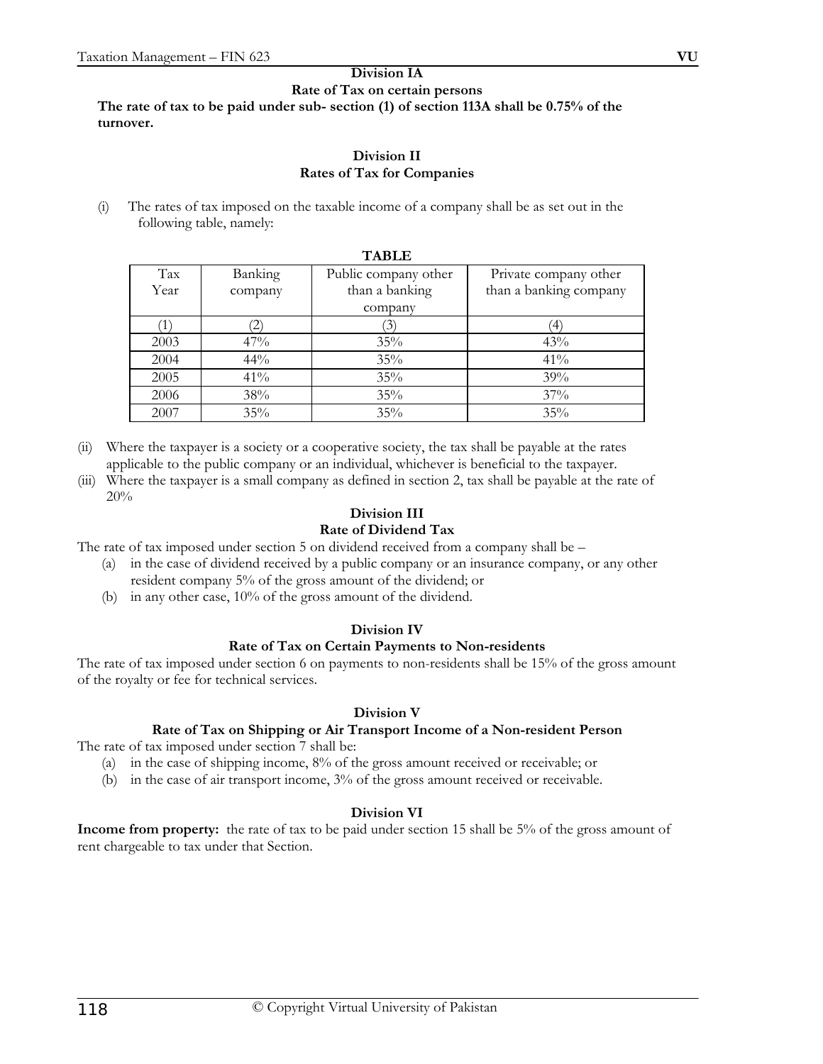### Division IA

### Rate of Tax on certain persons

**The rate of tax to be paid under sub- section (1) of section 113A shall be 0.75% of the turnover.**

### Division II

### Rates of Tax for Companies

(i) The rates of tax imposed on the taxable income of a company shall be as set out in the following table, namely:

**TABLE**

| Tax Year | Banking company | Public company other than a banking company | Private company other than a banking company |
|---|---|---|---|
| (1) | (2) | (3) | (4) |
| 2003 | 47% | 35% | 43% |
| 2004 | 44% | 35% | 41% |
| 2005 | 41% | 35% | 39% |
| 2006 | 38% | 35% | 37% |
| 2007 | 35% | 35% | 35% |

(ii) Where the taxpayer is a society or a cooperative society, the tax shall be payable at the rates applicable to the public company or an individual, whichever is beneficial to the taxpayer.

(iii) Where the taxpayer is a small company as defined in section 2, tax shall be payable at the rate of 20%

### Division III

### Rate of Dividend Tax

The rate of tax imposed under section 5 on dividend received from a company shall be –

(a) in the case of dividend received by a public company or an insurance company, or any other resident company 5% of the gross amount of the dividend; or

(b) in any other case, 10% of the gross amount of the dividend.

### Division IV

### Rate of Tax on Certain Payments to Non-residents

The rate of tax imposed under section 6 on payments to non-residents shall be 15% of the gross amount of the royalty or fee for technical services.

### Division V

### Rate of Tax on Shipping or Air Transport Income of a Non-resident Person

The rate of tax imposed under section 7 shall be:

(a) in the case of shipping income, 8% of the gross amount received or receivable; or

(b) in the case of air transport income, 3% of the gross amount received or receivable.

### Division VI

**Income from property:** the rate of tax to be paid under section 15 shall be 5% of the gross amount of rent chargeable to tax under that Section.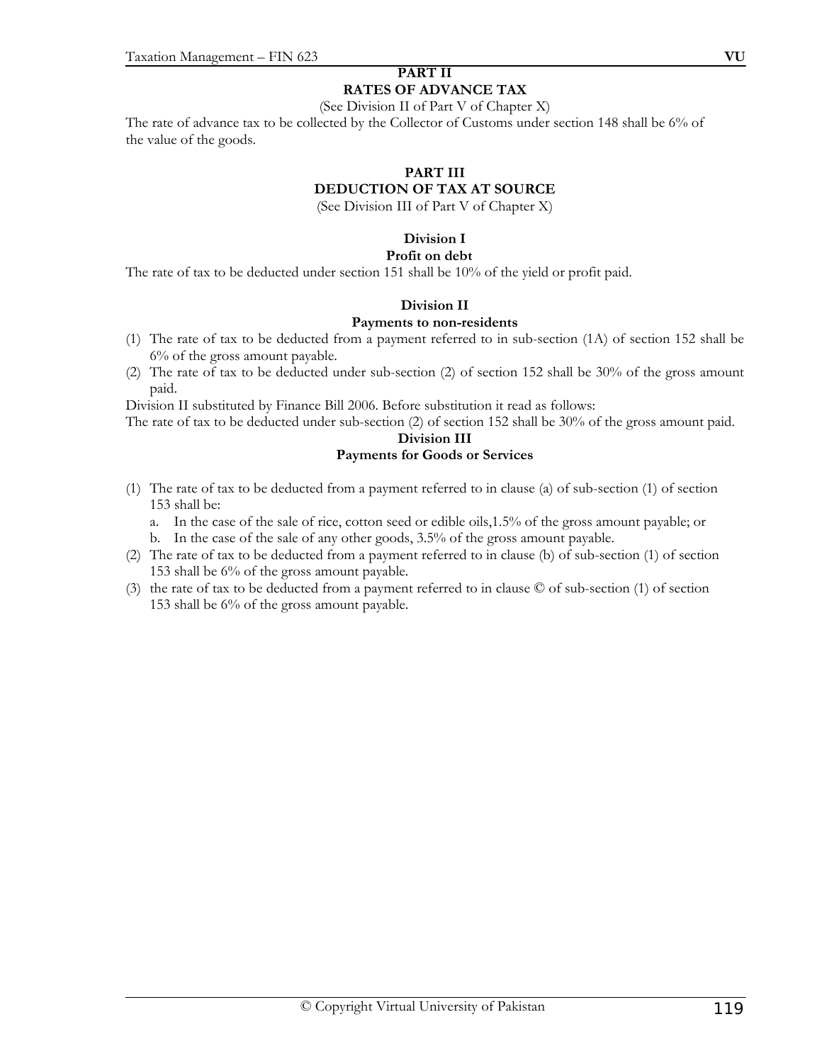## PART II

## RATES OF ADVANCE TAX

(See Division II of Part V of Chapter X)

The rate of advance tax to be collected by the Collector of Customs under section 148 shall be 6% of the value of the goods.

## PART III

## DEDUCTION OF TAX AT SOURCE

(See Division III of Part V of Chapter X)

### Division I

### Profit on debt

The rate of tax to be deducted under section 151 shall be 10% of the yield or profit paid.

### Division II

### Payments to non-residents

(1) The rate of tax to be deducted from a payment referred to in sub-section (1A) of section 152 shall be 6% of the gross amount payable.

(2) The rate of tax to be deducted under sub-section (2) of section 152 shall be 30% of the gross amount paid.

Division II substituted by Finance Bill 2006. Before substitution it read as follows:

The rate of tax to be deducted under sub-section (2) of section 152 shall be 30% of the gross amount paid.

### Division III

### Payments for Goods or Services

(1) The rate of tax to be deducted from a payment referred to in clause (a) of sub-section (1) of section 153 shall be:

   a. In the case of the sale of rice, cotton seed or edible oils,1.5% of the gross amount payable; or
   b. In the case of the sale of any other goods, 3.5% of the gross amount payable.

(2) The rate of tax to be deducted from a payment referred to in clause (b) of sub-section (1) of section 153 shall be 6% of the gross amount payable.

(3) the rate of tax to be deducted from a payment referred to in clause © of sub-section (1) of section 153 shall be 6% of the gross amount payable.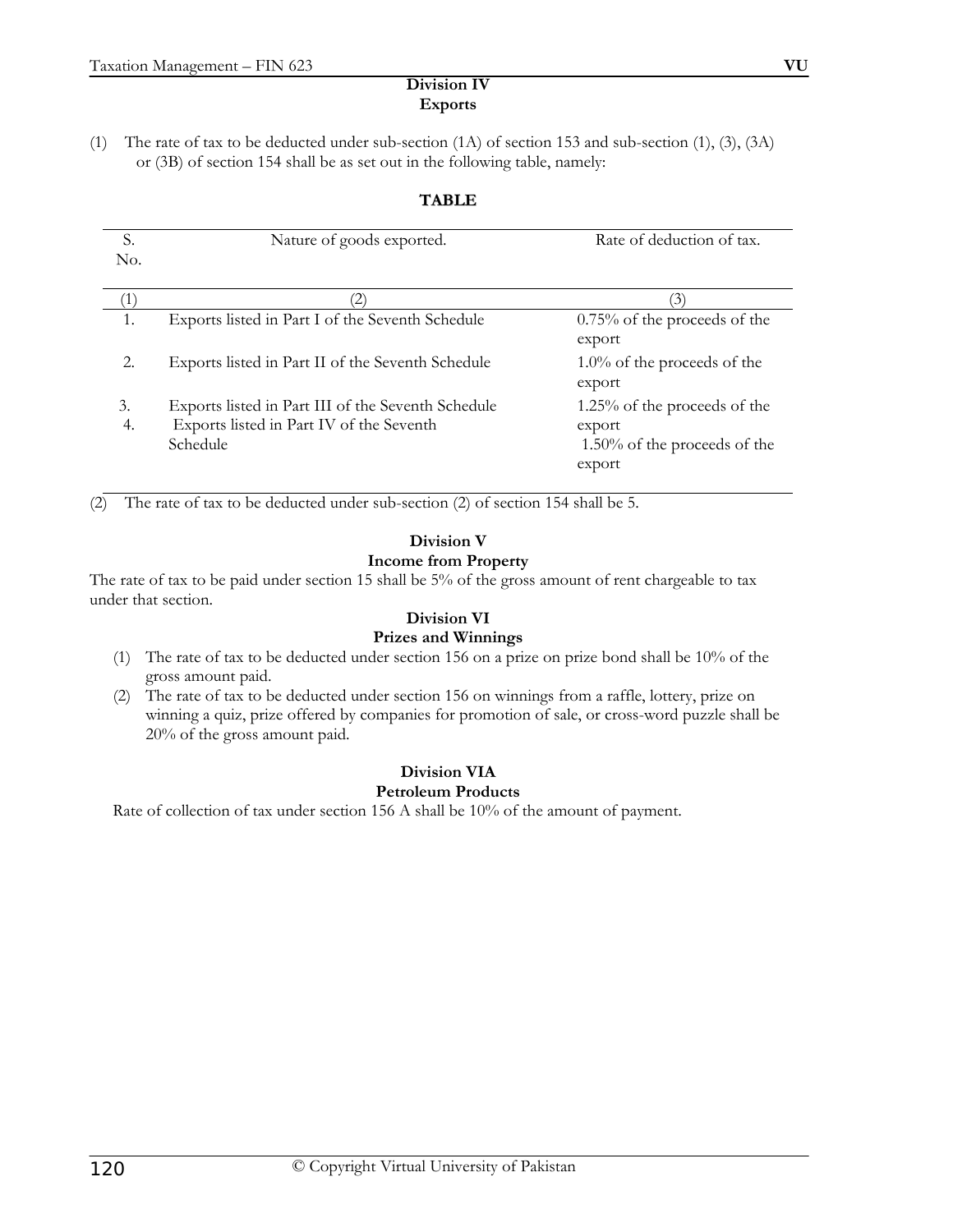## Division IV
## Exports

(1) The rate of tax to be deducted under sub-section (1A) of section 153 and sub-section (1), (3), (3A) or (3B) of section 154 shall be as set out in the following table, namely:

**TABLE**

| S. No. | Nature of goods exported. | Rate of deduction of tax. |
|---|---|---|
| (1) | (2) | (3) |
| 1. | Exports listed in Part I of the Seventh Schedule | 0.75% of the proceeds of the export |
| 2. | Exports listed in Part II of the Seventh Schedule | 1.0% of the proceeds of the export |
| 3. | Exports listed in Part III of the Seventh Schedule | 1.25% of the proceeds of the export |
| 4. | Exports listed in Part IV of the Seventh Schedule | 1.50% of the proceeds of the export |

(2) The rate of tax to be deducted under sub-section (2) of section 154 shall be 5.

## Division V
## Income from Property

The rate of tax to be paid under section 15 shall be 5% of the gross amount of rent chargeable to tax under that section.

## Division VI
## Prizes and Winnings

(1) The rate of tax to be deducted under section 156 on a prize on prize bond shall be 10% of the gross amount paid.

(2) The rate of tax to be deducted under section 156 on winnings from a raffle, lottery, prize on winning a quiz, prize offered by companies for promotion of sale, or cross-word puzzle shall be 20% of the gross amount paid.

## Division VIA
## Petroleum Products

Rate of collection of tax under section 156 A shall be 10% of the amount of payment.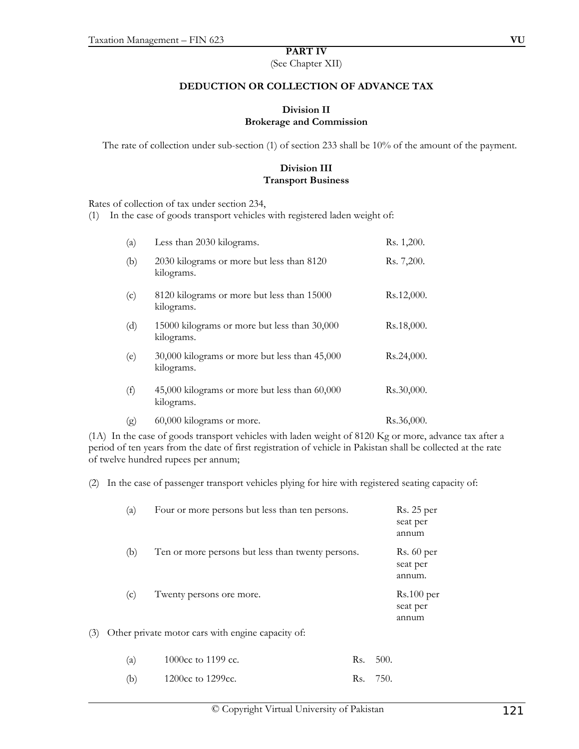**PART IV**
(See Chapter XII)

## DEDUCTION OR COLLECTION OF ADVANCE TAX

### Division II
### Brokerage and Commission

The rate of collection under sub-section (1) of section 233 shall be 10% of the amount of the payment.

### Division III
### Transport Business

Rates of collection of tax under section 234,

(1) In the case of goods transport vehicles with registered laden weight of:

| | | |
|---|---|---|
| (a) | Less than 2030 kilograms. | Rs. 1,200. |
| (b) | 2030 kilograms or more but less than 8120 kilograms. | Rs. 7,200. |
| (c) | 8120 kilograms or more but less than 15000 kilograms. | Rs.12,000. |
| (d) | 15000 kilograms or more but less than 30,000 kilograms. | Rs.18,000. |
| (e) | 30,000 kilograms or more but less than 45,000 kilograms. | Rs.24,000. |
| (f) | 45,000 kilograms or more but less than 60,000 kilograms. | Rs.30,000. |
| (g) | 60,000 kilograms or more. | Rs.36,000. |

(1A) In the case of goods transport vehicles with laden weight of 8120 Kg or more, advance tax after a period of ten years from the date of first registration of vehicle in Pakistan shall be collected at the rate of twelve hundred rupees per annum;

(2) In the case of passenger transport vehicles plying for hire with registered seating capacity of:

| | | |
|---|---|---|
| (a) | Four or more persons but less than ten persons. | Rs. 25 per seat per annum |
| (b) | Ten or more persons but less than twenty persons. | Rs. 60 per seat per annum. |
| (c) | Twenty persons ore more. | Rs.100 per seat per annum |

(3) Other private motor cars with engine capacity of:

| | | |
|---|---|---|
| (a) | 1000cc to 1199 cc. | Rs. 500. |
| (b) | 1200cc to 1299cc. | Rs. 750. |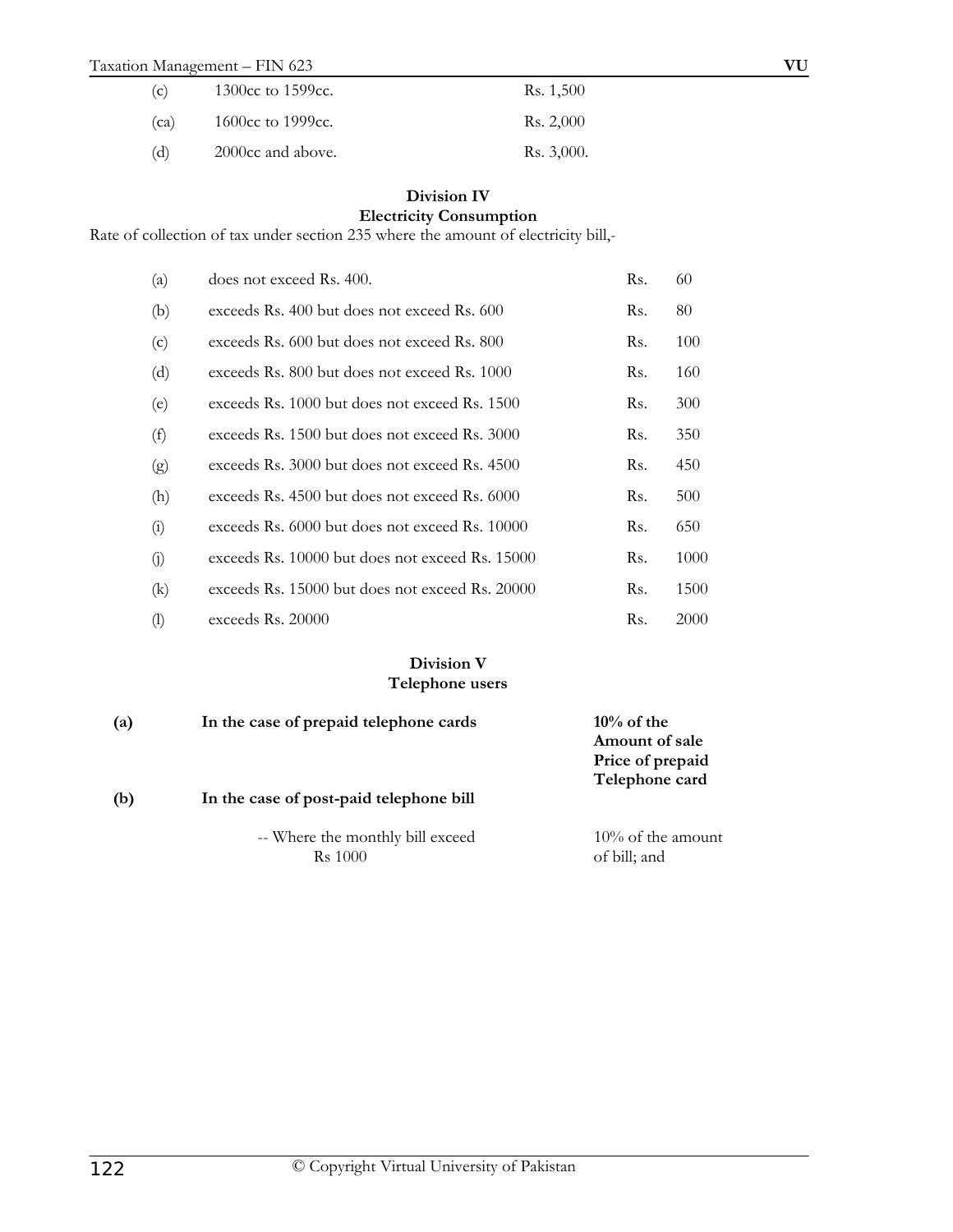| | | |
|---|---|---|
| (c) | 1300cc to 1599cc. | Rs. 1,500 |
| (ca) | 1600cc to 1999cc. | Rs. 2,000 |
| (d) | 2000cc and above. | Rs. 3,000. |

**Division IV**
**Electricity Consumption**

Rate of collection of tax under section 235 where the amount of electricity bill,-

| | | | |
|---|---|---|---|
| (a) | does not exceed Rs. 400. | Rs. | 60 |
| (b) | exceeds Rs. 400 but does not exceed Rs. 600 | Rs. | 80 |
| (c) | exceeds Rs. 600 but does not exceed Rs. 800 | Rs. | 100 |
| (d) | exceeds Rs. 800 but does not exceed Rs. 1000 | Rs. | 160 |
| (e) | exceeds Rs. 1000 but does not exceed Rs. 1500 | Rs. | 300 |
| (f) | exceeds Rs. 1500 but does not exceed Rs. 3000 | Rs. | 350 |
| (g) | exceeds Rs. 3000 but does not exceed Rs. 4500 | Rs. | 450 |
| (h) | exceeds Rs. 4500 but does not exceed Rs. 6000 | Rs. | 500 |
| (i) | exceeds Rs. 6000 but does not exceed Rs. 10000 | Rs. | 650 |
| (j) | exceeds Rs. 10000 but does not exceed Rs. 15000 | Rs. | 1000 |
| (k) | exceeds Rs. 15000 but does not exceed Rs. 20000 | Rs. | 1500 |
| (l) | exceeds Rs. 20000 | Rs. | 2000 |

**Division V**
**Telephone users**

| | | |
|---|---|---|
| **(a)** | **In the case of prepaid telephone cards** | **10% of the Amount of sale Price of prepaid Telephone card** |
| **(b)** | **In the case of post-paid telephone bill** | |
| | -- Where the monthly bill exceed Rs 1000 | 10% of the amount of bill; and |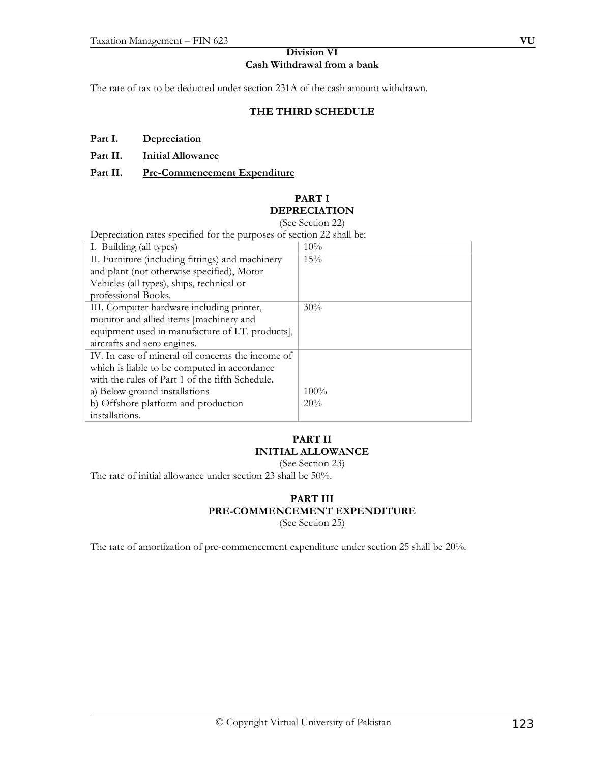**Division VI**
**Cash Withdrawal from a bank**

The rate of tax to be deducted under section 231A of the cash amount withdrawn.

## THE THIRD SCHEDULE

**Part I.** **Depreciation**

**Part II.** **Initial Allowance**

**Part II.** **Pre-Commencement Expenditure**

### PART I
### DEPRECIATION

(See Section 22)

Depreciation rates specified for the purposes of section 22 shall be:

| | |
|---|---|
| I. Building (all types) | 10% |
| II. Furniture (including fittings) and machinery and plant (not otherwise specified), Motor Vehicles (all types), ships, technical or professional Books. | 15% |
| III. Computer hardware including printer, monitor and allied items [machinery and equipment used in manufacture of I.T. products], aircrafts and aero engines. | 30% |
| IV. In case of mineral oil concerns the income of which is liable to be computed in accordance with the rules of Part 1 of the fifth Schedule.<br>a) Below ground installations<br>b) Offshore platform and production installations. | <br><br><br>100%<br>20% |

### PART II
### INITIAL ALLOWANCE

(See Section 23)

The rate of initial allowance under section 23 shall be 50%.

### PART III
### PRE-COMMENCEMENT EXPENDITURE

(See Section 25)

The rate of amortization of pre-commencement expenditure under section 25 shall be 20%.